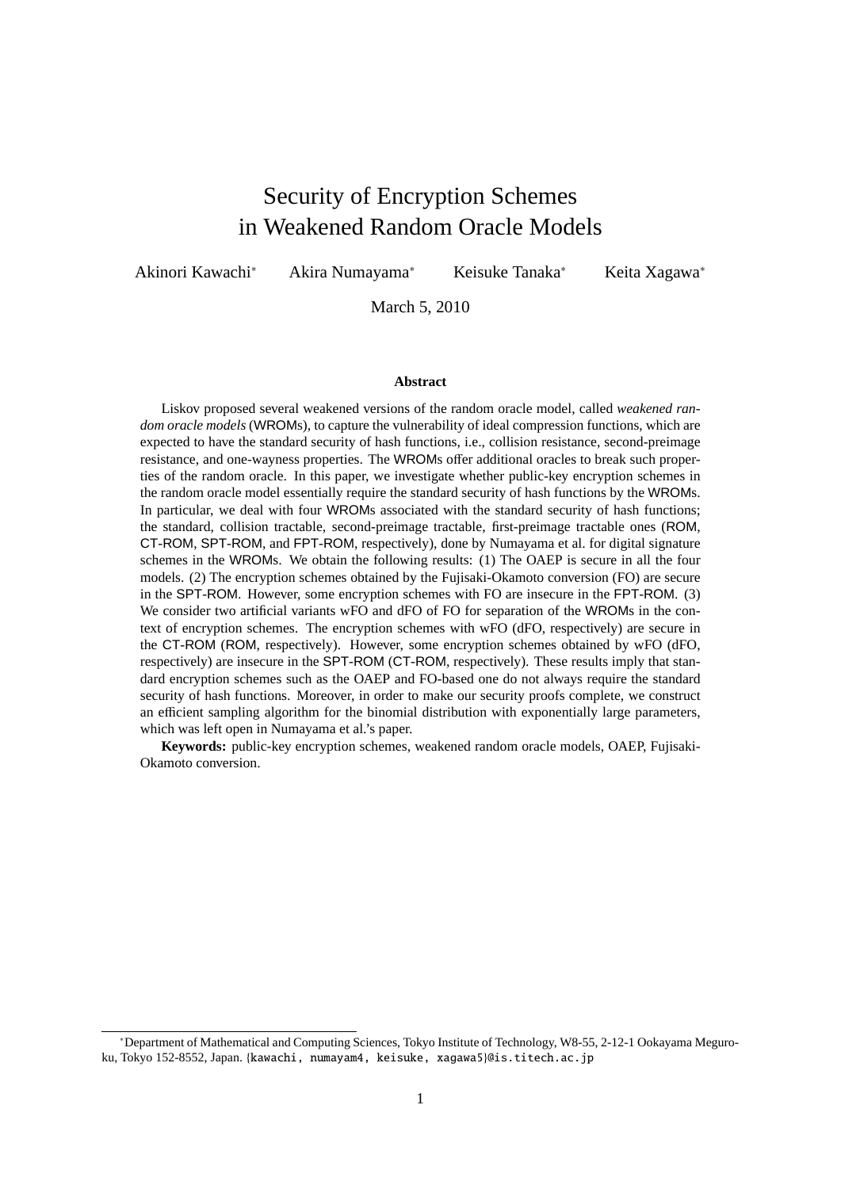# Security of Encryption Schemes in Weakened Random Oracle Models

Akinori Kawachi[*] Akira Numayama[*] Keisuke Tanaka[*] Keita Xagawa[*]

March 5, 2010

### Abstract

Liskov proposed several weakened versions of the random oracle model, called *weakened random oracle models* (WROMs), to capture the vulnerability of ideal compression functions, which are expected to have the standard security of hash functions, i.e., collision resistance, second-preimage resistance, and one-wayness properties. The WROMs offer additional oracles to break such properties of the random oracle. In this paper, we investigate whether public-key encryption schemes in the random oracle model essentially require the standard security of hash functions by the WROMs. In particular, we deal with four WROMs associated with the standard security of hash functions; the standard, collision tractable, second-preimage tractable, first-preimage tractable ones (ROM, CT-ROM, SPT-ROM, and FPT-ROM, respectively), done by Numayama et al. for digital signature schemes in the WROMs. We obtain the following results: (1) The OAEP is secure in all the four models. (2) The encryption schemes obtained by the Fujisaki-Okamoto conversion (FO) are secure in the SPT-ROM. However, some encryption schemes with FO are insecure in the FPT-ROM. (3) We consider two artificial variants wFO and dFO of FO for separation of the WROMs in the context of encryption schemes. The encryption schemes with wFO (dFO, respectively) are secure in the CT-ROM (ROM, respectively). However, some encryption schemes obtained by wFO (dFO, respectively) are insecure in the SPT-ROM (CT-ROM, respectively). These results imply that standard encryption schemes such as the OAEP and FO-based one do not always require the standard security of hash functions. Moreover, in order to make our security proofs complete, we construct an efficient sampling algorithm for the binomial distribution with exponentially large parameters, which was left open in Numayama et al.'s paper.

**Keywords:** public-key encryption schemes, weakened random oracle models, OAEP, Fujisaki-Okamoto conversion.

---

[*]Department of Mathematical and Computing Sciences, Tokyo Institute of Technology, W8-55, 2-12-1 Ookayama Meguro-ku, Tokyo 152-8552, Japan. {kawachi, numayam4, keisuke, xagawa5}@is.titech.ac.jp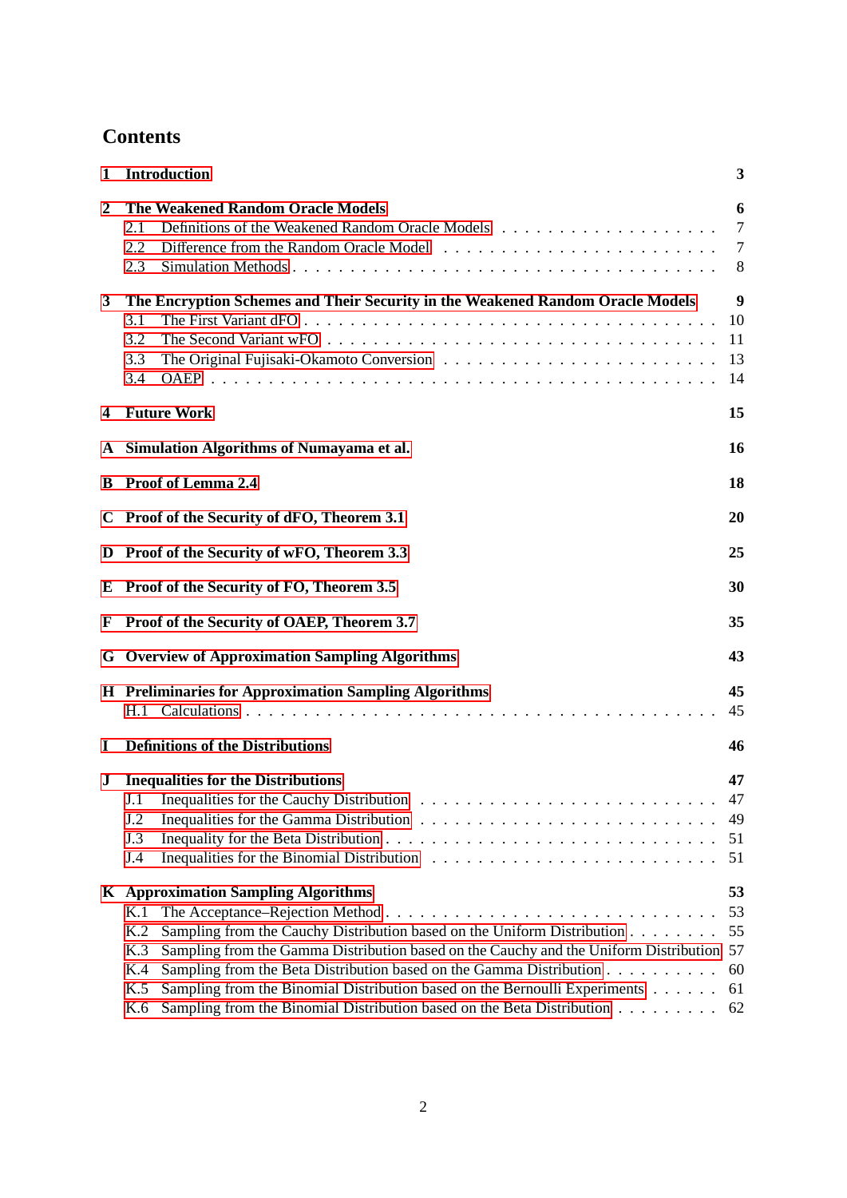## Contents

- **1 Introduction** — **3**
- **2 The Weakened Random Oracle Models** — **6**
  - 2.1 Definitions of the Weakened Random Oracle Models — 7
  - 2.2 Difference from the Random Oracle Model — 7
  - 2.3 Simulation Methods — 8
- **3 The Encryption Schemes and Their Security in the Weakened Random Oracle Models** — **9**
  - 3.1 The First Variant dFO — 10
  - 3.2 The Second Variant wFO — 11
  - 3.3 The Original Fujisaki-Okamoto Conversion — 13
  - 3.4 OAEP — 14
- **4 Future Work** — **15**
- **A Simulation Algorithms of Numayama et al.** — **16**
- **B Proof of Lemma 2.4** — **18**
- **C Proof of the Security of dFO, Theorem 3.1** — **20**
- **D Proof of the Security of wFO, Theorem 3.3** — **25**
- **E Proof of the Security of FO, Theorem 3.5** — **30**
- **F Proof of the Security of OAEP, Theorem 3.7** — **35**
- **G Overview of Approximation Sampling Algorithms** — **43**
- **H Preliminaries for Approximation Sampling Algorithms** — **45**
  - H.1 Calculations — 45
- **I Definitions of the Distributions** — **46**
- **J Inequalities for the Distributions** — **47**
  - J.1 Inequalities for the Cauchy Distribution — 47
  - J.2 Inequalities for the Gamma Distribution — 49
  - J.3 Inequality for the Beta Distribution — 51
  - J.4 Inequalities for the Binomial Distribution — 51
- **K Approximation Sampling Algorithms** — **53**
  - K.1 The Acceptance–Rejection Method — 53
  - K.2 Sampling from the Cauchy Distribution based on the Uniform Distribution — 55
  - K.3 Sampling from the Gamma Distribution based on the Cauchy and the Uniform Distribution — 57
  - K.4 Sampling from the Beta Distribution based on the Gamma Distribution — 60
  - K.5 Sampling from the Binomial Distribution based on the Bernoulli Experiments — 61
  - K.6 Sampling from the Binomial Distribution based on the Beta Distribution — 62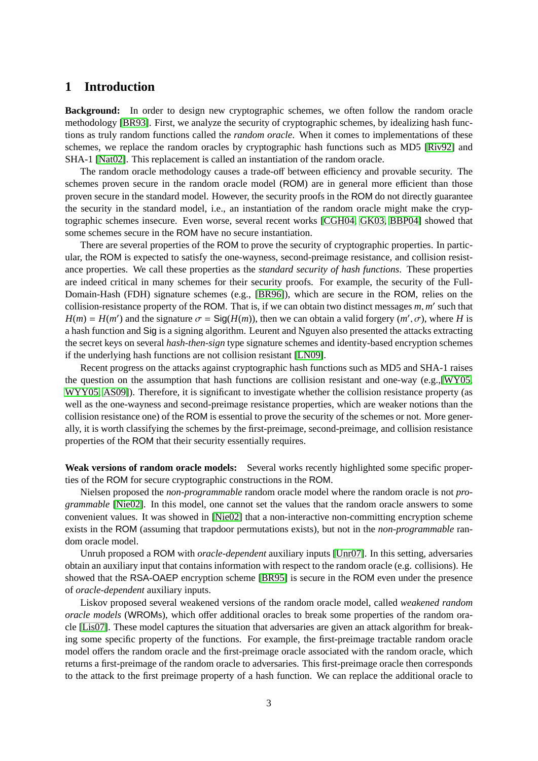# 1 Introduction

**Background:** In order to design new cryptographic schemes, we often follow the random oracle methodology [BR93]. First, we analyze the security of cryptographic schemes, by idealizing hash functions as truly random functions called the *random oracle*. When it comes to implementations of these schemes, we replace the random oracles by cryptographic hash functions such as MD5 [Riv92] and SHA-1 [Nat02]. This replacement is called an instantiation of the random oracle.

The random oracle methodology causes a trade-off between efficiency and provable security. The schemes proven secure in the random oracle model (ROM) are in general more efficient than those proven secure in the standard model. However, the security proofs in the ROM do not directly guarantee the security in the standard model, i.e., an instantiation of the random oracle might make the cryptographic schemes insecure. Even worse, several recent works [CGH04, GK03, BBP04] showed that some schemes secure in the ROM have no secure instantiation.

There are several properties of the ROM to prove the security of cryptographic properties. In particular, the ROM is expected to satisfy the one-wayness, second-preimage resistance, and collision resistance properties. We call these properties as the *standard security of hash functions*. These properties are indeed critical in many schemes for their security proofs. For example, the security of the Full-Domain-Hash (FDH) signature schemes (e.g., [BR96]), which are secure in the ROM, relies on the collision-resistance property of the ROM. That is, if we can obtain two distinct messages $m, m'$ such that $H(m) = H(m')$ and the signature $\sigma = \mathsf{Sig}(H(m))$, then we can obtain a valid forgery $(m', \sigma)$, where $H$ is a hash function and Sig is a signing algorithm. Leurent and Nguyen also presented the attacks extracting the secret keys on several *hash-then-sign* type signature schemes and identity-based encryption schemes if the underlying hash functions are not collision resistant [LN09].

Recent progress on the attacks against cryptographic hash functions such as MD5 and SHA-1 raises the question on the assumption that hash functions are collision resistant and one-way (e.g.,[WY05, WYY05, AS09]). Therefore, it is significant to investigate whether the collision resistance property (as well as the one-wayness and second-preimage resistance properties, which are weaker notions than the collision resistance one) of the ROM is essential to prove the security of the schemes or not. More generally, it is worth classifying the schemes by the first-preimage, second-preimage, and collision resistance properties of the ROM that their security essentially requires.

**Weak versions of random oracle models:** Several works recently highlighted some specific properties of the ROM for secure cryptographic constructions in the ROM.

Nielsen proposed the *non-programmable* random oracle model where the random oracle is not *programmable* [Nie02]. In this model, one cannot set the values that the random oracle answers to some convenient values. It was showed in [Nie02] that a non-interactive non-committing encryption scheme exists in the ROM (assuming that trapdoor permutations exists), but not in the *non-programmable* random oracle model.

Unruh proposed a ROM with *oracle-dependent* auxiliary inputs [Unr07]. In this setting, adversaries obtain an auxiliary input that contains information with respect to the random oracle (e.g. collisions). He showed that the RSA-OAEP encryption scheme [BR95] is secure in the ROM even under the presence of *oracle-dependent* auxiliary inputs.

Liskov proposed several weakened versions of the random oracle model, called *weakened random oracle models* (WROMs), which offer additional oracles to break some properties of the random oracle [Lis07]. These model captures the situation that adversaries are given an attack algorithm for breaking some specific property of the functions. For example, the first-preimage tractable random oracle model offers the random oracle and the first-preimage oracle associated with the random oracle, which returns a first-preimage of the random oracle to adversaries. This first-preimage oracle then corresponds to the attack to the first preimage property of a hash function. We can replace the additional oracle to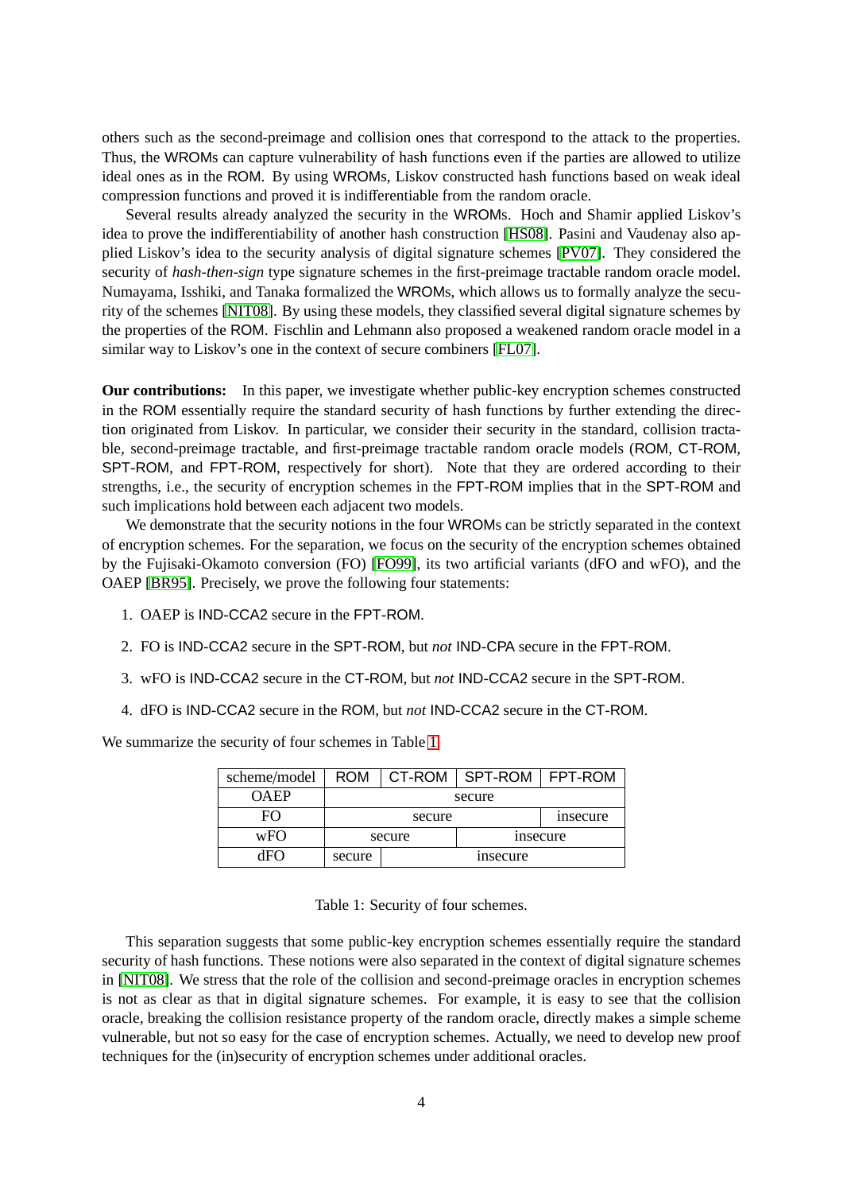others such as the second-preimage and collision ones that correspond to the attack to the properties. Thus, the WROMs can capture vulnerability of hash functions even if the parties are allowed to utilize ideal ones as in the ROM. By using WROMs, Liskov constructed hash functions based on weak ideal compression functions and proved it is indifferentiable from the random oracle.

Several results already analyzed the security in the WROMs. Hoch and Shamir applied Liskov's idea to prove the indifferentiability of another hash construction [HS08]. Pasini and Vaudenay also applied Liskov's idea to the security analysis of digital signature schemes [PV07]. They considered the security of *hash-then-sign* type signature schemes in the first-preimage tractable random oracle model. Numayama, Isshiki, and Tanaka formalized the WROMs, which allows us to formally analyze the security of the schemes [NIT08]. By using these models, they classified several digital signature schemes by the properties of the ROM. Fischlin and Lehmann also proposed a weakened random oracle model in a similar way to Liskov's one in the context of secure combiners [FL07].

**Our contributions:** In this paper, we investigate whether public-key encryption schemes constructed in the ROM essentially require the standard security of hash functions by further extending the direction originated from Liskov. In particular, we consider their security in the standard, collision tractable, second-preimage tractable, and first-preimage tractable random oracle models (ROM, CT-ROM, SPT-ROM, and FPT-ROM, respectively for short). Note that they are ordered according to their strengths, i.e., the security of encryption schemes in the FPT-ROM implies that in the SPT-ROM and such implications hold between each adjacent two models.

We demonstrate that the security notions in the four WROMs can be strictly separated in the context of encryption schemes. For the separation, we focus on the security of the encryption schemes obtained by the Fujisaki-Okamoto conversion (FO) [FO99], its two artificial variants (dFO and wFO), and the OAEP [BR95]. Precisely, we prove the following four statements:

1. OAEP is IND-CCA2 secure in the FPT-ROM.
2. FO is IND-CCA2 secure in the SPT-ROM, but *not* IND-CPA secure in the FPT-ROM.
3. wFO is IND-CCA2 secure in the CT-ROM, but *not* IND-CCA2 secure in the SPT-ROM.
4. dFO is IND-CCA2 secure in the ROM, but *not* IND-CCA2 secure in the CT-ROM.

We summarize the security of four schemes in Table 1.

| scheme/model | ROM | CT-ROM | SPT-ROM | FPT-ROM |
|---|---|---|---|---|
| OAEP | secure | secure | secure | secure |
| FO | secure | secure | secure | insecure |
| wFO | secure | secure | insecure | insecure |
| dFO | secure | insecure | insecure | insecure |

Table 1: Security of four schemes.

This separation suggests that some public-key encryption schemes essentially require the standard security of hash functions. These notions were also separated in the context of digital signature schemes in [NIT08]. We stress that the role of the collision and second-preimage oracles in encryption schemes is not as clear as that in digital signature schemes. For example, it is easy to see that the collision oracle, breaking the collision resistance property of the random oracle, directly makes a simple scheme vulnerable, but not so easy for the case of encryption schemes. Actually, we need to develop new proof techniques for the (in)security of encryption schemes under additional oracles.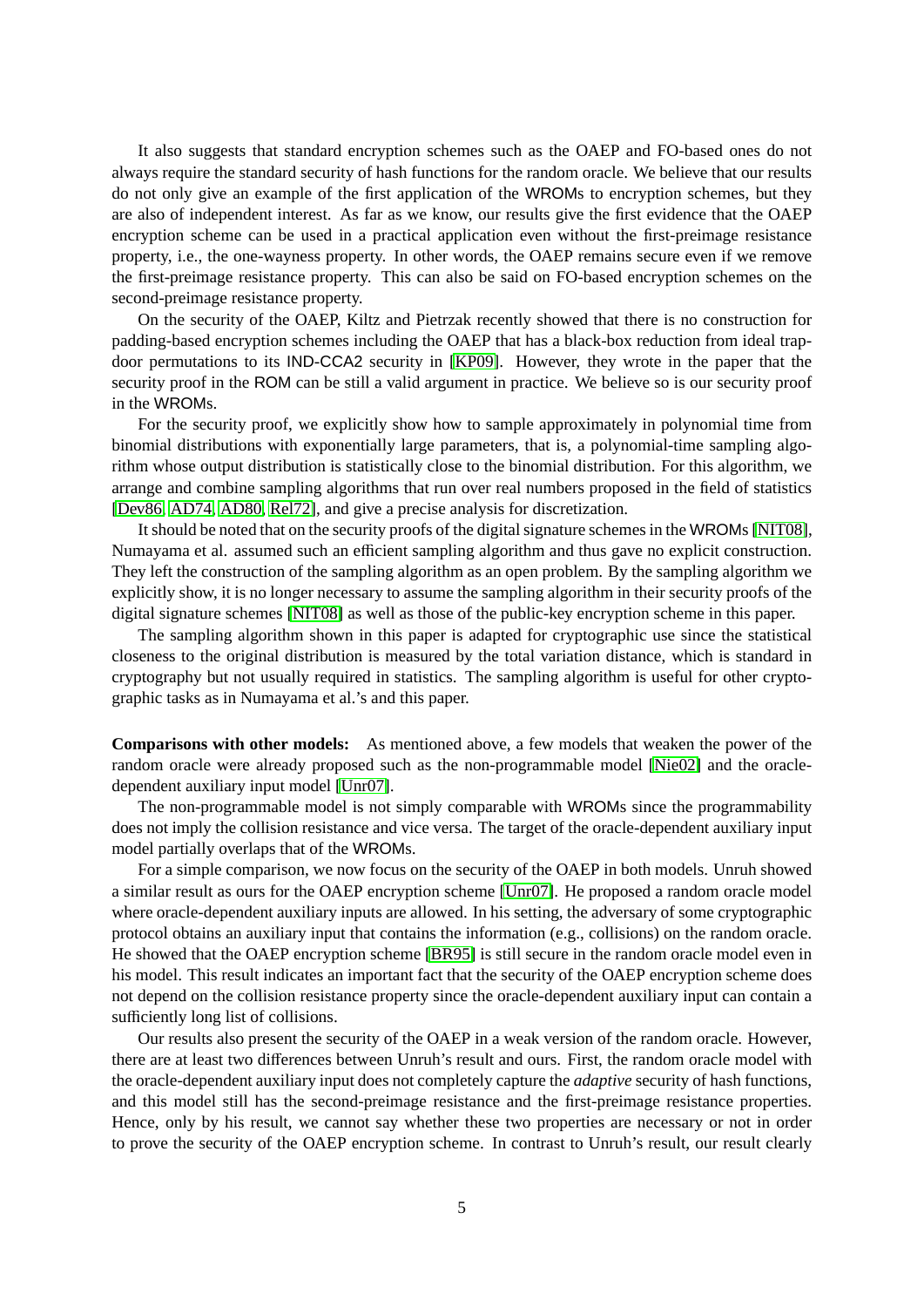It also suggests that standard encryption schemes such as the OAEP and FO-based ones do not always require the standard security of hash functions for the random oracle. We believe that our results do not only give an example of the first application of the WROMs to encryption schemes, but they are also of independent interest. As far as we know, our results give the first evidence that the OAEP encryption scheme can be used in a practical application even without the first-preimage resistance property, i.e., the one-wayness property. In other words, the OAEP remains secure even if we remove the first-preimage resistance property. This can also be said on FO-based encryption schemes on the second-preimage resistance property.

On the security of the OAEP, Kiltz and Pietrzak recently showed that there is no construction for padding-based encryption schemes including the OAEP that has a black-box reduction from ideal trapdoor permutations to its IND-CCA2 security in [KP09]. However, they wrote in the paper that the security proof in the ROM can be still a valid argument in practice. We believe so is our security proof in the WROMs.

For the security proof, we explicitly show how to sample approximately in polynomial time from binomial distributions with exponentially large parameters, that is, a polynomial-time sampling algorithm whose output distribution is statistically close to the binomial distribution. For this algorithm, we arrange and combine sampling algorithms that run over real numbers proposed in the field of statistics [Dev86, AD74, AD80, Rel72], and give a precise analysis for discretization.

It should be noted that on the security proofs of the digital signature schemes in the WROMs [NIT08], Numayama et al. assumed such an efficient sampling algorithm and thus gave no explicit construction. They left the construction of the sampling algorithm as an open problem. By the sampling algorithm we explicitly show, it is no longer necessary to assume the sampling algorithm in their security proofs of the digital signature schemes [NIT08] as well as those of the public-key encryption scheme in this paper.

The sampling algorithm shown in this paper is adapted for cryptographic use since the statistical closeness to the original distribution is measured by the total variation distance, which is standard in cryptography but not usually required in statistics. The sampling algorithm is useful for other cryptographic tasks as in Numayama et al.'s and this paper.

**Comparisons with other models:** As mentioned above, a few models that weaken the power of the random oracle were already proposed such as the non-programmable model [Nie02] and the oracle-dependent auxiliary input model [Unr07].

The non-programmable model is not simply comparable with WROMs since the programmability does not imply the collision resistance and vice versa. The target of the oracle-dependent auxiliary input model partially overlaps that of the WROMs.

For a simple comparison, we now focus on the security of the OAEP in both models. Unruh showed a similar result as ours for the OAEP encryption scheme [Unr07]. He proposed a random oracle model where oracle-dependent auxiliary inputs are allowed. In his setting, the adversary of some cryptographic protocol obtains an auxiliary input that contains the information (e.g., collisions) on the random oracle. He showed that the OAEP encryption scheme [BR95] is still secure in the random oracle model even in his model. This result indicates an important fact that the security of the OAEP encryption scheme does not depend on the collision resistance property since the oracle-dependent auxiliary input can contain a sufficiently long list of collisions.

Our results also present the security of the OAEP in a weak version of the random oracle. However, there are at least two differences between Unruh's result and ours. First, the random oracle model with the oracle-dependent auxiliary input does not completely capture the *adaptive* security of hash functions, and this model still has the second-preimage resistance and the first-preimage resistance properties. Hence, only by his result, we cannot say whether these two properties are necessary or not in order to prove the security of the OAEP encryption scheme. In contrast to Unruh's result, our result clearly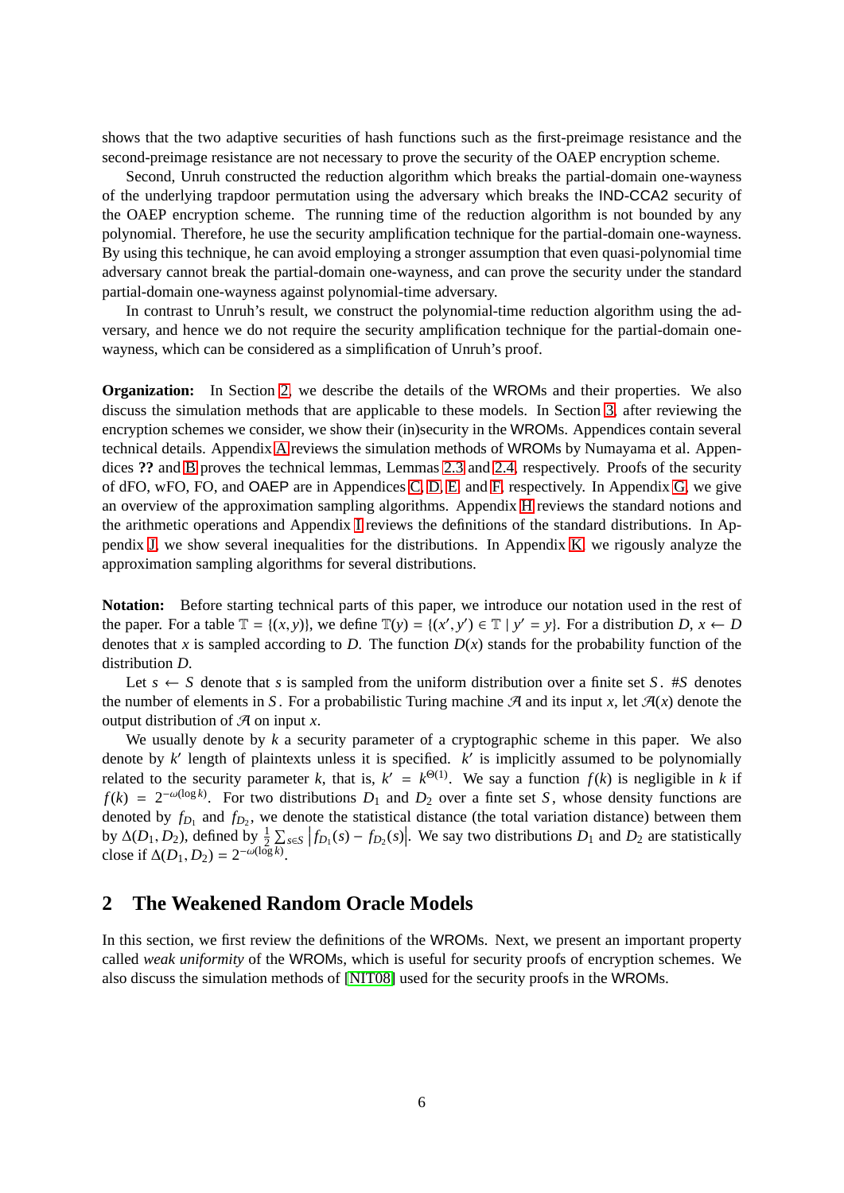shows that the two adaptive securities of hash functions such as the first-preimage resistance and the second-preimage resistance are not necessary to prove the security of the OAEP encryption scheme.

Second, Unruh constructed the reduction algorithm which breaks the partial-domain one-wayness of the underlying trapdoor permutation using the adversary which breaks the IND-CCA2 security of the OAEP encryption scheme. The running time of the reduction algorithm is not bounded by any polynomial. Therefore, he use the security amplification technique for the partial-domain one-wayness. By using this technique, he can avoid employing a stronger assumption that even quasi-polynomial time adversary cannot break the partial-domain one-wayness, and can prove the security under the standard partial-domain one-wayness against polynomial-time adversary.

In contrast to Unruh's result, we construct the polynomial-time reduction algorithm using the adversary, and hence we do not require the security amplification technique for the partial-domain one-wayness, which can be considered as a simplification of Unruh's proof.

**Organization:** In Section 2, we describe the details of the WROMs and their properties. We also discuss the simulation methods that are applicable to these models. In Section 3, after reviewing the encryption schemes we consider, we show their (in)security in the WROMs. Appendices contain several technical details. Appendix A reviews the simulation methods of WROMs by Numayama et al. Appendices **??** and B proves the technical lemmas, Lemmas 2.3 and 2.4, respectively. Proofs of the security of dFO, wFO, FO, and OAEP are in Appendices C, D, E, and F, respectively. In Appendix G, we give an overview of the approximation sampling algorithms. Appendix H reviews the standard notions and the arithmetic operations and Appendix I reviews the definitions of the standard distributions. In Appendix J, we show several inequalities for the distributions. In Appendix K, we rigously analyze the approximation sampling algorithms for several distributions.

**Notation:** Before starting technical parts of this paper, we introduce our notation used in the rest of the paper. For a table $\mathbb{T} = \{(x, y)\}$, we define $\mathbb{T}(y) = \{(x', y') \in \mathbb{T} \mid y' = y\}$. For a distribution $D$, $x \leftarrow D$ denotes that $x$ is sampled according to $D$. The function $D(x)$ stands for the probability function of the distribution $D$.

Let $s \leftarrow S$ denote that $s$ is sampled from the uniform distribution over a finite set $S$. $\#S$ denotes the number of elements in $S$. For a probabilistic Turing machine $\mathcal{A}$ and its input $x$, let $\mathcal{A}(x)$ denote the output distribution of $\mathcal{A}$ on input $x$.

We usually denote by $k$ a security parameter of a cryptographic scheme in this paper. We also denote by $k'$ length of plaintexts unless it is specified. $k'$ is implicitly assumed to be polynomially related to the security parameter $k$, that is, $k' = k^{\Theta(1)}$. We say a function $f(k)$ is negligible in $k$ if $f(k) = 2^{-\omega(\log k)}$. For two distributions $D_1$ and $D_2$ over a finte set $S$, whose density functions are denoted by $f_{D_1}$ and $f_{D_2}$, we denote the statistical distance (the total variation distance) between them by $\Delta(D_1, D_2)$, defined by $\frac{1}{2}\sum_{s \in S} \left| f_{D_1}(s) - f_{D_2}(s) \right|$. We say two distributions $D_1$ and $D_2$ are statistically close if $\Delta(D_1, D_2) = 2^{-\omega(\log k)}$.

## 2 The Weakened Random Oracle Models

In this section, we first review the definitions of the WROMs. Next, we present an important property called *weak uniformity* of the WROMs, which is useful for security proofs of encryption schemes. We also discuss the simulation methods of [NIT08] used for the security proofs in the WROMs.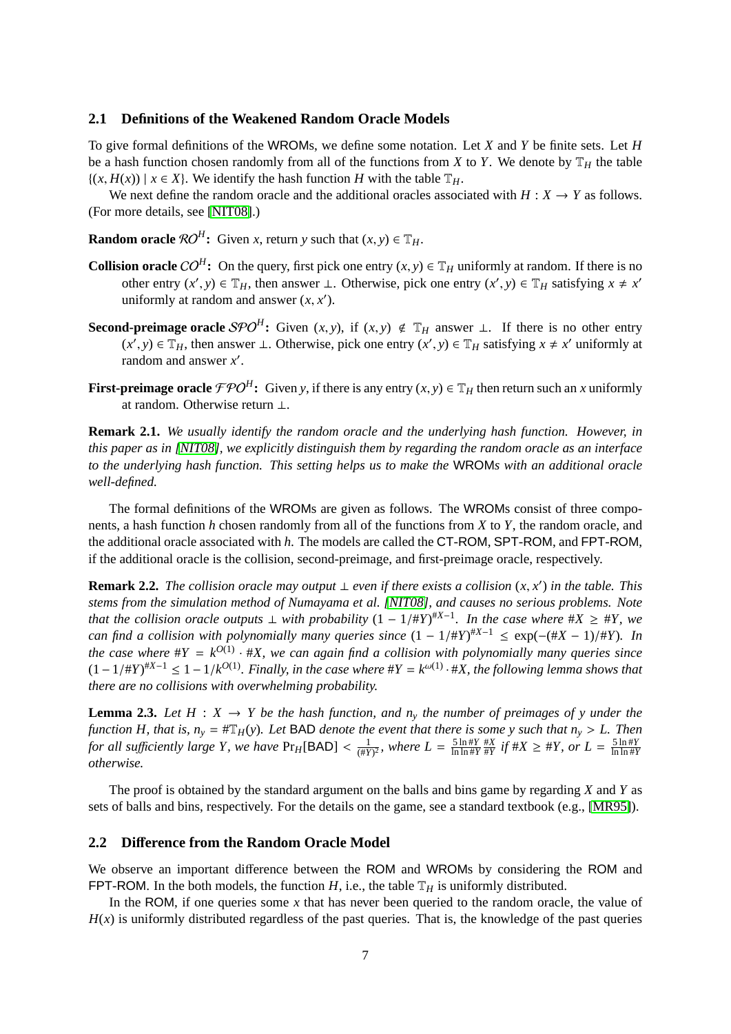### 2.1 Definitions of the Weakened Random Oracle Models

To give formal definitions of the WROMs, we define some notation. Let $X$ and $Y$ be finite sets. Let $H$ be a hash function chosen randomly from all of the functions from $X$ to $Y$. We denote by $\mathbb{T}_H$ the table $\{(x, H(x)) \mid x \in X\}$. We identify the hash function $H$ with the table $\mathbb{T}_H$.

We next define the random oracle and the additional oracles associated with $H : X \to Y$ as follows. (For more details, see [NIT08].)

**Random oracle $\mathcal{RO}^H$:** Given $x$, return $y$ such that $(x, y) \in \mathbb{T}_H$.

**Collision oracle $\mathcal{CO}^H$:** On the query, first pick one entry $(x, y) \in \mathbb{T}_H$ uniformly at random. If there is no other entry $(x', y) \in \mathbb{T}_H$, then answer $\perp$. Otherwise, pick one entry $(x', y) \in \mathbb{T}_H$ satisfying $x \neq x'$ uniformly at random and answer $(x, x')$.

**Second-preimage oracle $\mathcal{SPO}^H$:** Given $(x, y)$, if $(x, y) \notin \mathbb{T}_H$ answer $\perp$. If there is no other entry $(x', y) \in \mathbb{T}_H$, then answer $\perp$. Otherwise, pick one entry $(x', y) \in \mathbb{T}_H$ satisfying $x \neq x'$ uniformly at random and answer $x'$.

**First-preimage oracle $\mathcal{FPO}^H$:** Given $y$, if there is any entry $(x, y) \in \mathbb{T}_H$ then return such an $x$ uniformly at random. Otherwise return $\perp$.

**Remark 2.1.** *We usually identify the random oracle and the underlying hash function. However, in this paper as in [NIT08], we explicitly distinguish them by regarding the random oracle as an interface to the underlying hash function. This setting helps us to make the* WROM*s with an additional oracle well-defined.*

The formal definitions of the WROMs are given as follows. The WROMs consist of three components, a hash function $h$ chosen randomly from all of the functions from $X$ to $Y$, the random oracle, and the additional oracle associated with $h$. The models are called the CT-ROM, SPT-ROM, and FPT-ROM, if the additional oracle is the collision, second-preimage, and first-preimage oracle, respectively.

**Remark 2.2.** *The collision oracle may output $\perp$ even if there exists a collision $(x, x')$ in the table. This stems from the simulation method of Numayama et al. [NIT08], and causes no serious problems. Note that the collision oracle outputs $\perp$ with probability $(1 - 1/\#Y)^{\#X-1}$. In the case where $\#X \geq \#Y$, we can find a collision with polynomially many queries since $(1 - 1/\#Y)^{\#X-1} \leq \exp(-(\#X - 1)/\#Y)$. In the case where $\#Y = k^{O(1)} \cdot \#X$, we can again find a collision with polynomially many queries since $(1 - 1/\#Y)^{\#X-1} \leq 1 - 1/k^{O(1)}$. Finally, in the case where $\#Y = k^{\omega(1)} \cdot \#X$, the following lemma shows that there are no collisions with overwhelming probability.*

**Lemma 2.3.** *Let $H : X \to Y$ be the hash function, and $n_y$ the number of preimages of $y$ under the function $H$, that is, $n_y = \#\mathbb{T}_H(y)$. Let* BAD *denote the event that there is some $y$ such that $n_y > L$. Then for all sufficiently large $Y$, we have $\Pr_H[\mathsf{BAD}] < \frac{1}{(\#Y)^2}$, where $L = \frac{5 \ln \#Y}{\ln \ln \#Y} \frac{\#X}{\#Y}$ if $\#X \geq \#Y$, or $L = \frac{5 \ln \#Y}{\ln \ln \#Y}$ otherwise.*

The proof is obtained by the standard argument on the balls and bins game by regarding $X$ and $Y$ as sets of balls and bins, respectively. For the details on the game, see a standard textbook (e.g., [MR95]).

### 2.2 Difference from the Random Oracle Model

We observe an important difference between the ROM and WROMs by considering the ROM and FPT-ROM. In the both models, the function $H$, i.e., the table $\mathbb{T}_H$ is uniformly distributed.

In the ROM, if one queries some $x$ that has never been queried to the random oracle, the value of $H(x)$ is uniformly distributed regardless of the past queries. That is, the knowledge of the past queries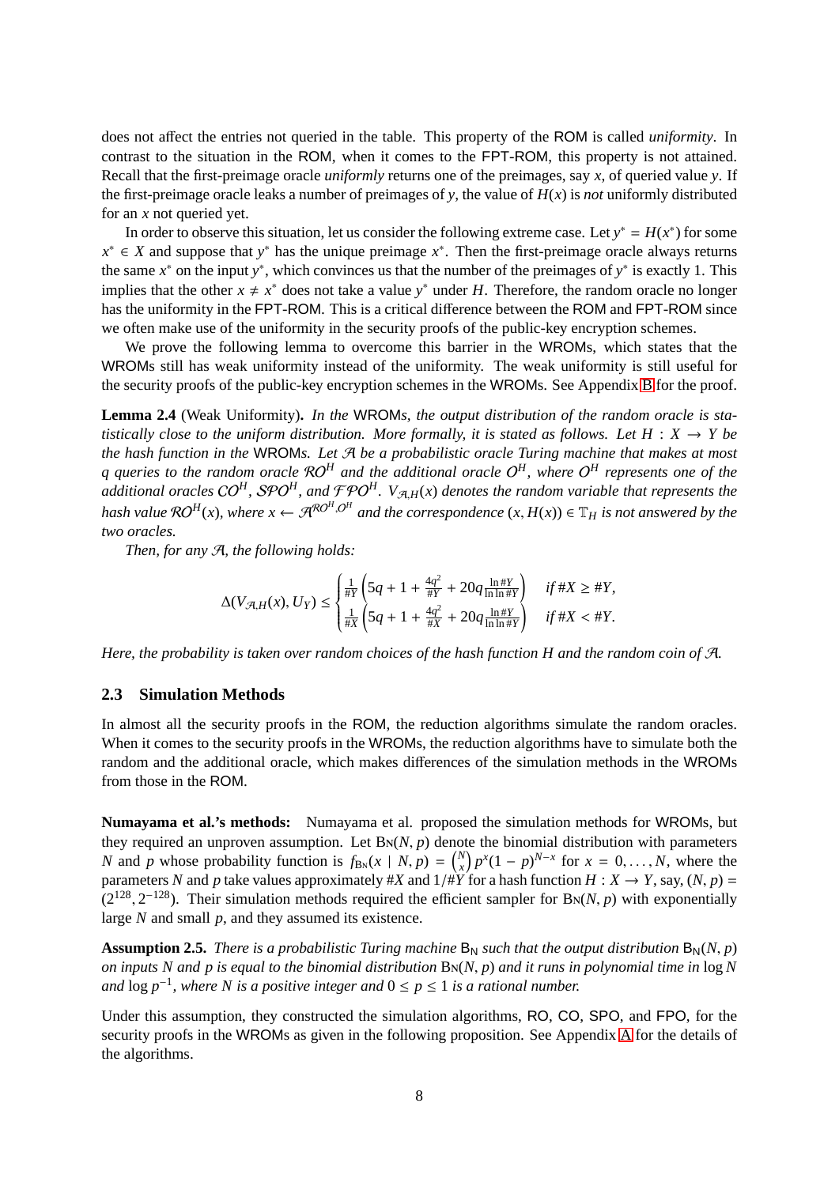does not affect the entries not queried in the table. This property of the ROM is called *uniformity*. In contrast to the situation in the ROM, when it comes to the FPT-ROM, this property is not attained. Recall that the first-preimage oracle *uniformly* returns one of the preimages, say $x$, of queried value $y$. If the first-preimage oracle leaks a number of preimages of $y$, the value of $H(x)$ is *not* uniformly distributed for an $x$ not queried yet.

In order to observe this situation, let us consider the following extreme case. Let $y^* = H(x^*)$ for some $x^* \in X$ and suppose that $y^*$ has the unique preimage $x^*$. Then the first-preimage oracle always returns the same $x^*$ on the input $y^*$, which convinces us that the number of the preimages of $y^*$ is exactly 1. This implies that the other $x \neq x^*$ does not take a value $y^*$ under $H$. Therefore, the random oracle no longer has the uniformity in the FPT-ROM. This is a critical difference between the ROM and FPT-ROM since we often make use of the uniformity in the security proofs of the public-key encryption schemes.

We prove the following lemma to overcome this barrier in the WROMs, which states that the WROMs still has weak uniformity instead of the uniformity. The weak uniformity is still useful for the security proofs of the public-key encryption schemes in the WROMs. See Appendix B for the proof.

**Lemma 2.4** (Weak Uniformity)**.** *In the WROMs, the output distribution of the random oracle is statistically close to the uniform distribution. More formally, it is stated as follows. Let $H : X \to Y$ be the hash function in the WROMs. Let $\mathcal{A}$ be a probabilistic oracle Turing machine that makes at most $q$ queries to the random oracle $\mathcal{RO}^H$ and the additional oracle $\mathcal{O}^H$, where $\mathcal{O}^H$ represents one of the additional oracles $\mathcal{CO}^H$, $\mathcal{SPO}^H$, and $\mathcal{FPO}^H$. $V_{\mathcal{A},H}(x)$ denotes the random variable that represents the hash value $\mathcal{RO}^H(x)$, where $x \leftarrow \mathcal{A}^{\mathcal{RO}^H,\mathcal{O}^H}$ and the correspondence $(x, H(x)) \in \mathbb{T}_H$ is not answered by the two oracles.*

*Then, for any $\mathcal{A}$, the following holds:*

$$\Delta(V_{\mathcal{A},H}(x), U_Y) \leq \begin{cases} \frac{1}{\#Y}\left(5q + 1 + \frac{4q^2}{\#Y} + 20q\frac{\ln \#Y}{\ln \ln \#Y}\right) & \text{if } \#X \geq \#Y, \\ \frac{1}{\#X}\left(5q + 1 + \frac{4q^2}{\#X} + 20q\frac{\ln \#Y}{\ln \ln \#Y}\right) & \text{if } \#X < \#Y. \end{cases}$$

*Here, the probability is taken over random choices of the hash function $H$ and the random coin of $\mathcal{A}$.*

### 2.3 Simulation Methods

In almost all the security proofs in the ROM, the reduction algorithms simulate the random oracles. When it comes to the security proofs in the WROMs, the reduction algorithms have to simulate both the random and the additional oracle, which makes differences of the simulation methods in the WROMs from those in the ROM.

**Numayama et al.'s methods:** Numayama et al. proposed the simulation methods for WROMs, but they required an unproven assumption. Let $\mathrm{B}_\mathrm{N}(N, p)$ denote the binomial distribution with parameters $N$ and $p$ whose probability function is $f_{\mathrm{B}_\mathrm{N}}(x \mid N, p) = \binom{N}{x} p^x (1-p)^{N-x}$ for $x = 0, \ldots, N$, where the parameters $N$ and $p$ take values approximately $\#X$ and $1/\#Y$ for a hash function $H : X \to Y$, say, $(N, p) = (2^{128}, 2^{-128})$. Their simulation methods required the efficient sampler for $\mathrm{B}_\mathrm{N}(N, p)$ with exponentially large $N$ and small $p$, and they assumed its existence.

**Assumption 2.5.** *There is a probabilistic Turing machine $\mathsf{B}_\mathsf{N}$ such that the output distribution $\mathsf{B}_\mathsf{N}(N, p)$ on inputs $N$ and $p$ is equal to the binomial distribution $\mathrm{B}_\mathrm{N}(N, p)$ and it runs in polynomial time in $\log N$ and $\log p^{-1}$, where $N$ is a positive integer and $0 \leq p \leq 1$ is a rational number.*

Under this assumption, they constructed the simulation algorithms, RO, CO, SPO, and FPO, for the security proofs in the WROMs as given in the following proposition. See Appendix A for the details of the algorithms.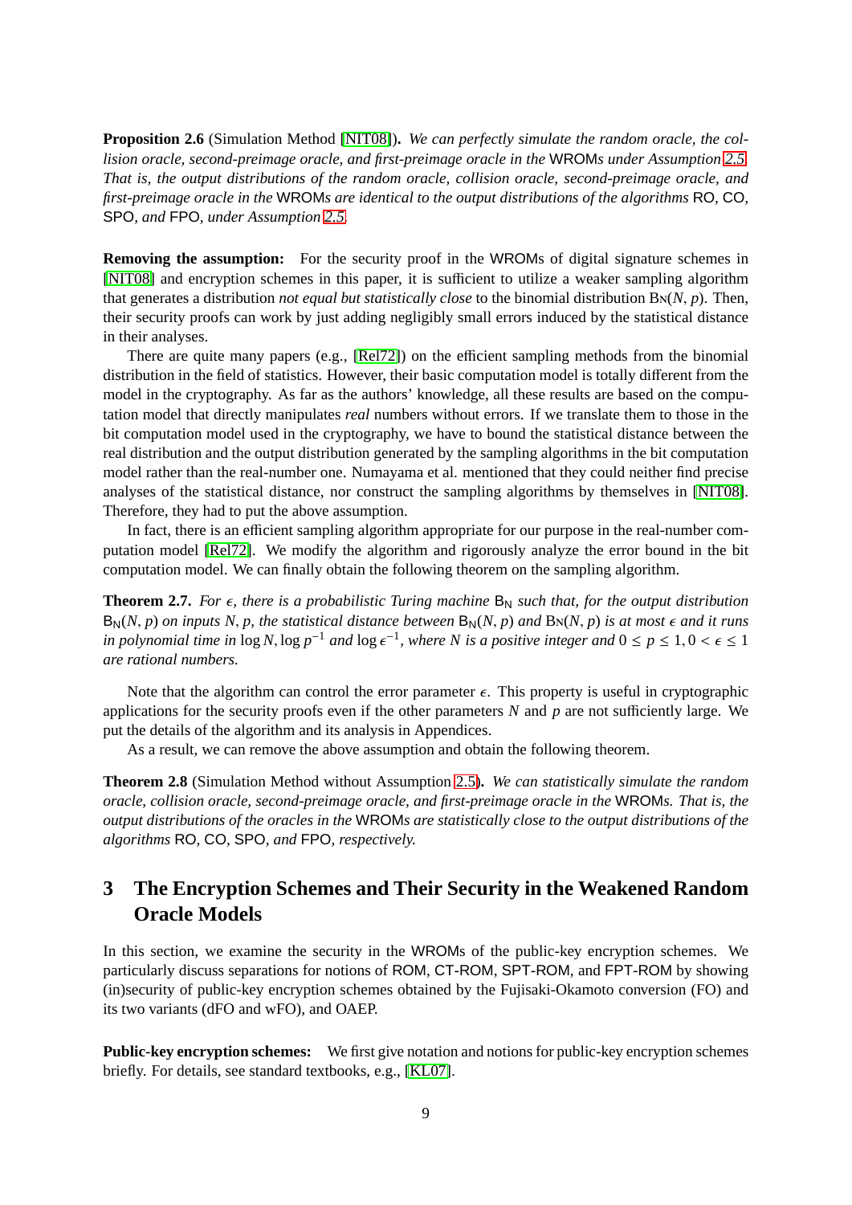**Proposition 2.6** (Simulation Method [NIT08])**.** *We can perfectly simulate the random oracle, the collision oracle, second-preimage oracle, and first-preimage oracle in the* WROM*s under Assumption 2.5. That is, the output distributions of the random oracle, collision oracle, second-preimage oracle, and first-preimage oracle in the* WROM*s are identical to the output distributions of the algorithms* RO*,* CO*,* SPO*, and* FPO*, under Assumption 2.5.*

**Removing the assumption:** For the security proof in the WROMs of digital signature schemes in [NIT08] and encryption schemes in this paper, it is sufficient to utilize a weaker sampling algorithm that generates a distribution *not equal but statistically close* to the binomial distribution $\mathrm{B}_{\mathrm{N}}(N, p)$. Then, their security proofs can work by just adding negligibly small errors induced by the statistical distance in their analyses.

There are quite many papers (e.g., [Rel72]) on the efficient sampling methods from the binomial distribution in the field of statistics. However, their basic computation model is totally different from the model in the cryptography. As far as the authors' knowledge, all these results are based on the computation model that directly manipulates *real* numbers without errors. If we translate them to those in the bit computation model used in the cryptography, we have to bound the statistical distance between the real distribution and the output distribution generated by the sampling algorithms in the bit computation model rather than the real-number one. Numayama et al. mentioned that they could neither find precise analyses of the statistical distance, nor construct the sampling algorithms by themselves in [NIT08]. Therefore, they had to put the above assumption.

In fact, there is an efficient sampling algorithm appropriate for our purpose in the real-number computation model [Rel72]. We modify the algorithm and rigorously analyze the error bound in the bit computation model. We can finally obtain the following theorem on the sampling algorithm.

**Theorem 2.7.** *For $\epsilon$, there is a probabilistic Turing machine $\mathsf{B_N}$ such that, for the output distribution $\mathsf{B_N}(N, p)$ on inputs $N, p$, the statistical distance between $\mathsf{B_N}(N, p)$ and $\mathrm{B}_{\mathrm{N}}(N, p)$ is at most $\epsilon$ and it runs in polynomial time in $\log N, \log p^{-1}$ and $\log \epsilon^{-1}$, where $N$ is a positive integer and $0 \leq p \leq 1, 0 < \epsilon \leq 1$ are rational numbers.*

Note that the algorithm can control the error parameter $\epsilon$. This property is useful in cryptographic applications for the security proofs even if the other parameters $N$ and $p$ are not sufficiently large. We put the details of the algorithm and its analysis in Appendices.

As a result, we can remove the above assumption and obtain the following theorem.

**Theorem 2.8** (Simulation Method without Assumption 2.5)**.** *We can statistically simulate the random oracle, collision oracle, second-preimage oracle, and first-preimage oracle in the* WROM*s. That is, the output distributions of the oracles in the* WROM*s are statistically close to the output distributions of the algorithms* RO*,* CO*,* SPO*, and* FPO*, respectively.*

# 3 The Encryption Schemes and Their Security in the Weakened Random Oracle Models

In this section, we examine the security in the WROMs of the public-key encryption schemes. We particularly discuss separations for notions of ROM, CT-ROM, SPT-ROM, and FPT-ROM by showing (in)security of public-key encryption schemes obtained by the Fujisaki-Okamoto conversion (FO) and its two variants (dFO and wFO), and OAEP.

**Public-key encryption schemes:** We first give notation and notions for public-key encryption schemes briefly. For details, see standard textbooks, e.g., [KL07].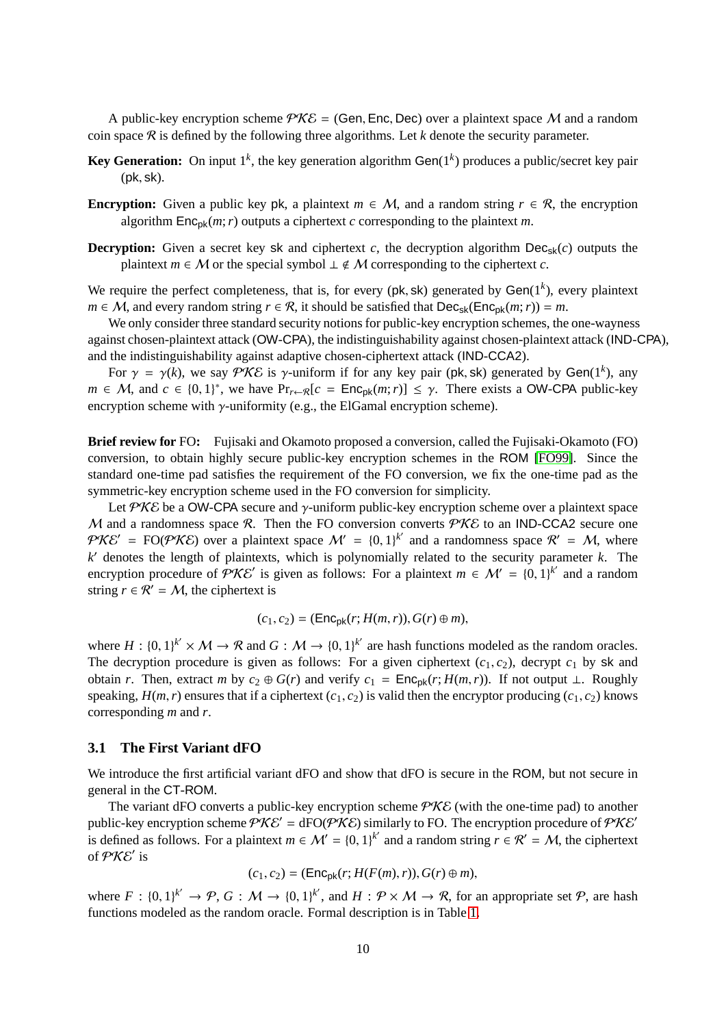A public-key encryption scheme $\mathcal{PKE} = (\mathsf{Gen}, \mathsf{Enc}, \mathsf{Dec})$ over a plaintext space $\mathcal{M}$ and a random coin space $\mathcal{R}$ is defined by the following three algorithms. Let $k$ denote the security parameter.

**Key Generation:** On input $1^k$, the key generation algorithm $\mathsf{Gen}(1^k)$ produces a public/secret key pair $(\mathsf{pk}, \mathsf{sk})$.

**Encryption:** Given a public key $\mathsf{pk}$, a plaintext $m \in \mathcal{M}$, and a random string $r \in \mathcal{R}$, the encryption algorithm $\mathsf{Enc}_{\mathsf{pk}}(m; r)$ outputs a ciphertext $c$ corresponding to the plaintext $m$.

**Decryption:** Given a secret key $\mathsf{sk}$ and ciphertext $c$, the decryption algorithm $\mathsf{Dec}_{\mathsf{sk}}(c)$ outputs the plaintext $m \in \mathcal{M}$ or the special symbol $\perp \notin \mathcal{M}$ corresponding to the ciphertext $c$.

We require the perfect completeness, that is, for every $(\mathsf{pk}, \mathsf{sk})$ generated by $\mathsf{Gen}(1^k)$, every plaintext $m \in \mathcal{M}$, and every random string $r \in \mathcal{R}$, it should be satisfied that $\mathsf{Dec}_{\mathsf{sk}}(\mathsf{Enc}_{\mathsf{pk}}(m; r)) = m$.

We only consider three standard security notions for public-key encryption schemes, the one-wayness against chosen-plaintext attack ($\mathsf{OW}$-$\mathsf{CPA}$), the indistinguishability against chosen-plaintext attack ($\mathsf{IND}$-$\mathsf{CPA}$), and the indistinguishability against adaptive chosen-ciphertext attack ($\mathsf{IND}$-$\mathsf{CCA2}$).

For $\gamma = \gamma(k)$, we say $\mathcal{PKE}$ is $\gamma$-uniform if for any key pair $(\mathsf{pk}, \mathsf{sk})$ generated by $\mathsf{Gen}(1^k)$, any $m \in \mathcal{M}$, and $c \in \{0, 1\}^*$, we have $\Pr_{r \leftarrow \mathcal{R}}[c = \mathsf{Enc}_{\mathsf{pk}}(m; r)] \leq \gamma$. There exists a $\mathsf{OW}$-$\mathsf{CPA}$ public-key encryption scheme with $\gamma$-uniformity (e.g., the ElGamal encryption scheme).

**Brief review for FO:** Fujisaki and Okamoto proposed a conversion, called the Fujisaki-Okamoto (FO) conversion, to obtain highly secure public-key encryption schemes in the $\mathsf{ROM}$ [FO99]. Since the standard one-time pad satisfies the requirement of the FO conversion, we fix the one-time pad as the symmetric-key encryption scheme used in the FO conversion for simplicity.

Let $\mathcal{PKE}$ be a $\mathsf{OW}$-$\mathsf{CPA}$ secure and $\gamma$-uniform public-key encryption scheme over a plaintext space $\mathcal{M}$ and a randomness space $\mathcal{R}$. Then the FO conversion converts $\mathcal{PKE}$ to an $\mathsf{IND}$-$\mathsf{CCA2}$ secure one $\mathcal{PKE}' = \mathrm{FO}(\mathcal{PKE})$ over a plaintext space $\mathcal{M}' = \{0, 1\}^{k'}$ and a randomness space $\mathcal{R}' = \mathcal{M}$, where $k'$ denotes the length of plaintexts, which is polynomially related to the security parameter $k$. The encryption procedure of $\mathcal{PKE}'$ is given as follows: For a plaintext $m \in \mathcal{M}' = \{0, 1\}^{k'}$ and a random string $r \in \mathcal{R}' = \mathcal{M}$, the ciphertext is

$$(c_1, c_2) = (\mathsf{Enc}_{\mathsf{pk}}(r; H(m, r)), G(r) \oplus m),$$

where $H : \{0, 1\}^{k'} \times \mathcal{M} \to \mathcal{R}$ and $G : \mathcal{M} \to \{0, 1\}^{k'}$ are hash functions modeled as the random oracles. The decryption procedure is given as follows: For a given ciphertext $(c_1, c_2)$, decrypt $c_1$ by $\mathsf{sk}$ and obtain $r$. Then, extract $m$ by $c_2 \oplus G(r)$ and verify $c_1 = \mathsf{Enc}_{\mathsf{pk}}(r; H(m, r))$. If not output $\perp$. Roughly speaking, $H(m, r)$ ensures that if a ciphertext $(c_1, c_2)$ is valid then the encryptor producing $(c_1, c_2)$ knows corresponding $m$ and $r$.

### 3.1 The First Variant dFO

We introduce the first artificial variant dFO and show that dFO is secure in the $\mathsf{ROM}$, but not secure in general in the $\mathsf{CT}$-$\mathsf{ROM}$.

The variant dFO converts a public-key encryption scheme $\mathcal{PKE}$ (with the one-time pad) to another public-key encryption scheme $\mathcal{PKE}' = \mathrm{dFO}(\mathcal{PKE})$ similarly to FO. The encryption procedure of $\mathcal{PKE}'$ is defined as follows. For a plaintext $m \in \mathcal{M}' = \{0, 1\}^{k'}$ and a random string $r \in \mathcal{R}' = \mathcal{M}$, the ciphertext of $\mathcal{PKE}'$ is

$$(c_1, c_2) = (\mathsf{Enc}_{\mathsf{pk}}(r; H(F(m), r)), G(r) \oplus m),$$

where $F : \{0, 1\}^{k'} \to \mathcal{P}$, $G : \mathcal{M} \to \{0, 1\}^{k'}$, and $H : \mathcal{P} \times \mathcal{M} \to \mathcal{R}$, for an appropriate set $\mathcal{P}$, are hash functions modeled as the random oracle. Formal description is in Table 1.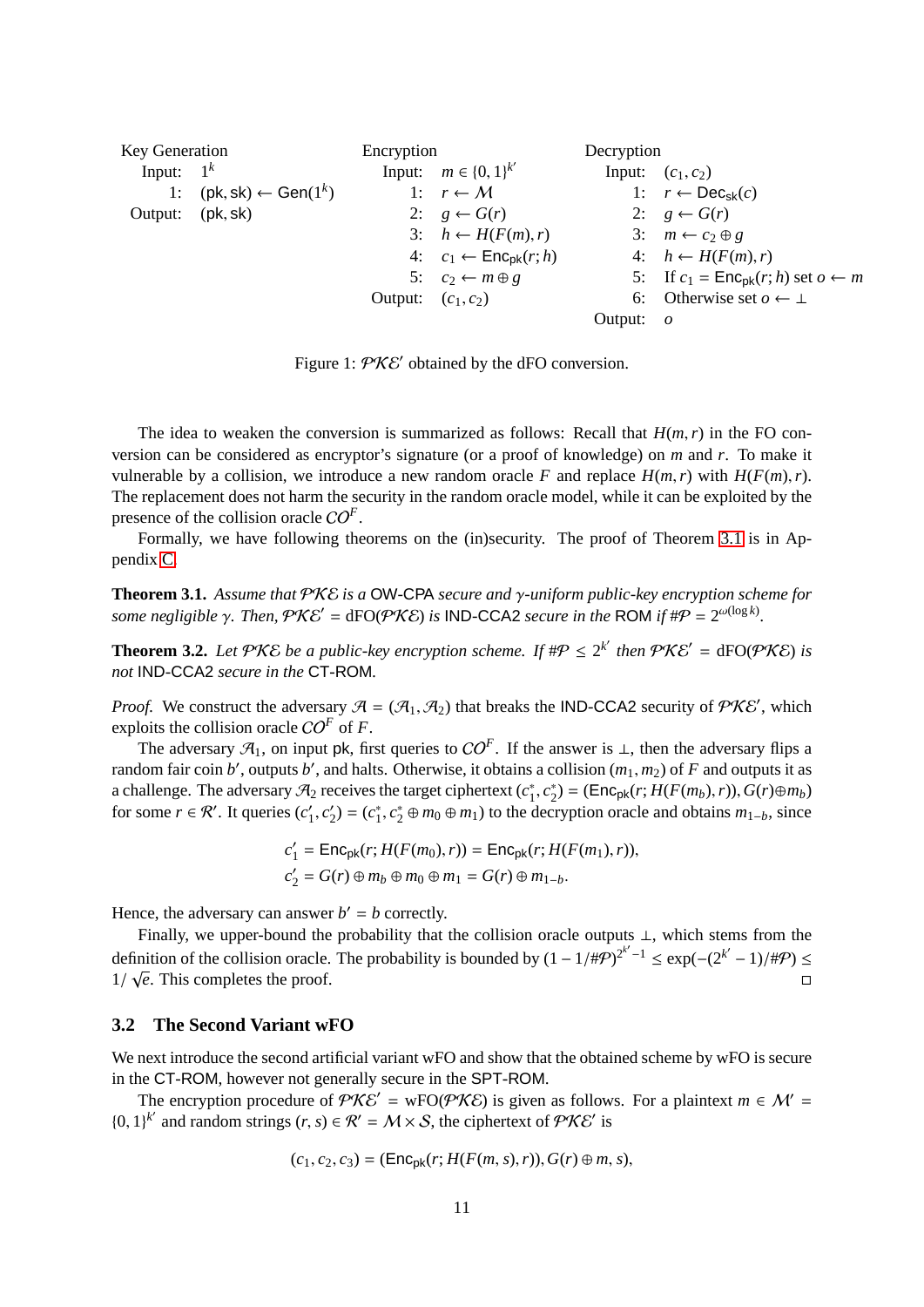| Key Generation | | Encryption | | Decryption | |
|---|---|---|---|---|---|
| Input: | $1^k$ | Input: | $m \in \{0,1\}^{k'}$ | Input: | $(c_1, c_2)$ |
| 1: | $(\mathsf{pk}, \mathsf{sk}) \leftarrow \mathsf{Gen}(1^k)$ | 1: | $r \leftarrow \mathcal{M}$ | 1: | $r \leftarrow \mathsf{Dec}_{\mathsf{sk}}(c)$ |
| Output: | $(\mathsf{pk}, \mathsf{sk})$ | 2: | $g \leftarrow G(r)$ | 2: | $g \leftarrow G(r)$ |
| | | 3: | $h \leftarrow H(F(m), r)$ | 3: | $m \leftarrow c_2 \oplus g$ |
| | | 4: | $c_1 \leftarrow \mathsf{Enc}_{\mathsf{pk}}(r; h)$ | 4: | $h \leftarrow H(F(m), r)$ |
| | | 5: | $c_2 \leftarrow m \oplus g$ | 5: | If $c_1 = \mathsf{Enc}_{\mathsf{pk}}(r; h)$ set $o \leftarrow m$ |
| | | Output: | $(c_1, c_2)$ | 6: | Otherwise set $o \leftarrow \bot$ |
| | | | | Output: | $o$ |

Figure 1: $\mathcal{PKE}'$ obtained by the dFO conversion.

The idea to weaken the conversion is summarized as follows: Recall that $H(m, r)$ in the FO conversion can be considered as encryptor's signature (or a proof of knowledge) on $m$ and $r$. To make it vulnerable by a collision, we introduce a new random oracle $F$ and replace $H(m, r)$ with $H(F(m), r)$. The replacement does not harm the security in the random oracle model, while it can be exploited by the presence of the collision oracle $\mathcal{CO}^F$.

Formally, we have following theorems on the (in)security. The proof of Theorem 3.1 is in Appendix C.

**Theorem 3.1.** *Assume that $\mathcal{PKE}$ is a* OW-CPA *secure and $\gamma$-uniform public-key encryption scheme for some negligible $\gamma$. Then, $\mathcal{PKE}' = \mathrm{dFO}(\mathcal{PKE})$ is* IND-CCA2 *secure in the* ROM *if $\#\mathcal{P} = 2^{\omega(\log k)}$.*

**Theorem 3.2.** *Let $\mathcal{PKE}$ be a public-key encryption scheme. If $\#\mathcal{P} \leq 2^{k'}$ then $\mathcal{PKE}' = \mathrm{dFO}(\mathcal{PKE})$ is not* IND-CCA2 *secure in the* CT-ROM*.*

*Proof.* We construct the adversary $\mathcal{A} = (\mathcal{A}_1, \mathcal{A}_2)$ that breaks the IND-CCA2 security of $\mathcal{PKE}'$, which exploits the collision oracle $\mathcal{CO}^F$ of $F$.

The adversary $\mathcal{A}_1$, on input pk, first queries to $\mathcal{CO}^F$. If the answer is $\bot$, then the adversary flips a random fair coin $b'$, outputs $b'$, and halts. Otherwise, it obtains a collision $(m_1, m_2)$ of $F$ and outputs it as a challenge. The adversary $\mathcal{A}_2$ receives the target ciphertext $(c_1^*, c_2^*) = (\mathsf{Enc}_{\mathsf{pk}}(r; H(F(m_b), r)), G(r) \oplus m_b)$ for some $r \in \mathcal{R}'$. It queries $(c_1', c_2') = (c_1^*, c_2^* \oplus m_0 \oplus m_1)$ to the decryption oracle and obtains $m_{1-b}$, since

$$c_1' = \mathsf{Enc}_{\mathsf{pk}}(r; H(F(m_0), r)) = \mathsf{Enc}_{\mathsf{pk}}(r; H(F(m_1), r)),$$
$$c_2' = G(r) \oplus m_b \oplus m_0 \oplus m_1 = G(r) \oplus m_{1-b}.$$

Hence, the adversary can answer $b' = b$ correctly.

Finally, we upper-bound the probability that the collision oracle outputs $\bot$, which stems from the definition of the collision oracle. The probability is bounded by $(1 - 1/\#\mathcal{P})^{2^{k'}-1} \leq \exp(-(2^{k'} - 1)/\#\mathcal{P}) \leq 1/\sqrt{e}$. This completes the proof. ◻

## 3.2 The Second Variant wFO

We next introduce the second artificial variant wFO and show that the obtained scheme by wFO is secure in the CT-ROM, however not generally secure in the SPT-ROM.

The encryption procedure of $\mathcal{PKE}' = \mathrm{wFO}(\mathcal{PKE})$ is given as follows. For a plaintext $m \in \mathcal{M}' = \{0,1\}^{k'}$ and random strings $(r, s) \in \mathcal{R}' = \mathcal{M} \times \mathcal{S}$, the ciphertext of $\mathcal{PKE}'$ is

$$(c_1, c_2, c_3) = (\mathsf{Enc}_{\mathsf{pk}}(r; H(F(m, s), r)), G(r) \oplus m, s),$$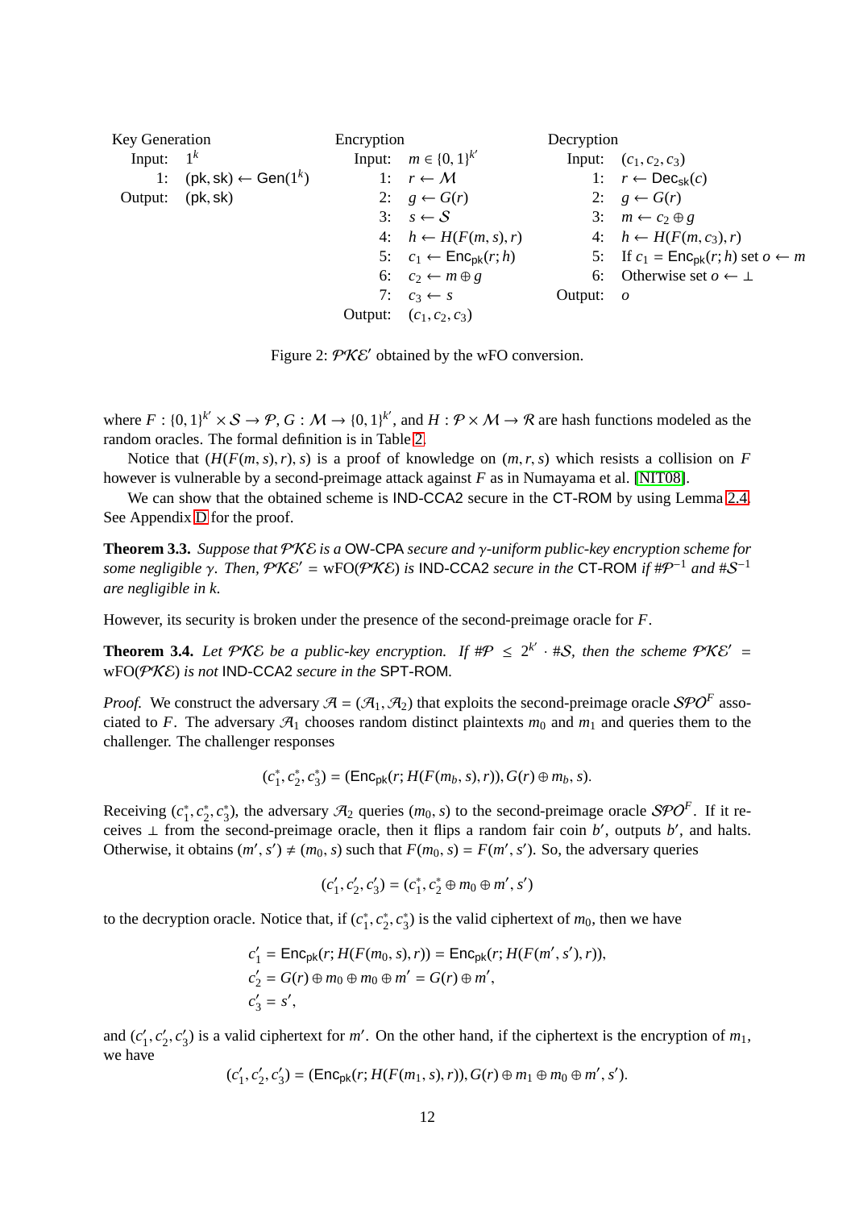| Key Generation | | Encryption | | Decryption | |
|---|---|---|---|---|---|
| Input: | $1^k$ | Input: | $m \in \{0,1\}^{k'}$ | Input: | $(c_1, c_2, c_3)$ |
| 1: | $(\mathsf{pk}, \mathsf{sk}) \leftarrow \mathsf{Gen}(1^k)$ | 1: | $r \leftarrow \mathcal{M}$ | 1: | $r \leftarrow \mathsf{Dec}_{\mathsf{sk}}(c)$ |
| Output: | $(\mathsf{pk}, \mathsf{sk})$ | 2: | $g \leftarrow G(r)$ | 2: | $g \leftarrow G(r)$ |
| | | 3: | $s \leftarrow \mathcal{S}$ | 3: | $m \leftarrow c_2 \oplus g$ |
| | | 4: | $h \leftarrow H(F(m, s), r)$ | 4: | $h \leftarrow H(F(m, c_3), r)$ |
| | | 5: | $c_1 \leftarrow \mathsf{Enc}_{\mathsf{pk}}(r; h)$ | 5: | If $c_1 = \mathsf{Enc}_{\mathsf{pk}}(r; h)$ set $o \leftarrow m$ |
| | | 6: | $c_2 \leftarrow m \oplus g$ | 6: | Otherwise set $o \leftarrow \perp$ |
| | | 7: | $c_3 \leftarrow s$ | Output: | $o$ |
| | | Output: | $(c_1, c_2, c_3)$ | | |

Figure 2: $\mathcal{PKE}'$ obtained by the wFO conversion.

where $F : \{0,1\}^{k'} \times \mathcal{S} \to \mathcal{P}$, $G : \mathcal{M} \to \{0,1\}^{k'}$, and $H : \mathcal{P} \times \mathcal{M} \to \mathcal{R}$ are hash functions modeled as the random oracles. The formal definition is in Table 2.

Notice that $(H(F(m,s), r), s)$ is a proof of knowledge on $(m, r, s)$ which resists a collision on $F$ however is vulnerable by a second-preimage attack against $F$ as in Numayama et al. [NIT08].

We can show that the obtained scheme is IND-CCA2 secure in the CT-ROM by using Lemma 2.4. See Appendix D for the proof.

**Theorem 3.3.** *Suppose that $\mathcal{PKE}$ is a* OW-CPA *secure and $\gamma$-uniform public-key encryption scheme for some negligible $\gamma$. Then, $\mathcal{PKE}' = \mathrm{wFO}(\mathcal{PKE})$ is* IND-CCA2 *secure in the* CT-ROM *if $\#\mathcal{P}^{-1}$ and $\#\mathcal{S}^{-1}$ are negligible in $k$.*

However, its security is broken under the presence of the second-preimage oracle for $F$.

**Theorem 3.4.** *Let $\mathcal{PKE}$ be a public-key encryption. If $\#\mathcal{P} \leq 2^{k'} \cdot \#\mathcal{S}$, then the scheme $\mathcal{PKE}' = \mathrm{wFO}(\mathcal{PKE})$ is not* IND-CCA2 *secure in the* SPT-ROM.

*Proof.* We construct the adversary $\mathcal{A} = (\mathcal{A}_1, \mathcal{A}_2)$ that exploits the second-preimage oracle $\mathcal{SPO}^F$ associated to $F$. The adversary $\mathcal{A}_1$ chooses random distinct plaintexts $m_0$ and $m_1$ and queries them to the challenger. The challenger responses

$$(c_1^*, c_2^*, c_3^*) = (\mathsf{Enc}_{\mathsf{pk}}(r; H(F(m_b, s), r)), G(r) \oplus m_b, s).$$

Receiving $(c_1^*, c_2^*, c_3^*)$, the adversary $\mathcal{A}_2$ queries $(m_0, s)$ to the second-preimage oracle $\mathcal{SPO}^F$. If it receives $\perp$ from the second-preimage oracle, then it flips a random fair coin $b'$, outputs $b'$, and halts. Otherwise, it obtains $(m', s') \neq (m_0, s)$ such that $F(m_0, s) = F(m', s')$. So, the adversary queries

$$(c_1', c_2', c_3') = (c_1^*, c_2^* \oplus m_0 \oplus m', s')$$

to the decryption oracle. Notice that, if $(c_1^*, c_2^*, c_3^*)$ is the valid ciphertext of $m_0$, then we have

$$c_1' = \mathsf{Enc}_{\mathsf{pk}}(r; H(F(m_0, s), r)) = \mathsf{Enc}_{\mathsf{pk}}(r; H(F(m', s'), r)),$$
$$c_2' = G(r) \oplus m_0 \oplus m_0 \oplus m' = G(r) \oplus m',$$
$$c_3' = s',$$

and $(c_1', c_2', c_3')$ is a valid ciphertext for $m'$. On the other hand, if the ciphertext is the encryption of $m_1$, we have

$$(c_1', c_2', c_3') = (\mathsf{Enc}_{\mathsf{pk}}(r; H(F(m_1, s), r)), G(r) \oplus m_1 \oplus m_0 \oplus m', s').$$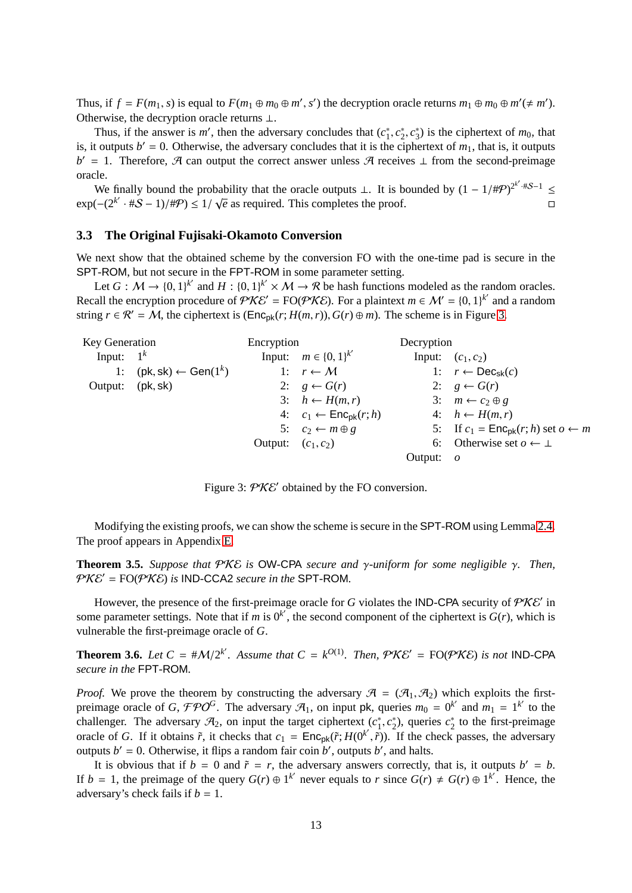Thus, if $f = F(m_1, s)$ is equal to $F(m_1 \oplus m_0 \oplus m', s')$ the decryption oracle returns $m_1 \oplus m_0 \oplus m' (\neq m')$. Otherwise, the decryption oracle returns $\perp$.

Thus, if the answer is $m'$, then the adversary concludes that $(c_1^*, c_2^*, c_3^*)$ is the ciphertext of $m_0$, that is, it outputs $b' = 0$. Otherwise, the adversary concludes that it is the ciphertext of $m_1$, that is, it outputs $b' = 1$. Therefore, $\mathcal{A}$ can output the correct answer unless $\mathcal{A}$ receives $\perp$ from the second-preimage oracle.

We finally bound the probability that the oracle outputs $\perp$. It is bounded by $(1 - 1/\#\mathcal{P})^{2^{k'} \cdot \#\mathcal{S} - 1} \leq \exp(-(2^{k'} \cdot \#\mathcal{S} - 1)/\#\mathcal{P}) \leq 1/\sqrt{e}$ as required. This completes the proof. □

### 3.3 The Original Fujisaki-Okamoto Conversion

We next show that the obtained scheme by the conversion FO with the one-time pad is secure in the SPT-ROM, but not secure in the FPT-ROM in some parameter setting.

Let $G : \mathcal{M} \to \{0,1\}^{k'}$ and $H : \{0,1\}^{k'} \times \mathcal{M} \to \mathcal{R}$ be hash functions modeled as the random oracles. Recall the encryption procedure of $\mathcal{PKE}' = \mathrm{FO}(\mathcal{PKE})$. For a plaintext $m \in \mathcal{M}' = \{0,1\}^{k'}$ and a random string $r \in \mathcal{R}' = \mathcal{M}$, the ciphertext is $(\mathsf{Enc}_{\mathsf{pk}}(r; H(m, r)), G(r) \oplus m)$. The scheme is in Figure 3.

**Key Generation**
- Input: $1^k$
- 1: $(\mathsf{pk}, \mathsf{sk}) \leftarrow \mathsf{Gen}(1^k)$
- Output: $(\mathsf{pk}, \mathsf{sk})$

**Encryption**
- Input: $m \in \{0,1\}^{k'}$
- 1: $r \leftarrow \mathcal{M}$
- 2: $g \leftarrow G(r)$
- 3: $h \leftarrow H(m, r)$
- 4: $c_1 \leftarrow \mathsf{Enc}_{\mathsf{pk}}(r; h)$
- 5: $c_2 \leftarrow m \oplus g$
- Output: $(c_1, c_2)$

**Decryption**
- Input: $(c_1, c_2)$
- 1: $r \leftarrow \mathsf{Dec}_{\mathsf{sk}}(c)$
- 2: $g \leftarrow G(r)$
- 3: $m \leftarrow c_2 \oplus g$
- 4: $h \leftarrow H(m, r)$
- 5: If $c_1 = \mathsf{Enc}_{\mathsf{pk}}(r; h)$ set $o \leftarrow m$
- 6: Otherwise set $o \leftarrow \perp$
- Output: $o$

Figure 3: $\mathcal{PKE}'$ obtained by the FO conversion.

Modifying the existing proofs, we can show the scheme is secure in the SPT-ROM using Lemma 2.4. The proof appears in Appendix E.

**Theorem 3.5.** *Suppose that $\mathcal{PKE}$ is* OW-CPA *secure and $\gamma$-uniform for some negligible $\gamma$. Then, $\mathcal{PKE}' = \mathrm{FO}(\mathcal{PKE})$ is* IND-CCA2 *secure in the* SPT-ROM.

However, the presence of the first-preimage oracle for $G$ violates the IND-CPA security of $\mathcal{PKE}'$ in some parameter settings. Note that if $m$ is $0^{k'}$, the second component of the ciphertext is $G(r)$, which is vulnerable the first-preimage oracle of $G$.

**Theorem 3.6.** *Let $C = \#\mathcal{M}/2^{k'}$. Assume that $C = k^{O(1)}$. Then, $\mathcal{PKE}' = \mathrm{FO}(\mathcal{PKE})$ is not* IND-CPA *secure in the* FPT-ROM.

*Proof.* We prove the theorem by constructing the adversary $\mathcal{A} = (\mathcal{A}_1, \mathcal{A}_2)$ which exploits the first-preimage oracle of $G$, $\mathcal{FPO}^G$. The adversary $\mathcal{A}_1$, on input $\mathsf{pk}$, queries $m_0 = 0^{k'}$ and $m_1 = 1^{k'}$ to the challenger. The adversary $\mathcal{A}_2$, on input the target ciphertext $(c_1^*, c_2^*)$, queries $c_2^*$ to the first-preimage oracle of $G$. If it obtains $\tilde{r}$, it checks that $c_1 = \mathsf{Enc}_{\mathsf{pk}}(\tilde{r}; H(0^{k'}, \tilde{r}))$. If the check passes, the adversary outputs $b' = 0$. Otherwise, it flips a random fair coin $b'$, outputs $b'$, and halts.

It is obvious that if $b = 0$ and $\tilde{r} = r$, the adversary answers correctly, that is, it outputs $b' = b$. If $b = 1$, the preimage of the query $G(r) \oplus 1^{k'}$ never equals to $r$ since $G(r) \neq G(r) \oplus 1^{k'}$. Hence, the adversary's check fails if $b = 1$.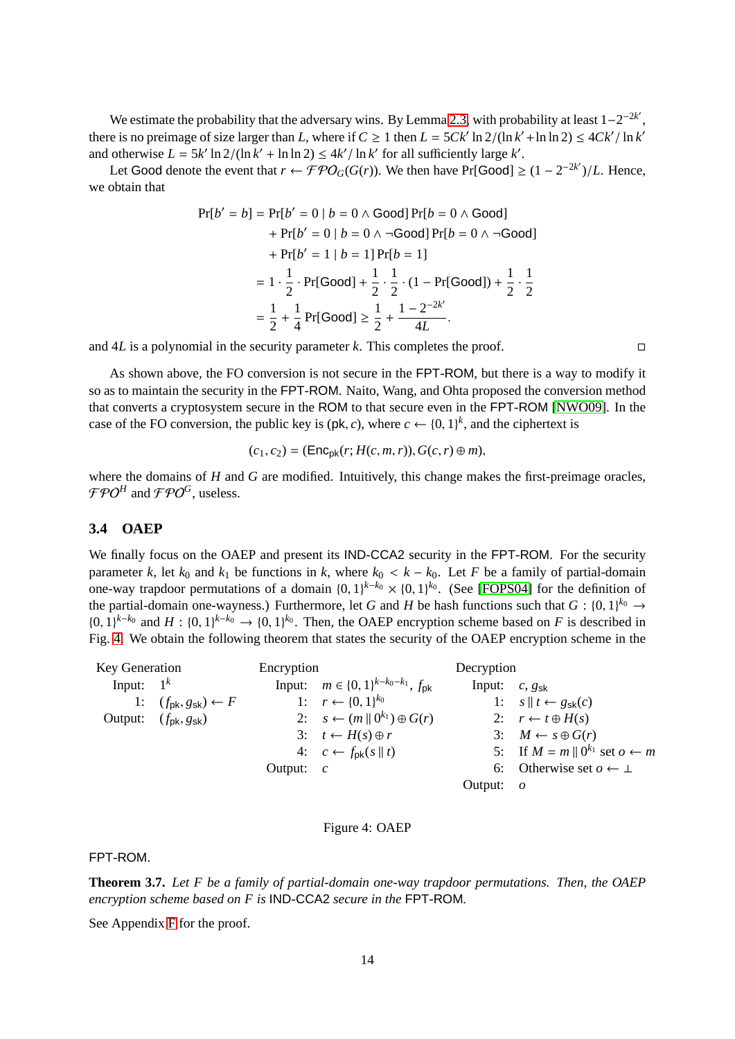We estimate the probability that the adversary wins. By Lemma 2.3, with probability at least $1-2^{-2k'}$, there is no preimage of size larger than $L$, where if $C \geq 1$ then $L = 5Ck' \ln 2/(\ln k' + \ln \ln 2) \leq 4Ck'/\ln k'$ and otherwise $L = 5k' \ln 2/(\ln k' + \ln \ln 2) \leq 4k'/\ln k'$ for all sufficiently large $k'$.

Let $\mathsf{Good}$ denote the event that $r \leftarrow \mathcal{FPO}_G(G(r))$. We then have $\Pr[\mathsf{Good}] \geq (1 - 2^{-2k'})/L$. Hence, we obtain that

$$
\begin{aligned}
\Pr[b' = b] &= \Pr[b' = 0 \mid b = 0 \wedge \mathsf{Good}] \Pr[b = 0 \wedge \mathsf{Good}] \\
&\quad + \Pr[b' = 0 \mid b = 0 \wedge \neg\mathsf{Good}] \Pr[b = 0 \wedge \neg\mathsf{Good}] \\
&\quad + \Pr[b' = 1 \mid b = 1] \Pr[b = 1] \\
&= 1 \cdot \frac{1}{2} \cdot \Pr[\mathsf{Good}] + \frac{1}{2} \cdot \frac{1}{2} \cdot (1 - \Pr[\mathsf{Good}]) + \frac{1}{2} \cdot \frac{1}{2} \\
&= \frac{1}{2} + \frac{1}{4} \Pr[\mathsf{Good}] \geq \frac{1}{2} + \frac{1 - 2^{-2k'}}{4L}.
\end{aligned}
$$

and $4L$ is a polynomial in the security parameter $k$. This completes the proof. □

As shown above, the FO conversion is not secure in the FPT-ROM, but there is a way to modify it so as to maintain the security in the FPT-ROM. Naito, Wang, and Ohta proposed the conversion method that converts a cryptosystem secure in the ROM to that secure even in the FPT-ROM [NWO09]. In the case of the FO conversion, the public key is $(\mathsf{pk}, c)$, where $c \leftarrow \{0,1\}^k$, and the ciphertext is

$$(c_1, c_2) = (\mathsf{Enc}_{\mathsf{pk}}(r; H(c, m, r)), G(c, r) \oplus m),$$

where the domains of $H$ and $G$ are modified. Intuitively, this change makes the first-preimage oracles, $\mathcal{FPO}^H$ and $\mathcal{FPO}^G$, useless.

### 3.4 OAEP

We finally focus on the OAEP and present its IND-CCA2 security in the FPT-ROM. For the security parameter $k$, let $k_0$ and $k_1$ be functions in $k$, where $k_0 < k - k_0$. Let $F$ be a family of partial-domain one-way trapdoor permutations of a domain $\{0,1\}^{k-k_0} \times \{0,1\}^{k_0}$. (See [FOPS04] for the definition of the partial-domain one-wayness.) Furthermore, let $G$ and $H$ be hash functions such that $G : \{0,1\}^{k_0} \rightarrow \{0,1\}^{k-k_0}$ and $H : \{0,1\}^{k-k_0} \rightarrow \{0,1\}^{k_0}$. Then, the OAEP encryption scheme based on $F$ is described in Fig. 4. We obtain the following theorem that states the security of the OAEP encryption scheme in the FPT-ROM.

| Key Generation | Encryption | Decryption |
|---|---|---|
| Input: $1^k$ | Input: $m \in \{0,1\}^{k-k_0-k_1}$, $f_{\mathsf{pk}}$ | Input: $c$, $g_{\mathsf{sk}}$ |
| 1: $(f_{\mathsf{pk}}, g_{\mathsf{sk}}) \leftarrow F$ | 1: $r \leftarrow \{0,1\}^{k_0}$ | 1: $s \parallel t \leftarrow g_{\mathsf{sk}}(c)$ |
| Output: $(f_{\mathsf{pk}}, g_{\mathsf{sk}})$ | 2: $s \leftarrow (m \parallel 0^{k_1}) \oplus G(r)$ | 2: $r \leftarrow t \oplus H(s)$ |
| | 3: $t \leftarrow H(s) \oplus r$ | 3: $M \leftarrow s \oplus G(r)$ |
| | 4: $c \leftarrow f_{\mathsf{pk}}(s \parallel t)$ | 5: If $M = m \parallel 0^{k_1}$ set $o \leftarrow m$ |
| | Output: $c$ | 6: Otherwise set $o \leftarrow \perp$ |
| | | Output: $o$ |

Figure 4: OAEP

**Theorem 3.7.** *Let $F$ be a family of partial-domain one-way trapdoor permutations. Then, the OAEP encryption scheme based on $F$ is* IND-CCA2 *secure in the* FPT-ROM*.*

See Appendix F for the proof.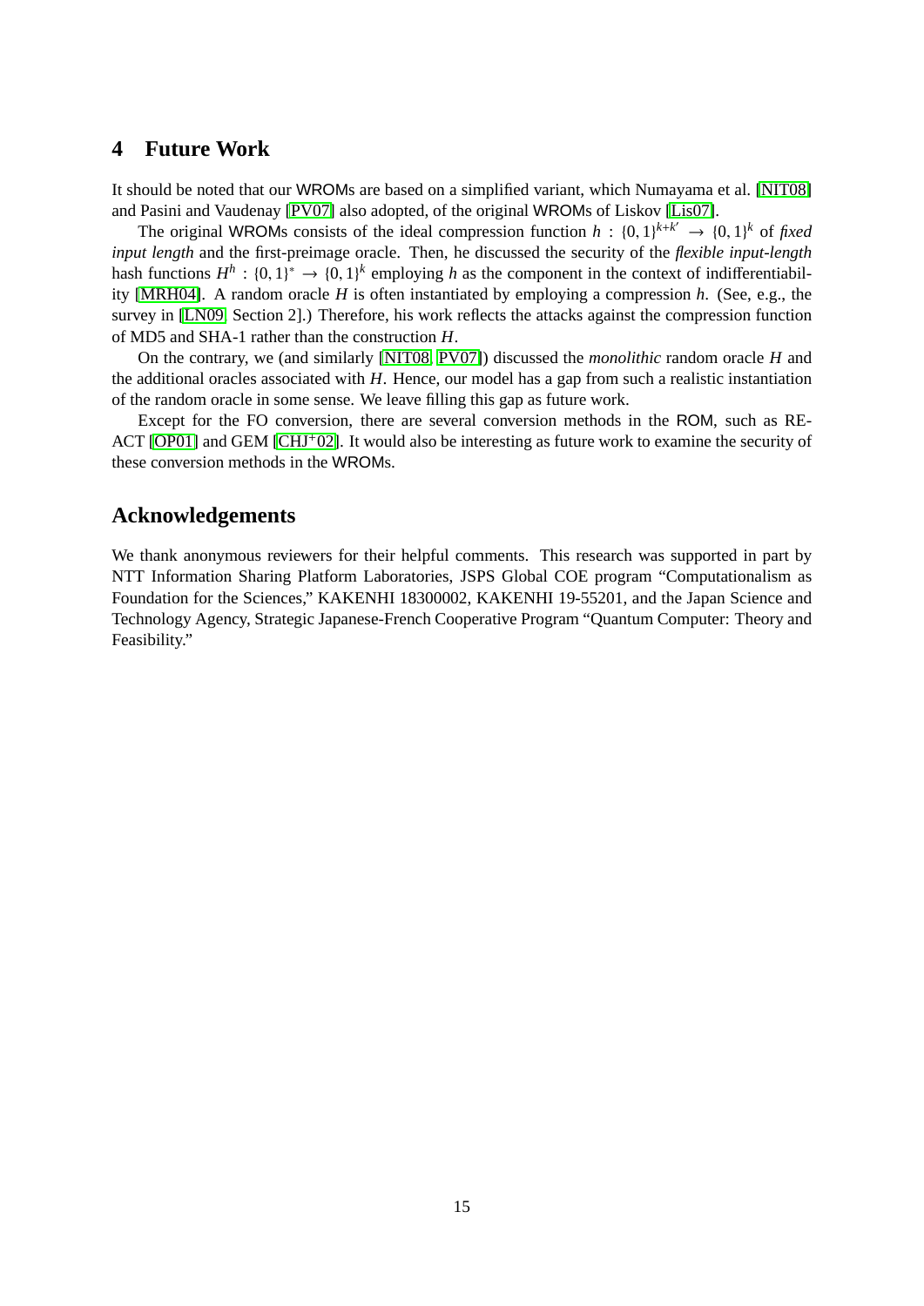## 4 Future Work

It should be noted that our WROMs are based on a simplified variant, which Numayama et al. [NIT08] and Pasini and Vaudenay [PV07] also adopted, of the original WROMs of Liskov [Lis07].

The original WROMs consists of the ideal compression function $h : \{0,1\}^{k+k'} \rightarrow \{0,1\}^k$ of *fixed input length* and the first-preimage oracle. Then, he discussed the security of the *flexible input-length* hash functions $H^h : \{0,1\}^* \rightarrow \{0,1\}^k$ employing $h$ as the component in the context of indifferentiability [MRH04]. A random oracle $H$ is often instantiated by employing a compression $h$. (See, e.g., the survey in [LN09, Section 2].) Therefore, his work reflects the attacks against the compression function of MD5 and SHA-1 rather than the construction $H$.

On the contrary, we (and similarly [NIT08, PV07]) discussed the *monolithic* random oracle $H$ and the additional oracles associated with $H$. Hence, our model has a gap from such a realistic instantiation of the random oracle in some sense. We leave filling this gap as future work.

Except for the FO conversion, there are several conversion methods in the ROM, such as REACT [OP01] and GEM [CHJ+02]. It would also be interesting as future work to examine the security of these conversion methods in the WROMs.

## Acknowledgements

We thank anonymous reviewers for their helpful comments. This research was supported in part by NTT Information Sharing Platform Laboratories, JSPS Global COE program "Computationalism as Foundation for the Sciences," KAKENHI 18300002, KAKENHI 19-55201, and the Japan Science and Technology Agency, Strategic Japanese-French Cooperative Program "Quantum Computer: Theory and Feasibility."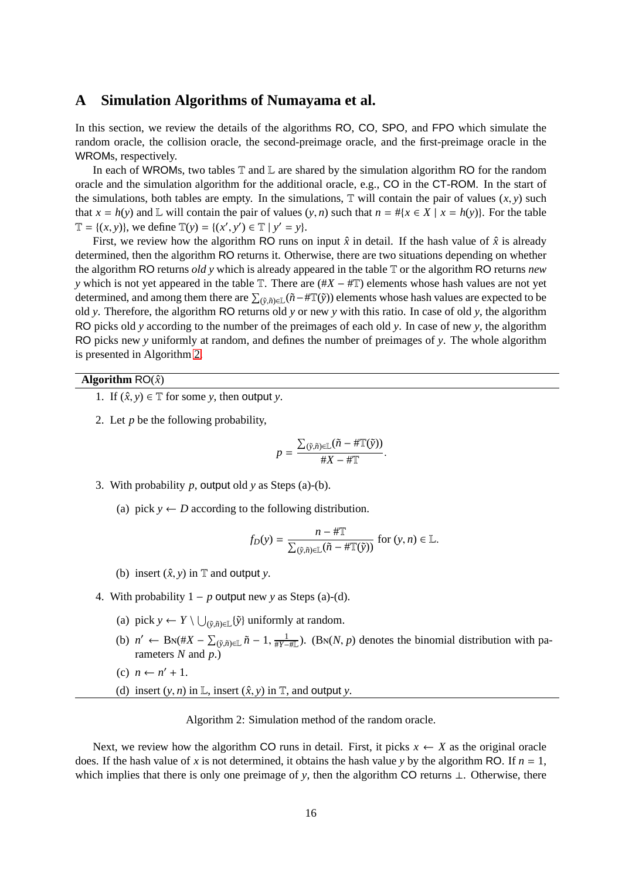# A Simulation Algorithms of Numayama et al.

In this section, we review the details of the algorithms RO, CO, SPO, and FPO which simulate the random oracle, the collision oracle, the second-preimage oracle, and the first-preimage oracle in the WROMs, respectively.

In each of WROMs, two tables $\mathbb{T}$ and $\mathbb{L}$ are shared by the simulation algorithm RO for the random oracle and the simulation algorithm for the additional oracle, e.g., CO in the CT-ROM. In the start of the simulations, both tables are empty. In the simulations, $\mathbb{T}$ will contain the pair of values $(x, y)$ such that $x = h(y)$ and $\mathbb{L}$ will contain the pair of values $(y, n)$ such that $n = \#\{x \in X \mid x = h(y)\}$. For the table $\mathbb{T} = \{(x, y)\}$, we define $\mathbb{T}(y) = \{(x', y') \in \mathbb{T} \mid y' = y\}$.

First, we review how the algorithm RO runs on input $\hat{x}$ in detail. If the hash value of $\hat{x}$ is already determined, then the algorithm RO returns it. Otherwise, there are two situations depending on whether the algorithm RO returns *old y* which is already appeared in the table $\mathbb{T}$ or the algorithm RO returns *new y* which is not yet appeared in the table $\mathbb{T}$. There are $(\#X - \#\mathbb{T})$ elements whose hash values are not yet determined, and among them there are $\sum_{(\tilde{y},\tilde{n})\in\mathbb{L}}(\tilde{n} - \#\mathbb{T}(\tilde{y}))$ elements whose hash values are expected to be old $y$. Therefore, the algorithm RO returns old $y$ or new $y$ with this ratio. In case of old $y$, the algorithm RO picks old $y$ according to the number of the preimages of each old $y$. In case of new $y$, the algorithm RO picks new $y$ uniformly at random, and defines the number of preimages of $y$. The whole algorithm is presented in Algorithm 2.

---

**Algorithm** RO($\hat{x}$)

1. If $(\hat{x}, y) \in \mathbb{T}$ for some $y$, then output $y$.
2. Let $p$ be the following probability,
$$p = \frac{\sum_{(\tilde{y},\tilde{n})\in\mathbb{L}}(\tilde{n} - \#\mathbb{T}(\tilde{y}))}{\#X - \#\mathbb{T}}.$$
3. With probability $p$, output old $y$ as Steps (a)-(b).
   (a) pick $y \leftarrow D$ according to the following distribution.
   $$f_D(y) = \frac{n - \#\mathbb{T}}{\sum_{(\tilde{y},\tilde{n})\in\mathbb{L}}(\tilde{n} - \#\mathbb{T}(\tilde{y}))} \text{ for } (y, n) \in \mathbb{L}.$$
   (b) insert $(\hat{x}, y)$ in $\mathbb{T}$ and output $y$.
4. With probability $1 - p$ output new $y$ as Steps (a)-(d).
   (a) pick $y \leftarrow Y \setminus \bigcup_{(\tilde{y},\tilde{n})\in\mathbb{L}}\{\tilde{y}\}$ uniformly at random.
   (b) $n' \leftarrow \mathrm{B}\textsc{n}(\#X - \sum_{(\tilde{y},\tilde{n})\in\mathbb{L}} \tilde{n} - 1, \frac{1}{\#Y - \#\mathbb{L}})$. ($\mathrm{B}\textsc{n}(N, p)$ denotes the binomial distribution with parameters $N$ and $p$.)
   (c) $n \leftarrow n' + 1$.
   (d) insert $(y, n)$ in $\mathbb{L}$, insert $(\hat{x}, y)$ in $\mathbb{T}$, and output $y$.

---

Algorithm 2: Simulation method of the random oracle.

Next, we review how the algorithm CO runs in detail. First, it picks $x \leftarrow X$ as the original oracle does. If the hash value of $x$ is not determined, it obtains the hash value $y$ by the algorithm RO. If $n = 1$, which implies that there is only one preimage of $y$, then the algorithm CO returns $\perp$. Otherwise, there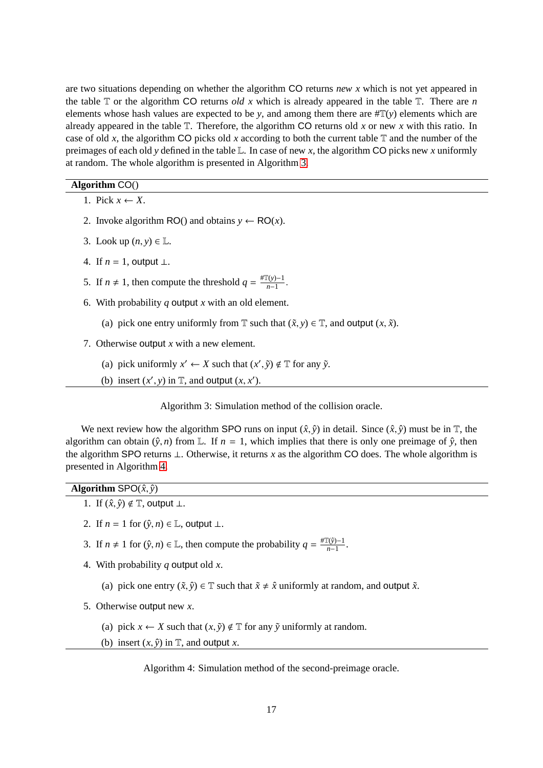are two situations depending on whether the algorithm CO returns *new* $x$ which is not yet appeared in the table $\mathbb{T}$ or the algorithm CO returns *old* $x$ which is already appeared in the table $\mathbb{T}$. There are $n$ elements whose hash values are expected to be $y$, and among them there are $\#\mathbb{T}(y)$ elements which are already appeared in the table $\mathbb{T}$. Therefore, the algorithm CO returns old $x$ or new $x$ with this ratio. In case of old $x$, the algorithm CO picks old $x$ according to both the current table $\mathbb{T}$ and the number of the preimages of each old $y$ defined in the table $\mathbb{L}$. In case of new $x$, the algorithm CO picks new $x$ uniformly at random. The whole algorithm is presented in Algorithm 3.

---

**Algorithm** CO()

---

1. Pick $x \leftarrow X$.
2. Invoke algorithm RO() and obtains $y \leftarrow \mathsf{RO}(x)$.
3. Look up $(n, y) \in \mathbb{L}$.
4. If $n = 1$, output $\perp$.
5. If $n \neq 1$, then compute the threshold $q = \frac{\#\mathbb{T}(y)-1}{n-1}$.
6. With probability $q$ output $x$ with an old element.
   (a) pick one entry uniformly from $\mathbb{T}$ such that $(\tilde{x}, y) \in \mathbb{T}$, and output $(x, \tilde{x})$.
7. Otherwise output $x$ with a new element.
   (a) pick uniformly $x' \leftarrow X$ such that $(x', \tilde{y}) \notin \mathbb{T}$ for any $\tilde{y}$.
   (b) insert $(x', y)$ in $\mathbb{T}$, and output $(x, x')$.

---

Algorithm 3: Simulation method of the collision oracle.

We next review how the algorithm SPO runs on input $(\hat{x}, \hat{y})$ in detail. Since $(\hat{x}, \hat{y})$ must be in $\mathbb{T}$, the algorithm can obtain $(\hat{y}, n)$ from $\mathbb{L}$. If $n = 1$, which implies that there is only one preimage of $\hat{y}$, then the algorithm SPO returns $\perp$. Otherwise, it returns $x$ as the algorithm CO does. The whole algorithm is presented in Algorithm 4.

---

**Algorithm** SPO$(\hat{x}, \hat{y})$

---

1. If $(\hat{x}, \hat{y}) \notin \mathbb{T}$, output $\perp$.
2. If $n = 1$ for $(\hat{y}, n) \in \mathbb{L}$, output $\perp$.
3. If $n \neq 1$ for $(\hat{y}, n) \in \mathbb{L}$, then compute the probability $q = \frac{\#\mathbb{T}(\hat{y})-1}{n-1}$.
4. With probability $q$ output old $x$.
   (a) pick one entry $(\tilde{x}, \hat{y}) \in \mathbb{T}$ such that $\tilde{x} \neq \hat{x}$ uniformly at random, and output $\tilde{x}$.
5. Otherwise output new $x$.
   (a) pick $x \leftarrow X$ such that $(x, \tilde{y}) \notin \mathbb{T}$ for any $\tilde{y}$ uniformly at random.
   (b) insert $(x, \hat{y})$ in $\mathbb{T}$, and output $x$.

---

Algorithm 4: Simulation method of the second-preimage oracle.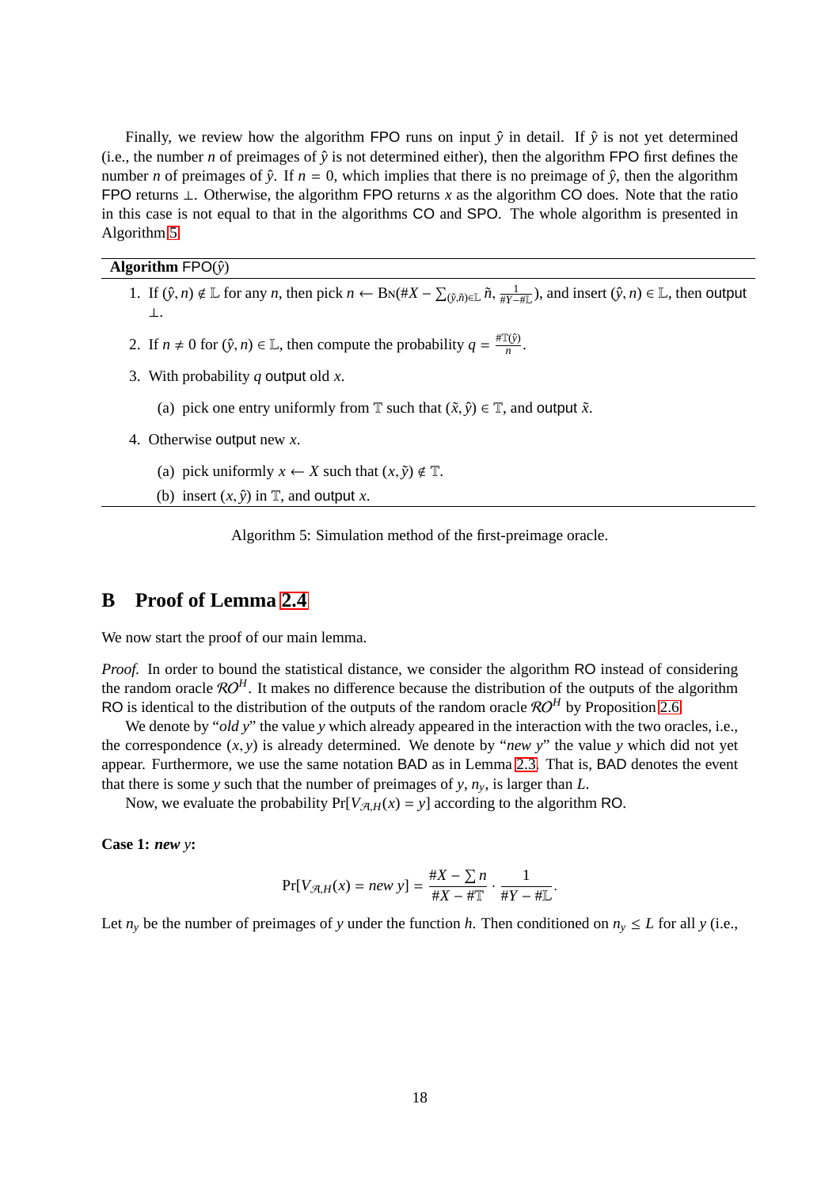Finally, we review how the algorithm FPO runs on input $\hat{y}$ in detail. If $\hat{y}$ is not yet determined (i.e., the number $n$ of preimages of $\hat{y}$ is not determined either), then the algorithm FPO first defines the number $n$ of preimages of $\hat{y}$. If $n = 0$, which implies that there is no preimage of $\hat{y}$, then the algorithm FPO returns $\perp$. Otherwise, the algorithm FPO returns $x$ as the algorithm CO does. Note that the ratio in this case is not equal to that in the algorithms CO and SPO. The whole algorithm is presented in Algorithm 5.

---

**Algorithm** FPO($\hat{y}$)

---

1. If $(\hat{y}, n) \notin \mathbb{L}$ for any $n$, then pick $n \leftarrow \mathrm{B}\textsc{n}(\#X - \sum_{(\tilde{y},\tilde{n})\in\mathbb{L}} \tilde{n}, \frac{1}{\#Y - \#\mathbb{L}})$, and insert $(\hat{y}, n) \in \mathbb{L}$, then output $\perp$.
2. If $n \neq 0$ for $(\hat{y}, n) \in \mathbb{L}$, then compute the probability $q = \frac{\#\mathbb{T}(\hat{y})}{n}$.
3. With probability $q$ output old $x$.
   (a) pick one entry uniformly from $\mathbb{T}$ such that $(\tilde{x}, \hat{y}) \in \mathbb{T}$, and output $\tilde{x}$.
4. Otherwise output new $x$.
   (a) pick uniformly $x \leftarrow X$ such that $(x, \tilde{y}) \notin \mathbb{T}$.
   (b) insert $(x, \hat{y})$ in $\mathbb{T}$, and output $x$.

---

Algorithm 5: Simulation method of the first-preimage oracle.

## B Proof of Lemma 2.4

We now start the proof of our main lemma.

*Proof.* In order to bound the statistical distance, we consider the algorithm RO instead of considering the random oracle $\mathcal{RO}^H$. It makes no difference because the distribution of the outputs of the algorithm RO is identical to the distribution of the outputs of the random oracle $\mathcal{RO}^H$ by Proposition 2.6.

We denote by "*old* $y$" the value $y$ which already appeared in the interaction with the two oracles, i.e., the correspondence $(x, y)$ is already determined. We denote by "*new* $y$" the value $y$ which did not yet appear. Furthermore, we use the same notation BAD as in Lemma 2.3. That is, BAD denotes the event that there is some $y$ such that the number of preimages of $y$, $n_y$, is larger than $L$.

Now, we evaluate the probability $\Pr[V_{\mathcal{A},H}(x) = y]$ according to the algorithm RO.

**Case 1: *new* $y$:**

$$\Pr[V_{\mathcal{A},H}(x) = \textit{new } y] = \frac{\#X - \sum n}{\#X - \#\mathbb{T}} \cdot \frac{1}{\#Y - \#\mathbb{L}}.$$

Let $n_y$ be the number of preimages of $y$ under the function $h$. Then conditioned on $n_y \leq L$ for all $y$ (i.e.,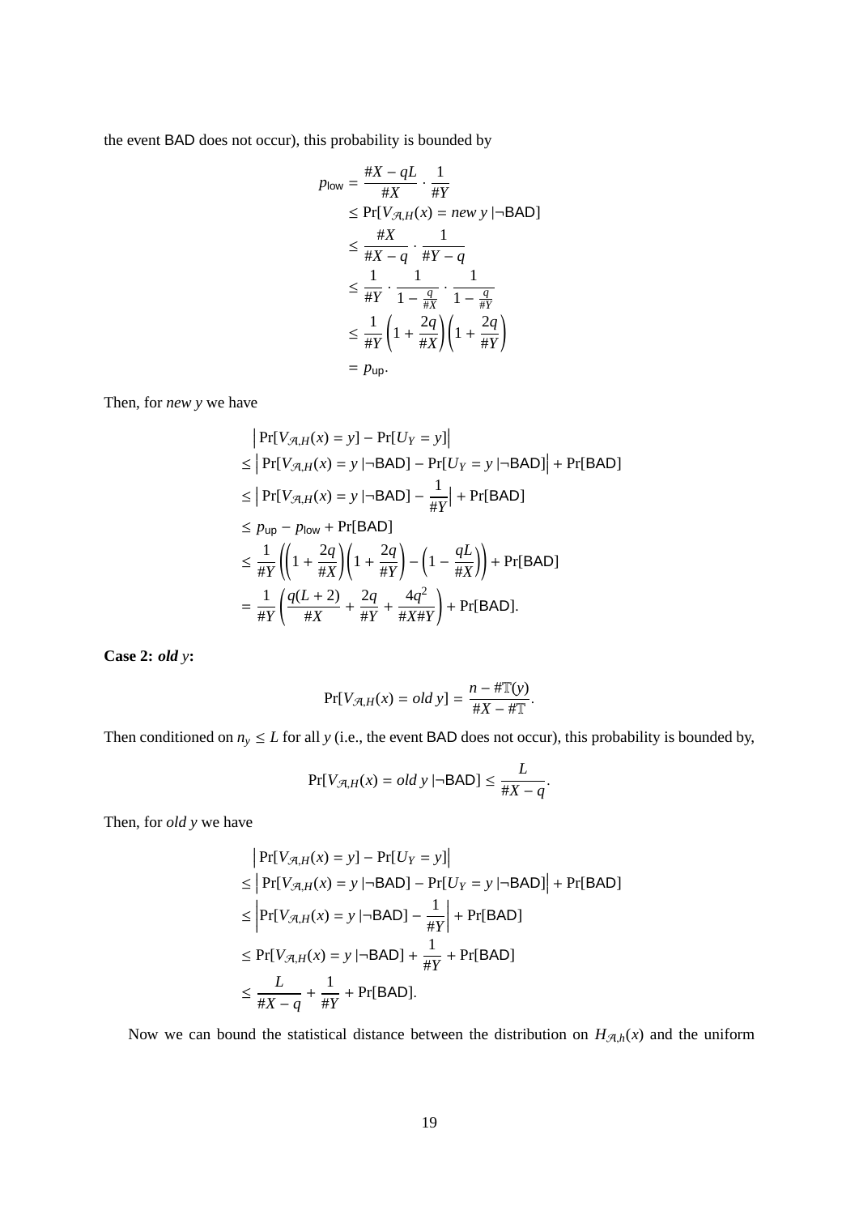the event $\mathsf{BAD}$ does not occur), this probability is bounded by

$$
\begin{aligned}
p_{\mathsf{low}} &= \frac{\#X - qL}{\#X} \cdot \frac{1}{\#Y} \\
&\leq \Pr[V_{\mathcal{A},H}(x) = \textit{new } y \mid \neg \mathsf{BAD}] \\
&\leq \frac{\#X}{\#X - q} \cdot \frac{1}{\#Y - q} \\
&\leq \frac{1}{\#Y} \cdot \frac{1}{1 - \frac{q}{\#X}} \cdot \frac{1}{1 - \frac{q}{\#Y}} \\
&\leq \frac{1}{\#Y} \left(1 + \frac{2q}{\#X}\right)\left(1 + \frac{2q}{\#Y}\right) \\
&= p_{\mathsf{up}}.
\end{aligned}
$$

Then, for *new* $y$ we have

$$
\begin{aligned}
&\left| \Pr[V_{\mathcal{A},H}(x) = y] - \Pr[U_Y = y] \right| \\
&\leq \left| \Pr[V_{\mathcal{A},H}(x) = y \mid \neg \mathsf{BAD}] - \Pr[U_Y = y \mid \neg \mathsf{BAD}] \right| + \Pr[\mathsf{BAD}] \\
&\leq \left| \Pr[V_{\mathcal{A},H}(x) = y \mid \neg \mathsf{BAD}] - \frac{1}{\#Y} \right| + \Pr[\mathsf{BAD}] \\
&\leq p_{\mathsf{up}} - p_{\mathsf{low}} + \Pr[\mathsf{BAD}] \\
&\leq \frac{1}{\#Y}\left(\left(1 + \frac{2q}{\#X}\right)\left(1 + \frac{2q}{\#Y}\right) - \left(1 - \frac{qL}{\#X}\right)\right) + \Pr[\mathsf{BAD}] \\
&= \frac{1}{\#Y}\left(\frac{q(L+2)}{\#X} + \frac{2q}{\#Y} + \frac{4q^2}{\#X\#Y}\right) + \Pr[\mathsf{BAD}].
\end{aligned}
$$

**Case 2: *old* $y$:**

$$
\Pr[V_{\mathcal{A},H}(x) = \textit{old } y] = \frac{n - \#\mathbb{T}(y)}{\#X - \#\mathbb{T}}.
$$

Then conditioned on $n_y \leq L$ for all $y$ (i.e., the event $\mathsf{BAD}$ does not occur), this probability is bounded by,

$$
\Pr[V_{\mathcal{A},H}(x) = \textit{old } y \mid \neg \mathsf{BAD}] \leq \frac{L}{\#X - q}.
$$

Then, for *old* $y$ we have

$$
\begin{aligned}
&\left| \Pr[V_{\mathcal{A},H}(x) = y] - \Pr[U_Y = y] \right| \\
&\leq \left| \Pr[V_{\mathcal{A},H}(x) = y \mid \neg \mathsf{BAD}] - \Pr[U_Y = y \mid \neg \mathsf{BAD}] \right| + \Pr[\mathsf{BAD}] \\
&\leq \left| \Pr[V_{\mathcal{A},H}(x) = y \mid \neg \mathsf{BAD}] - \frac{1}{\#Y} \right| + \Pr[\mathsf{BAD}] \\
&\leq \Pr[V_{\mathcal{A},H}(x) = y \mid \neg \mathsf{BAD}] + \frac{1}{\#Y} + \Pr[\mathsf{BAD}] \\
&\leq \frac{L}{\#X - q} + \frac{1}{\#Y} + \Pr[\mathsf{BAD}].
\end{aligned}
$$

Now we can bound the statistical distance between the distribution on $H_{\mathcal{A},h}(x)$ and the uniform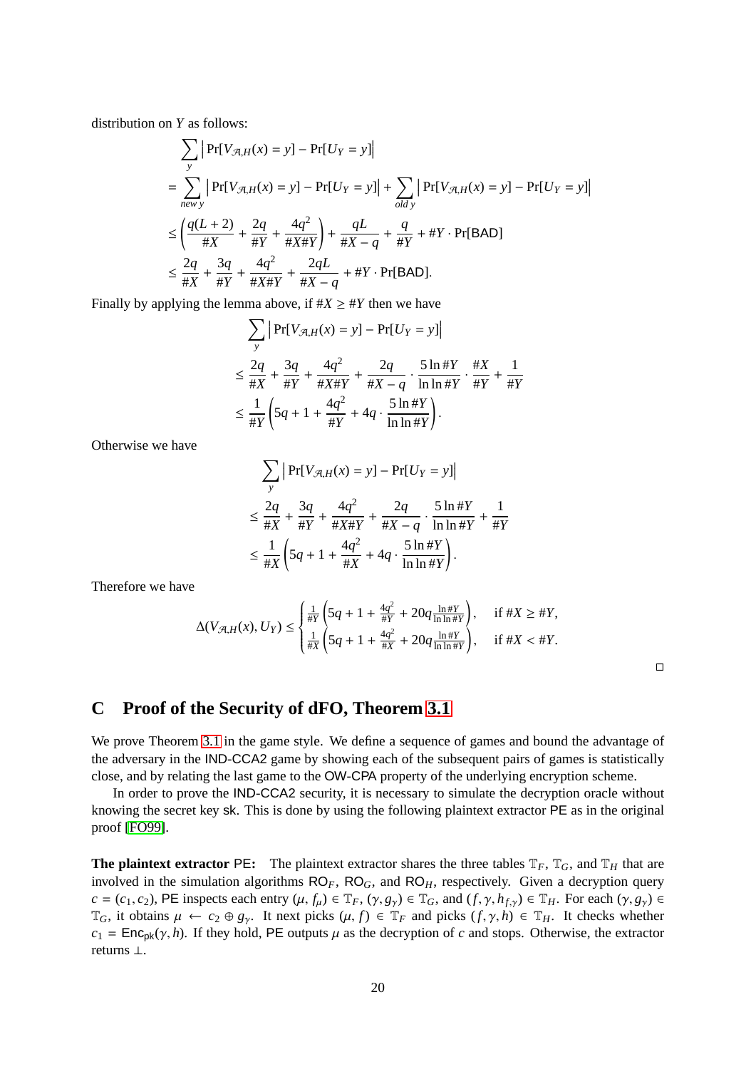distribution on $Y$ as follows:

$$
\begin{aligned}
&\sum_y \left| \Pr[V_{\mathcal{A},H}(x) = y] - \Pr[U_Y = y] \right| \\
&= \sum_{new\ y} \left| \Pr[V_{\mathcal{A},H}(x) = y] - \Pr[U_Y = y] \right| + \sum_{old\ y} \left| \Pr[V_{\mathcal{A},H}(x) = y] - \Pr[U_Y = y] \right| \\
&\leq \left( \frac{q(L+2)}{\#X} + \frac{2q}{\#Y} + \frac{4q^2}{\#X\#Y} \right) + \frac{qL}{\#X - q} + \frac{q}{\#Y} + \#Y \cdot \Pr[\mathsf{BAD}] \\
&\leq \frac{2q}{\#X} + \frac{3q}{\#Y} + \frac{4q^2}{\#X\#Y} + \frac{2qL}{\#X - q} + \#Y \cdot \Pr[\mathsf{BAD}].
\end{aligned}
$$

Finally by applying the lemma above, if $\#X \geq \#Y$ then we have

$$
\begin{aligned}
&\sum_y \left| \Pr[V_{\mathcal{A},H}(x) = y] - \Pr[U_Y = y] \right| \\
&\leq \frac{2q}{\#X} + \frac{3q}{\#Y} + \frac{4q^2}{\#X\#Y} + \frac{2q}{\#X - q} \cdot \frac{5 \ln \#Y}{\ln \ln \#Y} \cdot \frac{\#X}{\#Y} + \frac{1}{\#Y} \\
&\leq \frac{1}{\#Y} \left( 5q + 1 + \frac{4q^2}{\#Y} + 4q \cdot \frac{5 \ln \#Y}{\ln \ln \#Y} \right).
\end{aligned}
$$

Otherwise we have

$$
\begin{aligned}
&\sum_y \left| \Pr[V_{\mathcal{A},H}(x) = y] - \Pr[U_Y = y] \right| \\
&\leq \frac{2q}{\#X} + \frac{3q}{\#Y} + \frac{4q^2}{\#X\#Y} + \frac{2q}{\#X - q} \cdot \frac{5 \ln \#Y}{\ln \ln \#Y} + \frac{1}{\#Y} \\
&\leq \frac{1}{\#X} \left( 5q + 1 + \frac{4q^2}{\#X} + 4q \cdot \frac{5 \ln \#Y}{\ln \ln \#Y} \right).
\end{aligned}
$$

Therefore we have

$$
\Delta(V_{\mathcal{A},H}(x), U_Y) \leq \begin{cases} \frac{1}{\#Y} \left( 5q + 1 + \frac{4q^2}{\#Y} + 20q \frac{\ln \#Y}{\ln \ln \#Y} \right), & \text{if } \#X \geq \#Y, \\ \frac{1}{\#X} \left( 5q + 1 + \frac{4q^2}{\#X} + 20q \frac{\ln \#Y}{\ln \ln \#Y} \right), & \text{if } \#X < \#Y. \end{cases}
$$

□

## C Proof of the Security of dFO, Theorem 3.1

We prove Theorem 3.1 in the game style. We define a sequence of games and bound the advantage of the adversary in the IND-CCA2 game by showing each of the subsequent pairs of games is statistically close, and by relating the last game to the OW-CPA property of the underlying encryption scheme.

In order to prove the IND-CCA2 security, it is necessary to simulate the decryption oracle without knowing the secret key sk. This is done by using the following plaintext extractor PE as in the original proof [FO99].

**The plaintext extractor PE:** The plaintext extractor shares the three tables $\mathbb{T}_F$, $\mathbb{T}_G$, and $\mathbb{T}_H$ that are involved in the simulation algorithms $\mathsf{RO}_F$, $\mathsf{RO}_G$, and $\mathsf{RO}_H$, respectively. Given a decryption query $c = (c_1, c_2)$, PE inspects each entry $(\mu, f_\mu) \in \mathbb{T}_F$, $(\gamma, g_\gamma) \in \mathbb{T}_G$, and $(f, \gamma, h_{f,\gamma}) \in \mathbb{T}_H$. For each $(\gamma, g_\gamma) \in \mathbb{T}_G$, it obtains $\mu \leftarrow c_2 \oplus g_\gamma$. It next picks $(\mu, f) \in \mathbb{T}_F$ and picks $(f, \gamma, h) \in \mathbb{T}_H$. It checks whether $c_1 = \mathsf{Enc}_{\mathsf{pk}}(\gamma, h)$. If they hold, PE outputs $\mu$ as the decryption of $c$ and stops. Otherwise, the extractor returns $\perp$.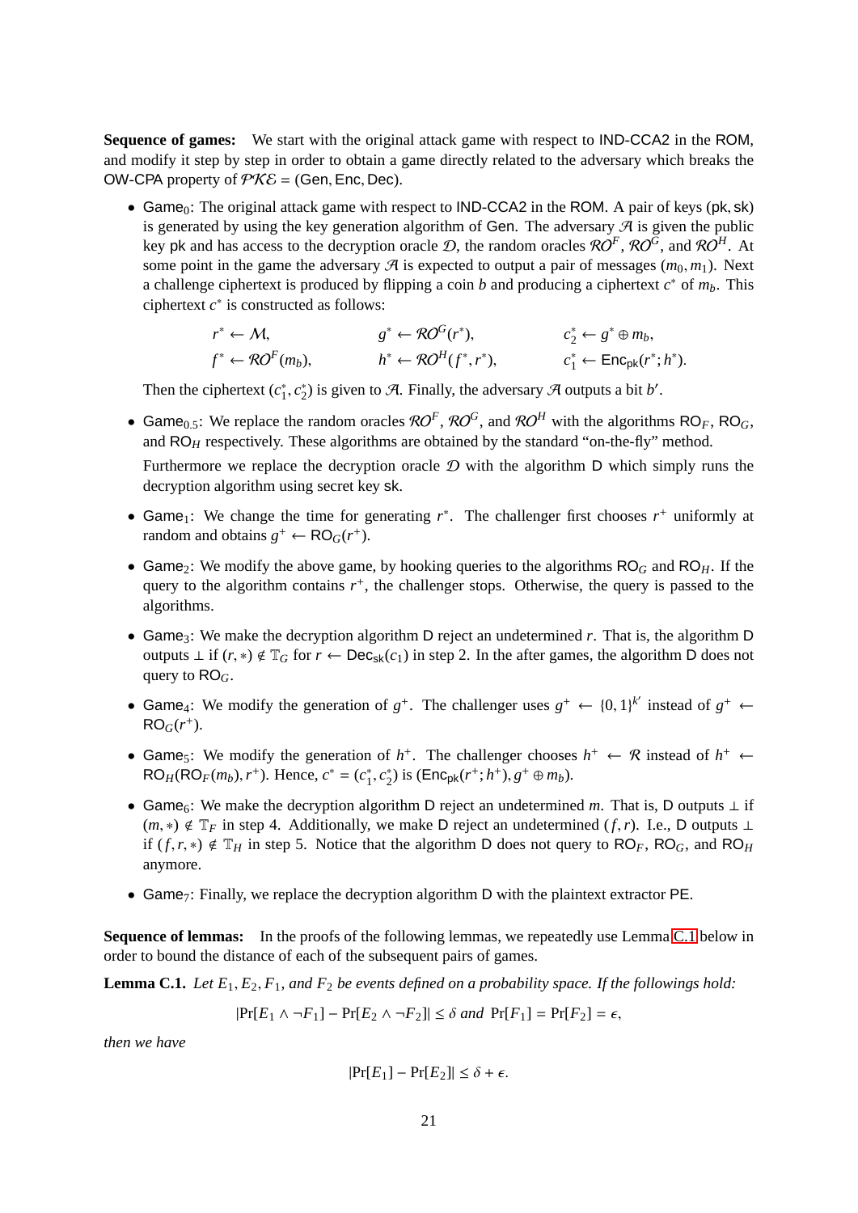**Sequence of games:** We start with the original attack game with respect to IND-CCA2 in the ROM, and modify it step by step in order to obtain a game directly related to the adversary which breaks the OW-CPA property of $\mathcal{PKE} = (\mathsf{Gen}, \mathsf{Enc}, \mathsf{Dec})$.

- $\mathsf{Game}_0$: The original attack game with respect to IND-CCA2 in the ROM. A pair of keys $(\mathsf{pk}, \mathsf{sk})$ is generated by using the key generation algorithm of $\mathsf{Gen}$. The adversary $\mathcal{A}$ is given the public key $\mathsf{pk}$ and has access to the decryption oracle $\mathcal{D}$, the random oracles $\mathcal{RO}^F$, $\mathcal{RO}^G$, and $\mathcal{RO}^H$. At some point in the game the adversary $\mathcal{A}$ is expected to output a pair of messages $(m_0, m_1)$. Next a challenge ciphertext is produced by flipping a coin $b$ and producing a ciphertext $c^*$ of $m_b$. This ciphertext $c^*$ is constructed as follows:

$$
\begin{array}{lll}
r^* \leftarrow \mathcal{M}, & g^* \leftarrow \mathcal{RO}^G(r^*), & c_2^* \leftarrow g^* \oplus m_b, \\
f^* \leftarrow \mathcal{RO}^F(m_b), & h^* \leftarrow \mathcal{RO}^H(f^*, r^*), & c_1^* \leftarrow \mathsf{Enc}_{\mathsf{pk}}(r^*; h^*).
\end{array}
$$

  Then the ciphertext $(c_1^*, c_2^*)$ is given to $\mathcal{A}$. Finally, the adversary $\mathcal{A}$ outputs a bit $b'$.

- $\mathsf{Game}_{0.5}$: We replace the random oracles $\mathcal{RO}^F$, $\mathcal{RO}^G$, and $\mathcal{RO}^H$ with the algorithms $\mathsf{RO}_F$, $\mathsf{RO}_G$, and $\mathsf{RO}_H$ respectively. These algorithms are obtained by the standard "on-the-fly" method.

  Furthermore we replace the decryption oracle $\mathcal{D}$ with the algorithm $\mathsf{D}$ which simply runs the decryption algorithm using secret key $\mathsf{sk}$.

- $\mathsf{Game}_1$: We change the time for generating $r^*$. The challenger first chooses $r^+$ uniformly at random and obtains $g^+ \leftarrow \mathsf{RO}_G(r^+)$.

- $\mathsf{Game}_2$: We modify the above game, by hooking queries to the algorithms $\mathsf{RO}_G$ and $\mathsf{RO}_H$. If the query to the algorithm contains $r^+$, the challenger stops. Otherwise, the query is passed to the algorithms.

- $\mathsf{Game}_3$: We make the decryption algorithm $\mathsf{D}$ reject an undetermined $r$. That is, the algorithm $\mathsf{D}$ outputs $\perp$ if $(r, *) \notin \mathbb{T}_G$ for $r \leftarrow \mathsf{Dec}_{\mathsf{sk}}(c_1)$ in step 2. In the after games, the algorithm $\mathsf{D}$ does not query to $\mathsf{RO}_G$.

- $\mathsf{Game}_4$: We modify the generation of $g^+$. The challenger uses $g^+ \leftarrow \{0,1\}^{k'}$ instead of $g^+ \leftarrow \mathsf{RO}_G(r^+)$.

- $\mathsf{Game}_5$: We modify the generation of $h^+$. The challenger chooses $h^+ \leftarrow \mathcal{R}$ instead of $h^+ \leftarrow \mathsf{RO}_H(\mathsf{RO}_F(m_b), r^+)$. Hence, $c^* = (c_1^*, c_2^*)$ is $(\mathsf{Enc}_{\mathsf{pk}}(r^+; h^+), g^+ \oplus m_b)$.

- $\mathsf{Game}_6$: We make the decryption algorithm $\mathsf{D}$ reject an undetermined $m$. That is, $\mathsf{D}$ outputs $\perp$ if $(m, *) \notin \mathbb{T}_F$ in step 4. Additionally, we make $\mathsf{D}$ reject an undetermined $(f, r)$. I.e., $\mathsf{D}$ outputs $\perp$ if $(f, r, *) \notin \mathbb{T}_H$ in step 5. Notice that the algorithm $\mathsf{D}$ does not query to $\mathsf{RO}_F$, $\mathsf{RO}_G$, and $\mathsf{RO}_H$ anymore.

- $\mathsf{Game}_7$: Finally, we replace the decryption algorithm $\mathsf{D}$ with the plaintext extractor $\mathsf{PE}$.

**Sequence of lemmas:** In the proofs of the following lemmas, we repeatedly use Lemma C.1 below in order to bound the distance of each of the subsequent pairs of games.

**Lemma C.1.** *Let $E_1, E_2, F_1$, and $F_2$ be events defined on a probability space. If the followings hold:*

$$
|\Pr[E_1 \wedge \neg F_1] - \Pr[E_2 \wedge \neg F_2]| \leq \delta \text{ and } \Pr[F_1] = \Pr[F_2] = \epsilon,
$$

*then we have*

$$
|\Pr[E_1] - \Pr[E_2]| \leq \delta + \epsilon.
$$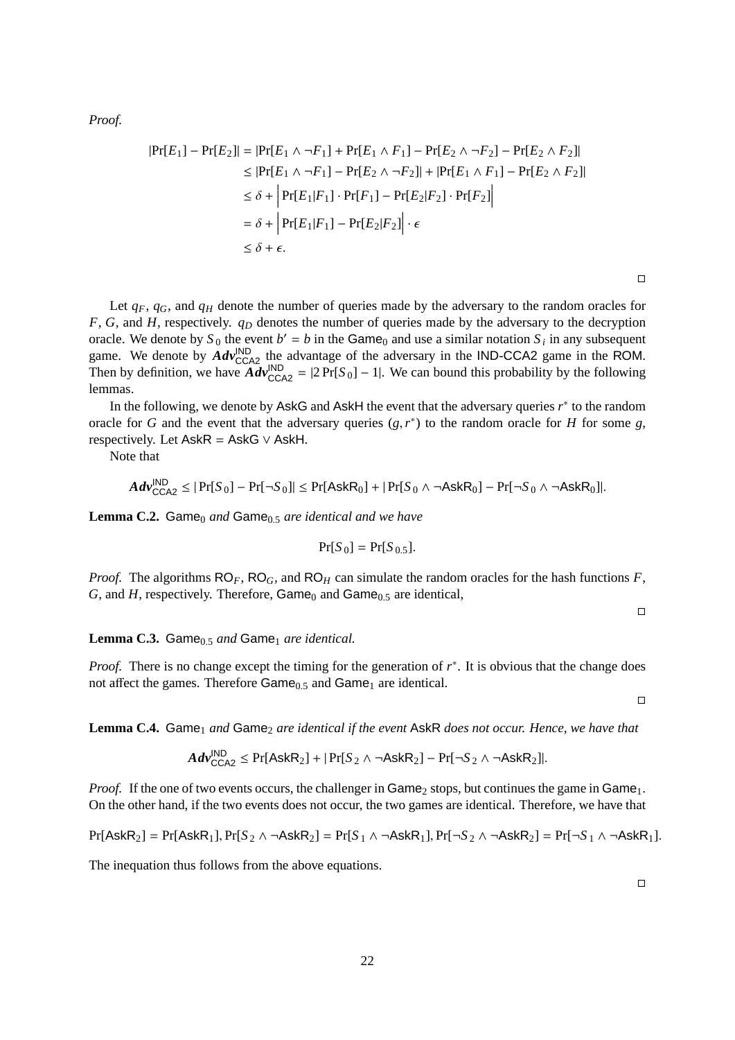*Proof.*

$$
\begin{aligned}
|\Pr[E_1] - \Pr[E_2]| &= |\Pr[E_1 \wedge \neg F_1] + \Pr[E_1 \wedge F_1] - \Pr[E_2 \wedge \neg F_2] - \Pr[E_2 \wedge F_2]| \\
&\leq |\Pr[E_1 \wedge \neg F_1] - \Pr[E_2 \wedge \neg F_2]| + |\Pr[E_1 \wedge F_1] - \Pr[E_2 \wedge F_2]| \\
&\leq \delta + \left| \Pr[E_1 | F_1] \cdot \Pr[F_1] - \Pr[E_2 | F_2] \cdot \Pr[F_2] \right| \\
&= \delta + \left| \Pr[E_1 | F_1] - \Pr[E_2 | F_2] \right| \cdot \epsilon \\
&\leq \delta + \epsilon.
\end{aligned}
$$

□

Let $q_F$, $q_G$, and $q_H$ denote the number of queries made by the adversary to the random oracles for $F$, $G$, and $H$, respectively. $q_D$ denotes the number of queries made by the adversary to the decryption oracle. We denote by $S_0$ the event $b' = b$ in the $\mathsf{Game}_0$ and use a similar notation $S_i$ in any subsequent game. We denote by $\boldsymbol{Adv}^{\mathsf{IND}}_{\mathsf{CCA2}}$ the advantage of the adversary in the IND-CCA2 game in the ROM. Then by definition, we have $\boldsymbol{Adv}^{\mathsf{IND}}_{\mathsf{CCA2}} = |2\Pr[S_0] - 1|$. We can bound this probability by the following lemmas.

In the following, we denote by AskG and AskH the event that the adversary queries $r^*$ to the random oracle for $G$ and the event that the adversary queries $(g, r^*)$ to the random oracle for $H$ for some $g$, respectively. Let $\mathsf{AskR} = \mathsf{AskG} \vee \mathsf{AskH}$.

Note that

$$
\boldsymbol{Adv}^{\mathsf{IND}}_{\mathsf{CCA2}} \leq |\Pr[S_0] - \Pr[\neg S_0]| \leq \Pr[\mathsf{AskR}_0] + |\Pr[S_0 \wedge \neg \mathsf{AskR}_0] - \Pr[\neg S_0 \wedge \neg \mathsf{AskR}_0]|.
$$

**Lemma C.2.** *$\mathsf{Game}_0$ and $\mathsf{Game}_{0.5}$ are identical and we have*

$$
\Pr[S_0] = \Pr[S_{0.5}].
$$

*Proof.* The algorithms $\mathsf{RO}_F$, $\mathsf{RO}_G$, and $\mathsf{RO}_H$ can simulate the random oracles for the hash functions $F$, $G$, and $H$, respectively. Therefore, $\mathsf{Game}_0$ and $\mathsf{Game}_{0.5}$ are identical,

□

**Lemma C.3.** *$\mathsf{Game}_{0.5}$ and $\mathsf{Game}_1$ are identical.*

*Proof.* There is no change except the timing for the generation of $r^*$. It is obvious that the change does not affect the games. Therefore $\mathsf{Game}_{0.5}$ and $\mathsf{Game}_1$ are identical.

□

**Lemma C.4.** *$\mathsf{Game}_1$ and $\mathsf{Game}_2$ are identical if the event AskR does not occur. Hence, we have that*

$$
\boldsymbol{Adv}^{\mathsf{IND}}_{\mathsf{CCA2}} \leq \Pr[\mathsf{AskR}_2] + |\Pr[S_2 \wedge \neg \mathsf{AskR}_2] - \Pr[\neg S_2 \wedge \neg \mathsf{AskR}_2]|.
$$

*Proof.* If the one of two events occurs, the challenger in $\mathsf{Game}_2$ stops, but continues the game in $\mathsf{Game}_1$. On the other hand, if the two events does not occur, the two games are identical. Therefore, we have that

$$
\Pr[\mathsf{AskR}_2] = \Pr[\mathsf{AskR}_1], \Pr[S_2 \wedge \neg \mathsf{AskR}_2] = \Pr[S_1 \wedge \neg \mathsf{AskR}_1], \Pr[\neg S_2 \wedge \neg \mathsf{AskR}_2] = \Pr[\neg S_1 \wedge \neg \mathsf{AskR}_1].
$$

The inequation thus follows from the above equations.

□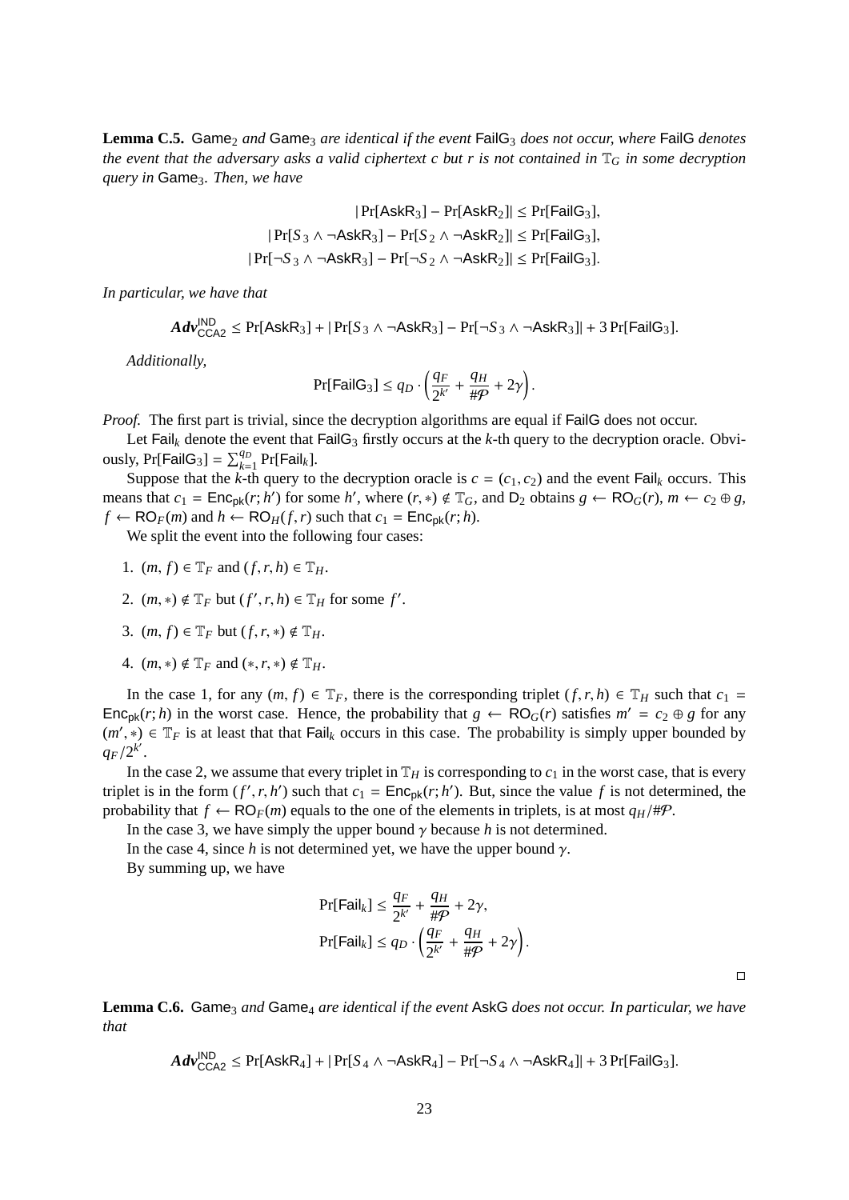**Lemma C.5.** $\mathsf{Game}_2$ *and* $\mathsf{Game}_3$ *are identical if the event* $\mathsf{FailG}_3$ *does not occur, where* $\mathsf{FailG}$ *denotes the event that the adversary asks a valid ciphertext* $c$ *but* $r$ *is not contained in* $\mathbb{T}_G$ *in some decryption query in* $\mathsf{Game}_3$*. Then, we have*

$$|\Pr[\mathsf{AskR}_3] - \Pr[\mathsf{AskR}_2]| \leq \Pr[\mathsf{FailG}_3],$$
$$|\Pr[S_3 \wedge \neg\mathsf{AskR}_3] - \Pr[S_2 \wedge \neg\mathsf{AskR}_2]| \leq \Pr[\mathsf{FailG}_3],$$
$$|\Pr[\neg S_3 \wedge \neg\mathsf{AskR}_3] - \Pr[\neg S_2 \wedge \neg\mathsf{AskR}_2]| \leq \Pr[\mathsf{FailG}_3].$$

*In particular, we have that*

$$\boldsymbol{Adv}^{\mathsf{IND}}_{\mathsf{CCA2}} \leq \Pr[\mathsf{AskR}_3] + |\Pr[S_3 \wedge \neg\mathsf{AskR}_3] - \Pr[\neg S_3 \wedge \neg\mathsf{AskR}_3]| + 3\Pr[\mathsf{FailG}_3].$$

*Additionally,*

$$\Pr[\mathsf{FailG}_3] \leq q_D \cdot \left(\frac{q_F}{2^{k'}} + \frac{q_H}{\#\mathcal{P}} + 2\gamma\right).$$

*Proof.* The first part is trivial, since the decryption algorithms are equal if $\mathsf{FailG}$ does not occur.

Let $\mathsf{Fail}_k$ denote the event that $\mathsf{FailG}_3$ firstly occurs at the $k$-th query to the decryption oracle. Obviously, $\Pr[\mathsf{FailG}_3] = \sum_{k=1}^{q_D} \Pr[\mathsf{Fail}_k]$.

Suppose that the $k$-th query to the decryption oracle is $c = (c_1, c_2)$ and the event $\mathsf{Fail}_k$ occurs. This means that $c_1 = \mathsf{Enc}_{\mathsf{pk}}(r; h')$ for some $h'$, where $(r, *) \notin \mathbb{T}_G$, and $\mathsf{D}_2$ obtains $g \leftarrow \mathsf{RO}_G(r)$, $m \leftarrow c_2 \oplus g$, $f \leftarrow \mathsf{RO}_F(m)$ and $h \leftarrow \mathsf{RO}_H(f, r)$ such that $c_1 = \mathsf{Enc}_{\mathsf{pk}}(r; h)$.

We split the event into the following four cases:

1. $(m, f) \in \mathbb{T}_F$ and $(f, r, h) \in \mathbb{T}_H$.
2. $(m, *) \notin \mathbb{T}_F$ but $(f', r, h) \in \mathbb{T}_H$ for some $f'$.
3. $(m, f) \in \mathbb{T}_F$ but $(f, r, *) \notin \mathbb{T}_H$.
4. $(m, *) \notin \mathbb{T}_F$ and $(*, r, *) \notin \mathbb{T}_H$.

In the case 1, for any $(m, f) \in \mathbb{T}_F$, there is the corresponding triplet $(f, r, h) \in \mathbb{T}_H$ such that $c_1 = \mathsf{Enc}_{\mathsf{pk}}(r; h)$ in the worst case. Hence, the probability that $g \leftarrow \mathsf{RO}_G(r)$ satisfies $m' = c_2 \oplus g$ for any $(m', *) \in \mathbb{T}_F$ is at least that that $\mathsf{Fail}_k$ occurs in this case. The probability is simply upper bounded by $q_F/2^{k'}$.

In the case 2, we assume that every triplet in $\mathbb{T}_H$ is corresponding to $c_1$ in the worst case, that is every triplet is in the form $(f', r, h')$ such that $c_1 = \mathsf{Enc}_{\mathsf{pk}}(r; h')$. But, since the value $f$ is not determined, the probability that $f \leftarrow \mathsf{RO}_F(m)$ equals to the one of the elements in triplets, is at most $q_H/\#\mathcal{P}$.

In the case 3, we have simply the upper bound $\gamma$ because $h$ is not determined.

In the case 4, since $h$ is not determined yet, we have the upper bound $\gamma$.

By summing up, we have

$$\Pr[\mathsf{Fail}_k] \leq \frac{q_F}{2^{k'}} + \frac{q_H}{\#\mathcal{P}} + 2\gamma,$$
$$\Pr[\mathsf{Fail}_k] \leq q_D \cdot \left(\frac{q_F}{2^{k'}} + \frac{q_H}{\#\mathcal{P}} + 2\gamma\right).$$

□

**Lemma C.6.** $\mathsf{Game}_3$ *and* $\mathsf{Game}_4$ *are identical if the event* $\mathsf{AskG}$ *does not occur. In particular, we have that*

$$\boldsymbol{Adv}^{\mathsf{IND}}_{\mathsf{CCA2}} \leq \Pr[\mathsf{AskR}_4] + |\Pr[S_4 \wedge \neg\mathsf{AskR}_4] - \Pr[\neg S_4 \wedge \neg\mathsf{AskR}_4]| + 3\Pr[\mathsf{FailG}_3].$$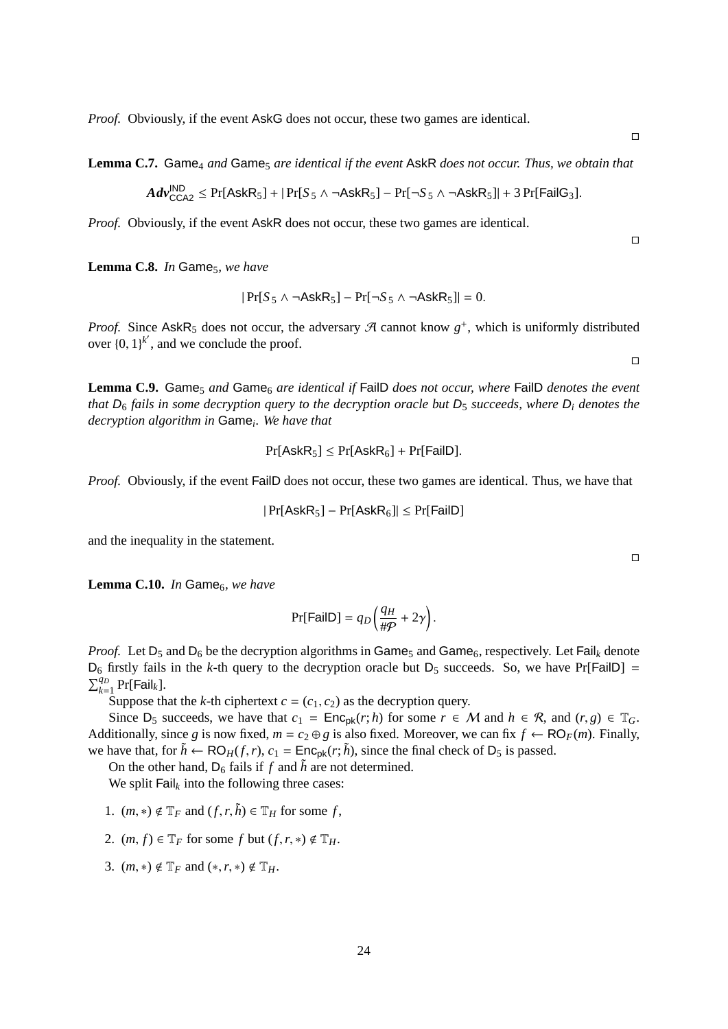*Proof.* Obviously, if the event $\mathsf{AskG}$ does not occur, these two games are identical. □

**Lemma C.7.** *$\mathsf{Game}_4$ and $\mathsf{Game}_5$ are identical if the event $\mathsf{AskR}$ does not occur. Thus, we obtain that*

$$\boldsymbol{Adv}^{\mathsf{IND}}_{\mathsf{CCA2}} \leq \Pr[\mathsf{AskR}_5] + |\Pr[S_5 \wedge \neg\mathsf{AskR}_5] - \Pr[\neg S_5 \wedge \neg\mathsf{AskR}_5]| + 3\Pr[\mathsf{FailG}_3].$$

*Proof.* Obviously, if the event $\mathsf{AskR}$ does not occur, these two games are identical. □

**Lemma C.8.** *In $\mathsf{Game}_5$, we have*

$$|\Pr[S_5 \wedge \neg\mathsf{AskR}_5] - \Pr[\neg S_5 \wedge \neg\mathsf{AskR}_5]| = 0.$$

*Proof.* Since $\mathsf{AskR}_5$ does not occur, the adversary $\mathcal{A}$ cannot know $g^+$, which is uniformly distributed over $\{0,1\}^{k'}$, and we conclude the proof. □

**Lemma C.9.** *$\mathsf{Game}_5$ and $\mathsf{Game}_6$ are identical if $\mathsf{FailD}$ does not occur, where $\mathsf{FailD}$ denotes the event that $\mathsf{D}_6$ fails in some decryption query to the decryption oracle but $\mathsf{D}_5$ succeeds, where $\mathsf{D}_i$ denotes the decryption algorithm in $\mathsf{Game}_i$. We have that*

$$\Pr[\mathsf{AskR}_5] \leq \Pr[\mathsf{AskR}_6] + \Pr[\mathsf{FailD}].$$

*Proof.* Obviously, if the event $\mathsf{FailD}$ does not occur, these two games are identical. Thus, we have that

$$|\Pr[\mathsf{AskR}_5] - \Pr[\mathsf{AskR}_6]| \leq \Pr[\mathsf{FailD}]$$

and the inequality in the statement. □

**Lemma C.10.** *In $\mathsf{Game}_6$, we have*

$$\Pr[\mathsf{FailD}] = q_D\left(\frac{q_H}{\#\mathcal{P}} + 2\gamma\right).$$

*Proof.* Let $\mathsf{D}_5$ and $\mathsf{D}_6$ be the decryption algorithms in $\mathsf{Game}_5$ and $\mathsf{Game}_6$, respectively. Let $\mathsf{Fail}_k$ denote $\mathsf{D}_6$ firstly fails in the $k$-th query to the decryption oracle but $\mathsf{D}_5$ succeeds. So, we have $\Pr[\mathsf{FailD}] = \sum_{k=1}^{q_D}\Pr[\mathsf{Fail}_k]$.

Suppose that the $k$-th ciphertext $c = (c_1, c_2)$ as the decryption query.

Since $\mathsf{D}_5$ succeeds, we have that $c_1 = \mathsf{Enc}_{\mathsf{pk}}(r; h)$ for some $r \in \mathcal{M}$ and $h \in \mathcal{R}$, and $(r, g) \in \mathbb{T}_G$. Additionally, since $g$ is now fixed, $m = c_2 \oplus g$ is also fixed. Moreover, we can fix $f \leftarrow \mathsf{RO}_F(m)$. Finally, we have that, for $\tilde{h} \leftarrow \mathsf{RO}_H(f, r)$, $c_1 = \mathsf{Enc}_{\mathsf{pk}}(r; \tilde{h})$, since the final check of $\mathsf{D}_5$ is passed.

On the other hand, $\mathsf{D}_6$ fails if $f$ and $\tilde{h}$ are not determined.

We split $\mathsf{Fail}_k$ into the following three cases:

1. $(m, *) \notin \mathbb{T}_F$ and $(f, r, \tilde{h}) \in \mathbb{T}_H$ for some $f$,
2. $(m, f) \in \mathbb{T}_F$ for some $f$ but $(f, r, *) \notin \mathbb{T}_H$.
3. $(m, *) \notin \mathbb{T}_F$ and $(*, r, *) \notin \mathbb{T}_H$.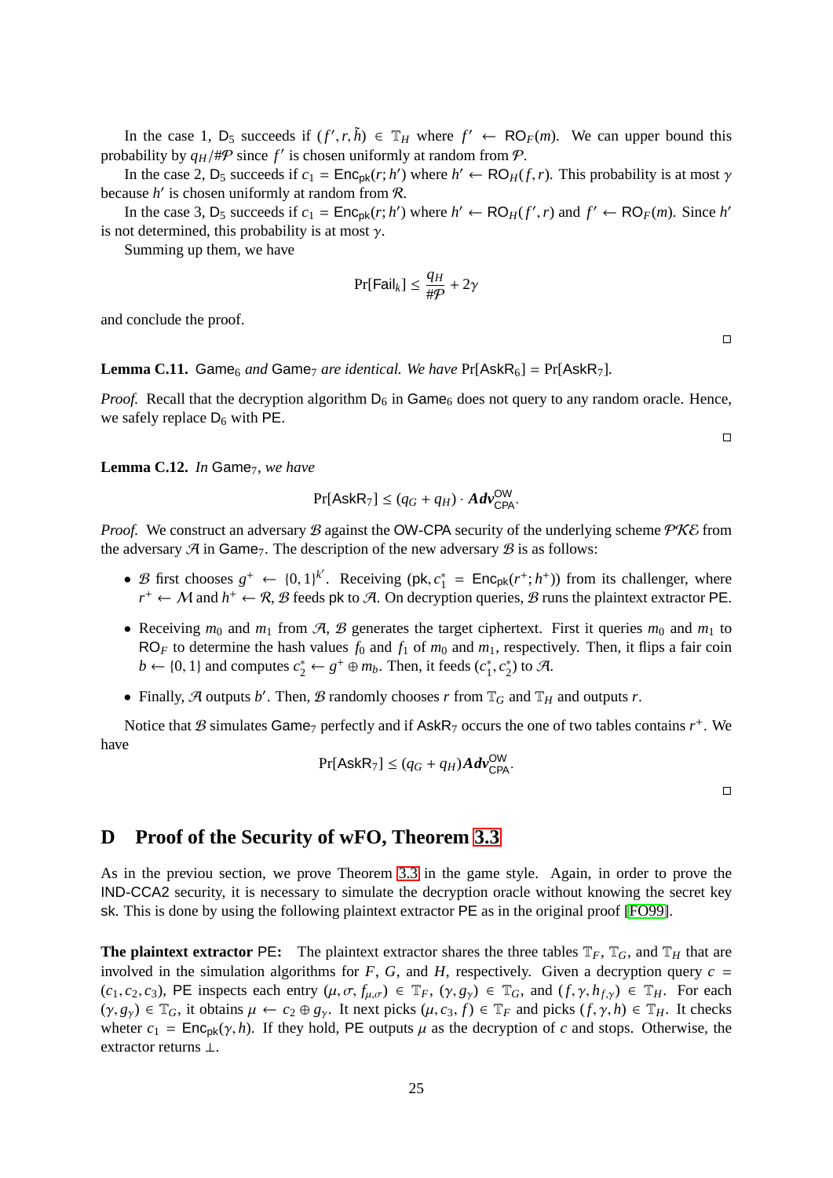In the case 1, $\mathsf{D}_5$ succeeds if $(f', r, \tilde{h}) \in \mathbb{T}_H$ where $f' \leftarrow \mathsf{RO}_F(m)$. We can upper bound this probability by $q_H/\#\mathcal{P}$ since $f'$ is chosen uniformly at random from $\mathcal{P}$.

In the case 2, $\mathsf{D}_5$ succeeds if $c_1 = \mathsf{Enc}_{\mathsf{pk}}(r; h')$ where $h' \leftarrow \mathsf{RO}_H(f, r)$. This probability is at most $\gamma$ because $h'$ is chosen uniformly at random from $\mathcal{R}$.

In the case 3, $\mathsf{D}_5$ succeeds if $c_1 = \mathsf{Enc}_{\mathsf{pk}}(r; h')$ where $h' \leftarrow \mathsf{RO}_H(f', r)$ and $f' \leftarrow \mathsf{RO}_F(m)$. Since $h'$ is not determined, this probability is at most $\gamma$.

Summing up them, we have

$$\Pr[\mathsf{Fail}_k] \leq \frac{q_H}{\#\mathcal{P}} + 2\gamma$$

and conclude the proof.

□

**Lemma C.11.** *$\mathsf{Game}_6$ and $\mathsf{Game}_7$ are identical. We have* $\Pr[\mathsf{AskR}_6] = \Pr[\mathsf{AskR}_7]$.

*Proof.* Recall that the decryption algorithm $\mathsf{D}_6$ in $\mathsf{Game}_6$ does not query to any random oracle. Hence, we safely replace $\mathsf{D}_6$ with $\mathsf{PE}$.

□

**Lemma C.12.** *In $\mathsf{Game}_7$, we have*

$$\Pr[\mathsf{AskR}_7] \leq (q_G + q_H) \cdot \boldsymbol{Adv}^{\mathsf{OW}}_{\mathsf{CPA}}.$$

*Proof.* We construct an adversary $\mathcal{B}$ against the OW-CPA security of the underlying scheme $\mathcal{PKE}$ from the adversary $\mathcal{A}$ in $\mathsf{Game}_7$. The description of the new adversary $\mathcal{B}$ is as follows:

- $\mathcal{B}$ first chooses $g^+ \leftarrow \{0,1\}^{k'}$. Receiving $(\mathsf{pk}, c_1^* = \mathsf{Enc}_{\mathsf{pk}}(r^+; h^+))$ from its challenger, where $r^+ \leftarrow \mathcal{M}$ and $h^+ \leftarrow \mathcal{R}$, $\mathcal{B}$ feeds $\mathsf{pk}$ to $\mathcal{A}$. On decryption queries, $\mathcal{B}$ runs the plaintext extractor $\mathsf{PE}$.
- Receiving $m_0$ and $m_1$ from $\mathcal{A}$, $\mathcal{B}$ generates the target ciphertext. First it queries $m_0$ and $m_1$ to $\mathsf{RO}_F$ to determine the hash values $f_0$ and $f_1$ of $m_0$ and $m_1$, respectively. Then, it flips a fair coin $b \leftarrow \{0,1\}$ and computes $c_2^* \leftarrow g^+ \oplus m_b$. Then, it feeds $(c_1^*, c_2^*)$ to $\mathcal{A}$.
- Finally, $\mathcal{A}$ outputs $b'$. Then, $\mathcal{B}$ randomly chooses $r$ from $\mathbb{T}_G$ and $\mathbb{T}_H$ and outputs $r$.

Notice that $\mathcal{B}$ simulates $\mathsf{Game}_7$ perfectly and if $\mathsf{AskR}_7$ occurs the one of two tables contains $r^+$. We have

$$\Pr[\mathsf{AskR}_7] \leq (q_G + q_H)\boldsymbol{Adv}^{\mathsf{OW}}_{\mathsf{CPA}}.$$

□

# D Proof of the Security of wFO, Theorem 3.3

As in the previou section, we prove Theorem 3.3 in the game style. Again, in order to prove the IND-CCA2 security, it is necessary to simulate the decryption oracle without knowing the secret key $\mathsf{sk}$. This is done by using the following plaintext extractor $\mathsf{PE}$ as in the original proof [FO99].

**The plaintext extractor $\mathsf{PE}$:** The plaintext extractor shares the three tables $\mathbb{T}_F$, $\mathbb{T}_G$, and $\mathbb{T}_H$ that are involved in the simulation algorithms for $F$, $G$, and $H$, respectively. Given a decryption query $c = (c_1, c_2, c_3)$, $\mathsf{PE}$ inspects each entry $(\mu, \sigma, f_{\mu,\sigma}) \in \mathbb{T}_F$, $(\gamma, g_\gamma) \in \mathbb{T}_G$, and $(f, \gamma, h_{f,\gamma}) \in \mathbb{T}_H$. For each $(\gamma, g_\gamma) \in \mathbb{T}_G$, it obtains $\mu \leftarrow c_2 \oplus g_\gamma$. It next picks $(\mu, c_3, f) \in \mathbb{T}_F$ and picks $(f, \gamma, h) \in \mathbb{T}_H$. It checks wheter $c_1 = \mathsf{Enc}_{\mathsf{pk}}(\gamma, h)$. If they hold, $\mathsf{PE}$ outputs $\mu$ as the decryption of $c$ and stops. Otherwise, the extractor returns $\perp$.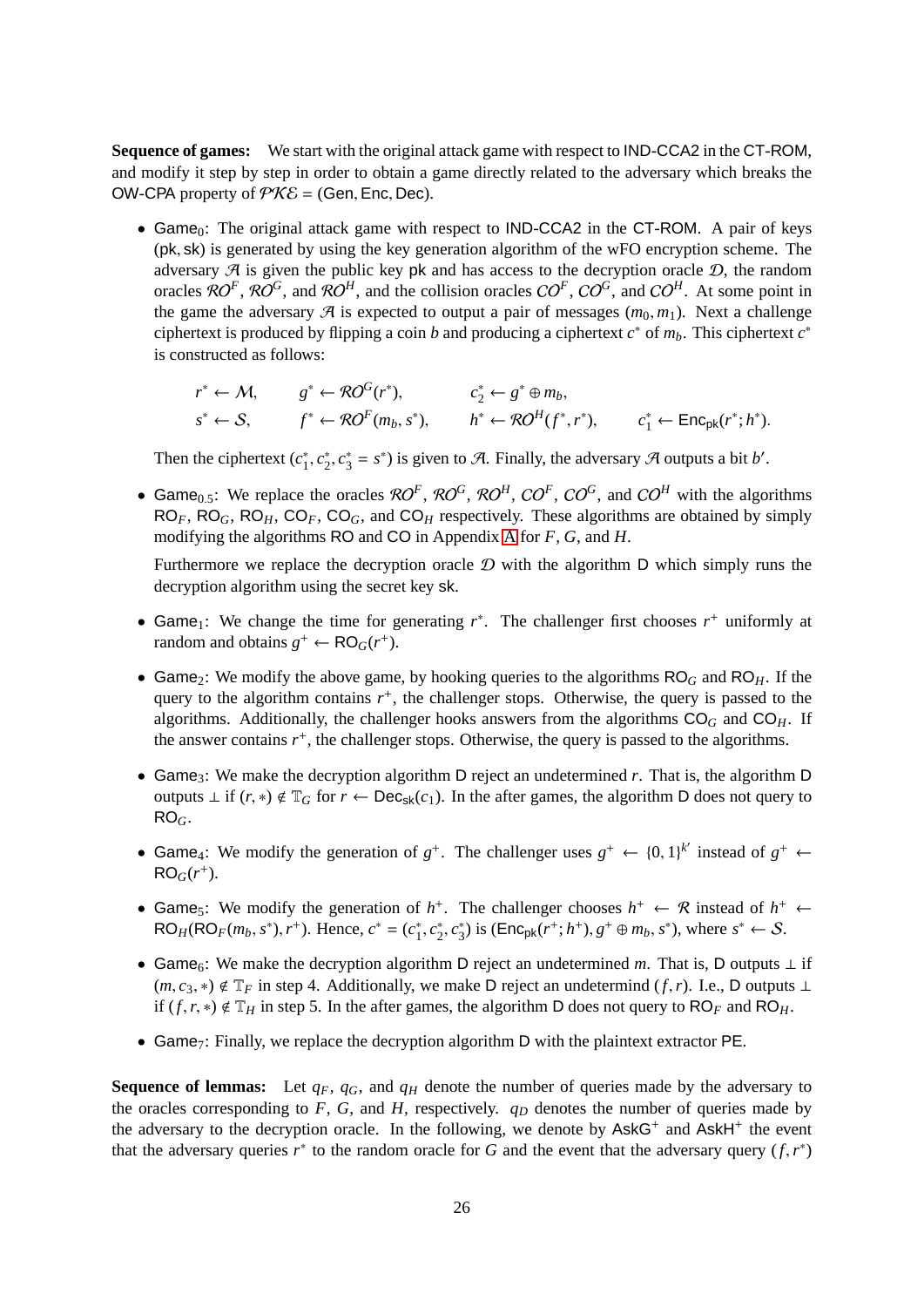**Sequence of games:** We start with the original attack game with respect to IND-CCA2 in the CT-ROM, and modify it step by step in order to obtain a game directly related to the adversary which breaks the OW-CPA property of $\mathcal{PKE} = (\mathsf{Gen}, \mathsf{Enc}, \mathsf{Dec})$.

- $\mathsf{Game}_0$: The original attack game with respect to IND-CCA2 in the CT-ROM. A pair of keys $(\mathsf{pk}, \mathsf{sk})$ is generated by using the key generation algorithm of the wFO encryption scheme. The adversary $\mathcal{A}$ is given the public key $\mathsf{pk}$ and has access to the decryption oracle $\mathcal{D}$, the random oracles $\mathcal{RO}^F$, $\mathcal{RO}^G$, and $\mathcal{RO}^H$, and the collision oracles $\mathcal{CO}^F$, $\mathcal{CO}^G$, and $\mathcal{CO}^H$. At some point in the game the adversary $\mathcal{A}$ is expected to output a pair of messages $(m_0, m_1)$. Next a challenge ciphertext is produced by flipping a coin $b$ and producing a ciphertext $c^*$ of $m_b$. This ciphertext $c^*$ is constructed as follows:

$$
\begin{array}{llll}
r^* \leftarrow \mathcal{M}, & g^* \leftarrow \mathcal{RO}^G(r^*), & c_2^* \leftarrow g^* \oplus m_b, & \\
s^* \leftarrow \mathcal{S}, & f^* \leftarrow \mathcal{RO}^F(m_b, s^*), & h^* \leftarrow \mathcal{RO}^H(f^*, r^*), & c_1^* \leftarrow \mathsf{Enc}_{\mathsf{pk}}(r^*; h^*).
\end{array}
$$

  Then the ciphertext $(c_1^*, c_2^*, c_3^* = s^*)$ is given to $\mathcal{A}$. Finally, the adversary $\mathcal{A}$ outputs a bit $b'$.

- $\mathsf{Game}_{0.5}$: We replace the oracles $\mathcal{RO}^F$, $\mathcal{RO}^G$, $\mathcal{RO}^H$, $\mathcal{CO}^F$, $\mathcal{CO}^G$, and $\mathcal{CO}^H$ with the algorithms $\mathsf{RO}_F$, $\mathsf{RO}_G$, $\mathsf{RO}_H$, $\mathsf{CO}_F$, $\mathsf{CO}_G$, and $\mathsf{CO}_H$ respectively. These algorithms are obtained by simply modifying the algorithms $\mathsf{RO}$ and $\mathsf{CO}$ in Appendix A for $F$, $G$, and $H$.

  Furthermore we replace the decryption oracle $\mathcal{D}$ with the algorithm $\mathsf{D}$ which simply runs the decryption algorithm using the secret key $\mathsf{sk}$.

- $\mathsf{Game}_1$: We change the time for generating $r^*$. The challenger first chooses $r^+$ uniformly at random and obtains $g^+ \leftarrow \mathsf{RO}_G(r^+)$.

- $\mathsf{Game}_2$: We modify the above game, by hooking queries to the algorithms $\mathsf{RO}_G$ and $\mathsf{RO}_H$. If the query to the algorithm contains $r^+$, the challenger stops. Otherwise, the query is passed to the algorithms. Additionally, the challenger hooks answers from the algorithms $\mathsf{CO}_G$ and $\mathsf{CO}_H$. If the answer contains $r^+$, the challenger stops. Otherwise, the query is passed to the algorithms.

- $\mathsf{Game}_3$: We make the decryption algorithm $\mathsf{D}$ reject an undetermined $r$. That is, the algorithm $\mathsf{D}$ outputs $\perp$ if $(r, *) \notin \mathbb{T}_G$ for $r \leftarrow \mathsf{Dec}_{\mathsf{sk}}(c_1)$. In the after games, the algorithm $\mathsf{D}$ does not query to $\mathsf{RO}_G$.

- $\mathsf{Game}_4$: We modify the generation of $g^+$. The challenger uses $g^+ \leftarrow \{0,1\}^{k'}$ instead of $g^+ \leftarrow \mathsf{RO}_G(r^+)$.

- $\mathsf{Game}_5$: We modify the generation of $h^+$. The challenger chooses $h^+ \leftarrow \mathcal{R}$ instead of $h^+ \leftarrow \mathsf{RO}_H(\mathsf{RO}_F(m_b, s^*), r^+)$. Hence, $c^* = (c_1^*, c_2^*, c_3^*)$ is $(\mathsf{Enc}_{\mathsf{pk}}(r^+; h^+), g^+ \oplus m_b, s^*)$, where $s^* \leftarrow \mathcal{S}$.

- $\mathsf{Game}_6$: We make the decryption algorithm $\mathsf{D}$ reject an undetermined $m$. That is, $\mathsf{D}$ outputs $\perp$ if $(m, c_3, *) \notin \mathbb{T}_F$ in step 4. Additionally, we make $\mathsf{D}$ reject an undetermind $(f, r)$. I.e., $\mathsf{D}$ outputs $\perp$ if $(f, r, *) \notin \mathbb{T}_H$ in step 5. In the after games, the algorithm $\mathsf{D}$ does not query to $\mathsf{RO}_F$ and $\mathsf{RO}_H$.

- $\mathsf{Game}_7$: Finally, we replace the decryption algorithm $\mathsf{D}$ with the plaintext extractor $\mathsf{PE}$.

**Sequence of lemmas:** Let $q_F$, $q_G$, and $q_H$ denote the number of queries made by the adversary to the oracles corresponding to $F$, $G$, and $H$, respectively. $q_D$ denotes the number of queries made by the adversary to the decryption oracle. In the following, we denote by $\mathsf{AskG}^+$ and $\mathsf{AskH}^+$ the event that the adversary queries $r^*$ to the random oracle for $G$ and the event that the adversary query $(f, r^*)$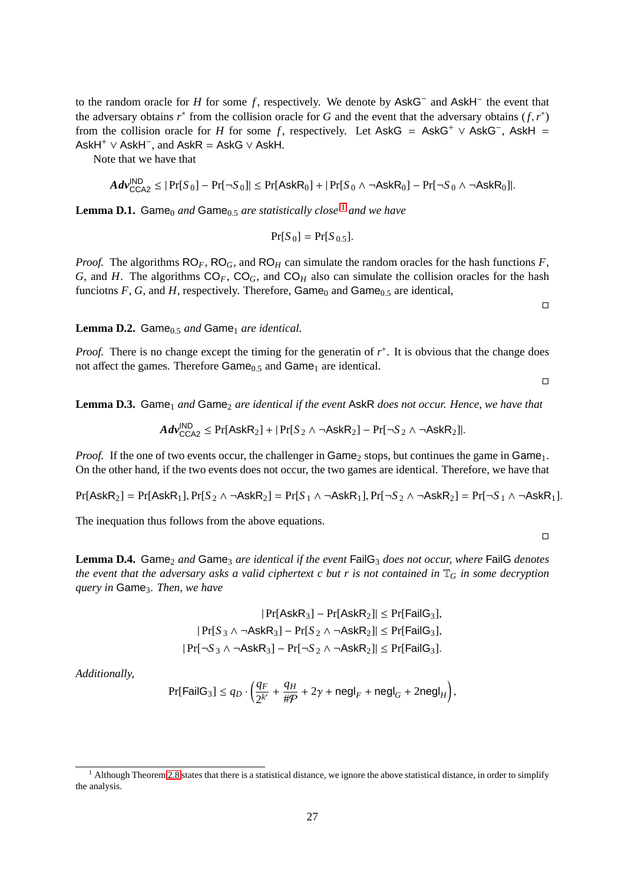to the random oracle for $H$ for some $f$, respectively. We denote by $\mathsf{AskG}^-$ and $\mathsf{AskH}^-$ the event that the adversary obtains $r^*$ from the collision oracle for $G$ and the event that the adversary obtains $(f, r^*)$ from the collision oracle for $H$ for some $f$, respectively. Let $\mathsf{AskG} = \mathsf{AskG}^+ \vee \mathsf{AskG}^-$, $\mathsf{AskH} = \mathsf{AskH}^+ \vee \mathsf{AskH}^-$, and $\mathsf{AskR} = \mathsf{AskG} \vee \mathsf{AskH}$.

Note that we have that

$$\boldsymbol{Adv}^{\mathsf{IND}}_{\mathsf{CCA2}} \leq |\Pr[S_0] - \Pr[\neg S_0]| \leq \Pr[\mathsf{AskR}_0] + |\Pr[S_0 \wedge \neg\mathsf{AskR}_0] - \Pr[\neg S_0 \wedge \neg\mathsf{AskR}_0]|.$$

**Lemma D.1.** *$\mathsf{Game}_0$ and $\mathsf{Game}_{0.5}$ are statistically close* [1] *and we have*

$$\Pr[S_0] = \Pr[S_{0.5}].$$

*Proof.* The algorithms $\mathsf{RO}_F$, $\mathsf{RO}_G$, and $\mathsf{RO}_H$ can simulate the random oracles for the hash functions $F$, $G$, and $H$. The algorithms $\mathsf{CO}_F$, $\mathsf{CO}_G$, and $\mathsf{CO}_H$ also can simulate the collision oracles for the hash funciotns $F$, $G$, and $H$, respectively. Therefore, $\mathsf{Game}_0$ and $\mathsf{Game}_{0.5}$ are identical, □

**Lemma D.2.** *$\mathsf{Game}_{0.5}$ and $\mathsf{Game}_1$ are identical.*

*Proof.* There is no change except the timing for the generatin of $r^*$. It is obvious that the change does not affect the games. Therefore $\mathsf{Game}_{0.5}$ and $\mathsf{Game}_1$ are identical. □

**Lemma D.3.** *$\mathsf{Game}_1$ and $\mathsf{Game}_2$ are identical if the event $\mathsf{AskR}$ does not occur. Hence, we have that*

$$\boldsymbol{Adv}^{\mathsf{IND}}_{\mathsf{CCA2}} \leq \Pr[\mathsf{AskR}_2] + |\Pr[S_2 \wedge \neg\mathsf{AskR}_2] - \Pr[\neg S_2 \wedge \neg\mathsf{AskR}_2]|.$$

*Proof.* If the one of two events occur, the challenger in $\mathsf{Game}_2$ stops, but continues the game in $\mathsf{Game}_1$. On the other hand, if the two events does not occur, the two games are identical. Therefore, we have that

$$\Pr[\mathsf{AskR}_2] = \Pr[\mathsf{AskR}_1], \Pr[S_2 \wedge \neg\mathsf{AskR}_2] = \Pr[S_1 \wedge \neg\mathsf{AskR}_1], \Pr[\neg S_2 \wedge \neg\mathsf{AskR}_2] = \Pr[\neg S_1 \wedge \neg\mathsf{AskR}_1].$$

The inequation thus follows from the above equations. □

**Lemma D.4.** *$\mathsf{Game}_2$ and $\mathsf{Game}_3$ are identical if the event $\mathsf{FailG}_3$ does not occur, where $\mathsf{FailG}$ denotes the event that the adversary asks a valid ciphertext $c$ but $r$ is not contained in $\mathbb{T}_G$ in some decryption query in $\mathsf{Game}_3$. Then, we have*

$$|\Pr[\mathsf{AskR}_3] - \Pr[\mathsf{AskR}_2]| \leq \Pr[\mathsf{FailG}_3],$$
$$|\Pr[S_3 \wedge \neg\mathsf{AskR}_3] - \Pr[S_2 \wedge \neg\mathsf{AskR}_2]| \leq \Pr[\mathsf{FailG}_3],$$
$$|\Pr[\neg S_3 \wedge \neg\mathsf{AskR}_3] - \Pr[\neg S_2 \wedge \neg\mathsf{AskR}_2]| \leq \Pr[\mathsf{FailG}_3].$$

*Additionally,*

$$\Pr[\mathsf{FailG}_3] \leq q_D \cdot \left(\frac{q_F}{2^{k'}} + \frac{q_H}{\#\mathcal{P}} + 2\gamma + \mathsf{negl}_F + \mathsf{negl}_G + 2\mathsf{negl}_H\right),$$

[1] Although Theorem 2.8 states that there is a statistical distance, we ignore the above statistical distance, in order to simplify the analysis.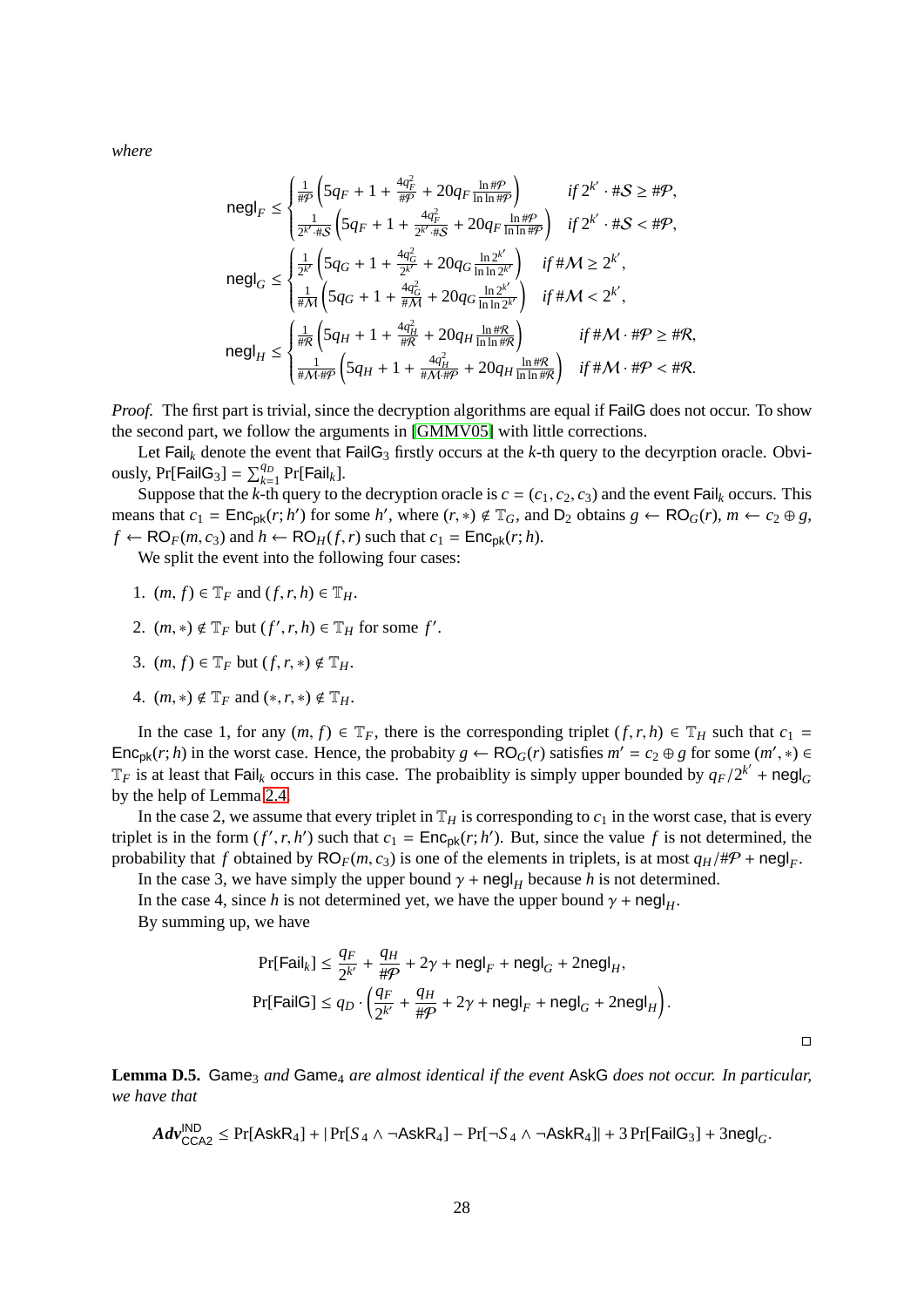*where*

$$
\mathsf{negl}_F \le \begin{cases} \frac{1}{\#\mathcal{P}}\left(5q_F + 1 + \frac{4q_F^2}{\#\mathcal{P}} + 20q_F \frac{\ln \#\mathcal{P}}{\ln\ln \#\mathcal{P}}\right) & \text{if } 2^{k'} \cdot \#\mathcal{S} \ge \#\mathcal{P}, \\ \frac{1}{2^{k'}\cdot \#\mathcal{S}}\left(5q_F + 1 + \frac{4q_F^2}{2^{k'}\cdot\#\mathcal{S}} + 20q_F \frac{\ln \#\mathcal{P}}{\ln\ln \#\mathcal{P}}\right) & \text{if } 2^{k'} \cdot \#\mathcal{S} < \#\mathcal{P}, \end{cases}
$$

$$
\mathsf{negl}_G \le \begin{cases} \frac{1}{2^{k'}}\left(5q_G + 1 + \frac{4q_G^2}{2^{k'}} + 20q_G \frac{\ln 2^{k'}}{\ln\ln 2^{k'}}\right) & \text{if } \#\mathcal{M} \ge 2^{k'}, \\ \frac{1}{\#\mathcal{M}}\left(5q_G + 1 + \frac{4q_G^2}{\#\mathcal{M}} + 20q_G \frac{\ln 2^{k'}}{\ln\ln 2^{k'}}\right) & \text{if } \#\mathcal{M} < 2^{k'}, \end{cases}
$$

$$
\mathsf{negl}_H \le \begin{cases} \frac{1}{\#\mathcal{R}}\left(5q_H + 1 + \frac{4q_H^2}{\#\mathcal{R}} + 20q_H \frac{\ln \#\mathcal{R}}{\ln\ln \#\mathcal{R}}\right) & \text{if } \#\mathcal{M}\cdot\#\mathcal{P} \ge \#\mathcal{R}, \\ \frac{1}{\#\mathcal{M}\cdot\#\mathcal{P}}\left(5q_H + 1 + \frac{4q_H^2}{\#\mathcal{M}\cdot\#\mathcal{P}} + 20q_H \frac{\ln \#\mathcal{R}}{\ln\ln \#\mathcal{R}}\right) & \text{if } \#\mathcal{M}\cdot\#\mathcal{P} < \#\mathcal{R}. \end{cases}
$$

*Proof.* The first part is trivial, since the decryption algorithms are equal if $\mathsf{FailG}$ does not occur. To show the second part, we follow the arguments in [GMMV05] with little corrections.

Let $\mathsf{Fail}_k$ denote the event that $\mathsf{FailG}_3$ firstly occurs at the $k$-th query to the decyrption oracle. Obviously, $\Pr[\mathsf{FailG}_3] = \sum_{k=1}^{q_D} \Pr[\mathsf{Fail}_k]$.

Suppose that the $k$-th query to the decryption oracle is $c = (c_1, c_2, c_3)$ and the event $\mathsf{Fail}_k$ occurs. This means that $c_1 = \mathsf{Enc}_{\mathsf{pk}}(r; h')$ for some $h'$, where $(r, *) \notin \mathbb{T}_G$, and $\mathsf{D}_2$ obtains $g \leftarrow \mathsf{RO}_G(r)$, $m \leftarrow c_2 \oplus g$, $f \leftarrow \mathsf{RO}_F(m, c_3)$ and $h \leftarrow \mathsf{RO}_H(f, r)$ such that $c_1 = \mathsf{Enc}_{\mathsf{pk}}(r; h)$.

We split the event into the following four cases:

1. $(m, f) \in \mathbb{T}_F$ and $(f, r, h) \in \mathbb{T}_H$.
2. $(m, *) \notin \mathbb{T}_F$ but $(f', r, h) \in \mathbb{T}_H$ for some $f'$.
3. $(m, f) \in \mathbb{T}_F$ but $(f, r, *) \notin \mathbb{T}_H$.
4. $(m, *) \notin \mathbb{T}_F$ and $(*, r, *) \notin \mathbb{T}_H$.

In the case 1, for any $(m, f) \in \mathbb{T}_F$, there is the corresponding triplet $(f, r, h) \in \mathbb{T}_H$ such that $c_1 = \mathsf{Enc}_{\mathsf{pk}}(r; h)$ in the worst case. Hence, the probabity $g \leftarrow \mathsf{RO}_G(r)$ satisfies $m' = c_2 \oplus g$ for some $(m', *) \in \mathbb{T}_F$ is at least that $\mathsf{Fail}_k$ occurs in this case. The probaiblity is simply upper bounded by $q_F/2^{k'} + \mathsf{negl}_G$ by the help of Lemma 2.4.

In the case 2, we assume that every triplet in $\mathbb{T}_H$ is corresponding to $c_1$ in the worst case, that is every triplet is in the form $(f', r, h')$ such that $c_1 = \mathsf{Enc}_{\mathsf{pk}}(r; h')$. But, since the value $f$ is not determined, the probability that $f$ obtained by $\mathsf{RO}_F(m, c_3)$ is one of the elements in triplets, is at most $q_H/\#\mathcal{P} + \mathsf{negl}_F$.

In the case 3, we have simply the upper bound $\gamma + \mathsf{negl}_H$ because $h$ is not determined.

In the case 4, since $h$ is not determined yet, we have the upper bound $\gamma + \mathsf{negl}_H$.

By summing up, we have

$$
\Pr[\mathsf{Fail}_k] \le \frac{q_F}{2^{k'}} + \frac{q_H}{\#\mathcal{P}} + 2\gamma + \mathsf{negl}_F + \mathsf{negl}_G + 2\mathsf{negl}_H,
$$

$$
\Pr[\mathsf{FailG}] \le q_D \cdot \left(\frac{q_F}{2^{k'}} + \frac{q_H}{\#\mathcal{P}} + 2\gamma + \mathsf{negl}_F + \mathsf{negl}_G + 2\mathsf{negl}_H\right).
$$

□

**Lemma D.5.** $\mathsf{Game}_3$ *and* $\mathsf{Game}_4$ *are almost identical if the event* $\mathsf{AskG}$ *does not occur. In particular, we have that*

$$
\boldsymbol{Adv}^{\mathsf{IND}}_{\mathsf{CCA2}} \le \Pr[\mathsf{AskR}_4] + |\Pr[S_4 \wedge \neg\mathsf{AskR}_4] - \Pr[\neg S_4 \wedge \neg\mathsf{AskR}_4]| + 3\Pr[\mathsf{FailG}_3] + 3\mathsf{negl}_G.
$$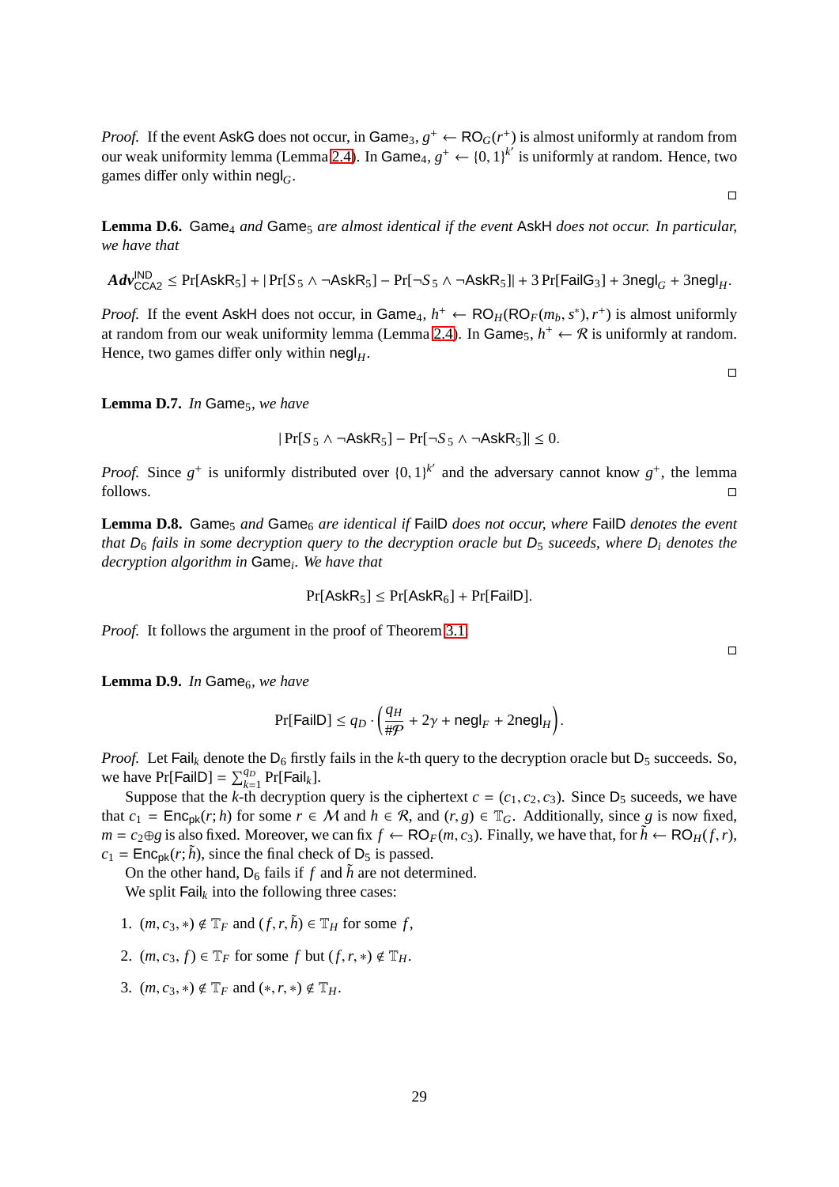*Proof.* If the event $\mathsf{AskG}$ does not occur, in $\mathsf{Game}_3$, $g^+ \leftarrow \mathsf{RO}_G(r^+)$ is almost uniformly at random from our weak uniformity lemma (Lemma 2.4). In $\mathsf{Game}_4$, $g^+ \leftarrow \{0,1\}^{k'}$ is uniformly at random. Hence, two games differ only within $\mathsf{negl}_G$. □

**Lemma D.6.** *$\mathsf{Game}_4$ and $\mathsf{Game}_5$ are almost identical if the event $\mathsf{AskH}$ does not occur. In particular, we have that*

$$\boldsymbol{Adv}^{\mathsf{IND}}_{\mathsf{CCA2}} \leq \Pr[\mathsf{AskR}_5] + |\Pr[S_5 \wedge \neg\mathsf{AskR}_5] - \Pr[\neg S_5 \wedge \neg\mathsf{AskR}_5]| + 3\Pr[\mathsf{FailG}_3] + 3\mathsf{negl}_G + 3\mathsf{negl}_H.$$

*Proof.* If the event $\mathsf{AskH}$ does not occur, in $\mathsf{Game}_4$, $h^+ \leftarrow \mathsf{RO}_H(\mathsf{RO}_F(m_b, s^*), r^+)$ is almost uniformly at random from our weak uniformity lemma (Lemma 2.4). In $\mathsf{Game}_5$, $h^+ \leftarrow \mathcal{R}$ is uniformly at random. Hence, two games differ only within $\mathsf{negl}_H$. □

**Lemma D.7.** *In $\mathsf{Game}_5$, we have*

$$|\Pr[S_5 \wedge \neg\mathsf{AskR}_5] - \Pr[\neg S_5 \wedge \neg\mathsf{AskR}_5]| \leq 0.$$

*Proof.* Since $g^+$ is uniformly distributed over $\{0,1\}^{k'}$ and the adversary cannot know $g^+$, the lemma follows. □

**Lemma D.8.** *$\mathsf{Game}_5$ and $\mathsf{Game}_6$ are identical if $\mathsf{FailD}$ does not occur, where $\mathsf{FailD}$ denotes the event that $\mathsf{D}_6$ fails in some decryption query to the decryption oracle but $\mathsf{D}_5$ suceeds, where $\mathsf{D}_i$ denotes the decryption algorithm in $\mathsf{Game}_i$. We have that*

$$\Pr[\mathsf{AskR}_5] \leq \Pr[\mathsf{AskR}_6] + \Pr[\mathsf{FailD}].$$

*Proof.* It follows the argument in the proof of Theorem 3.1. □

**Lemma D.9.** *In $\mathsf{Game}_6$, we have*

$$\Pr[\mathsf{FailD}] \leq q_D \cdot \left(\frac{q_H}{\#\mathcal{P}} + 2\gamma + \mathsf{negl}_F + 2\mathsf{negl}_H\right).$$

*Proof.* Let $\mathsf{Fail}_k$ denote the $\mathsf{D}_6$ firstly fails in the $k$-th query to the decryption oracle but $\mathsf{D}_5$ succeeds. So, we have $\Pr[\mathsf{FailD}] = \sum_{k=1}^{q_D} \Pr[\mathsf{Fail}_k]$.

Suppose that the $k$-th decryption query is the ciphertext $c = (c_1, c_2, c_3)$. Since $\mathsf{D}_5$ suceeds, we have that $c_1 = \mathsf{Enc}_{\mathsf{pk}}(r; h)$ for some $r \in \mathcal{M}$ and $h \in \mathcal{R}$, and $(r, g) \in \mathbb{T}_G$. Additionally, since $g$ is now fixed, $m = c_2 \oplus g$ is also fixed. Moreover, we can fix $f \leftarrow \mathsf{RO}_F(m, c_3)$. Finally, we have that, for $\tilde{h} \leftarrow \mathsf{RO}_H(f, r)$, $c_1 = \mathsf{Enc}_{\mathsf{pk}}(r; \tilde{h})$, since the final check of $\mathsf{D}_5$ is passed.

On the other hand, $\mathsf{D}_6$ fails if $f$ and $\tilde{h}$ are not determined.

We split $\mathsf{Fail}_k$ into the following three cases:

1. $(m, c_3, *) \notin \mathbb{T}_F$ and $(f, r, \tilde{h}) \in \mathbb{T}_H$ for some $f$,
2. $(m, c_3, f) \in \mathbb{T}_F$ for some $f$ but $(f, r, *) \notin \mathbb{T}_H$.
3. $(m, c_3, *) \notin \mathbb{T}_F$ and $(*, r, *) \notin \mathbb{T}_H$.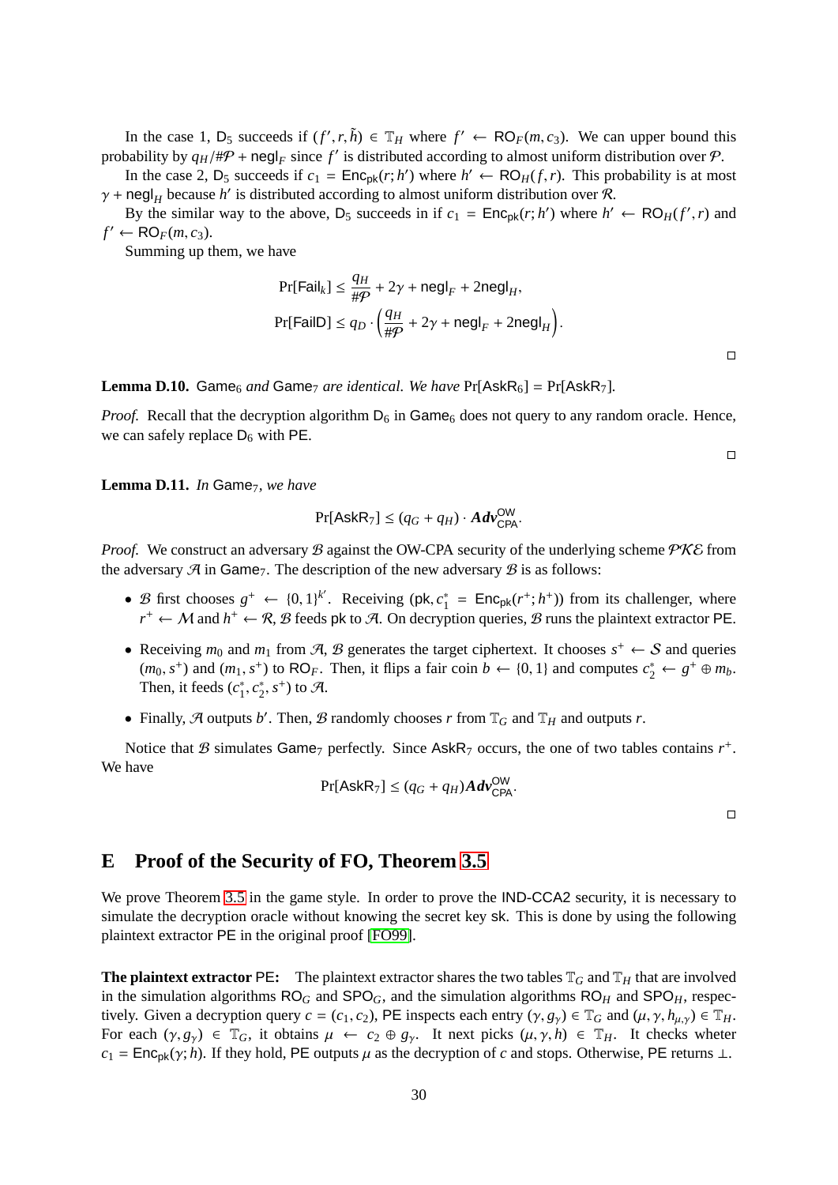In the case 1, $\mathsf{D}_5$ succeeds if $(f', r, \tilde{h}) \in \mathbb{T}_H$ where $f' \leftarrow \mathsf{RO}_F(m, c_3)$. We can upper bound this probability by $q_H/\#\mathcal{P} + \mathsf{negl}_F$ since $f'$ is distributed according to almost uniform distribution over $\mathcal{P}$.

In the case 2, $\mathsf{D}_5$ succeeds if $c_1 = \mathsf{Enc}_{\mathsf{pk}}(r; h')$ where $h' \leftarrow \mathsf{RO}_H(f, r)$. This probability is at most $\gamma + \mathsf{negl}_H$ because $h'$ is distributed according to almost uniform distribution over $\mathcal{R}$.

By the similar way to the above, $\mathsf{D}_5$ succeeds in if $c_1 = \mathsf{Enc}_{\mathsf{pk}}(r; h')$ where $h' \leftarrow \mathsf{RO}_H(f', r)$ and $f' \leftarrow \mathsf{RO}_F(m, c_3)$.

Summing up them, we have

$$\Pr[\mathsf{Fail}_k] \leq \frac{q_H}{\#\mathcal{P}} + 2\gamma + \mathsf{negl}_F + 2\mathsf{negl}_H,$$
$$\Pr[\mathsf{FailD}] \leq q_D \cdot \left(\frac{q_H}{\#\mathcal{P}} + 2\gamma + \mathsf{negl}_F + 2\mathsf{negl}_H\right).$$

□

**Lemma D.10.** *$\mathsf{Game}_6$ and $\mathsf{Game}_7$ are identical. We have* $\Pr[\mathsf{AskR}_6] = \Pr[\mathsf{AskR}_7]$.

*Proof.* Recall that the decryption algorithm $\mathsf{D}_6$ in $\mathsf{Game}_6$ does not query to any random oracle. Hence, we can safely replace $\mathsf{D}_6$ with $\mathsf{PE}$.

□

**Lemma D.11.** *In $\mathsf{Game}_7$, we have*

$$\Pr[\mathsf{AskR}_7] \leq (q_G + q_H) \cdot \boldsymbol{Adv}^{\mathsf{OW}}_{\mathsf{CPA}}.$$

*Proof.* We construct an adversary $\mathcal{B}$ against the OW-CPA security of the underlying scheme $\mathcal{PKE}$ from the adversary $\mathcal{A}$ in $\mathsf{Game}_7$. The description of the new adversary $\mathcal{B}$ is as follows:

- $\mathcal{B}$ first chooses $g^+ \leftarrow \{0,1\}^{k'}$. Receiving $(\mathsf{pk}, c_1^* = \mathsf{Enc}_{\mathsf{pk}}(r^+; h^+))$ from its challenger, where $r^+ \leftarrow \mathcal{M}$ and $h^+ \leftarrow \mathcal{R}$, $\mathcal{B}$ feeds $\mathsf{pk}$ to $\mathcal{A}$. On decryption queries, $\mathcal{B}$ runs the plaintext extractor $\mathsf{PE}$.
- Receiving $m_0$ and $m_1$ from $\mathcal{A}$, $\mathcal{B}$ generates the target ciphertext. It chooses $s^+ \leftarrow \mathcal{S}$ and queries $(m_0, s^+)$ and $(m_1, s^+)$ to $\mathsf{RO}_F$. Then, it flips a fair coin $b \leftarrow \{0,1\}$ and computes $c_2^* \leftarrow g^+ \oplus m_b$. Then, it feeds $(c_1^*, c_2^*, s^+)$ to $\mathcal{A}$.
- Finally, $\mathcal{A}$ outputs $b'$. Then, $\mathcal{B}$ randomly chooses $r$ from $\mathbb{T}_G$ and $\mathbb{T}_H$ and outputs $r$.

Notice that $\mathcal{B}$ simulates $\mathsf{Game}_7$ perfectly. Since $\mathsf{AskR}_7$ occurs, the one of two tables contains $r^+$. We have

$$\Pr[\mathsf{AskR}_7] \leq (q_G + q_H)\boldsymbol{Adv}^{\mathsf{OW}}_{\mathsf{CPA}}.$$

□

# E Proof of the Security of FO, Theorem 3.5

We prove Theorem 3.5 in the game style. In order to prove the IND-CCA2 security, it is necessary to simulate the decryption oracle without knowing the secret key $\mathsf{sk}$. This is done by using the following plaintext extractor $\mathsf{PE}$ in the original proof [FO99].

**The plaintext extractor $\mathsf{PE}$:** The plaintext extractor shares the two tables $\mathbb{T}_G$ and $\mathbb{T}_H$ that are involved in the simulation algorithms $\mathsf{RO}_G$ and $\mathsf{SPO}_G$, and the simulation algorithms $\mathsf{RO}_H$ and $\mathsf{SPO}_H$, respectively. Given a decryption query $c = (c_1, c_2)$, $\mathsf{PE}$ inspects each entry $(\gamma, g_\gamma) \in \mathbb{T}_G$ and $(\mu, \gamma, h_{\mu,\gamma}) \in \mathbb{T}_H$. For each $(\gamma, g_\gamma) \in \mathbb{T}_G$, it obtains $\mu \leftarrow c_2 \oplus g_\gamma$. It next picks $(\mu, \gamma, h) \in \mathbb{T}_H$. It checks wheter $c_1 = \mathsf{Enc}_{\mathsf{pk}}(\gamma; h)$. If they hold, $\mathsf{PE}$ outputs $\mu$ as the decryption of $c$ and stops. Otherwise, $\mathsf{PE}$ returns $\perp$.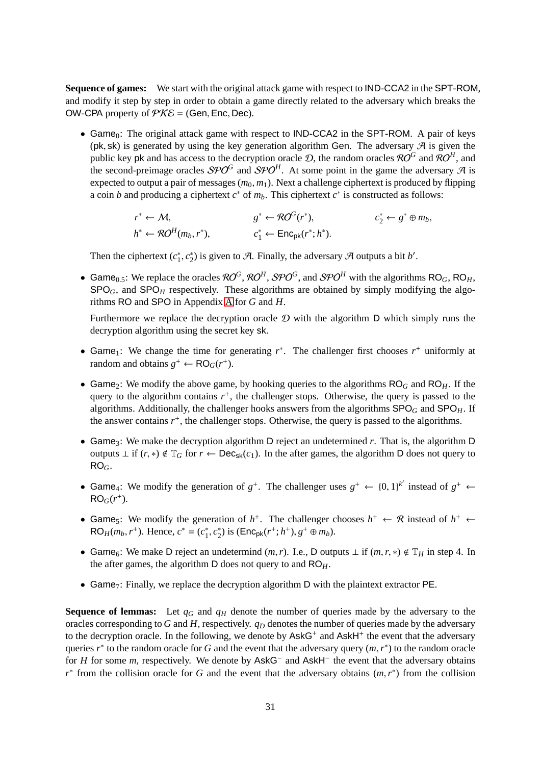**Sequence of games:** We start with the original attack game with respect to IND-CCA2 in the SPT-ROM, and modify it step by step in order to obtain a game directly related to the adversary which breaks the OW-CPA property of $\mathcal{PKE} = (\mathsf{Gen}, \mathsf{Enc}, \mathsf{Dec})$.

- $\mathsf{Game}_0$: The original attack game with respect to IND-CCA2 in the SPT-ROM. A pair of keys $(\mathsf{pk}, \mathsf{sk})$ is generated by using the key generation algorithm $\mathsf{Gen}$. The adversary $\mathcal{A}$ is given the public key $\mathsf{pk}$ and has access to the decryption oracle $\mathcal{D}$, the random oracles $\mathcal{RO}^G$ and $\mathcal{RO}^H$, and the second-preimage oracles $\mathcal{SPO}^G$ and $\mathcal{SPO}^H$. At some point in the game the adversary $\mathcal{A}$ is expected to output a pair of messages $(m_0, m_1)$. Next a challenge ciphertext is produced by flipping a coin $b$ and producing a ciphertext $c^*$ of $m_b$. This ciphertext $c^*$ is constructed as follows:

$$r^* \leftarrow \mathcal{M}, \qquad g^* \leftarrow \mathcal{RO}^G(r^*), \qquad c_2^* \leftarrow g^* \oplus m_b,$$
$$h^* \leftarrow \mathcal{RO}^H(m_b, r^*), \qquad c_1^* \leftarrow \mathsf{Enc}_{\mathsf{pk}}(r^*; h^*).$$

  Then the ciphertext $(c_1^*, c_2^*)$ is given to $\mathcal{A}$. Finally, the adversary $\mathcal{A}$ outputs a bit $b'$.

- $\mathsf{Game}_{0.5}$: We replace the oracles $\mathcal{RO}^G$, $\mathcal{RO}^H$, $\mathcal{SPO}^G$, and $\mathcal{SPO}^H$ with the algorithms $\mathsf{RO}_G$, $\mathsf{RO}_H$, $\mathsf{SPO}_G$, and $\mathsf{SPO}_H$ respectively. These algorithms are obtained by simply modifying the algorithms $\mathsf{RO}$ and $\mathsf{SPO}$ in Appendix A for $G$ and $H$.

  Furthermore we replace the decryption oracle $\mathcal{D}$ with the algorithm $\mathsf{D}$ which simply runs the decryption algorithm using the secret key $\mathsf{sk}$.

- $\mathsf{Game}_1$: We change the time for generating $r^*$. The challenger first chooses $r^+$ uniformly at random and obtains $g^+ \leftarrow \mathsf{RO}_G(r^+)$.

- $\mathsf{Game}_2$: We modify the above game, by hooking queries to the algorithms $\mathsf{RO}_G$ and $\mathsf{RO}_H$. If the query to the algorithm contains $r^+$, the challenger stops. Otherwise, the query is passed to the algorithms. Additionally, the challenger hooks answers from the algorithms $\mathsf{SPO}_G$ and $\mathsf{SPO}_H$. If the answer contains $r^+$, the challenger stops. Otherwise, the query is passed to the algorithms.

- $\mathsf{Game}_3$: We make the decryption algorithm $\mathsf{D}$ reject an undetermined $r$. That is, the algorithm $\mathsf{D}$ outputs $\perp$ if $(r, *) \notin \mathbb{T}_G$ for $r \leftarrow \mathsf{Dec}_{\mathsf{sk}}(c_1)$. In the after games, the algorithm $\mathsf{D}$ does not query to $\mathsf{RO}_G$.

- $\mathsf{Game}_4$: We modify the generation of $g^+$. The challenger uses $g^+ \leftarrow \{0,1\}^{k'}$ instead of $g^+ \leftarrow \mathsf{RO}_G(r^+)$.

- $\mathsf{Game}_5$: We modify the generation of $h^+$. The challenger chooses $h^+ \leftarrow \mathcal{R}$ instead of $h^+ \leftarrow \mathsf{RO}_H(m_b, r^+)$. Hence, $c^* = (c_1^*, c_2^*)$ is $(\mathsf{Enc}_{\mathsf{pk}}(r^+; h^+), g^+ \oplus m_b)$.

- $\mathsf{Game}_6$: We make $\mathsf{D}$ reject an undetermind $(m, r)$. I.e., $\mathsf{D}$ outputs $\perp$ if $(m, r, *) \notin \mathbb{T}_H$ in step 4. In the after games, the algorithm $\mathsf{D}$ does not query to and $\mathsf{RO}_H$.

- $\mathsf{Game}_7$: Finally, we replace the decryption algorithm $\mathsf{D}$ with the plaintext extractor $\mathsf{PE}$.

**Sequence of lemmas:** Let $q_G$ and $q_H$ denote the number of queries made by the adversary to the oracles corresponding to $G$ and $H$, respectively. $q_D$ denotes the number of queries made by the adversary to the decryption oracle. In the following, we denote by $\mathsf{AskG}^+$ and $\mathsf{AskH}^+$ the event that the adversary queries $r^*$ to the random oracle for $G$ and the event that the adversary query $(m, r^*)$ to the random oracle for $H$ for some $m$, respectively. We denote by $\mathsf{AskG}^-$ and $\mathsf{AskH}^-$ the event that the adversary obtains $r^*$ from the collision oracle for $G$ and the event that the adversary obtains $(m, r^*)$ from the collision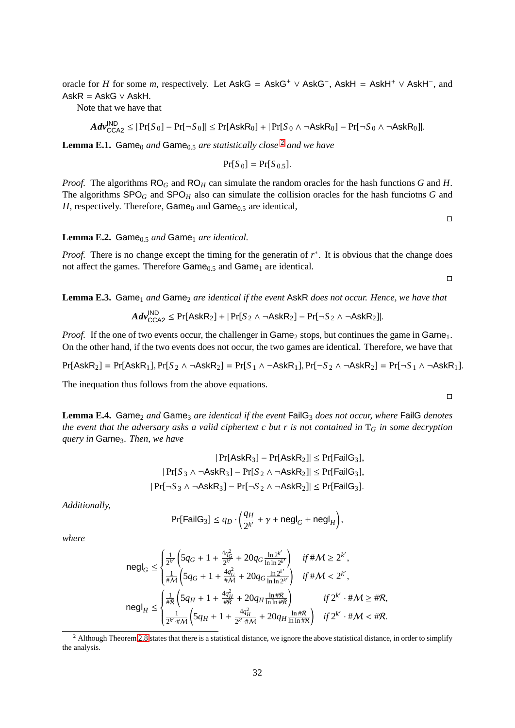oracle for $H$ for some $m$, respectively. Let $\mathsf{AskG} = \mathsf{AskG}^+ \vee \mathsf{AskG}^-$, $\mathsf{AskH} = \mathsf{AskH}^+ \vee \mathsf{AskH}^-$, and $\mathsf{AskR} = \mathsf{AskG} \vee \mathsf{AskH}$.

Note that we have that

$$\boldsymbol{Adv}^{\mathsf{IND}}_{\mathsf{CCA2}} \leq |\Pr[S_0] - \Pr[\neg S_0]| \leq \Pr[\mathsf{AskR}_0] + |\Pr[S_0 \wedge \neg\mathsf{AskR}_0] - \Pr[\neg S_0 \wedge \neg\mathsf{AskR}_0]|.$$

**Lemma E.1.** *$\mathsf{Game}_0$ and $\mathsf{Game}_{0.5}$ are statistically close*[2] *and we have*

$$\Pr[S_0] = \Pr[S_{0.5}].$$

*Proof.* The algorithms $\mathsf{RO}_G$ and $\mathsf{RO}_H$ can simulate the random oracles for the hash functions $G$ and $H$. The algorithms $\mathsf{SPO}_G$ and $\mathsf{SPO}_H$ also can simulate the collision oracles for the hash funciotns $G$ and $H$, respectively. Therefore, $\mathsf{Game}_0$ and $\mathsf{Game}_{0.5}$ are identical, □

**Lemma E.2.** *$\mathsf{Game}_{0.5}$ and $\mathsf{Game}_1$ are identical.*

*Proof.* There is no change except the timing for the generatin of $r^*$. It is obvious that the change does not affect the games. Therefore $\mathsf{Game}_{0.5}$ and $\mathsf{Game}_1$ are identical. □

**Lemma E.3.** *$\mathsf{Game}_1$ and $\mathsf{Game}_2$ are identical if the event $\mathsf{AskR}$ does not occur. Hence, we have that*

$$\boldsymbol{Adv}^{\mathsf{IND}}_{\mathsf{CCA2}} \leq \Pr[\mathsf{AskR}_2] + |\Pr[S_2 \wedge \neg\mathsf{AskR}_2] - \Pr[\neg S_2 \wedge \neg\mathsf{AskR}_2]|.$$

*Proof.* If the one of two events occur, the challenger in $\mathsf{Game}_2$ stops, but continues the game in $\mathsf{Game}_1$. On the other hand, if the two events does not occur, the two games are identical. Therefore, we have that

$$\Pr[\mathsf{AskR}_2] = \Pr[\mathsf{AskR}_1], \Pr[S_2 \wedge \neg\mathsf{AskR}_2] = \Pr[S_1 \wedge \neg\mathsf{AskR}_1], \Pr[\neg S_2 \wedge \neg\mathsf{AskR}_2] = \Pr[\neg S_1 \wedge \neg\mathsf{AskR}_1].$$

The inequation thus follows from the above equations. □

**Lemma E.4.** *$\mathsf{Game}_2$ and $\mathsf{Game}_3$ are identical if the event $\mathsf{FailG}_3$ does not occur, where $\mathsf{FailG}$ denotes the event that the adversary asks a valid ciphertext $c$ but $r$ is not contained in $\mathbb{T}_G$ in some decryption query in $\mathsf{Game}_3$. Then, we have*

$$|\Pr[\mathsf{AskR}_3] - \Pr[\mathsf{AskR}_2]| \leq \Pr[\mathsf{FailG}_3],$$
$$|\Pr[S_3 \wedge \neg\mathsf{AskR}_3] - \Pr[S_2 \wedge \neg\mathsf{AskR}_2]| \leq \Pr[\mathsf{FailG}_3],$$
$$|\Pr[\neg S_3 \wedge \neg\mathsf{AskR}_3] - \Pr[\neg S_2 \wedge \neg\mathsf{AskR}_2]| \leq \Pr[\mathsf{FailG}_3].$$

*Additionally,*

$$\Pr[\mathsf{FailG}_3] \leq q_D \cdot \left(\frac{q_H}{2^{k'}} + \gamma + \mathsf{negl}_G + \mathsf{negl}_H\right),$$

*where*

$$\mathsf{negl}_G \leq \begin{cases} \frac{1}{2^{k'}}\left(5q_G + 1 + \frac{4q_G^2}{2^{k'}} + 20q_G\frac{\ln 2^{k'}}{\ln\ln 2^{k'}}\right) & \text{if } \#\mathcal{M} \geq 2^{k'}, \\ \frac{1}{\#\mathcal{M}}\left(5q_G + 1 + \frac{4q_G^2}{\#\mathcal{M}} + 20q_G\frac{\ln 2^{k'}}{\ln\ln 2^{k'}}\right) & \text{if } \#\mathcal{M} < 2^{k'}, \end{cases}$$

$$\mathsf{negl}_H \leq \begin{cases} \frac{1}{\#\mathcal{R}}\left(5q_H + 1 + \frac{4q_H^2}{\#\mathcal{R}} + 20q_H\frac{\ln \#\mathcal{R}}{\ln\ln \#\mathcal{R}}\right) & \text{if } 2^{k'} \cdot \#\mathcal{M} \geq \#\mathcal{R}, \\ \frac{1}{2^{k'}\cdot\#\mathcal{M}}\left(5q_H + 1 + \frac{4q_H^2}{2^{k'}\cdot\#\mathcal{M}} + 20q_H\frac{\ln \#\mathcal{R}}{\ln\ln \#\mathcal{R}}\right) & \text{if } 2^{k'} \cdot \#\mathcal{M} < \#\mathcal{R}. \end{cases}$$

---

[2] Although Theorem 2.8 states that there is a statistical distance, we ignore the above statistical distance, in order to simplify the analysis.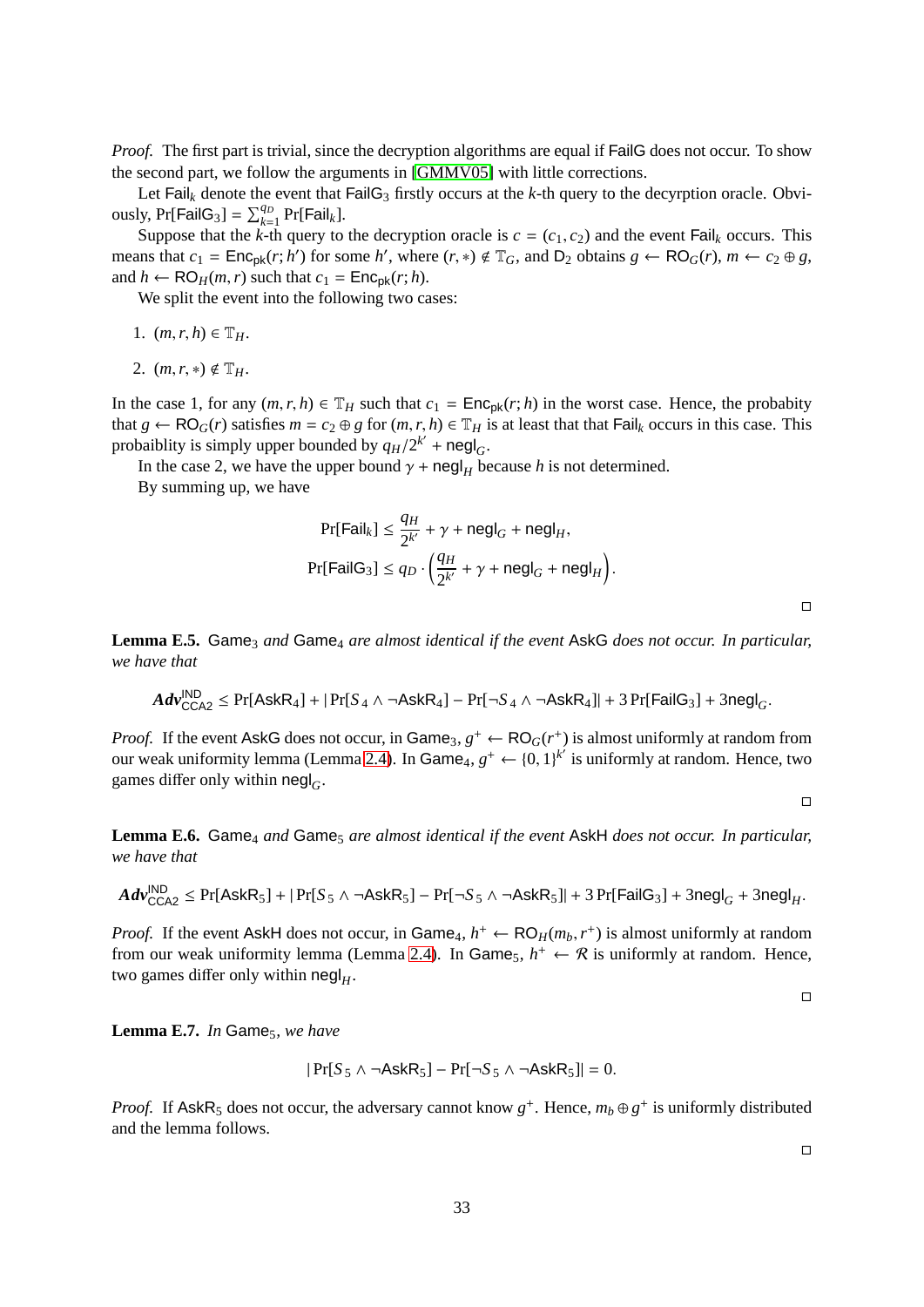*Proof.* The first part is trivial, since the decryption algorithms are equal if $\mathsf{FailG}$ does not occur. To show the second part, we follow the arguments in [GMMV05] with little corrections.

Let $\mathsf{Fail}_k$ denote the event that $\mathsf{FailG}_3$ firstly occurs at the $k$-th query to the decyrption oracle. Obviously, $\Pr[\mathsf{FailG}_3] = \sum_{k=1}^{q_D} \Pr[\mathsf{Fail}_k]$.

Suppose that the $k$-th query to the decryption oracle is $c = (c_1, c_2)$ and the event $\mathsf{Fail}_k$ occurs. This means that $c_1 = \mathsf{Enc}_{\mathsf{pk}}(r; h')$ for some $h'$, where $(r, *) \notin \mathbb{T}_G$, and $\mathsf{D}_2$ obtains $g \leftarrow \mathsf{RO}_G(r)$, $m \leftarrow c_2 \oplus g$, and $h \leftarrow \mathsf{RO}_H(m, r)$ such that $c_1 = \mathsf{Enc}_{\mathsf{pk}}(r; h)$.

We split the event into the following two cases:

1. $(m, r, h) \in \mathbb{T}_H$.
2. $(m, r, *) \notin \mathbb{T}_H$.

In the case 1, for any $(m, r, h) \in \mathbb{T}_H$ such that $c_1 = \mathsf{Enc}_{\mathsf{pk}}(r; h)$ in the worst case. Hence, the probabity that $g \leftarrow \mathsf{RO}_G(r)$ satisfies $m = c_2 \oplus g$ for $(m, r, h) \in \mathbb{T}_H$ is at least that that $\mathsf{Fail}_k$ occurs in this case. This probaiblity is simply upper bounded by $q_H/2^{k'} + \mathsf{negl}_G$.

In the case 2, we have the upper bound $\gamma + \mathsf{negl}_H$ because $h$ is not determined.

By summing up, we have

$$
\begin{aligned}
\Pr[\mathsf{Fail}_k] &\leq \frac{q_H}{2^{k'}} + \gamma + \mathsf{negl}_G + \mathsf{negl}_H, \\
\Pr[\mathsf{FailG}_3] &\leq q_D \cdot \left( \frac{q_H}{2^{k'}} + \gamma + \mathsf{negl}_G + \mathsf{negl}_H \right).
\end{aligned}
$$

□

**Lemma E.5.** *$\mathsf{Game}_3$ and $\mathsf{Game}_4$ are almost identical if the event $\mathsf{AskG}$ does not occur. In particular, we have that*

$$
\boldsymbol{Adv}^{\mathsf{IND}}_{\mathsf{CCA2}} \leq \Pr[\mathsf{AskR}_4] + |\Pr[S_4 \wedge \neg\mathsf{AskR}_4] - \Pr[\neg S_4 \wedge \neg\mathsf{AskR}_4]| + 3\Pr[\mathsf{FailG}_3] + 3\mathsf{negl}_G.
$$

*Proof.* If the event $\mathsf{AskG}$ does not occur, in $\mathsf{Game}_3$, $g^+ \leftarrow \mathsf{RO}_G(r^+)$ is almost uniformly at random from our weak uniformity lemma (Lemma 2.4). In $\mathsf{Game}_4$, $g^+ \leftarrow \{0,1\}^{k'}$ is uniformly at random. Hence, two games differ only within $\mathsf{negl}_G$.

□

**Lemma E.6.** *$\mathsf{Game}_4$ and $\mathsf{Game}_5$ are almost identical if the event $\mathsf{AskH}$ does not occur. In particular, we have that*

$$
\boldsymbol{Adv}^{\mathsf{IND}}_{\mathsf{CCA2}} \leq \Pr[\mathsf{AskR}_5] + |\Pr[S_5 \wedge \neg\mathsf{AskR}_5] - \Pr[\neg S_5 \wedge \neg\mathsf{AskR}_5]| + 3\Pr[\mathsf{FailG}_3] + 3\mathsf{negl}_G + 3\mathsf{negl}_H.
$$

*Proof.* If the event $\mathsf{AskH}$ does not occur, in $\mathsf{Game}_4$, $h^+ \leftarrow \mathsf{RO}_H(m_b, r^+)$ is almost uniformly at random from our weak uniformity lemma (Lemma 2.4). In $\mathsf{Game}_5$, $h^+ \leftarrow \mathcal{R}$ is uniformly at random. Hence, two games differ only within $\mathsf{negl}_H$.

□

**Lemma E.7.** *In $\mathsf{Game}_5$, we have*

$$
|\Pr[S_5 \wedge \neg\mathsf{AskR}_5] - \Pr[\neg S_5 \wedge \neg\mathsf{AskR}_5]| = 0.
$$

*Proof.* If $\mathsf{AskR}_5$ does not occur, the adversary cannot know $g^+$. Hence, $m_b \oplus g^+$ is uniformly distributed and the lemma follows.

□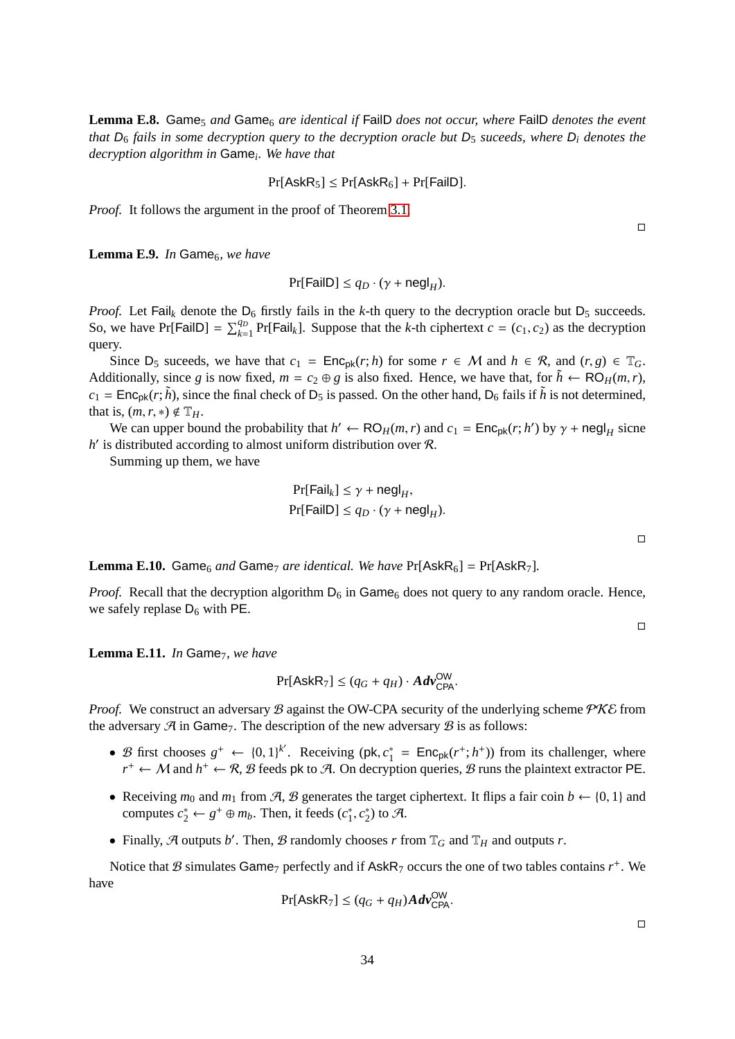**Lemma E.8.** $\mathsf{Game}_5$ *and* $\mathsf{Game}_6$ *are identical if* $\mathsf{FailD}$ *does not occur, where* $\mathsf{FailD}$ *denotes the event that* $\mathsf{D}_6$ *fails in some decryption query to the decryption oracle but* $\mathsf{D}_5$ *suceeds, where* $\mathsf{D}_i$ *denotes the decryption algorithm in* $\mathsf{Game}_i$*. We have that*

$$\Pr[\mathsf{AskR}_5] \leq \Pr[\mathsf{AskR}_6] + \Pr[\mathsf{FailD}].$$

*Proof.* It follows the argument in the proof of Theorem 3.1. □

**Lemma E.9.** *In* $\mathsf{Game}_6$*, we have*

$$\Pr[\mathsf{FailD}] \leq q_D \cdot (\gamma + \mathsf{negl}_H).$$

*Proof.* Let $\mathsf{Fail}_k$ denote the $\mathsf{D}_6$ firstly fails in the $k$-th query to the decryption oracle but $\mathsf{D}_5$ succeeds. So, we have $\Pr[\mathsf{FailD}] = \sum_{k=1}^{q_D} \Pr[\mathsf{Fail}_k]$. Suppose that the $k$-th ciphertext $c = (c_1, c_2)$ as the decryption query.

Since $\mathsf{D}_5$ suceeds, we have that $c_1 = \mathsf{Enc}_{\mathsf{pk}}(r; h)$ for some $r \in \mathcal{M}$ and $h \in \mathcal{R}$, and $(r, g) \in \mathbb{T}_G$. Additionally, since $g$ is now fixed, $m = c_2 \oplus g$ is also fixed. Hence, we have that, for $\tilde{h} \leftarrow \mathsf{RO}_H(m, r)$, $c_1 = \mathsf{Enc}_{\mathsf{pk}}(r; \tilde{h})$, since the final check of $\mathsf{D}_5$ is passed. On the other hand, $\mathsf{D}_6$ fails if $\tilde{h}$ is not determined, that is, $(m, r, *) \notin \mathbb{T}_H$.

We can upper bound the probability that $h' \leftarrow \mathsf{RO}_H(m, r)$ and $c_1 = \mathsf{Enc}_{\mathsf{pk}}(r; h')$ by $\gamma + \mathsf{negl}_H$ sicne $h'$ is distributed according to almost uniform distribution over $\mathcal{R}$.

Summing up them, we have

$$\Pr[\mathsf{Fail}_k] \leq \gamma + \mathsf{negl}_H,$$
$$\Pr[\mathsf{FailD}] \leq q_D \cdot (\gamma + \mathsf{negl}_H).$$

□

**Lemma E.10.** $\mathsf{Game}_6$ *and* $\mathsf{Game}_7$ *are identical. We have* $\Pr[\mathsf{AskR}_6] = \Pr[\mathsf{AskR}_7]$.

*Proof.* Recall that the decryption algorithm $\mathsf{D}_6$ in $\mathsf{Game}_6$ does not query to any random oracle. Hence, we safely replace $\mathsf{D}_6$ with $\mathsf{PE}$. □

**Lemma E.11.** *In* $\mathsf{Game}_7$*, we have*

$$\Pr[\mathsf{AskR}_7] \leq (q_G + q_H) \cdot \boldsymbol{Adv}^{\mathsf{OW}}_{\mathsf{CPA}}.$$

*Proof.* We construct an adversary $\mathcal{B}$ against the OW-CPA security of the underlying scheme $\mathcal{PKE}$ from the adversary $\mathcal{A}$ in $\mathsf{Game}_7$. The description of the new adversary $\mathcal{B}$ is as follows:

- $\mathcal{B}$ first chooses $g^+ \leftarrow \{0,1\}^{k'}$. Receiving $(\mathsf{pk}, c_1^* = \mathsf{Enc}_{\mathsf{pk}}(r^+; h^+))$ from its challenger, where $r^+ \leftarrow \mathcal{M}$ and $h^+ \leftarrow \mathcal{R}$, $\mathcal{B}$ feeds $\mathsf{pk}$ to $\mathcal{A}$. On decryption queries, $\mathcal{B}$ runs the plaintext extractor $\mathsf{PE}$.
- Receiving $m_0$ and $m_1$ from $\mathcal{A}$, $\mathcal{B}$ generates the target ciphertext. It flips a fair coin $b \leftarrow \{0,1\}$ and computes $c_2^* \leftarrow g^+ \oplus m_b$. Then, it feeds $(c_1^*, c_2^*)$ to $\mathcal{A}$.
- Finally, $\mathcal{A}$ outputs $b'$. Then, $\mathcal{B}$ randomly chooses $r$ from $\mathbb{T}_G$ and $\mathbb{T}_H$ and outputs $r$.

Notice that $\mathcal{B}$ simulates $\mathsf{Game}_7$ perfectly and if $\mathsf{AskR}_7$ occurs the one of two tables contains $r^+$. We have

$$\Pr[\mathsf{AskR}_7] \leq (q_G + q_H)\boldsymbol{Adv}^{\mathsf{OW}}_{\mathsf{CPA}}.$$

□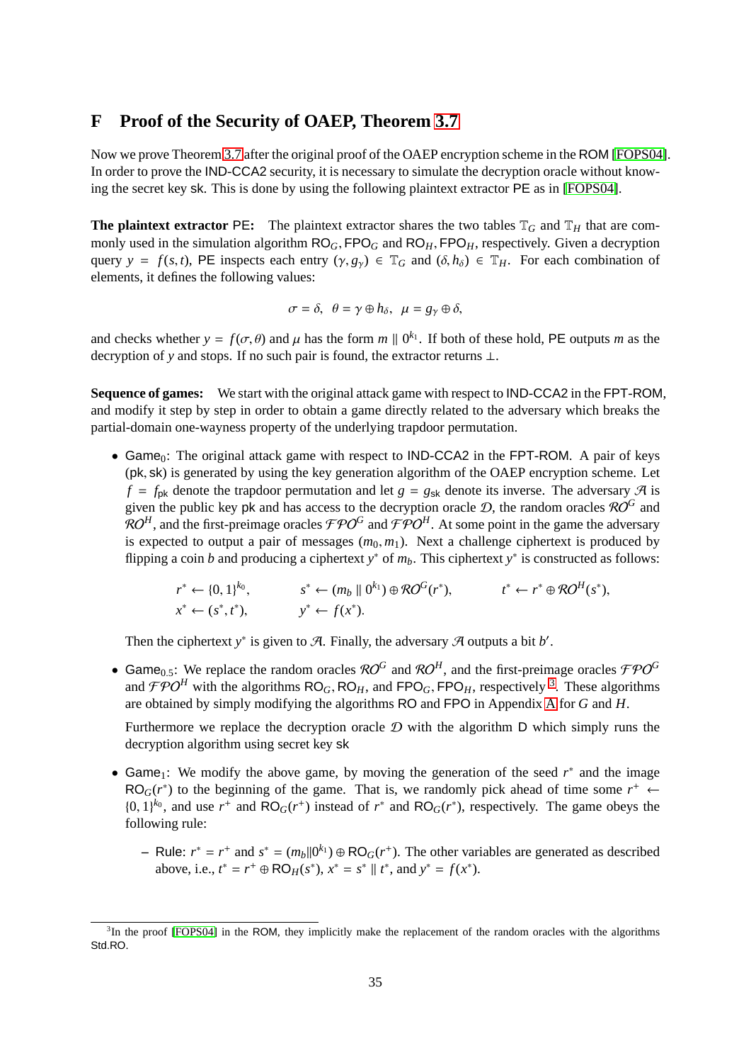# F Proof of the Security of OAEP, Theorem 3.7

Now we prove Theorem 3.7 after the original proof of the OAEP encryption scheme in the ROM [FOPS04]. In order to prove the IND-CCA2 security, it is necessary to simulate the decryption oracle without knowing the secret key sk. This is done by using the following plaintext extractor PE as in [FOPS04].

**The plaintext extractor** PE**:** The plaintext extractor shares the two tables $\mathbb{T}_G$ and $\mathbb{T}_H$ that are commonly used in the simulation algorithm $\mathsf{RO}_G, \mathsf{FPO}_G$ and $\mathsf{RO}_H, \mathsf{FPO}_H$, respectively. Given a decryption query $y = f(s,t)$, PE inspects each entry $(\gamma, g_\gamma) \in \mathbb{T}_G$ and $(\delta, h_\delta) \in \mathbb{T}_H$. For each combination of elements, it defines the following values:

$$\sigma = \delta, \quad \theta = \gamma \oplus h_\delta, \quad \mu = g_\gamma \oplus \delta,$$

and checks whether $y = f(\sigma, \theta)$ and $\mu$ has the form $m \parallel 0^{k_1}$. If both of these hold, PE outputs $m$ as the decryption of $y$ and stops. If no such pair is found, the extractor returns $\perp$.

**Sequence of games:** We start with the original attack game with respect to IND-CCA2 in the FPT-ROM, and modify it step by step in order to obtain a game directly related to the adversary which breaks the partial-domain one-wayness property of the underlying trapdoor permutation.

- $\mathsf{Game}_0$: The original attack game with respect to IND-CCA2 in the FPT-ROM. A pair of keys (pk, sk) is generated by using the key generation algorithm of the OAEP encryption scheme. Let $f = f_{\mathsf{pk}}$ denote the trapdoor permutation and let $g = g_{\mathsf{sk}}$ denote its inverse. The adversary $\mathcal{A}$ is given the public key pk and has access to the decryption oracle $\mathcal{D}$, the random oracles $\mathcal{RO}^G$ and $\mathcal{RO}^H$, and the first-preimage oracles $\mathcal{FPO}^G$ and $\mathcal{FPO}^H$. At some point in the game the adversary is expected to output a pair of messages $(m_0, m_1)$. Next a challenge ciphertext is produced by flipping a coin $b$ and producing a ciphertext $y^*$ of $m_b$. This ciphertext $y^*$ is constructed as follows:

  $$r^* \leftarrow \{0,1\}^{k_0}, \qquad s^* \leftarrow (m_b \parallel 0^{k_1}) \oplus \mathcal{RO}^G(r^*), \qquad t^* \leftarrow r^* \oplus \mathcal{RO}^H(s^*),$$
  $$x^* \leftarrow (s^*, t^*), \qquad y^* \leftarrow f(x^*).$$

  Then the ciphertext $y^*$ is given to $\mathcal{A}$. Finally, the adversary $\mathcal{A}$ outputs a bit $b'$.

- $\mathsf{Game}_{0.5}$: We replace the random oracles $\mathcal{RO}^G$ and $\mathcal{RO}^H$, and the first-preimage oracles $\mathcal{FPO}^G$ and $\mathcal{FPO}^H$ with the algorithms $\mathsf{RO}_G, \mathsf{RO}_H$, and $\mathsf{FPO}_G, \mathsf{FPO}_H$, respectively [3]. These algorithms are obtained by simply modifying the algorithms RO and FPO in Appendix A for $G$ and $H$.

  Furthermore we replace the decryption oracle $\mathcal{D}$ with the algorithm D which simply runs the decryption algorithm using secret key sk

- $\mathsf{Game}_1$: We modify the above game, by moving the generation of the seed $r^*$ and the image $\mathsf{RO}_G(r^*)$ to the beginning of the game. That is, we randomly pick ahead of time some $r^+ \leftarrow \{0,1\}^{k_0}$, and use $r^+$ and $\mathsf{RO}_G(r^+)$ instead of $r^*$ and $\mathsf{RO}_G(r^*)$, respectively. The game obeys the following rule:

  – Rule: $r^* = r^+$ and $s^* = (m_b \| 0^{k_1}) \oplus \mathsf{RO}_G(r^+)$. The other variables are generated as described above, i.e., $t^* = r^+ \oplus \mathsf{RO}_H(s^*)$, $x^* = s^* \parallel t^*$, and $y^* = f(x^*)$.

[3] In the proof [FOPS04] in the ROM, they implicitly make the replacement of the random oracles with the algorithms Std.RO.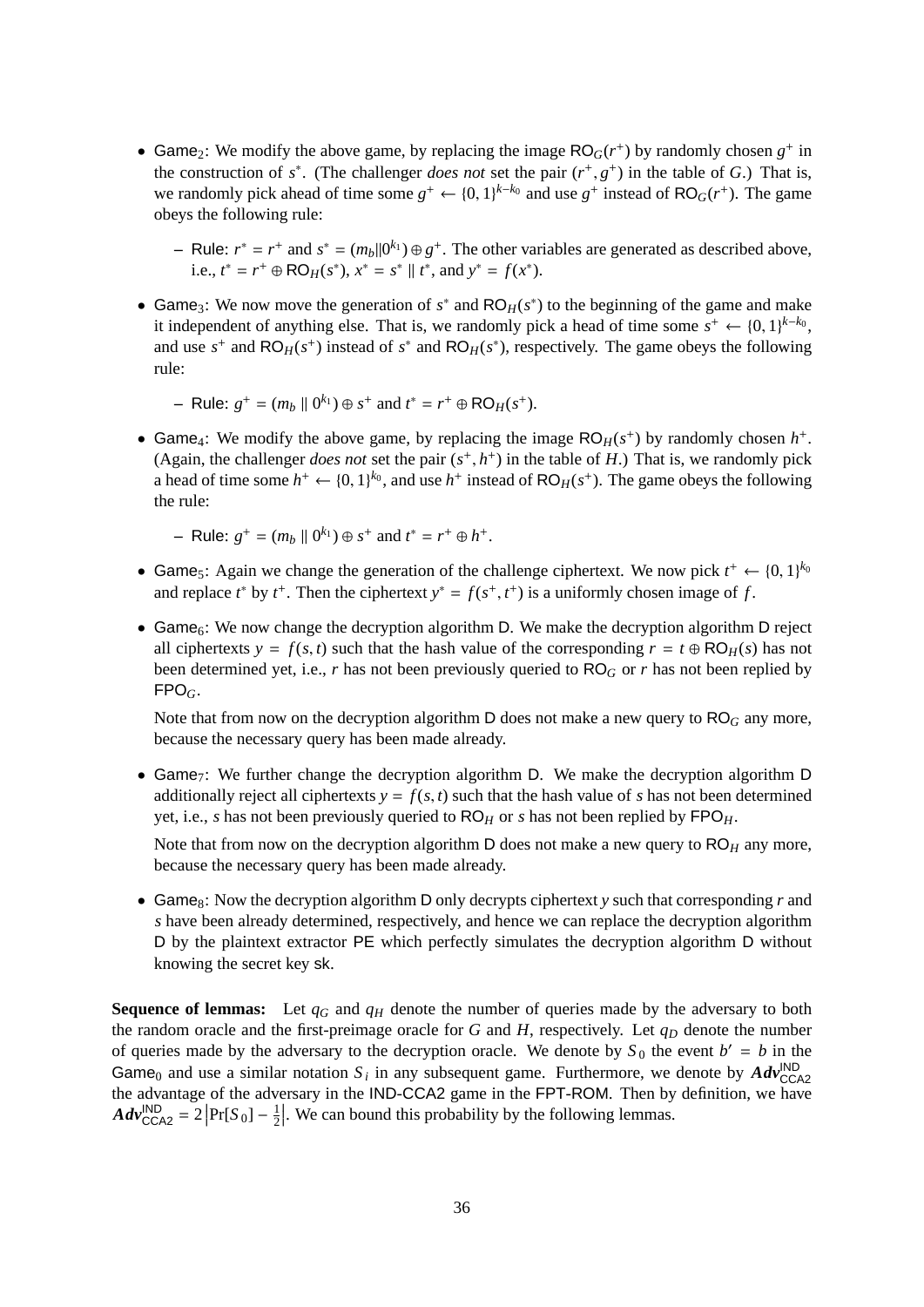- $\mathsf{Game}_2$: We modify the above game, by replacing the image $\mathsf{RO}_G(r^+)$ by randomly chosen $g^+$ in the construction of $s^*$. (The challenger *does not* set the pair $(r^+, g^+)$ in the table of $G$.) That is, we randomly pick ahead of time some $g^+ \leftarrow \{0,1\}^{k-k_0}$ and use $g^+$ instead of $\mathsf{RO}_G(r^+)$. The game obeys the following rule:

  – Rule: $r^* = r^+$ and $s^* = (m_b \| 0^{k_1}) \oplus g^+$. The other variables are generated as described above, i.e., $t^* = r^+ \oplus \mathsf{RO}_H(s^*)$, $x^* = s^* \| t^*$, and $y^* = f(x^*)$.

- $\mathsf{Game}_3$: We now move the generation of $s^*$ and $\mathsf{RO}_H(s^*)$ to the beginning of the game and make it independent of anything else. That is, we randomly pick a head of time some $s^+ \leftarrow \{0,1\}^{k-k_0}$, and use $s^+$ and $\mathsf{RO}_H(s^+)$ instead of $s^*$ and $\mathsf{RO}_H(s^*)$, respectively. The game obeys the following rule:

  – Rule: $g^+ = (m_b \| 0^{k_1}) \oplus s^+$ and $t^* = r^+ \oplus \mathsf{RO}_H(s^+)$.

- $\mathsf{Game}_4$: We modify the above game, by replacing the image $\mathsf{RO}_H(s^+)$ by randomly chosen $h^+$. (Again, the challenger *does not* set the pair $(s^+, h^+)$ in the table of $H$.) That is, we randomly pick a head of time some $h^+ \leftarrow \{0,1\}^{k_0}$, and use $h^+$ instead of $\mathsf{RO}_H(s^+)$. The game obeys the following the rule:

  – Rule: $g^+ = (m_b \| 0^{k_1}) \oplus s^+$ and $t^* = r^+ \oplus h^+$.

- $\mathsf{Game}_5$: Again we change the generation of the challenge ciphertext. We now pick $t^+ \leftarrow \{0,1\}^{k_0}$ and replace $t^*$ by $t^+$. Then the ciphertext $y^* = f(s^+, t^+)$ is a uniformly chosen image of $f$.

- $\mathsf{Game}_6$: We now change the decryption algorithm $\mathsf{D}$. We make the decryption algorithm $\mathsf{D}$ reject all ciphertexts $y = f(s,t)$ such that the hash value of the corresponding $r = t \oplus \mathsf{RO}_H(s)$ has not been determined yet, i.e., $r$ has not been previously queried to $\mathsf{RO}_G$ or $r$ has not been replied by $\mathsf{FPO}_G$.

  Note that from now on the decryption algorithm $\mathsf{D}$ does not make a new query to $\mathsf{RO}_G$ any more, because the necessary query has been made already.

- $\mathsf{Game}_7$: We further change the decryption algorithm $\mathsf{D}$. We make the decryption algorithm $\mathsf{D}$ additionally reject all ciphertexts $y = f(s,t)$ such that the hash value of $s$ has not been determined yet, i.e., $s$ has not been previously queried to $\mathsf{RO}_H$ or $s$ has not been replied by $\mathsf{FPO}_H$.

  Note that from now on the decryption algorithm $\mathsf{D}$ does not make a new query to $\mathsf{RO}_H$ any more, because the necessary query has been made already.

- $\mathsf{Game}_8$: Now the decryption algorithm $\mathsf{D}$ only decrypts ciphertext $y$ such that corresponding $r$ and $s$ have been already determined, respectively, and hence we can replace the decryption algorithm $\mathsf{D}$ by the plaintext extractor $\mathsf{PE}$ which perfectly simulates the decryption algorithm $\mathsf{D}$ without knowing the secret key $\mathsf{sk}$.

**Sequence of lemmas:** Let $q_G$ and $q_H$ denote the number of queries made by the adversary to both the random oracle and the first-preimage oracle for $G$ and $H$, respectively. Let $q_D$ denote the number of queries made by the adversary to the decryption oracle. We denote by $S_0$ the event $b' = b$ in the $\mathsf{Game}_0$ and use a similar notation $S_i$ in any subsequent game. Furthermore, we denote by $\boldsymbol{Adv}^{\mathsf{IND}}_{\mathsf{CCA2}}$ the advantage of the adversary in the $\mathsf{IND}$-$\mathsf{CCA2}$ game in the $\mathsf{FPT}$-$\mathsf{ROM}$. Then by definition, we have $\boldsymbol{Adv}^{\mathsf{IND}}_{\mathsf{CCA2}} = 2\left|\Pr[S_0] - \frac{1}{2}\right|$. We can bound this probability by the following lemmas.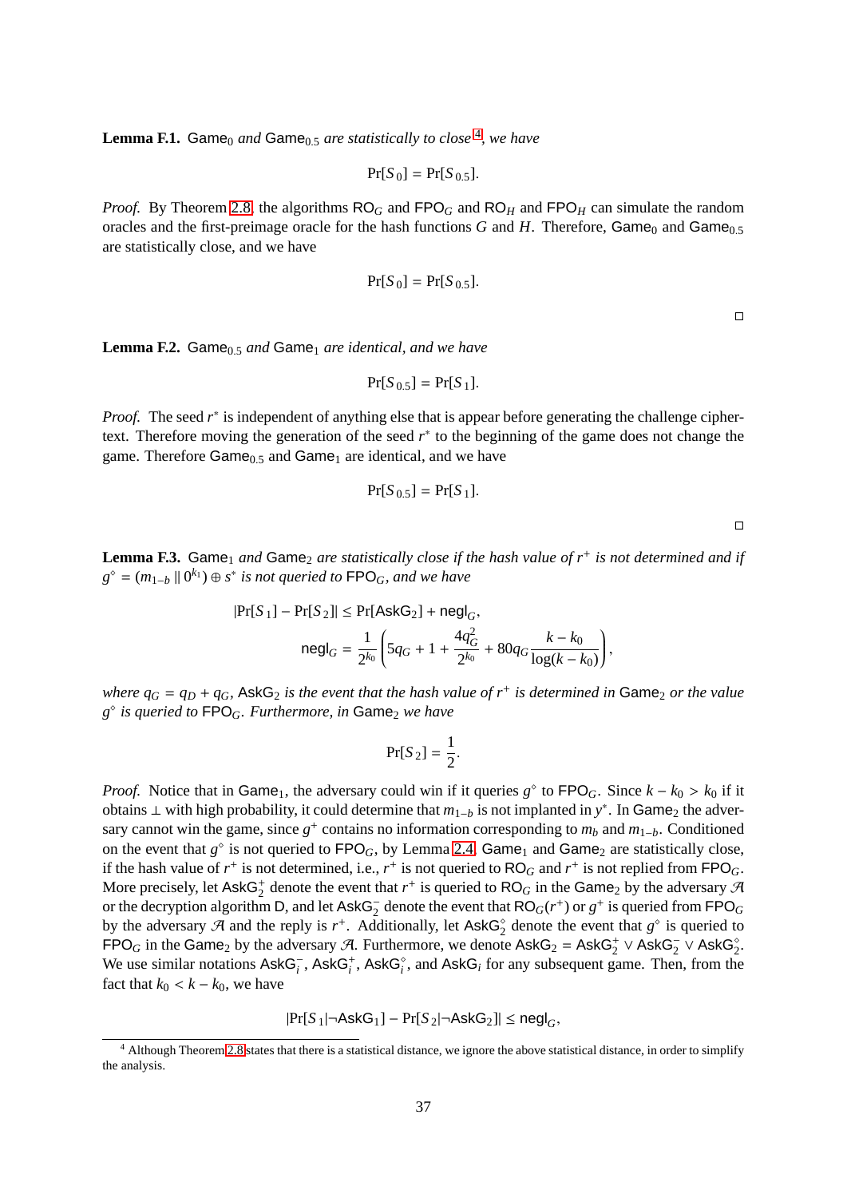**Lemma F.1.** $\mathsf{Game}_0$ *and* $\mathsf{Game}_{0.5}$ *are statistically to close*[4]*, we have*

$$\Pr[S_0] = \Pr[S_{0.5}].$$

*Proof.* By Theorem 2.8, the algorithms $\mathsf{RO}_G$ and $\mathsf{FPO}_G$ and $\mathsf{RO}_H$ and $\mathsf{FPO}_H$ can simulate the random oracles and the first-preimage oracle for the hash functions $G$ and $H$. Therefore, $\mathsf{Game}_0$ and $\mathsf{Game}_{0.5}$ are statistically close, and we have

$$\Pr[S_0] = \Pr[S_{0.5}].$$

□

**Lemma F.2.** $\mathsf{Game}_{0.5}$ *and* $\mathsf{Game}_1$ *are identical, and we have*

$$\Pr[S_{0.5}] = \Pr[S_1].$$

*Proof.* The seed $r^*$ is independent of anything else that is appear before generating the challenge ciphertext. Therefore moving the generation of the seed $r^*$ to the beginning of the game does not change the game. Therefore $\mathsf{Game}_{0.5}$ and $\mathsf{Game}_1$ are identical, and we have

$$\Pr[S_{0.5}] = \Pr[S_1].$$

□

**Lemma F.3.** $\mathsf{Game}_1$ *and* $\mathsf{Game}_2$ *are statistically close if the hash value of* $r^+$ *is not determined and if* $g^\diamond = (m_{1-b} \| 0^{k_1}) \oplus s^*$ *is not queried to* $\mathsf{FPO}_G$*, and we have*

$$|\Pr[S_1] - \Pr[S_2]| \leq \Pr[\mathsf{AskG}_2] + \mathsf{negl}_G,$$
$$\mathsf{negl}_G = \frac{1}{2^{k_0}}\left(5q_G + 1 + \frac{4q_G^2}{2^{k_0}} + 80q_G\frac{k-k_0}{\log(k-k_0)}\right),$$

*where* $q_G = q_D + q_G$*,* $\mathsf{AskG}_2$ *is the event that the hash value of* $r^+$ *is determined in* $\mathsf{Game}_2$ *or the value* $g^\diamond$ *is queried to* $\mathsf{FPO}_G$*. Furthermore, in* $\mathsf{Game}_2$ *we have*

$$\Pr[S_2] = \frac{1}{2}.$$

*Proof.* Notice that in $\mathsf{Game}_1$, the adversary could win if it queries $g^\diamond$ to $\mathsf{FPO}_G$. Since $k - k_0 > k_0$ if it obtains $\perp$ with high probability, it could determine that $m_{1-b}$ is not implanted in $y^*$. In $\mathsf{Game}_2$ the adversary cannot win the game, since $g^+$ contains no information corresponding to $m_b$ and $m_{1-b}$. Conditioned on the event that $g^\diamond$ is not queried to $\mathsf{FPO}_G$, by Lemma 2.4, $\mathsf{Game}_1$ and $\mathsf{Game}_2$ are statistically close, if the hash value of $r^+$ is not determined, i.e., $r^+$ is not queried to $\mathsf{RO}_G$ and $r^+$ is not replied from $\mathsf{FPO}_G$. More precisely, let $\mathsf{AskG}_2^+$ denote the event that $r^+$ is queried to $\mathsf{RO}_G$ in the $\mathsf{Game}_2$ by the adversary $\mathcal{A}$ or the decryption algorithm $\mathsf{D}$, and let $\mathsf{AskG}_2^-$ denote the event that $\mathsf{RO}_G(r^+)$ or $g^+$ is queried from $\mathsf{FPO}_G$ by the adversary $\mathcal{A}$ and the reply is $r^+$. Additionally, let $\mathsf{AskG}_2^\diamond$ denote the event that $g^\diamond$ is queried to $\mathsf{FPO}_G$ in the $\mathsf{Game}_2$ by the adversary $\mathcal{A}$. Furthermore, we denote $\mathsf{AskG}_2 = \mathsf{AskG}_2^+ \vee \mathsf{AskG}_2^- \vee \mathsf{AskG}_2^\diamond$. We use similar notations $\mathsf{AskG}_i^-$, $\mathsf{AskG}_i^+$, $\mathsf{AskG}_i^\diamond$, and $\mathsf{AskG}_i$ for any subsequent game. Then, from the fact that $k_0 < k - k_0$, we have

$$|\Pr[S_1|\neg\mathsf{AskG}_1] - \Pr[S_2|\neg\mathsf{AskG}_2]| \leq \mathsf{negl}_G,$$

[4] Although Theorem 2.8 states that there is a statistical distance, we ignore the above statistical distance, in order to simplify the analysis.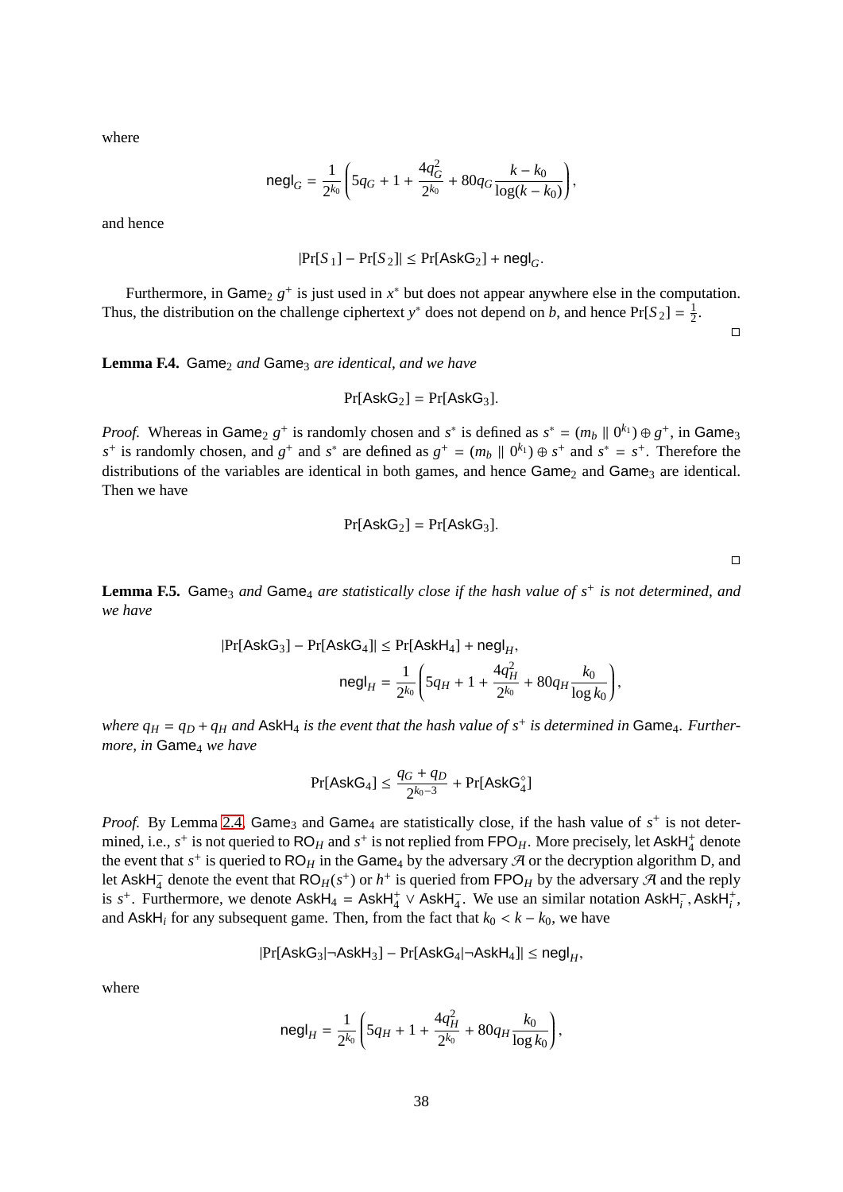where

$$\mathsf{negl}_G = \frac{1}{2^{k_0}}\left(5q_G + 1 + \frac{4q_G^2}{2^{k_0}} + 80q_G\frac{k-k_0}{\log(k-k_0)}\right),$$

and hence

$$|\Pr[S_1] - \Pr[S_2]| \leq \Pr[\mathsf{AskG}_2] + \mathsf{negl}_G.$$

Furthermore, in $\mathsf{Game}_2$ $g^+$ is just used in $x^*$ but does not appear anywhere else in the computation. Thus, the distribution on the challenge ciphertext $y^*$ does not depend on $b$, and hence $\Pr[S_2] = \frac{1}{2}$.

□

**Lemma F.4.** $\mathsf{Game}_2$ *and* $\mathsf{Game}_3$ *are identical, and we have*

$$\Pr[\mathsf{AskG}_2] = \Pr[\mathsf{AskG}_3].$$

*Proof.* Whereas in $\mathsf{Game}_2$ $g^+$ is randomly chosen and $s^*$ is defined as $s^* = (m_b \parallel 0^{k_1}) \oplus g^+$, in $\mathsf{Game}_3$ $s^+$ is randomly chosen, and $g^+$ and $s^*$ are defined as $g^+ = (m_b \parallel 0^{k_1}) \oplus s^+$ and $s^* = s^+$. Therefore the distributions of the variables are identical in both games, and hence $\mathsf{Game}_2$ and $\mathsf{Game}_3$ are identical. Then we have

$$\Pr[\mathsf{AskG}_2] = \Pr[\mathsf{AskG}_3].$$

□

**Lemma F.5.** $\mathsf{Game}_3$ *and* $\mathsf{Game}_4$ *are statistically close if the hash value of* $s^+$ *is not determined, and we have*

$$|\Pr[\mathsf{AskG}_3] - \Pr[\mathsf{AskG}_4]| \leq \Pr[\mathsf{AskH}_4] + \mathsf{negl}_H,$$
$$\mathsf{negl}_H = \frac{1}{2^{k_0}}\left(5q_H + 1 + \frac{4q_H^2}{2^{k_0}} + 80q_H\frac{k_0}{\log k_0}\right),$$

*where* $q_H = q_D + q_H$ *and* $\mathsf{AskH}_4$ *is the event that the hash value of* $s^+$ *is determined in* $\mathsf{Game}_4$. *Furthermore, in* $\mathsf{Game}_4$ *we have*

$$\Pr[\mathsf{AskG}_4] \leq \frac{q_G + q_D}{2^{k_0-3}} + \Pr[\mathsf{AskG}_4^{\diamond}]$$

*Proof.* By Lemma 2.4, $\mathsf{Game}_3$ and $\mathsf{Game}_4$ are statistically close, if the hash value of $s^+$ is not determined, i.e., $s^+$ is not queried to $\mathsf{RO}_H$ and $s^+$ is not replied from $\mathsf{FPO}_H$. More precisely, let $\mathsf{AskH}_4^+$ denote the event that $s^+$ is queried to $\mathsf{RO}_H$ in the $\mathsf{Game}_4$ by the adversary $\mathcal{A}$ or the decryption algorithm $\mathsf{D}$, and let $\mathsf{AskH}_4^-$ denote the event that $\mathsf{RO}_H(s^+)$ or $h^+$ is queried from $\mathsf{FPO}_H$ by the adversary $\mathcal{A}$ and the reply is $s^+$. Furthermore, we denote $\mathsf{AskH}_4 = \mathsf{AskH}_4^+ \vee \mathsf{AskH}_4^-$. We use an similar notation $\mathsf{AskH}_i^-, \mathsf{AskH}_i^+$, and $\mathsf{AskH}_i$ for any subsequent game. Then, from the fact that $k_0 < k - k_0$, we have

$$|\Pr[\mathsf{AskG}_3|\neg\mathsf{AskH}_3] - \Pr[\mathsf{AskG}_4|\neg\mathsf{AskH}_4]| \leq \mathsf{negl}_H,$$

where

$$\mathsf{negl}_H = \frac{1}{2^{k_0}}\left(5q_H + 1 + \frac{4q_H^2}{2^{k_0}} + 80q_H\frac{k_0}{\log k_0}\right),$$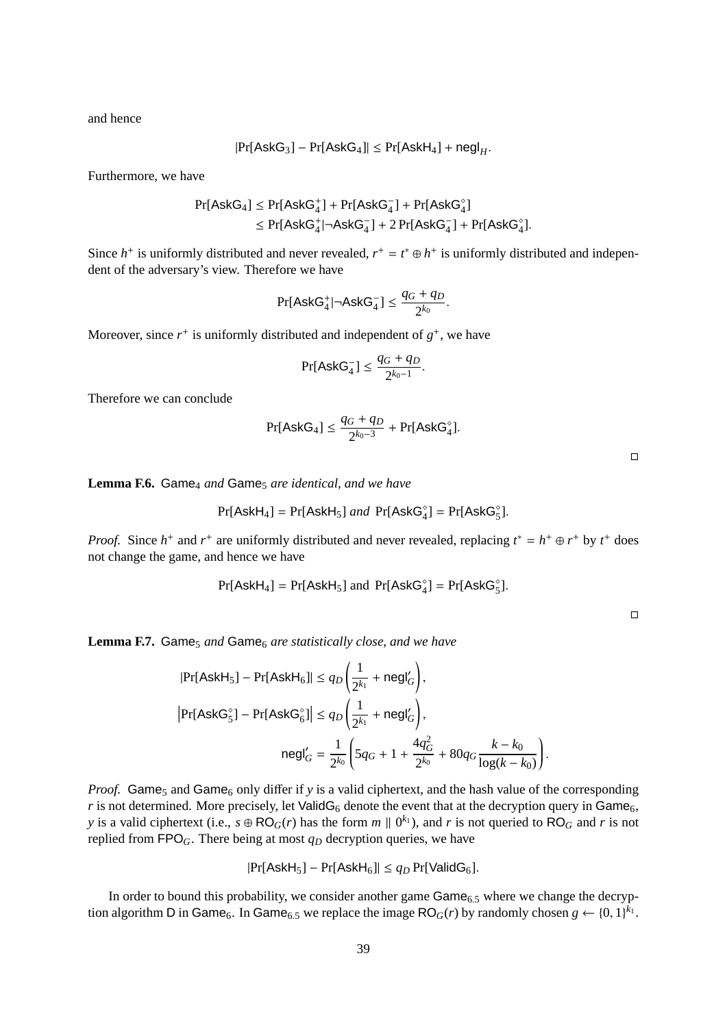and hence

$$|\Pr[\mathsf{AskG}_3] - \Pr[\mathsf{AskG}_4]| \le \Pr[\mathsf{AskH}_4] + \mathsf{negl}_H.$$

Furthermore, we have

$$\begin{aligned}
\Pr[\mathsf{AskG}_4] &\le \Pr[\mathsf{AskG}_4^+] + \Pr[\mathsf{AskG}_4^-] + \Pr[\mathsf{AskG}_4^\diamond] \\
&\le \Pr[\mathsf{AskG}_4^+ | \neg \mathsf{AskG}_4^-] + 2\Pr[\mathsf{AskG}_4^-] + \Pr[\mathsf{AskG}_4^\diamond].
\end{aligned}$$

Since $h^+$ is uniformly distributed and never revealed, $r^+ = t^* \oplus h^+$ is uniformly distributed and independent of the adversary's view. Therefore we have

$$\Pr[\mathsf{AskG}_4^+ | \neg \mathsf{AskG}_4^-] \le \frac{q_G + q_D}{2^{k_0}}.$$

Moreover, since $r^+$ is uniformly distributed and independent of $g^+$, we have

$$\Pr[\mathsf{AskG}_4^-] \le \frac{q_G + q_D}{2^{k_0 - 1}}.$$

Therefore we can conclude

$$\Pr[\mathsf{AskG}_4] \le \frac{q_G + q_D}{2^{k_0 - 3}} + \Pr[\mathsf{AskG}_4^\diamond].$$

□

**Lemma F.6.** $\mathsf{Game}_4$ *and* $\mathsf{Game}_5$ *are identical, and we have*

$$\Pr[\mathsf{AskH}_4] = \Pr[\mathsf{AskH}_5] \text{ and } \Pr[\mathsf{AskG}_4^\diamond] = \Pr[\mathsf{AskG}_5^\diamond].$$

*Proof.* Since $h^+$ and $r^+$ are uniformly distributed and never revealed, replacing $t^* = h^+ \oplus r^+$ by $t^+$ does not change the game, and hence we have

$$\Pr[\mathsf{AskH}_4] = \Pr[\mathsf{AskH}_5] \text{ and } \Pr[\mathsf{AskG}_4^\diamond] = \Pr[\mathsf{AskG}_5^\diamond].$$

□

**Lemma F.7.** $\mathsf{Game}_5$ *and* $\mathsf{Game}_6$ *are statistically close, and we have*

$$\begin{aligned}
|\Pr[\mathsf{AskH}_5] - \Pr[\mathsf{AskH}_6]| &\le q_D \left( \frac{1}{2^{k_1}} + \mathsf{negl}'_G \right), \\
\left|\Pr[\mathsf{AskG}_5^\diamond] - \Pr[\mathsf{AskG}_6^\diamond]\right| &\le q_D \left( \frac{1}{2^{k_1}} + \mathsf{negl}'_G \right), \\
\mathsf{negl}'_G &= \frac{1}{2^{k_0}} \left( 5q_G + 1 + \frac{4q_G^2}{2^{k_0}} + 80 q_G \frac{k - k_0}{\log(k - k_0)} \right).
\end{aligned}$$

*Proof.* $\mathsf{Game}_5$ and $\mathsf{Game}_6$ only differ if $y$ is a valid ciphertext, and the hash value of the corresponding $r$ is not determined. More precisely, let $\mathsf{ValidG}_6$ denote the event that at the decryption query in $\mathsf{Game}_6$, $y$ is a valid ciphertext (i.e., $s \oplus \mathsf{RO}_G(r)$ has the form $m \parallel 0^{k_1}$), and $r$ is not queried to $\mathsf{RO}_G$ and $r$ is not replied from $\mathsf{FPO}_G$. There being at most $q_D$ decryption queries, we have

$$|\Pr[\mathsf{AskH}_5] - \Pr[\mathsf{AskH}_6]| \le q_D \Pr[\mathsf{ValidG}_6].$$

In order to bound this probability, we consider another game $\mathsf{Game}_{6.5}$ where we change the decryption algorithm $\mathsf{D}$ in $\mathsf{Game}_6$. In $\mathsf{Game}_{6.5}$ we replace the image $\mathsf{RO}_G(r)$ by randomly chosen $g \leftarrow \{0,1\}^{k_1}$.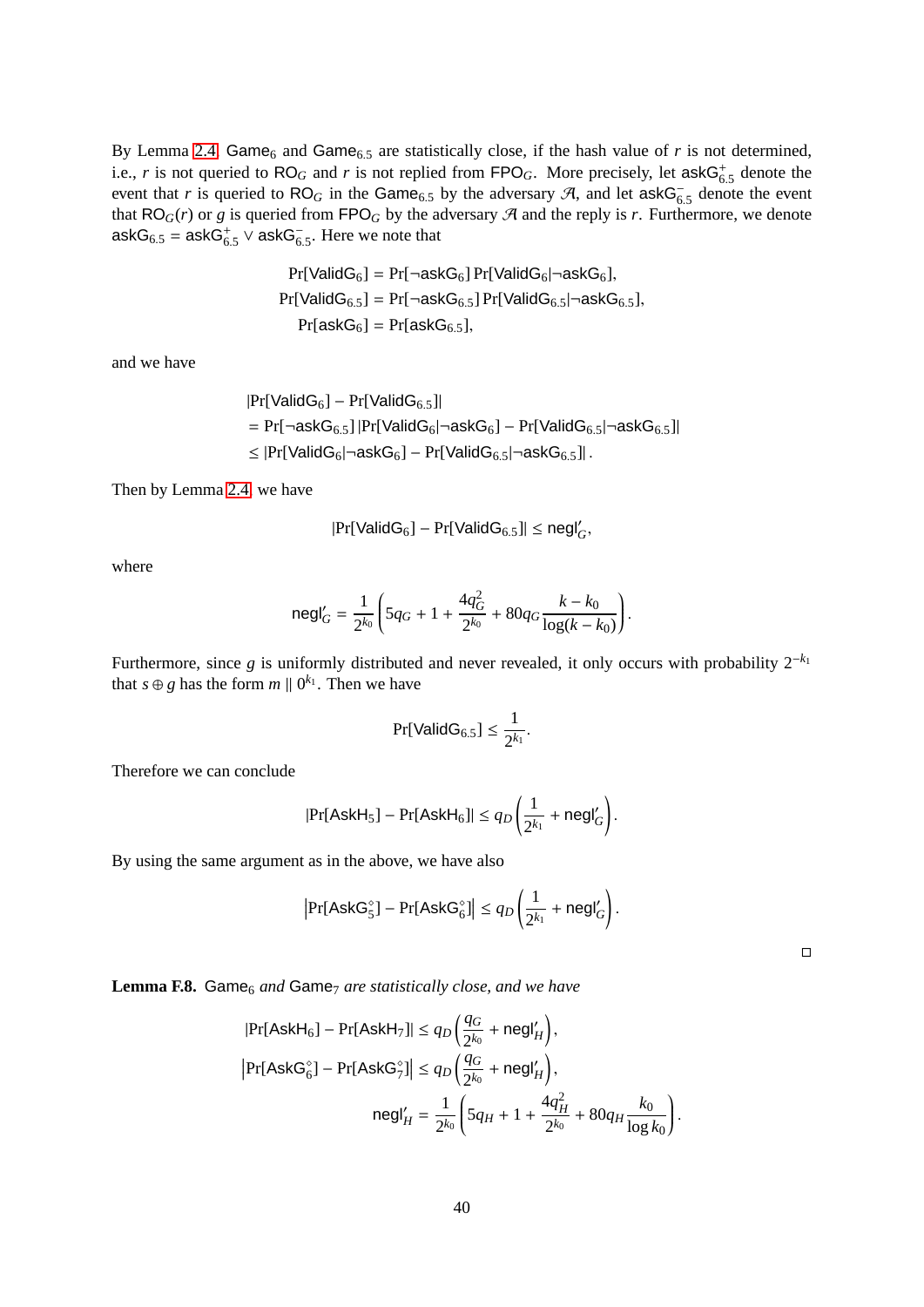By Lemma 2.4, $\mathsf{Game}_6$ and $\mathsf{Game}_{6.5}$ are statistically close, if the hash value of $r$ is not determined, i.e., $r$ is not queried to $\mathsf{RO}_G$ and $r$ is not replied from $\mathsf{FPO}_G$. More precisely, let $\mathsf{askG}^{+}_{6.5}$ denote the event that $r$ is queried to $\mathsf{RO}_G$ in the $\mathsf{Game}_{6.5}$ by the adversary $\mathcal{A}$, and let $\mathsf{askG}^{-}_{6.5}$ denote the event that $\mathsf{RO}_G(r)$ or $g$ is queried from $\mathsf{FPO}_G$ by the adversary $\mathcal{A}$ and the reply is $r$. Furthermore, we denote $\mathsf{askG}_{6.5} = \mathsf{askG}^{+}_{6.5} \vee \mathsf{askG}^{-}_{6.5}$. Here we note that

$$
\begin{aligned}
\Pr[\mathsf{ValidG}_6] &= \Pr[\neg\mathsf{askG}_6]\Pr[\mathsf{ValidG}_6|\neg\mathsf{askG}_6],\\
\Pr[\mathsf{ValidG}_{6.5}] &= \Pr[\neg\mathsf{askG}_{6.5}]\Pr[\mathsf{ValidG}_{6.5}|\neg\mathsf{askG}_{6.5}],\\
\Pr[\mathsf{askG}_6] &= \Pr[\mathsf{askG}_{6.5}],
\end{aligned}
$$

and we have

$$
\begin{aligned}
&|\Pr[\mathsf{ValidG}_6] - \Pr[\mathsf{ValidG}_{6.5}]|\\
&= \Pr[\neg\mathsf{askG}_{6.5}]\,|\Pr[\mathsf{ValidG}_6|\neg\mathsf{askG}_6] - \Pr[\mathsf{ValidG}_{6.5}|\neg\mathsf{askG}_{6.5}]|\\
&\le |\Pr[\mathsf{ValidG}_6|\neg\mathsf{askG}_6] - \Pr[\mathsf{ValidG}_{6.5}|\neg\mathsf{askG}_{6.5}]|\,.
\end{aligned}
$$

Then by Lemma 2.4, we have

$$
|\Pr[\mathsf{ValidG}_6] - \Pr[\mathsf{ValidG}_{6.5}]| \le \mathsf{negl}'_G,
$$

where

$$
\mathsf{negl}'_G = \frac{1}{2^{k_0}}\left(5q_G + 1 + \frac{4q_G^2}{2^{k_0}} + 80q_G\frac{k-k_0}{\log(k-k_0)}\right).
$$

Furthermore, since $g$ is uniformly distributed and never revealed, it only occurs with probability $2^{-k_1}$ that $s \oplus g$ has the form $m \parallel 0^{k_1}$. Then we have

$$
\Pr[\mathsf{ValidG}_{6.5}] \le \frac{1}{2^{k_1}}.
$$

Therefore we can conclude

$$
|\Pr[\mathsf{AskH}_5] - \Pr[\mathsf{AskH}_6]| \le q_D\left(\frac{1}{2^{k_1}} + \mathsf{negl}'_G\right).
$$

By using the same argument as in the above, we have also

$$
\left|\Pr[\mathsf{AskG}^{\diamond}_5] - \Pr[\mathsf{AskG}^{\diamond}_6]\right| \le q_D\left(\frac{1}{2^{k_1}} + \mathsf{negl}'_G\right).
$$

□

**Lemma F.8.** *$\mathsf{Game}_6$ and $\mathsf{Game}_7$ are statistically close, and we have*

$$
\begin{aligned}
|\Pr[\mathsf{AskH}_6] - \Pr[\mathsf{AskH}_7]| &\le q_D\left(\frac{q_G}{2^{k_0}} + \mathsf{negl}'_H\right),\\
\left|\Pr[\mathsf{AskG}^{\diamond}_6] - \Pr[\mathsf{AskG}^{\diamond}_7]\right| &\le q_D\left(\frac{q_G}{2^{k_0}} + \mathsf{negl}'_H\right),\\
\mathsf{negl}'_H &= \frac{1}{2^{k_0}}\left(5q_H + 1 + \frac{4q_H^2}{2^{k_0}} + 80q_H\frac{k_0}{\log k_0}\right).
\end{aligned}
$$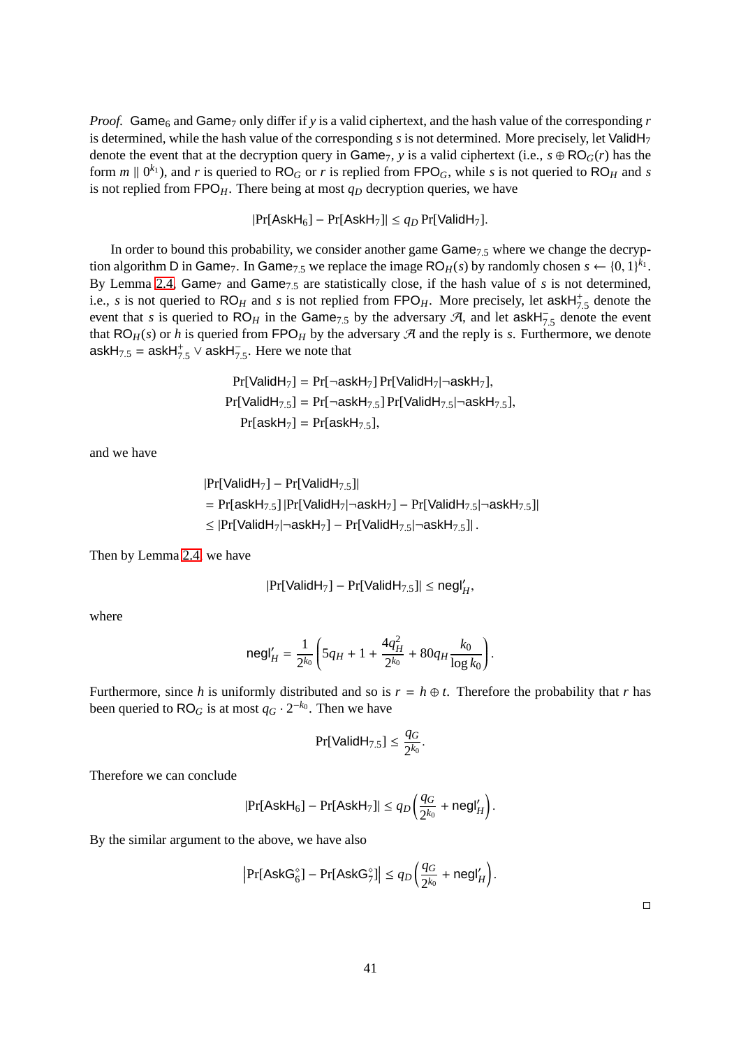*Proof.* $\mathsf{Game}_6$ and $\mathsf{Game}_7$ only differ if $y$ is a valid ciphertext, and the hash value of the corresponding $r$ is determined, while the hash value of the corresponding $s$ is not determined. More precisely, let $\mathsf{ValidH}_7$ denote the event that at the decryption query in $\mathsf{Game}_7$, $y$ is a valid ciphertext (i.e., $s \oplus \mathsf{RO}_G(r)$ has the form $m \parallel 0^{k_1}$), and $r$ is queried to $\mathsf{RO}_G$ or $r$ is replied from $\mathsf{FPO}_G$, while $s$ is not queried to $\mathsf{RO}_H$ and $s$ is not replied from $\mathsf{FPO}_H$. There being at most $q_D$ decryption queries, we have

$$|\Pr[\mathsf{AskH}_6] - \Pr[\mathsf{AskH}_7]| \leq q_D \Pr[\mathsf{ValidH}_7].$$

In order to bound this probability, we consider another game $\mathsf{Game}_{7.5}$ where we change the decryption algorithm $\mathsf{D}$ in $\mathsf{Game}_7$. In $\mathsf{Game}_{7.5}$ we replace the image $\mathsf{RO}_H(s)$ by randomly chosen $s \leftarrow \{0,1\}^{k_1}$. By Lemma 2.4, $\mathsf{Game}_7$ and $\mathsf{Game}_{7.5}$ are statistically close, if the hash value of $s$ is not determined, i.e., $s$ is not queried to $\mathsf{RO}_H$ and $s$ is not replied from $\mathsf{FPO}_H$. More precisely, let $\mathsf{askH}^+_{7.5}$ denote the event that $s$ is queried to $\mathsf{RO}_H$ in the $\mathsf{Game}_{7.5}$ by the adversary $\mathcal{A}$, and let $\mathsf{askH}^-_{7.5}$ denote the event that $\mathsf{RO}_H(s)$ or $h$ is queried from $\mathsf{FPO}_H$ by the adversary $\mathcal{A}$ and the reply is $s$. Furthermore, we denote $\mathsf{askH}_{7.5} = \mathsf{askH}^+_{7.5} \vee \mathsf{askH}^-_{7.5}$. Here we note that

$$\begin{aligned}
\Pr[\mathsf{ValidH}_7] &= \Pr[\neg\mathsf{askH}_7]\Pr[\mathsf{ValidH}_7 | \neg\mathsf{askH}_7], \\
\Pr[\mathsf{ValidH}_{7.5}] &= \Pr[\neg\mathsf{askH}_{7.5}]\Pr[\mathsf{ValidH}_{7.5} | \neg\mathsf{askH}_{7.5}], \\
\Pr[\mathsf{askH}_7] &= \Pr[\mathsf{askH}_{7.5}],
\end{aligned}$$

and we have

$$\begin{aligned}
&|\Pr[\mathsf{ValidH}_7] - \Pr[\mathsf{ValidH}_{7.5}]| \\
&= \Pr[\mathsf{askH}_{7.5}]\,|\Pr[\mathsf{ValidH}_7 | \neg\mathsf{askH}_7] - \Pr[\mathsf{ValidH}_{7.5} | \neg\mathsf{askH}_{7.5}]| \\
&\leq |\Pr[\mathsf{ValidH}_7 | \neg\mathsf{askH}_7] - \Pr[\mathsf{ValidH}_{7.5} | \neg\mathsf{askH}_{7.5}]|\,.
\end{aligned}$$

Then by Lemma 2.4, we have

$$|\Pr[\mathsf{ValidH}_7] - \Pr[\mathsf{ValidH}_{7.5}]| \leq \mathsf{negl}'_H,$$

where

$$\mathsf{negl}'_H = \frac{1}{2^{k_0}}\left(5q_H + 1 + \frac{4q_H^2}{2^{k_0}} + 80q_H \frac{k_0}{\log k_0}\right).$$

Furthermore, since $h$ is uniformly distributed and so is $r = h \oplus t$. Therefore the probability that $r$ has been queried to $\mathsf{RO}_G$ is at most $q_G \cdot 2^{-k_0}$. Then we have

$$\Pr[\mathsf{ValidH}_{7.5}] \leq \frac{q_G}{2^{k_0}}.$$

Therefore we can conclude

$$|\Pr[\mathsf{AskH}_6] - \Pr[\mathsf{AskH}_7]| \leq q_D\left(\frac{q_G}{2^{k_0}} + \mathsf{negl}'_H\right).$$

By the similar argument to the above, we have also

$$\left|\Pr[\mathsf{AskG}^{\diamond}_6] - \Pr[\mathsf{AskG}^{\diamond}_7]\right| \leq q_D\left(\frac{q_G}{2^{k_0}} + \mathsf{negl}'_H\right).$$

□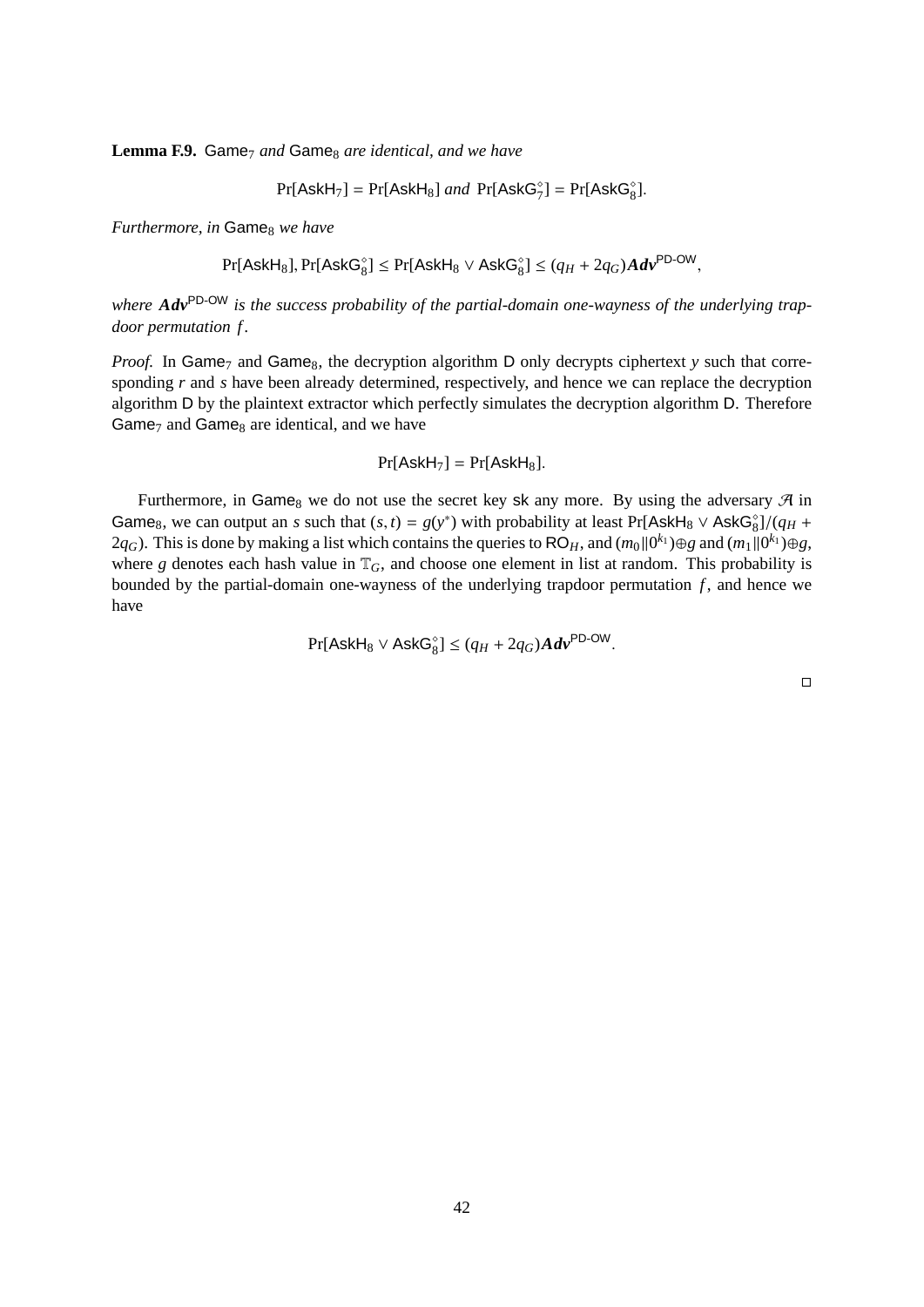**Lemma F.9.** $\mathsf{Game}_7$ *and* $\mathsf{Game}_8$ *are identical, and we have*

$$\Pr[\mathsf{AskH}_7] = \Pr[\mathsf{AskH}_8] \text{ and } \Pr[\mathsf{AskG}_7^\diamond] = \Pr[\mathsf{AskG}_8^\diamond].$$

*Furthermore, in* $\mathsf{Game}_8$ *we have*

$$\Pr[\mathsf{AskH}_8], \Pr[\mathsf{AskG}_8^\diamond] \leq \Pr[\mathsf{AskH}_8 \vee \mathsf{AskG}_8^\diamond] \leq (q_H + 2q_G)\boldsymbol{Adv}^{\mathsf{PD\text{-}OW}},$$

*where* $\boldsymbol{Adv}^{\mathsf{PD\text{-}OW}}$ *is the success probability of the partial-domain one-wayness of the underlying trapdoor permutation* $f$.

*Proof.* In $\mathsf{Game}_7$ and $\mathsf{Game}_8$, the decryption algorithm $\mathsf{D}$ only decrypts ciphertext $y$ such that corresponding $r$ and $s$ have been already determined, respectively, and hence we can replace the decryption algorithm $\mathsf{D}$ by the plaintext extractor which perfectly simulates the decryption algorithm $\mathsf{D}$. Therefore $\mathsf{Game}_7$ and $\mathsf{Game}_8$ are identical, and we have

$$\Pr[\mathsf{AskH}_7] = \Pr[\mathsf{AskH}_8].$$

Furthermore, in $\mathsf{Game}_8$ we do not use the secret key $\mathsf{sk}$ any more. By using the adversary $\mathcal{A}$ in $\mathsf{Game}_8$, we can output an $s$ such that $(s,t) = g(y^*)$ with probability at least $\Pr[\mathsf{AskH}_8 \vee \mathsf{AskG}_8^\diamond]/(q_H + 2q_G)$. This is done by making a list which contains the queries to $\mathsf{RO}_H$, and $(m_0 \| 0^{k_1}) \oplus g$ and $(m_1 \| 0^{k_1}) \oplus g$, where $g$ denotes each hash value in $\mathbb{T}_G$, and choose one element in list at random. This probability is bounded by the partial-domain one-wayness of the underlying trapdoor permutation $f$, and hence we have

$$\Pr[\mathsf{AskH}_8 \vee \mathsf{AskG}_8^\diamond] \leq (q_H + 2q_G)\boldsymbol{Adv}^{\mathsf{PD\text{-}OW}}.$$

□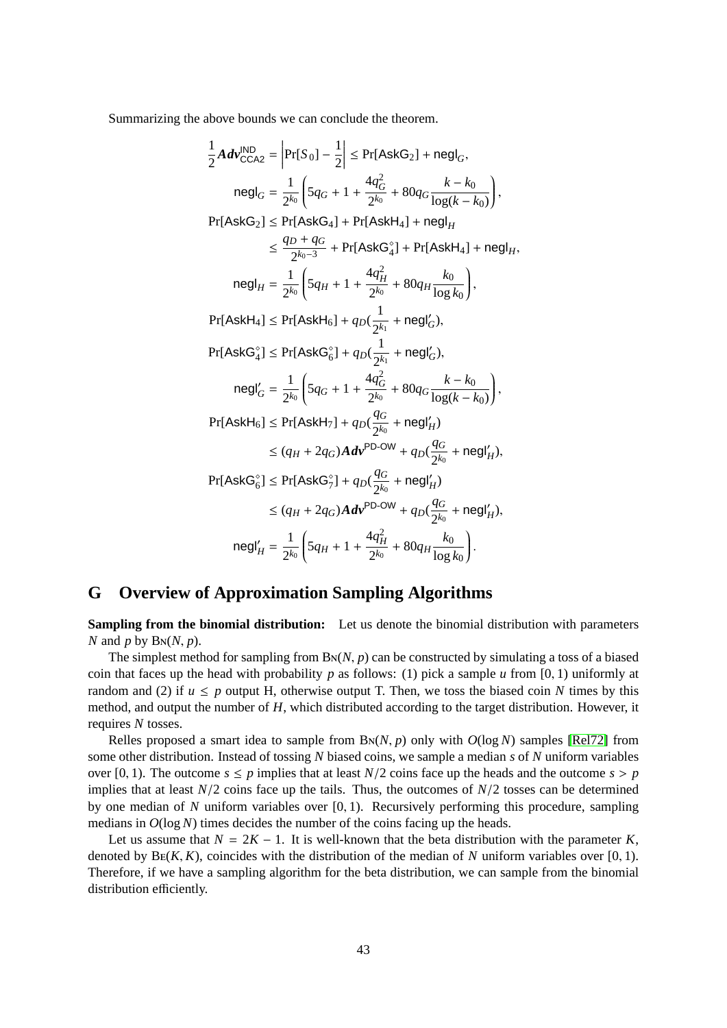Summarizing the above bounds we can conclude the theorem.

$$
\begin{aligned}
\frac{1}{2}\boldsymbol{Adv}^{\mathsf{IND}}_{\mathsf{CCA2}} &= \left|\Pr[S_0] - \frac{1}{2}\right| \le \Pr[\mathsf{AskG}_2] + \mathsf{negl}_G, \\
\mathsf{negl}_G &= \frac{1}{2^{k_0}}\left(5q_G + 1 + \frac{4q_G^2}{2^{k_0}} + 80q_G\frac{k-k_0}{\log(k-k_0)}\right), \\
\Pr[\mathsf{AskG}_2] &\le \Pr[\mathsf{AskG}_4] + \Pr[\mathsf{AskH}_4] + \mathsf{negl}_H \\
&\le \frac{q_D + q_G}{2^{k_0-3}} + \Pr[\mathsf{AskG}^{\diamond}_4] + \Pr[\mathsf{AskH}_4] + \mathsf{negl}_H, \\
\mathsf{negl}_H &= \frac{1}{2^{k_0}}\left(5q_H + 1 + \frac{4q_H^2}{2^{k_0}} + 80q_H\frac{k_0}{\log k_0}\right), \\
\Pr[\mathsf{AskH}_4] &\le \Pr[\mathsf{AskH}_6] + q_D(\frac{1}{2^{k_1}} + \mathsf{negl}'_G), \\
\Pr[\mathsf{AskG}^{\diamond}_4] &\le \Pr[\mathsf{AskG}^{\diamond}_6] + q_D(\frac{1}{2^{k_1}} + \mathsf{negl}'_G), \\
\mathsf{negl}'_G &= \frac{1}{2^{k_0}}\left(5q_G + 1 + \frac{4q_G^2}{2^{k_0}} + 80q_G\frac{k-k_0}{\log(k-k_0)}\right), \\
\Pr[\mathsf{AskH}_6] &\le \Pr[\mathsf{AskH}_7] + q_D(\frac{q_G}{2^{k_0}} + \mathsf{negl}'_H) \\
&\le (q_H + 2q_G)\boldsymbol{Adv}^{\mathsf{PD\text{-}OW}} + q_D(\frac{q_G}{2^{k_0}} + \mathsf{negl}'_H), \\
\Pr[\mathsf{AskG}^{\diamond}_6] &\le \Pr[\mathsf{AskG}^{\diamond}_7] + q_D(\frac{q_G}{2^{k_0}} + \mathsf{negl}'_H) \\
&\le (q_H + 2q_G)\boldsymbol{Adv}^{\mathsf{PD\text{-}OW}} + q_D(\frac{q_G}{2^{k_0}} + \mathsf{negl}'_H), \\
\mathsf{negl}'_H &= \frac{1}{2^{k_0}}\left(5q_H + 1 + \frac{4q_H^2}{2^{k_0}} + 80q_H\frac{k_0}{\log k_0}\right).
\end{aligned}
$$

## G Overview of Approximation Sampling Algorithms

**Sampling from the binomial distribution:** Let us denote the binomial distribution with parameters $N$ and $p$ by $\textsc{Bn}(N, p)$.

The simplest method for sampling from $\textsc{Bn}(N, p)$ can be constructed by simulating a toss of a biased coin that faces up the head with probability $p$ as follows: (1) pick a sample $u$ from $[0, 1)$ uniformly at random and (2) if $u \le p$ output H, otherwise output T. Then, we toss the biased coin $N$ times by this method, and output the number of $H$, which distributed according to the target distribution. However, it requires $N$ tosses.

Relles proposed a smart idea to sample from $\textsc{Bn}(N, p)$ only with $O(\log N)$ samples [Rel72] from some other distribution. Instead of tossing $N$ biased coins, we sample a median $s$ of $N$ uniform variables over $[0, 1)$. The outcome $s \le p$ implies that at least $N/2$ coins face up the heads and the outcome $s > p$ implies that at least $N/2$ coins face up the tails. Thus, the outcomes of $N/2$ tosses can be determined by one median of $N$ uniform variables over $[0, 1)$. Recursively performing this procedure, sampling medians in $O(\log N)$ times decides the number of the coins facing up the heads.

Let us assume that $N = 2K - 1$. It is well-known that the beta distribution with the parameter $K$, denoted by $\textsc{Be}(K, K)$, coincides with the distribution of the median of $N$ uniform variables over $[0, 1)$. Therefore, if we have a sampling algorithm for the beta distribution, we can sample from the binomial distribution efficiently.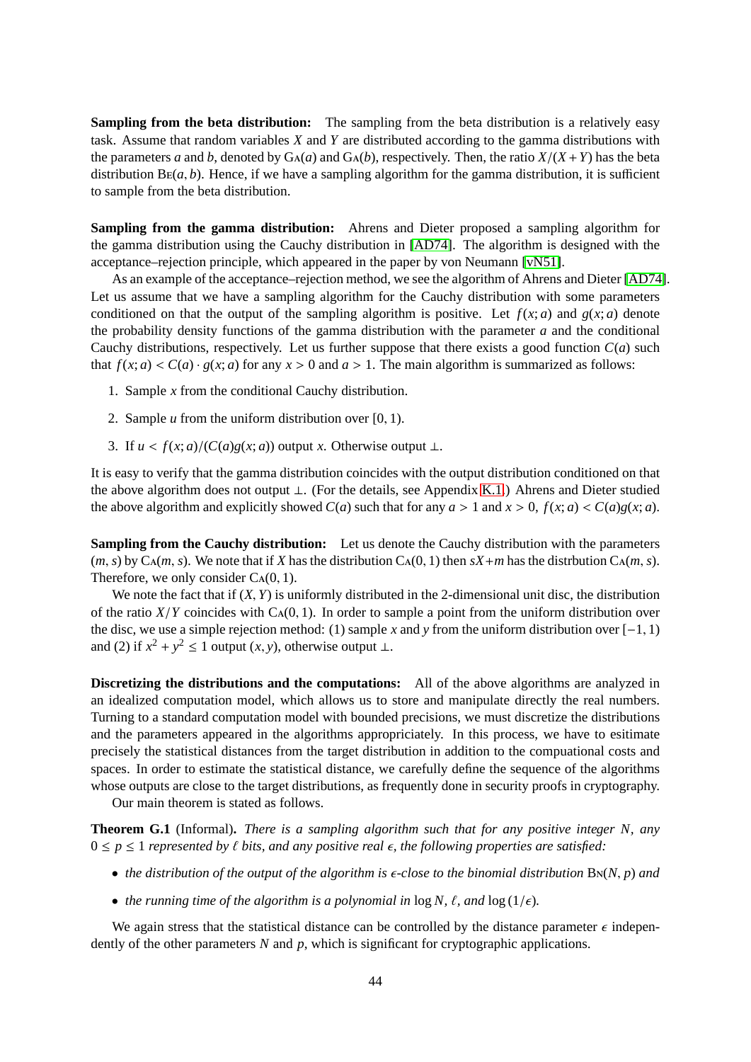**Sampling from the beta distribution:** The sampling from the beta distribution is a relatively easy task. Assume that random variables $X$ and $Y$ are distributed according to the gamma distributions with the parameters $a$ and $b$, denoted by $\mathrm{Ga}(a)$ and $\mathrm{Ga}(b)$, respectively. Then, the ratio $X/(X+Y)$ has the beta distribution $\mathrm{Be}(a, b)$. Hence, if we have a sampling algorithm for the gamma distribution, it is sufficient to sample from the beta distribution.

**Sampling from the gamma distribution:** Ahrens and Dieter proposed a sampling algorithm for the gamma distribution using the Cauchy distribution in [AD74]. The algorithm is designed with the acceptance–rejection principle, which appeared in the paper by von Neumann [vN51].

As an example of the acceptance–rejection method, we see the algorithm of Ahrens and Dieter [AD74]. Let us assume that we have a sampling algorithm for the Cauchy distribution with some parameters conditioned on that the output of the sampling algorithm is positive. Let $f(x; a)$ and $g(x; a)$ denote the probability density functions of the gamma distribution with the parameter $a$ and the conditional Cauchy distributions, respectively. Let us further suppose that there exists a good function $C(a)$ such that $f(x; a) < C(a) \cdot g(x; a)$ for any $x > 0$ and $a > 1$. The main algorithm is summarized as follows:

1. Sample $x$ from the conditional Cauchy distribution.
2. Sample $u$ from the uniform distribution over $[0, 1)$.
3. If $u < f(x; a)/(C(a)g(x; a))$ output $x$. Otherwise output $\perp$.

It is easy to verify that the gamma distribution coincides with the output distribution conditioned on that the above algorithm does not output $\perp$. (For the details, see Appendix K.1.) Ahrens and Dieter studied the above algorithm and explicitly showed $C(a)$ such that for any $a > 1$ and $x > 0$, $f(x; a) < C(a)g(x; a)$.

**Sampling from the Cauchy distribution:** Let us denote the Cauchy distribution with the parameters $(m, s)$ by $\mathrm{Ca}(m, s)$. We note that if $X$ has the distribution $\mathrm{Ca}(0, 1)$ then $sX+m$ has the distrbution $\mathrm{Ca}(m, s)$. Therefore, we only consider $\mathrm{Ca}(0, 1)$.

We note the fact that if $(X, Y)$ is uniformly distributed in the 2-dimensional unit disc, the distribution of the ratio $X/Y$ coincides with $\mathrm{Ca}(0, 1)$. In order to sample a point from the uniform distribution over the disc, we use a simple rejection method: (1) sample $x$ and $y$ from the uniform distribution over $[-1, 1)$ and (2) if $x^2 + y^2 \leq 1$ output $(x, y)$, otherwise output $\perp$.

**Discretizing the distributions and the computations:** All of the above algorithms are analyzed in an idealized computation model, which allows us to store and manipulate directly the real numbers. Turning to a standard computation model with bounded precisions, we must discretize the distributions and the parameters appeared in the algorithms appropriciately. In this process, we have to esitimate precisely the statistical distances from the target distribution in addition to the compuational costs and spaces. In order to estimate the statistical distance, we carefully define the sequence of the algorithms whose outputs are close to the target distributions, as frequently done in security proofs in cryptography.

Our main theorem is stated as follows.

**Theorem G.1** (Informal)**.** *There is a sampling algorithm such that for any positive integer $N$, any $0 \leq p \leq 1$ represented by $\ell$ bits, and any positive real $\epsilon$, the following properties are satisfied:*

- *the distribution of the output of the algorithm is $\epsilon$-close to the binomial distribution $\mathrm{Bn}(N, p)$ and*
- *the running time of the algorithm is a polynomial in $\log N$, $\ell$, and $\log(1/\epsilon)$.*

We again stress that the statistical distance can be controlled by the distance parameter $\epsilon$ independently of the other parameters $N$ and $p$, which is significant for cryptographic applications.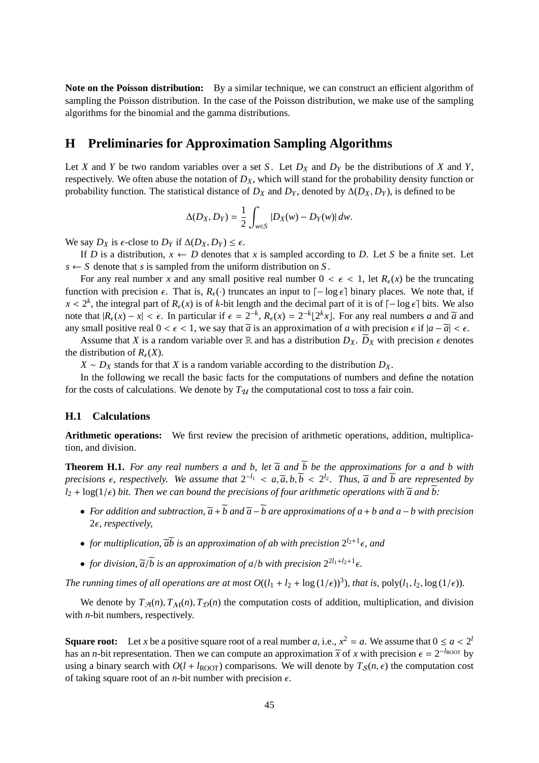**Note on the Poisson distribution:** By a similar technique, we can construct an efficient algorithm of sampling the Poisson distribution. In the case of the Poisson distribution, we make use of the sampling algorithms for the binomial and the gamma distributions.

# H Preliminaries for Approximation Sampling Algorithms

Let $X$ and $Y$ be two random variables over a set $S$. Let $D_X$ and $D_Y$ be the distributions of $X$ and $Y$, respectively. We often abuse the notation of $D_X$, which will stand for the probability density function or probability function. The statistical distance of $D_X$ and $D_Y$, denoted by $\Delta(D_X, D_Y)$, is defined to be

$$\Delta(D_X, D_Y) = \frac{1}{2}\int_{w \in S} |D_X(w) - D_Y(w)|\, dw.$$

We say $D_X$ is $\epsilon$-close to $D_Y$ if $\Delta(D_X, D_Y) \leq \epsilon$.

If $D$ is a distribution, $x \leftarrow D$ denotes that $x$ is sampled according to $D$. Let $S$ be a finite set. Let $s \leftarrow S$ denote that $s$ is sampled from the uniform distribution on $S$.

For any real number $x$ and any small positive real number $0 < \epsilon < 1$, let $R_\epsilon(x)$ be the truncating function with precision $\epsilon$. That is, $R_\epsilon(\cdot)$ truncates an input to $\lceil -\log \epsilon \rceil$ binary places. We note that, if $x < 2^k$, the integral part of $R_\epsilon(x)$ is of $k$-bit length and the decimal part of it is of $\lceil -\log \epsilon \rceil$ bits. We also note that $|R_\epsilon(x) - x| < \epsilon$. In particular if $\epsilon = 2^{-k}$, $R_\epsilon(x) = 2^{-k}\lfloor 2^k x \rfloor$. For any real numbers $a$ and $\widetilde{a}$ and any small positive real $0 < \epsilon < 1$, we say that $\widetilde{a}$ is an approximation of $a$ with precision $\epsilon$ if $|a - \widetilde{a}| < \epsilon$.

Assume that $X$ is a random variable over $\mathbb{R}$ and has a distribution $D_X$. $\widetilde{D}_X$ with precision $\epsilon$ denotes the distribution of $R_\epsilon(X)$.

$X \sim D_X$ stands for that $X$ is a random variable according to the distribution $D_X$.

In the following we recall the basic facts for the computations of numbers and define the notation for the costs of calculations. We denote by $T_{\mathcal{U}}$ the computational cost to toss a fair coin.

## H.1 Calculations

**Arithmetic operations:** We first review the precision of arithmetic operations, addition, multiplication, and division.

**Theorem H.1.** *For any real numbers $a$ and $b$, let $\widetilde{a}$ and $\widetilde{b}$ be the approximations for $a$ and $b$ with precisions $\epsilon$, respectively. We assume that $2^{-l_1} < a, \widetilde{a}, b, \widetilde{b} < 2^{l_2}$. Thus, $\widetilde{a}$ and $\widetilde{b}$ are represented by $l_2 + \log(1/\epsilon)$ bit. Then we can bound the precisions of four arithmetic operations with $\widetilde{a}$ and $\widetilde{b}$:*

- *For addition and subtraction, $\widetilde{a} + \widetilde{b}$ and $\widetilde{a} - \widetilde{b}$ are approximations of $a + b$ and $a - b$ with precision $2\epsilon$, respectively,*
- *for multiplication, $\widetilde{a}\widetilde{b}$ is an approximation of $ab$ with precistion $2^{l_2+1}\epsilon$, and*
- *for division, $\widetilde{a}/\widetilde{b}$ is an approximation of $a/b$ with precision $2^{2l_1+l_2+1}\epsilon$.*

*The running times of all operations are at most $O((l_1 + l_2 + \log(1/\epsilon))^3)$, that is,* $\mathrm{poly}(l_1, l_2, \log(1/\epsilon))$.

We denote by $T_{\mathcal{A}}(n), T_{\mathcal{M}}(n), T_{\mathcal{D}}(n)$ the computation costs of addition, multiplication, and division with $n$-bit numbers, respectively.

**Square root:** Let $x$ be a positive square root of a real number $a$, i.e., $x^2 = a$. We assume that $0 \leq a < 2^l$ has an $n$-bit representation. Then we can compute an approximation $\widetilde{x}$ of $x$ with precision $\epsilon = 2^{-l_{\text{ROOT}}}$ by using a binary search with $O(l + l_{\text{ROOT}})$ comparisons. We will denote by $T_{\mathcal{S}}(n, \epsilon)$ the computation cost of taking square root of an $n$-bit number with precision $\epsilon$.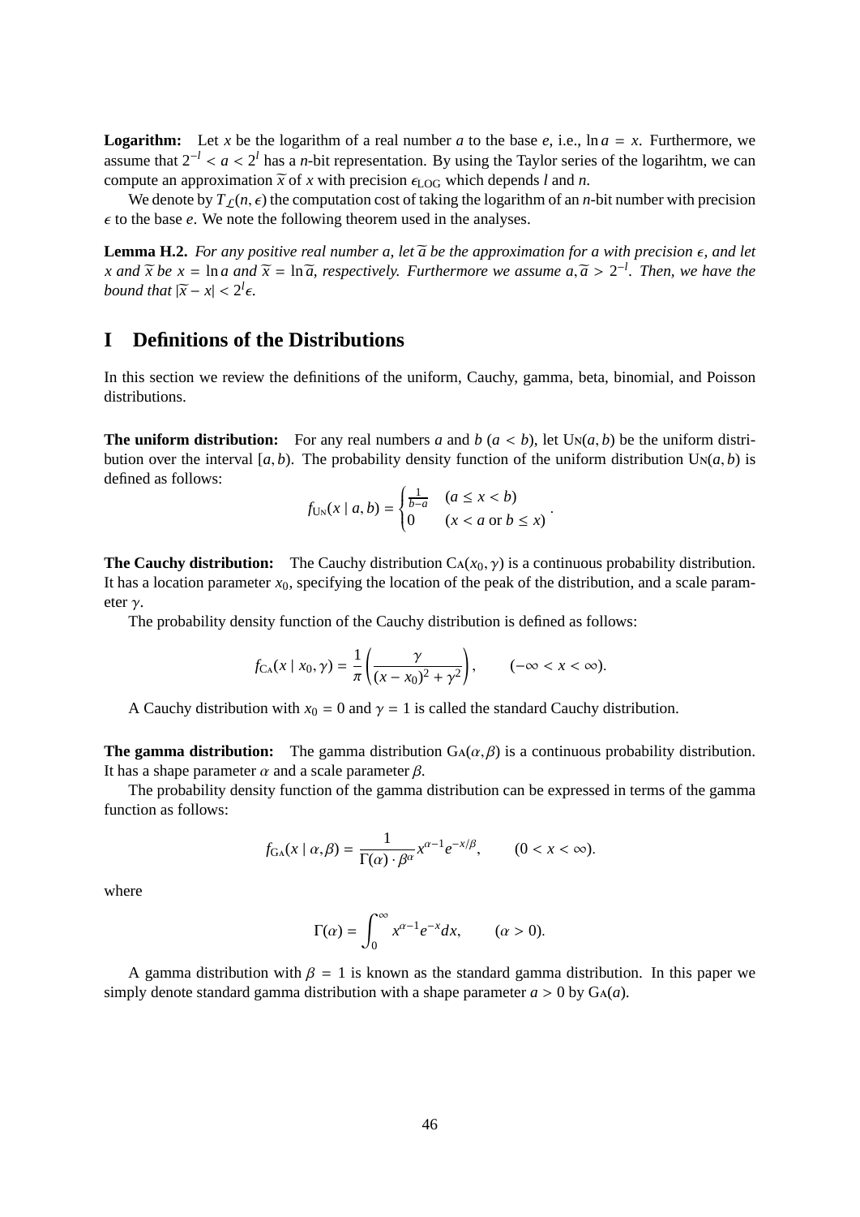**Logarithm:** Let $x$ be the logarithm of a real number $a$ to the base $e$, i.e., $\ln a = x$. Furthermore, we assume that $2^{-l} < a < 2^{l}$ has a $n$-bit representation. By using the Taylor series of the logarihtm, we can compute an approximation $\widetilde{x}$ of $x$ with precision $\epsilon_{\mathrm{LOG}}$ which depends $l$ and $n$.

We denote by $T_{\mathcal{L}}(n, \epsilon)$ the computation cost of taking the logarithm of an $n$-bit number with precision $\epsilon$ to the base $e$. We note the following theorem used in the analyses.

**Lemma H.2.** *For any positive real number $a$, let $\widetilde{a}$ be the approximation for $a$ with precision $\epsilon$, and let $x$ and $\widetilde{x}$ be $x = \ln a$ and $\widetilde{x} = \ln \widetilde{a}$, respectively. Furthermore we assume $a, \widetilde{a} > 2^{-l}$. Then, we have the bound that $|\widetilde{x} - x| < 2^{l}\epsilon$.*

# I Definitions of the Distributions

In this section we review the definitions of the uniform, Cauchy, gamma, beta, binomial, and Poisson distributions.

**The uniform distribution:** For any real numbers $a$ and $b$ ($a < b$), let $\mathrm{Un}(a, b)$ be the uniform distribution over the interval $[a, b)$. The probability density function of the uniform distribution $\mathrm{Un}(a, b)$ is defined as follows:

$$f_{\mathrm{Un}}(x \mid a, b) = \begin{cases} \frac{1}{b-a} & (a \leq x < b) \\ 0 & (x < a \text{ or } b \leq x) \end{cases}.$$

**The Cauchy distribution:** The Cauchy distribution $\mathrm{Ca}(x_0, \gamma)$ is a continuous probability distribution. It has a location parameter $x_0$, specifying the location of the peak of the distribution, and a scale parameter $\gamma$.

The probability density function of the Cauchy distribution is defined as follows:

$$f_{\mathrm{Ca}}(x \mid x_0, \gamma) = \frac{1}{\pi}\left(\frac{\gamma}{(x - x_0)^2 + \gamma^2}\right), \qquad (-\infty < x < \infty).$$

A Cauchy distribution with $x_0 = 0$ and $\gamma = 1$ is called the standard Cauchy distribution.

**The gamma distribution:** The gamma distribution $\mathrm{Ga}(\alpha, \beta)$ is a continuous probability distribution. It has a shape parameter $\alpha$ and a scale parameter $\beta$.

The probability density function of the gamma distribution can be expressed in terms of the gamma function as follows:

$$f_{\mathrm{Ga}}(x \mid \alpha, \beta) = \frac{1}{\Gamma(\alpha) \cdot \beta^{\alpha}} x^{\alpha-1} e^{-x/\beta}, \qquad (0 < x < \infty).$$

where

$$\Gamma(\alpha) = \int_0^{\infty} x^{\alpha-1} e^{-x} dx, \qquad (\alpha > 0).$$

A gamma distribution with $\beta = 1$ is known as the standard gamma distribution. In this paper we simply denote standard gamma distribution with a shape parameter $a > 0$ by $\mathrm{Ga}(a)$.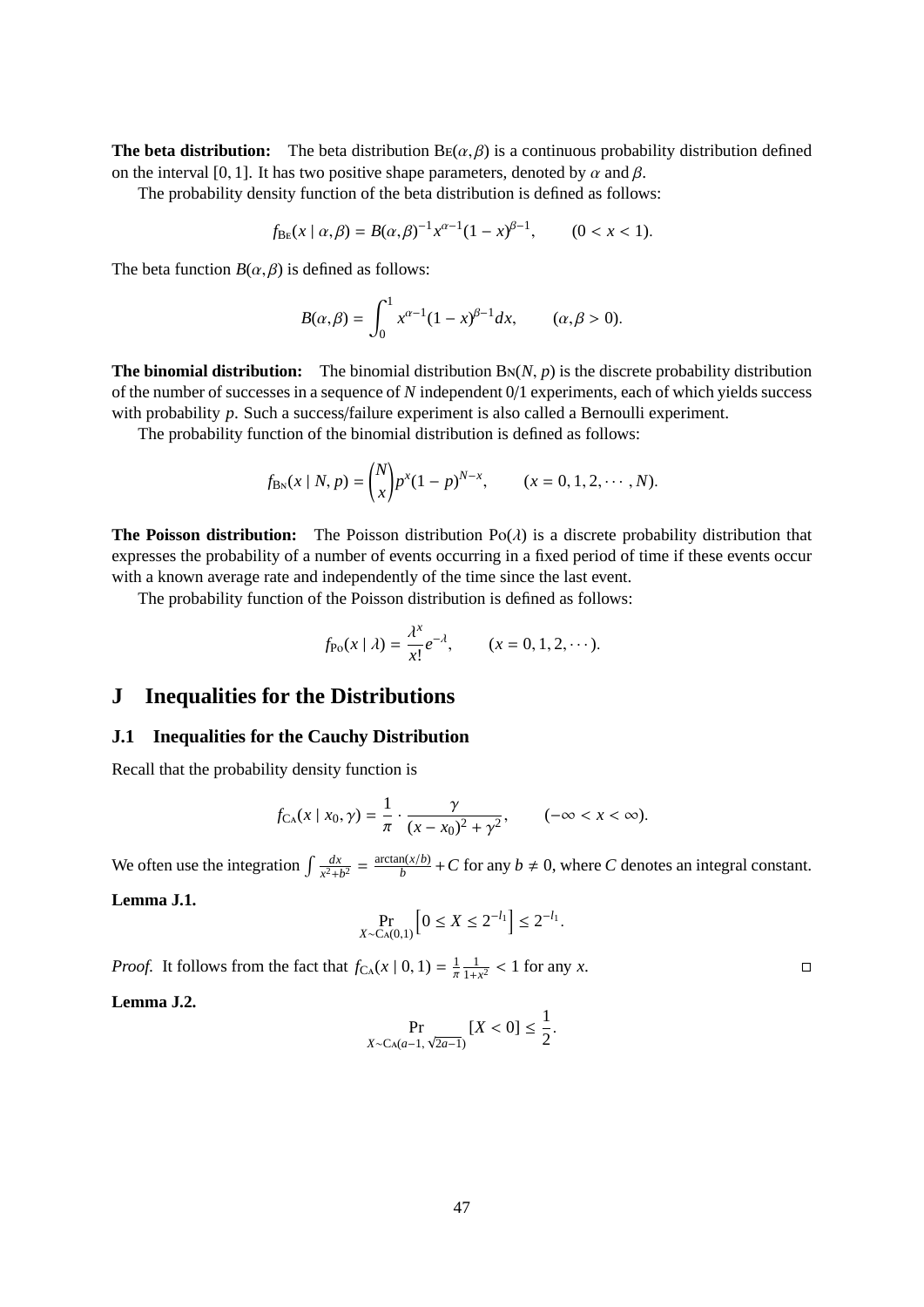**The beta distribution:** The beta distribution $\text{Be}(\alpha, \beta)$ is a continuous probability distribution defined on the interval $[0, 1]$. It has two positive shape parameters, denoted by $\alpha$ and $\beta$.

The probability density function of the beta distribution is defined as follows:

$$f_{\text{Be}}(x \mid \alpha, \beta) = B(\alpha, \beta)^{-1} x^{\alpha-1}(1-x)^{\beta-1}, \qquad (0 < x < 1).$$

The beta function $B(\alpha, \beta)$ is defined as follows:

$$B(\alpha, \beta) = \int_0^1 x^{\alpha-1}(1-x)^{\beta-1} dx, \qquad (\alpha, \beta > 0).$$

**The binomial distribution:** The binomial distribution $\text{Bn}(N, p)$ is the discrete probability distribution of the number of successes in a sequence of $N$ independent 0/1 experiments, each of which yields success with probability $p$. Such a success/failure experiment is also called a Bernoulli experiment.

The probability function of the binomial distribution is defined as follows:

$$f_{\text{Bn}}(x \mid N, p) = \binom{N}{x} p^x (1-p)^{N-x}, \qquad (x = 0, 1, 2, \cdots, N).$$

**The Poisson distribution:** The Poisson distribution $\text{Po}(\lambda)$ is a discrete probability distribution that expresses the probability of a number of events occurring in a fixed period of time if these events occur with a known average rate and independently of the time since the last event.

The probability function of the Poisson distribution is defined as follows:

$$f_{\text{Po}}(x \mid \lambda) = \frac{\lambda^x}{x!} e^{-\lambda}, \qquad (x = 0, 1, 2, \cdots).$$

## J Inequalities for the Distributions

### J.1 Inequalities for the Cauchy Distribution

Recall that the probability density function is

$$f_{\text{Ca}}(x \mid x_0, \gamma) = \frac{1}{\pi} \cdot \frac{\gamma}{(x - x_0)^2 + \gamma^2}, \qquad (-\infty < x < \infty).$$

We often use the integration $\int \frac{dx}{x^2+b^2} = \frac{\arctan(x/b)}{b} + C$ for any $b \neq 0$, where $C$ denotes an integral constant.

**Lemma J.1.**

$$\Pr_{X \sim \text{Ca}(0,1)} \left[ 0 \leq X \leq 2^{-l_1} \right] \leq 2^{-l_1}.$$

*Proof.* It follows from the fact that $f_{\text{Ca}}(x \mid 0, 1) = \frac{1}{\pi} \frac{1}{1+x^2} < 1$ for any $x$. $\square$

**Lemma J.2.**

$$\Pr_{X \sim \text{Ca}(a-1, \sqrt{2a-1})} [X < 0] \leq \frac{1}{2}.$$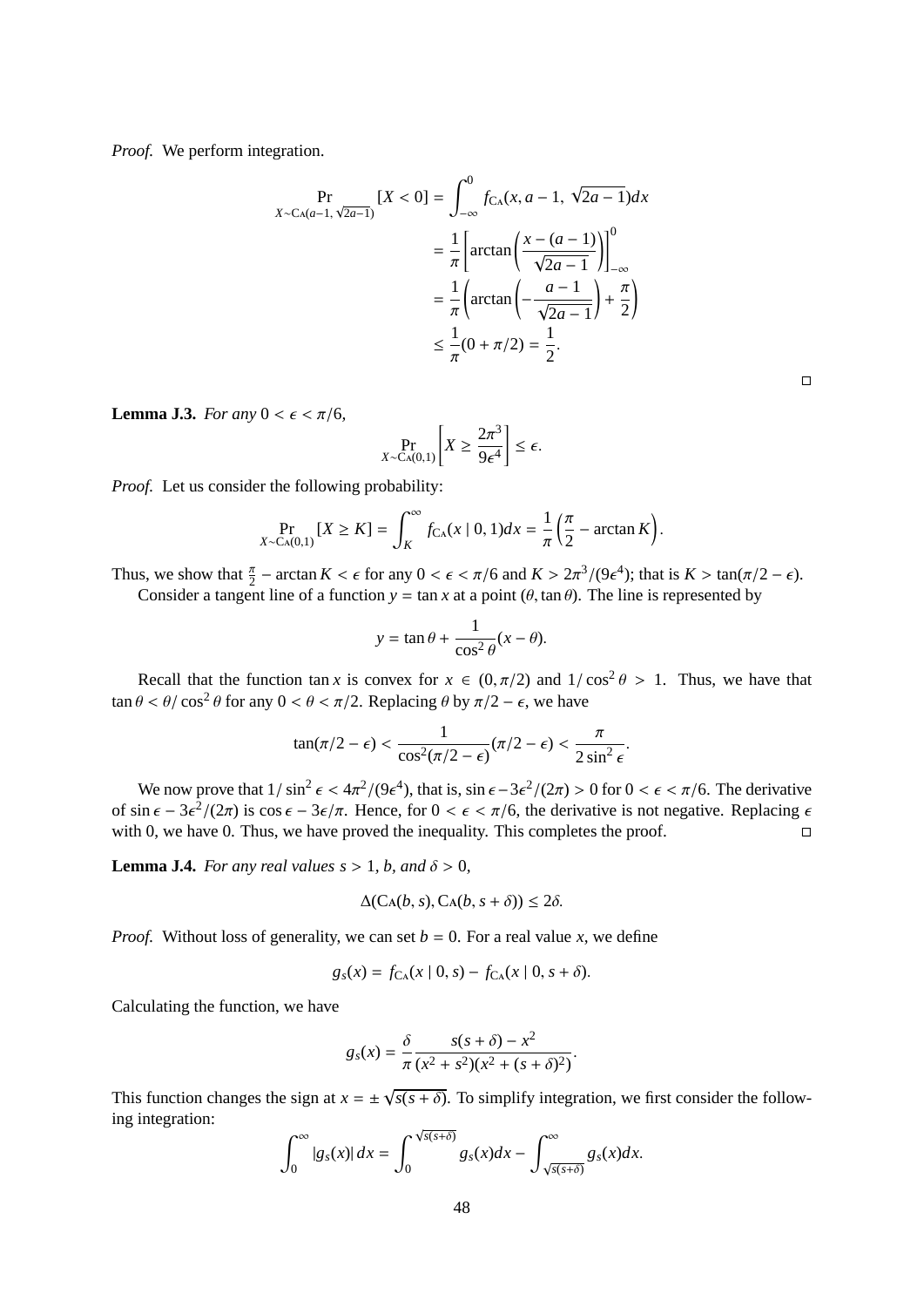*Proof.* We perform integration.

$$
\begin{aligned}
\Pr_{X\sim \mathrm{CA}(a-1,\ \sqrt{2a-1})}[X<0] &= \int_{-\infty}^{0} f_{\mathrm{CA}}(x, a-1,\ \sqrt{2a-1})dx \\
&= \frac{1}{\pi}\left[\arctan\left(\frac{x-(a-1)}{\sqrt{2a-1}}\right)\right]_{-\infty}^{0} \\
&= \frac{1}{\pi}\left(\arctan\left(-\frac{a-1}{\sqrt{2a-1}}\right)+\frac{\pi}{2}\right) \\
&\le \frac{1}{\pi}(0+\pi/2) = \frac{1}{2}.
\end{aligned}
$$

□

**Lemma J.3.** *For any* $0<\epsilon<\pi/6$,

$$
\Pr_{X\sim \mathrm{CA}(0,1)}\left[X \ge \frac{2\pi^3}{9\epsilon^4}\right] \le \epsilon.
$$

*Proof.* Let us consider the following probability:

$$
\Pr_{X\sim \mathrm{CA}(0,1)}[X\ge K] = \int_{K}^{\infty} f_{\mathrm{CA}}(x \mid 0,1)dx = \frac{1}{\pi}\left(\frac{\pi}{2}-\arctan K\right).
$$

Thus, we show that $\frac{\pi}{2}-\arctan K<\epsilon$ for any $0<\epsilon<\pi/6$ and $K>2\pi^3/(9\epsilon^4)$; that is $K>\tan(\pi/2-\epsilon)$.

Consider a tangent line of a function $y=\tan x$ at a point $(\theta, \tan\theta)$. The line is represented by

$$
y = \tan\theta + \frac{1}{\cos^2\theta}(x-\theta).
$$

Recall that the function $\tan x$ is convex for $x\in(0,\pi/2)$ and $1/\cos^2\theta>1$. Thus, we have that $\tan\theta<\theta/\cos^2\theta$ for any $0<\theta<\pi/2$. Replacing $\theta$ by $\pi/2-\epsilon$, we have

$$
\tan(\pi/2-\epsilon) < \frac{1}{\cos^2(\pi/2-\epsilon)}(\pi/2-\epsilon) < \frac{\pi}{2\sin^2\epsilon}.
$$

We now prove that $1/\sin^2\epsilon<4\pi^2/(9\epsilon^4)$, that is, $\sin\epsilon - 3\epsilon^2/(2\pi)>0$ for $0<\epsilon<\pi/6$. The derivative of $\sin\epsilon-3\epsilon^2/(2\pi)$ is $\cos\epsilon-3\epsilon/\pi$. Hence, for $0<\epsilon<\pi/6$, the derivative is not negative. Replacing $\epsilon$ with 0, we have 0. Thus, we have proved the inequality. This completes the proof. □

**Lemma J.4.** *For any real values* $s>1$, $b$, *and* $\delta>0$,

$$
\Delta(\mathrm{CA}(b,s), \mathrm{CA}(b,s+\delta)) \le 2\delta.
$$

*Proof.* Without loss of generality, we can set $b=0$. For a real value $x$, we define

$$
g_s(x) = f_{\mathrm{CA}}(x \mid 0,s) - f_{\mathrm{CA}}(x \mid 0, s+\delta).
$$

Calculating the function, we have

$$
g_s(x) = \frac{\delta}{\pi}\frac{s(s+\delta)-x^2}{(x^2+s^2)(x^2+(s+\delta)^2)}.
$$

This function changes the sign at $x=\pm\sqrt{s(s+\delta)}$. To simplify integration, we first consider the following integration:

$$
\int_0^\infty |g_s(x)|\,dx = \int_0^{\sqrt{s(s+\delta)}} g_s(x)dx - \int_{\sqrt{s(s+\delta)}}^\infty g_s(x)dx.
$$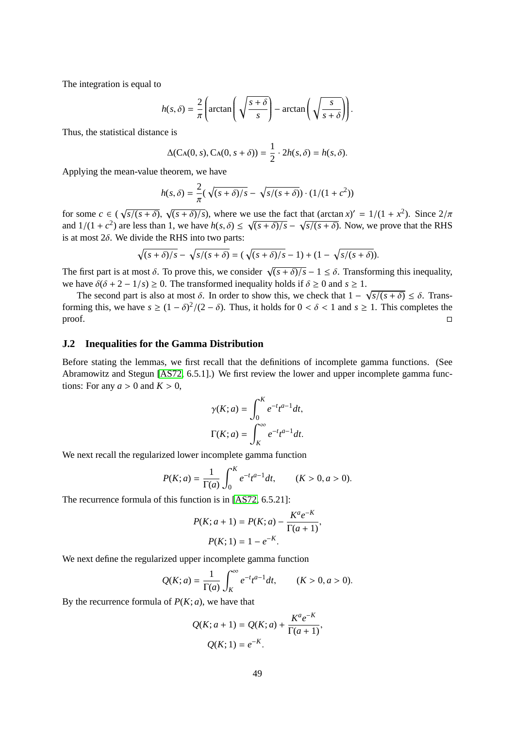The integration is equal to

$$h(s,\delta) = \frac{2}{\pi}\left(\arctan\left(\sqrt{\frac{s+\delta}{s}}\right) - \arctan\left(\sqrt{\frac{s}{s+\delta}}\right)\right).$$

Thus, the statistical distance is

$$\Delta(\mathrm{C}\textsc{a}(0,s), \mathrm{C}\textsc{a}(0,s+\delta)) = \frac{1}{2}\cdot 2h(s,\delta) = h(s,\delta).$$

Applying the mean-value theorem, we have

$$h(s,\delta) = \frac{2}{\pi}(\sqrt{(s+\delta)/s} - \sqrt{s/(s+\delta)}) \cdot (1/(1+c^2))$$

for some $c \in (\sqrt{s/(s+\delta)}, \sqrt{(s+\delta)/s})$, where we use the fact that $(\arctan x)' = 1/(1+x^2)$. Since $2/\pi$ and $1/(1+c^2)$ are less than 1, we have $h(s,\delta) \leq \sqrt{(s+\delta)/s} - \sqrt{s/(s+\delta)}$. Now, we prove that the RHS is at most $2\delta$. We divide the RHS into two parts:

$$\sqrt{(s+\delta)/s} - \sqrt{s/(s+\delta)} = (\sqrt{(s+\delta)/s} - 1) + (1 - \sqrt{s/(s+\delta)}).$$

The first part is at most $\delta$. To prove this, we consider $\sqrt{(s+\delta)/s} - 1 \leq \delta$. Transforming this inequality, we have $\delta(\delta + 2 - 1/s) \geq 0$. The transformed inequality holds if $\delta \geq 0$ and $s \geq 1$.

The second part is also at most $\delta$. In order to show this, we check that $1 - \sqrt{s/(s+\delta)} \leq \delta$. Transforming this, we have $s \geq (1-\delta)^2/(2-\delta)$. Thus, it holds for $0 < \delta < 1$ and $s \geq 1$. This completes the proof. □

## J.2 Inequalities for the Gamma Distribution

Before stating the lemmas, we first recall that the definitions of incomplete gamma functions. (See Abramowitz and Stegun [AS72, 6.5.1].) We first review the lower and upper incomplete gamma functions: For any $a > 0$ and $K > 0$,

$$\gamma(K;a) = \int_0^K e^{-t}t^{a-1}dt,$$
$$\Gamma(K;a) = \int_K^\infty e^{-t}t^{a-1}dt.$$

We next recall the regularized lower incomplete gamma function

$$P(K;a) = \frac{1}{\Gamma(a)}\int_0^K e^{-t}t^{a-1}dt, \qquad (K>0, a>0).$$

The recurrence formula of this function is in [AS72, 6.5.21]:

$$P(K;a+1) = P(K;a) - \frac{K^a e^{-K}}{\Gamma(a+1)},$$
$$P(K;1) = 1 - e^{-K}.$$

We next define the regularized upper incomplete gamma function

$$Q(K;a) = \frac{1}{\Gamma(a)}\int_K^\infty e^{-t}t^{a-1}dt, \qquad (K>0, a>0).$$

By the recurrence formula of $P(K;a)$, we have that

$$Q(K;a+1) = Q(K;a) + \frac{K^a e^{-K}}{\Gamma(a+1)},$$
$$Q(K;1) = e^{-K}.$$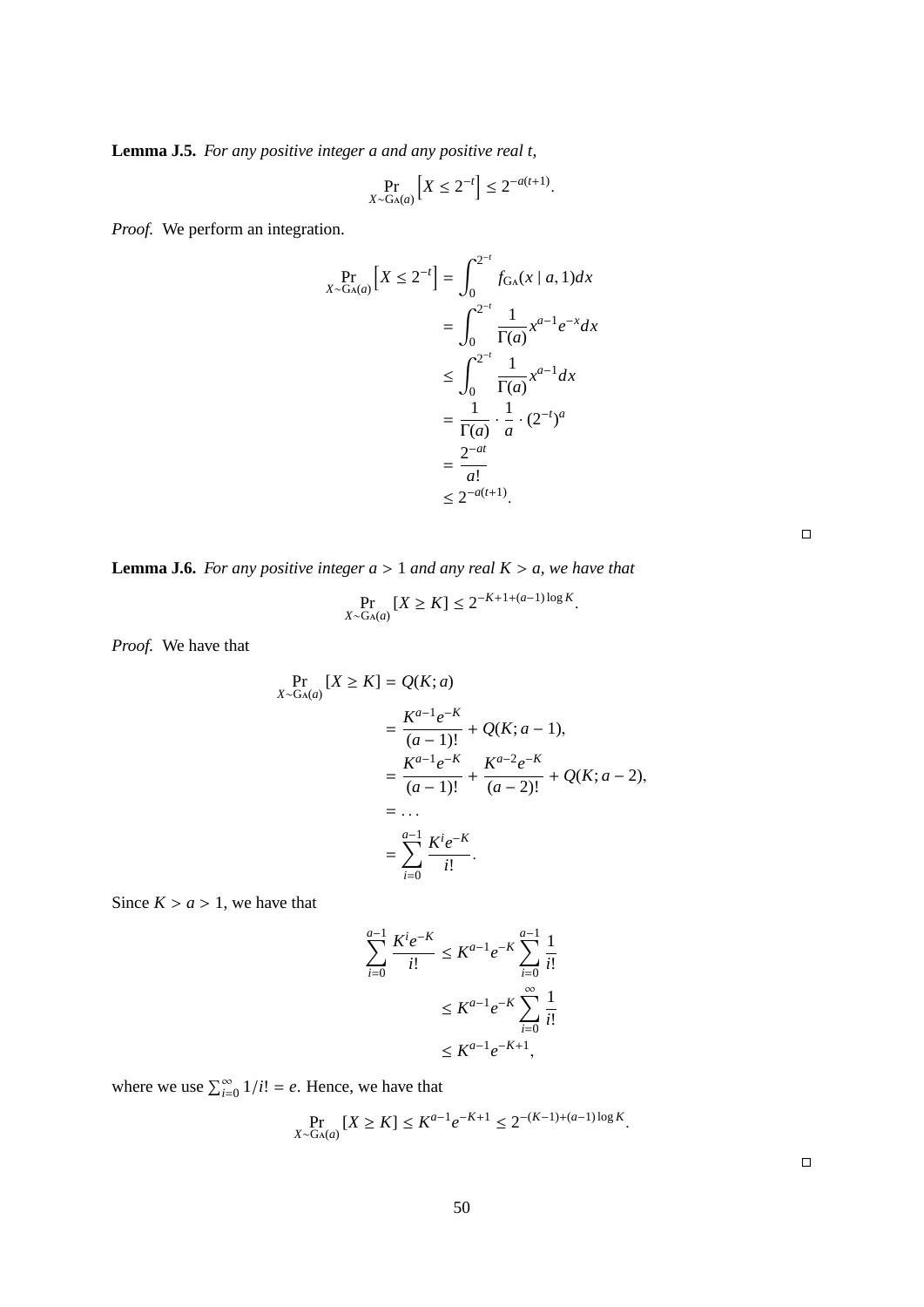**Lemma J.5.** *For any positive integer $a$ and any positive real $t$,*

$$\Pr_{X \sim \mathrm{G}\Lambda(a)} \left[ X \leq 2^{-t} \right] \leq 2^{-a(t+1)}.$$

*Proof.* We perform an integration.

$$\begin{aligned}
\Pr_{X \sim \mathrm{G}\Lambda(a)} \left[ X \leq 2^{-t} \right] &= \int_0^{2^{-t}} f_{\mathrm{G}\Lambda}(x \mid a, 1) dx \\
&= \int_0^{2^{-t}} \frac{1}{\Gamma(a)} x^{a-1} e^{-x} dx \\
&\leq \int_0^{2^{-t}} \frac{1}{\Gamma(a)} x^{a-1} dx \\
&= \frac{1}{\Gamma(a)} \cdot \frac{1}{a} \cdot (2^{-t})^a \\
&= \frac{2^{-at}}{a!} \\
&\leq 2^{-a(t+1)}.
\end{aligned}$$

□

**Lemma J.6.** *For any positive integer $a > 1$ and any real $K > a$, we have that*

$$\Pr_{X \sim \mathrm{G}\Lambda(a)} [X \geq K] \leq 2^{-K+1+(a-1)\log K}.$$

*Proof.* We have that

$$\begin{aligned}
\Pr_{X \sim \mathrm{G}\Lambda(a)} [X \geq K] &= Q(K; a) \\
&= \frac{K^{a-1} e^{-K}}{(a-1)!} + Q(K; a-1), \\
&= \frac{K^{a-1} e^{-K}}{(a-1)!} + \frac{K^{a-2} e^{-K}}{(a-2)!} + Q(K; a-2), \\
&= \dots \\
&= \sum_{i=0}^{a-1} \frac{K^i e^{-K}}{i!}.
\end{aligned}$$

Since $K > a > 1$, we have that

$$\begin{aligned}
\sum_{i=0}^{a-1} \frac{K^i e^{-K}}{i!} &\leq K^{a-1} e^{-K} \sum_{i=0}^{a-1} \frac{1}{i!} \\
&\leq K^{a-1} e^{-K} \sum_{i=0}^{\infty} \frac{1}{i!} \\
&\leq K^{a-1} e^{-K+1},
\end{aligned}$$

where we use $\sum_{i=0}^{\infty} 1/i! = e$. Hence, we have that

$$\Pr_{X \sim \mathrm{G}\Lambda(a)} [X \geq K] \leq K^{a-1} e^{-K+1} \leq 2^{-(K-1)+(a-1)\log K}.$$

□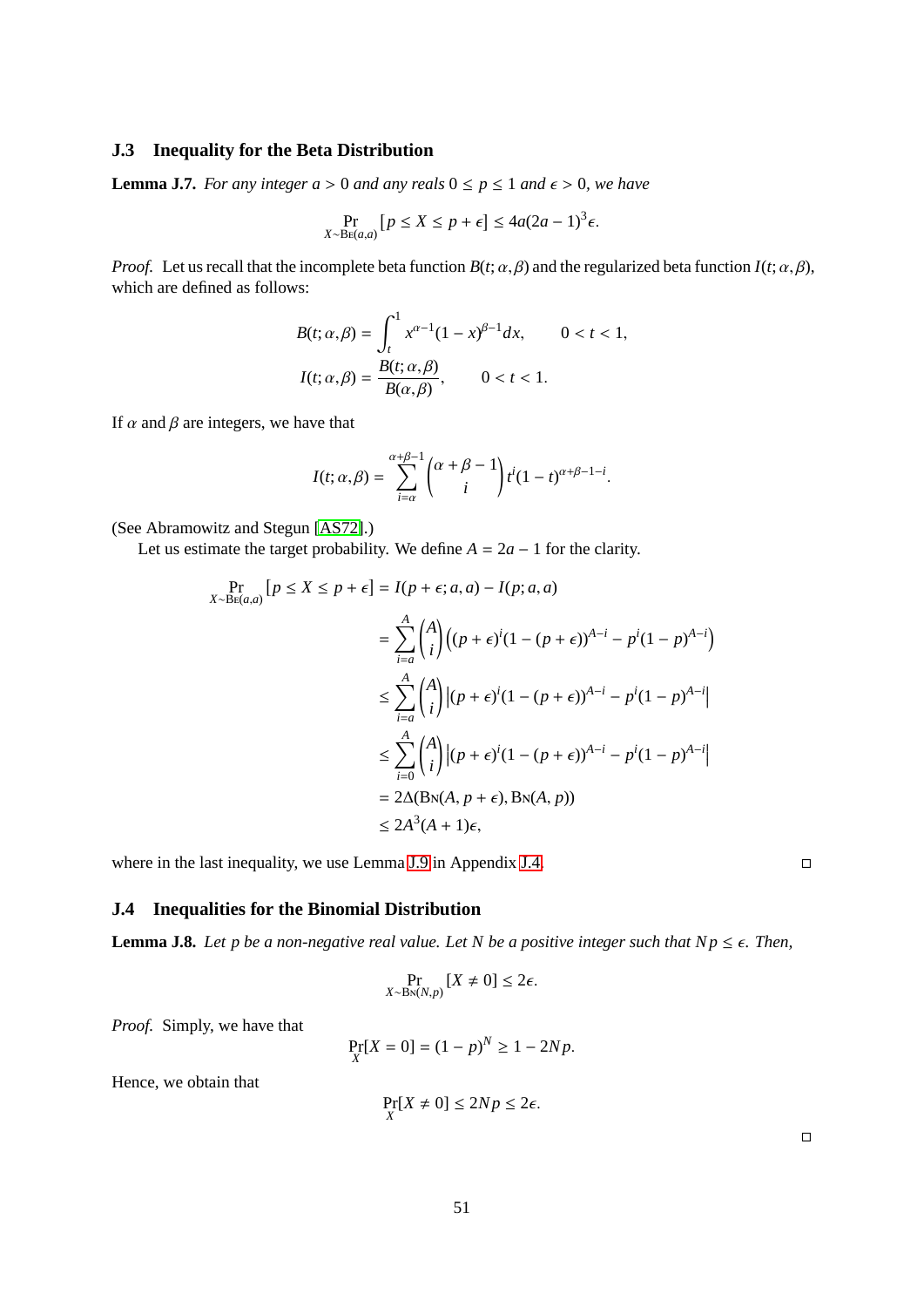### J.3 Inequality for the Beta Distribution

**Lemma J.7.** *For any integer $a > 0$ and any reals $0 \le p \le 1$ and $\epsilon > 0$, we have*

$$\Pr_{X \sim \mathrm{Be}(a,a)}[p \le X \le p + \epsilon] \le 4a(2a-1)^3 \epsilon.$$

*Proof.* Let us recall that the incomplete beta function $B(t;\alpha,\beta)$ and the regularized beta function $I(t;\alpha,\beta)$, which are defined as follows:

$$B(t;\alpha,\beta) = \int_t^1 x^{\alpha-1}(1-x)^{\beta-1}dx, \qquad 0 < t < 1,$$

$$I(t;\alpha,\beta) = \frac{B(t;\alpha,\beta)}{B(\alpha,\beta)}, \qquad 0 < t < 1.$$

If $\alpha$ and $\beta$ are integers, we have that

$$I(t;\alpha,\beta) = \sum_{i=\alpha}^{\alpha+\beta-1} \binom{\alpha+\beta-1}{i} t^i (1-t)^{\alpha+\beta-1-i}.$$

(See Abramowitz and Stegun [AS72].)

Let us estimate the target probability. We define $A = 2a - 1$ for the clarity.

$$\begin{aligned}
\Pr_{X \sim \mathrm{Be}(a,a)}[p \le X \le p + \epsilon] &= I(p+\epsilon;a,a) - I(p;a,a) \\
&= \sum_{i=a}^{A} \binom{A}{i} \left( (p+\epsilon)^i (1-(p+\epsilon))^{A-i} - p^i (1-p)^{A-i} \right) \\
&\le \sum_{i=a}^{A} \binom{A}{i} \left| (p+\epsilon)^i (1-(p+\epsilon))^{A-i} - p^i (1-p)^{A-i} \right| \\
&\le \sum_{i=0}^{A} \binom{A}{i} \left| (p+\epsilon)^i (1-(p+\epsilon))^{A-i} - p^i (1-p)^{A-i} \right| \\
&= 2\Delta(\mathrm{Bn}(A, p+\epsilon), \mathrm{Bn}(A,p)) \\
&\le 2A^3(A+1)\epsilon,
\end{aligned}$$

where in the last inequality, we use Lemma J.9 in Appendix J.4. □

### J.4 Inequalities for the Binomial Distribution

**Lemma J.8.** *Let $p$ be a non-negative real value. Let $N$ be a positive integer such that $Np \le \epsilon$. Then,*

$$\Pr_{X \sim \mathrm{Bn}(N,p)}[X \ne 0] \le 2\epsilon.$$

*Proof.* Simply, we have that

$$\Pr_X[X = 0] = (1-p)^N \ge 1 - 2Np.$$

Hence, we obtain that

$$\Pr_X[X \ne 0] \le 2Np \le 2\epsilon.$$

□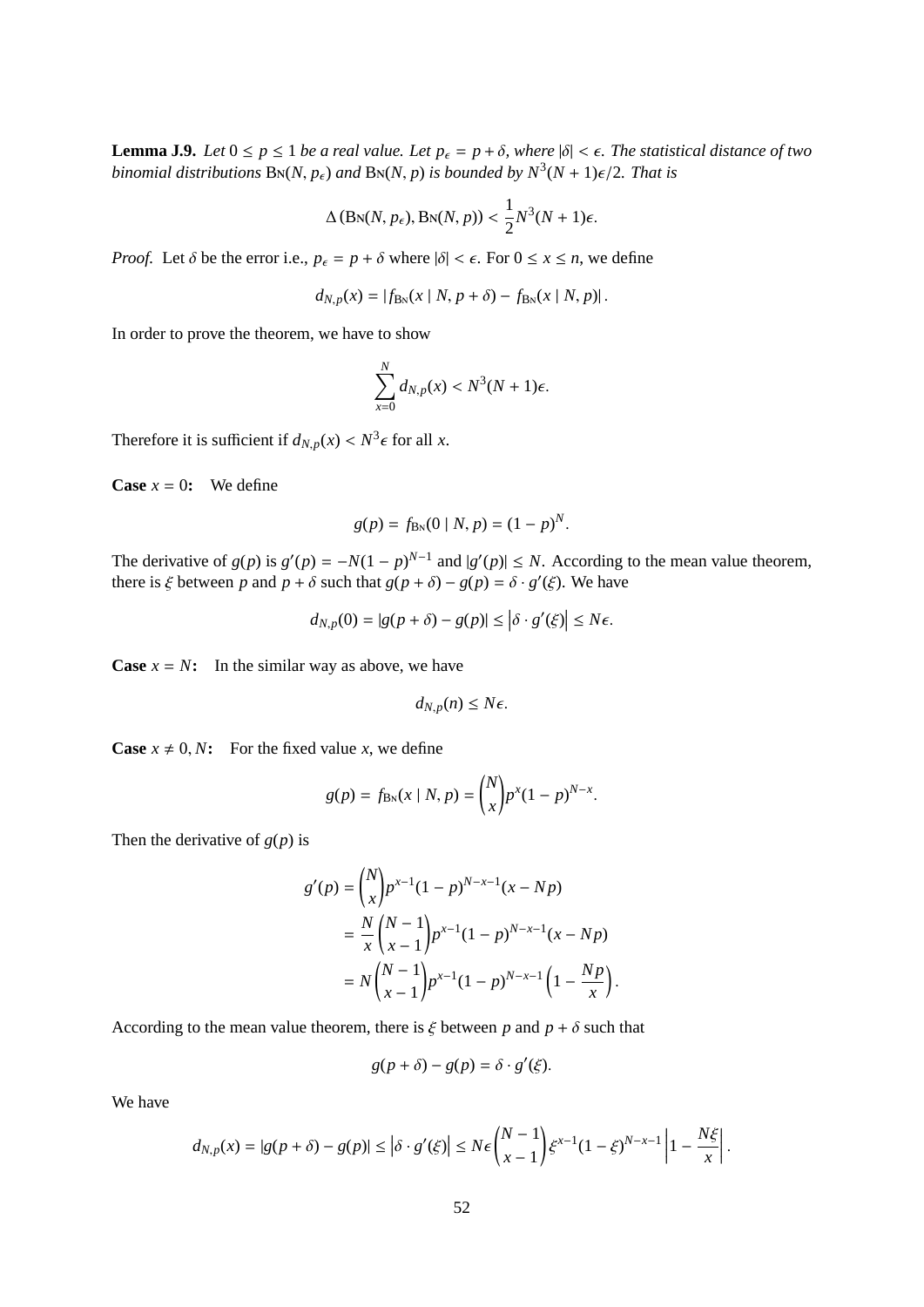**Lemma J.9.** *Let $0 \leq p \leq 1$ be a real value. Let $p_\epsilon = p + \delta$, where $|\delta| < \epsilon$. The statistical distance of two binomial distributions $\mathrm{Bn}(N, p_\epsilon)$ and $\mathrm{Bn}(N, p)$ is bounded by $N^3(N+1)\epsilon/2$. That is*

$$\Delta\left(\mathrm{Bn}(N, p_\epsilon), \mathrm{Bn}(N, p)\right) < \frac{1}{2}N^3(N+1)\epsilon.$$

*Proof.* Let $\delta$ be the error i.e., $p_\epsilon = p + \delta$ where $|\delta| < \epsilon$. For $0 \leq x \leq n$, we define

$$d_{N,p}(x) = \left| f_{\mathrm{Bn}}(x \mid N, p+\delta) - f_{\mathrm{Bn}}(x \mid N, p) \right|.$$

In order to prove the theorem, we have to show

$$\sum_{x=0}^{N} d_{N,p}(x) < N^3(N+1)\epsilon.$$

Therefore it is sufficient if $d_{N,p}(x) < N^3\epsilon$ for all $x$.

**Case $x = 0$:** We define

$$g(p) = f_{\mathrm{Bn}}(0 \mid N, p) = (1-p)^N.$$

The derivative of $g(p)$ is $g'(p) = -N(1-p)^{N-1}$ and $|g'(p)| \leq N$. According to the mean value theorem, there is $\xi$ between $p$ and $p+\delta$ such that $g(p+\delta) - g(p) = \delta \cdot g'(\xi)$. We have

$$d_{N,p}(0) = |g(p+\delta) - g(p)| \leq \left|\delta \cdot g'(\xi)\right| \leq N\epsilon.$$

**Case $x = N$:** In the similar way as above, we have

$$d_{N,p}(n) \leq N\epsilon.$$

**Case $x \neq 0, N$:** For the fixed value $x$, we define

$$g(p) = f_{\mathrm{Bn}}(x \mid N, p) = \binom{N}{x} p^x (1-p)^{N-x}.$$

Then the derivative of $g(p)$ is

$$\begin{aligned} g'(p) &= \binom{N}{x} p^{x-1}(1-p)^{N-x-1}(x - Np) \\ &= \frac{N}{x}\binom{N-1}{x-1} p^{x-1}(1-p)^{N-x-1}(x - Np) \\ &= N\binom{N-1}{x-1} p^{x-1}(1-p)^{N-x-1}\left(1 - \frac{Np}{x}\right). \end{aligned}$$

According to the mean value theorem, there is $\xi$ between $p$ and $p+\delta$ such that

$$g(p+\delta) - g(p) = \delta \cdot g'(\xi).$$

We have

$$d_{N,p}(x) = |g(p+\delta) - g(p)| \leq \left|\delta \cdot g'(\xi)\right| \leq N\epsilon \binom{N-1}{x-1} \xi^{x-1}(1-\xi)^{N-x-1}\left|1 - \frac{N\xi}{x}\right|.$$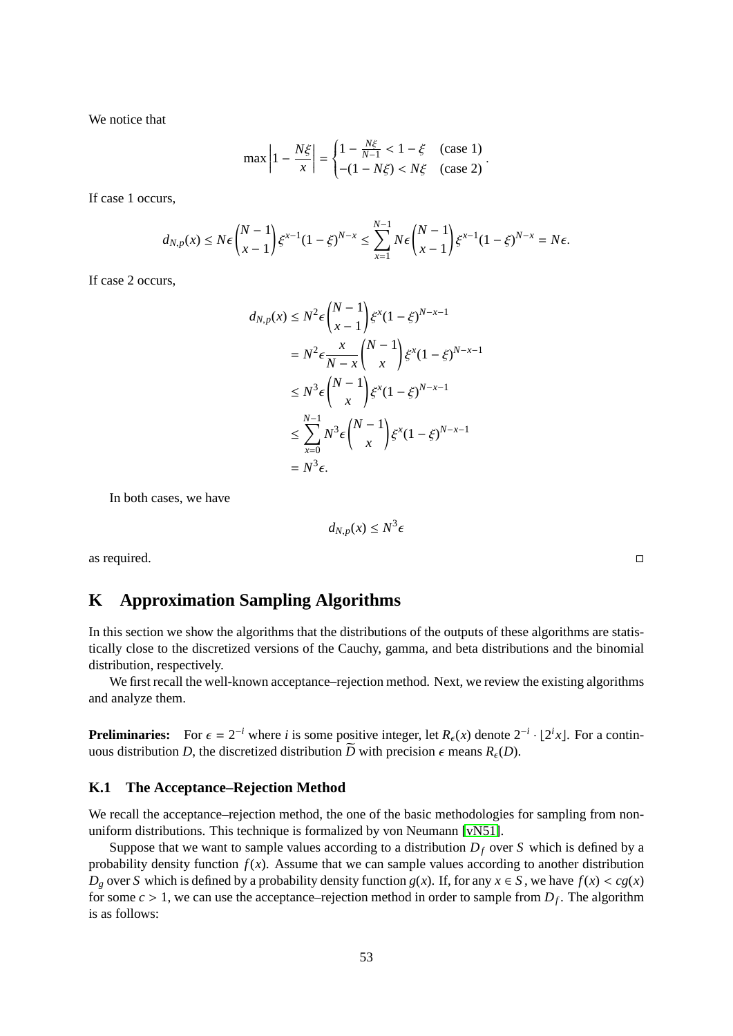We notice that

$$\max\left|1 - \frac{N\xi}{x}\right| = \begin{cases} 1 - \frac{N\xi}{N-1} < 1 - \xi & \text{(case 1)} \\ -(1 - N\xi) < N\xi & \text{(case 2)} \end{cases}.$$

If case 1 occurs,

$$d_{N,p}(x) \leq N\epsilon \binom{N-1}{x-1} \xi^{x-1}(1-\xi)^{N-x} \leq \sum_{x=1}^{N-1} N\epsilon \binom{N-1}{x-1} \xi^{x-1}(1-\xi)^{N-x} = N\epsilon.$$

If case 2 occurs,

$$\begin{aligned} d_{N,p}(x) &\leq N^2\epsilon \binom{N-1}{x-1} \xi^{x}(1-\xi)^{N-x-1} \\ &= N^2\epsilon \frac{x}{N-x} \binom{N-1}{x} \xi^{x}(1-\xi)^{N-x-1} \\ &\leq N^3\epsilon \binom{N-1}{x} \xi^{x}(1-\xi)^{N-x-1} \\ &\leq \sum_{x=0}^{N-1} N^3\epsilon \binom{N-1}{x} \xi^{x}(1-\xi)^{N-x-1} \\ &= N^3\epsilon. \end{aligned}$$

In both cases, we have

$$d_{N,p}(x) \leq N^3\epsilon$$

as required. □

# K Approximation Sampling Algorithms

In this section we show the algorithms that the distributions of the outputs of these algorithms are statistically close to the discretized versions of the Cauchy, gamma, and beta distributions and the binomial distribution, respectively.

We first recall the well-known acceptance–rejection method. Next, we review the existing algorithms and analyze them.

**Preliminaries:** For $\epsilon = 2^{-i}$ where $i$ is some positive integer, let $R_\epsilon(x)$ denote $2^{-i} \cdot \lfloor 2^i x \rfloor$. For a continuous distribution $D$, the discretized distribution $\widetilde{D}$ with precision $\epsilon$ means $R_\epsilon(D)$.

## K.1 The Acceptance–Rejection Method

We recall the acceptance–rejection method, the one of the basic methodologies for sampling from non-uniform distributions. This technique is formalized by von Neumann [vN51].

Suppose that we want to sample values according to a distribution $D_f$ over $S$ which is defined by a probability density function $f(x)$. Assume that we can sample values according to another distribution $D_g$ over $S$ which is defined by a probability density function $g(x)$. If, for any $x \in S$, we have $f(x) < cg(x)$ for some $c > 1$, we can use the acceptance–rejection method in order to sample from $D_f$. The algorithm is as follows: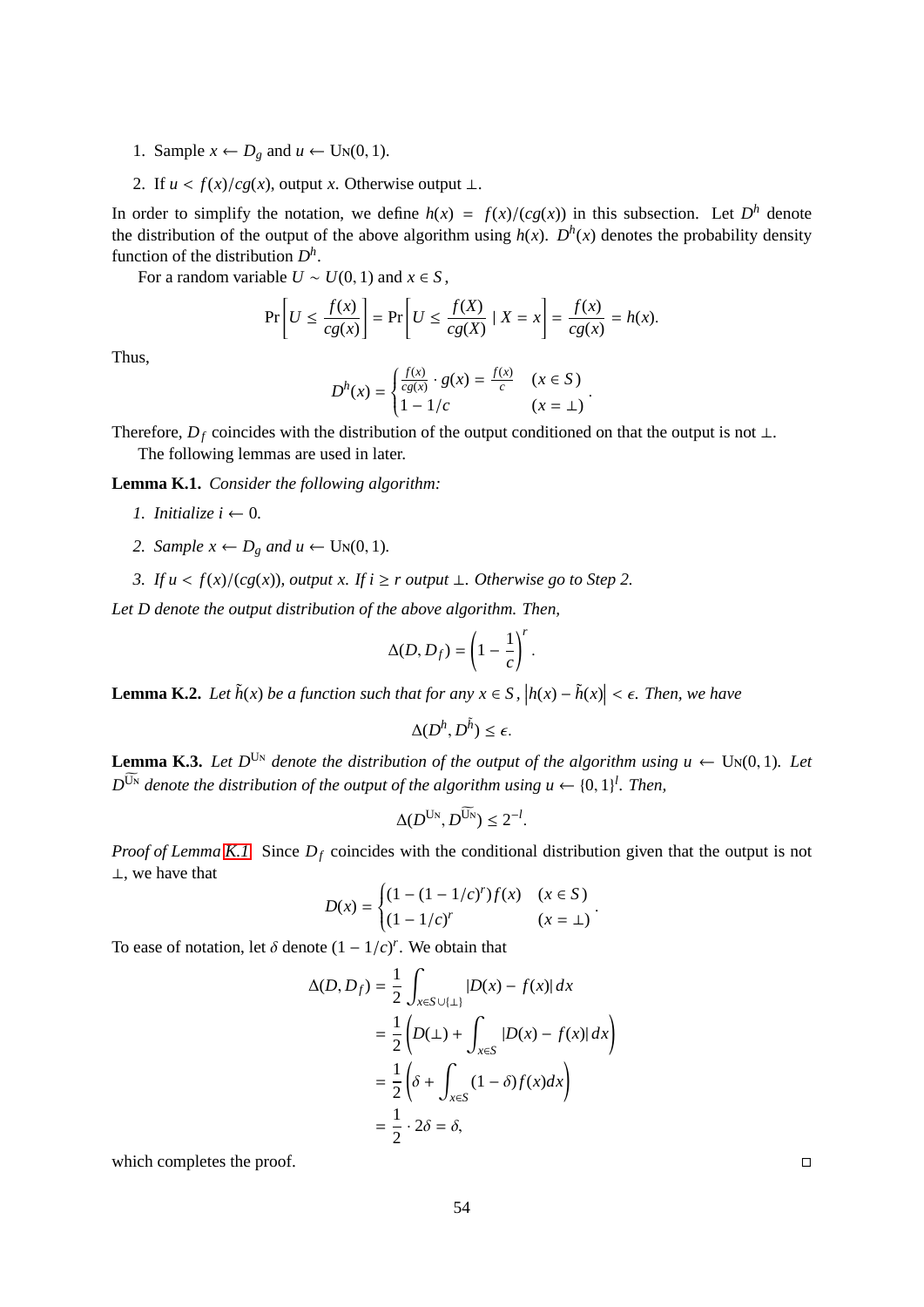1. Sample $x \leftarrow D_g$ and $u \leftarrow \mathrm{Un}(0, 1)$.
2. If $u < f(x)/cg(x)$, output $x$. Otherwise output $\perp$.

In order to simplify the notation, we define $h(x) = f(x)/(cg(x))$ in this subsection. Let $D^h$ denote the distribution of the output of the above algorithm using $h(x)$. $D^h(x)$ denotes the probability density function of the distribution $D^h$.

For a random variable $U \sim U(0, 1)$ and $x \in S$,

$$\Pr\left[U \leq \frac{f(x)}{cg(x)}\right] = \Pr\left[U \leq \frac{f(X)}{cg(X)} \mid X = x\right] = \frac{f(x)}{cg(x)} = h(x).$$

Thus,

$$D^h(x) = \begin{cases} \frac{f(x)}{cg(x)} \cdot g(x) = \frac{f(x)}{c} & (x \in S) \\ 1 - 1/c & (x = \perp) \end{cases}.$$

Therefore, $D_f$ coincides with the distribution of the output conditioned on that the output is not $\perp$.

The following lemmas are used in later.

**Lemma K.1.** *Consider the following algorithm:*

1. *Initialize $i \leftarrow 0$.*
2. *Sample $x \leftarrow D_g$ and $u \leftarrow \mathrm{Un}(0, 1)$.*
3. *If $u < f(x)/(cg(x))$, output $x$. If $i \geq r$ output $\perp$. Otherwise go to Step 2.*

*Let $D$ denote the output distribution of the above algorithm. Then,*

$$\Delta(D, D_f) = \left(1 - \frac{1}{c}\right)^r.$$

**Lemma K.2.** *Let $\tilde{h}(x)$ be a function such that for any $x \in S$, $\left|h(x) - \tilde{h}(x)\right| < \epsilon$. Then, we have*

$$\Delta(D^h, D^{\tilde{h}}) \leq \epsilon.$$

**Lemma K.3.** *Let $D^{\mathrm{Un}}$ denote the distribution of the output of the algorithm using $u \leftarrow \mathrm{Un}(0, 1)$. Let $D^{\widetilde{\mathrm{Un}}}$ denote the distribution of the output of the algorithm using $u \leftarrow \{0, 1\}^l$. Then,*

$$\Delta(D^{\mathrm{Un}}, D^{\widetilde{\mathrm{Un}}}) \leq 2^{-l}.$$

*Proof of Lemma K.1.* Since $D_f$ coincides with the conditional distribution given that the output is not $\perp$, we have that

$$D(x) = \begin{cases} (1 - (1 - 1/c)^r) f(x) & (x \in S) \\ (1 - 1/c)^r & (x = \perp) \end{cases}.$$

To ease of notation, let $\delta$ denote $(1 - 1/c)^r$. We obtain that

$$\begin{aligned}
\Delta(D, D_f) &= \frac{1}{2} \int_{x \in S \cup \{\perp\}} |D(x) - f(x)|\, dx \\
&= \frac{1}{2} \left( D(\perp) + \int_{x \in S} |D(x) - f(x)|\, dx \right) \\
&= \frac{1}{2} \left( \delta + \int_{x \in S} (1 - \delta) f(x) dx \right) \\
&= \frac{1}{2} \cdot 2\delta = \delta,
\end{aligned}$$

which completes the proof. □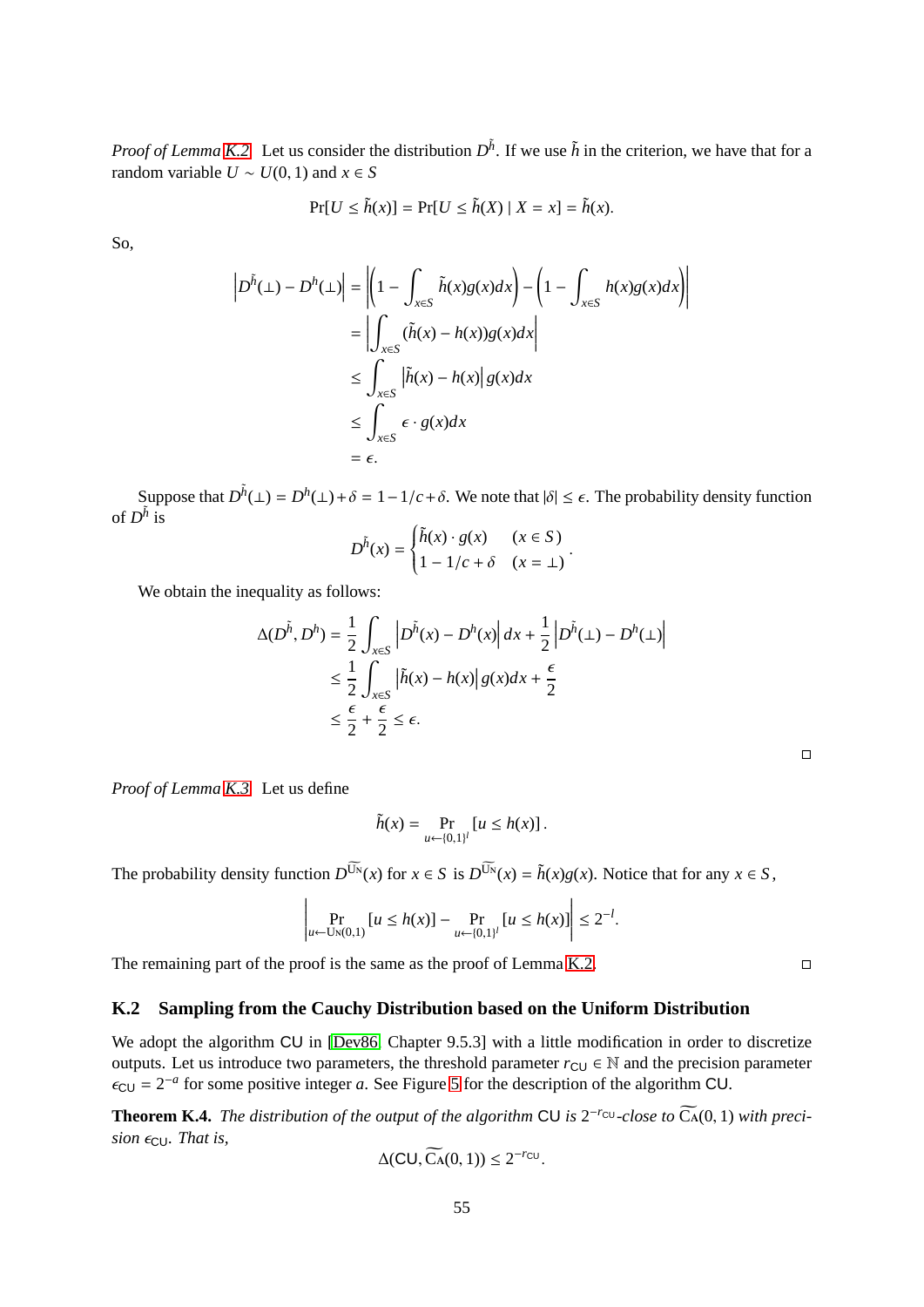*Proof of Lemma K.2.* Let us consider the distribution $D^{\tilde{h}}$. If we use $\tilde{h}$ in the criterion, we have that for a random variable $U \sim U(0,1)$ and $x \in S$

$$\Pr[U \le \tilde{h}(x)] = \Pr[U \le \tilde{h}(X) \mid X = x] = \tilde{h}(x).$$

So,

$$\begin{aligned}
\left| D^{\tilde{h}}(\bot) - D^{h}(\bot) \right| &= \left| \left(1 - \int_{x \in S} \tilde{h}(x) g(x) dx\right) - \left(1 - \int_{x \in S} h(x) g(x) dx\right) \right| \\
&= \left| \int_{x \in S} (\tilde{h}(x) - h(x)) g(x) dx \right| \\
&\le \int_{x \in S} \left| \tilde{h}(x) - h(x) \right| g(x) dx \\
&\le \int_{x \in S} \epsilon \cdot g(x) dx \\
&= \epsilon.
\end{aligned}$$

Suppose that $D^{\tilde{h}}(\bot) = D^{h}(\bot) + \delta = 1 - 1/c + \delta$. We note that $|\delta| \le \epsilon$. The probability density function of $D^{\tilde{h}}$ is

$$D^{\tilde{h}}(x) = \begin{cases} \tilde{h}(x) \cdot g(x) & (x \in S) \\ 1 - 1/c + \delta & (x = \bot) \end{cases}.$$

We obtain the inequality as follows:

$$\begin{aligned}
\Delta(D^{\tilde{h}}, D^{h}) &= \frac{1}{2} \int_{x \in S} \left| D^{\tilde{h}}(x) - D^{h}(x) \right| dx + \frac{1}{2} \left| D^{\tilde{h}}(\bot) - D^{h}(\bot) \right| \\
&\le \frac{1}{2} \int_{x \in S} \left| \tilde{h}(x) - h(x) \right| g(x) dx + \frac{\epsilon}{2} \\
&\le \frac{\epsilon}{2} + \frac{\epsilon}{2} \le \epsilon.
\end{aligned}$$

□

*Proof of Lemma K.3.* Let us define

$$\tilde{h}(x) = \Pr_{u \leftarrow \{0,1\}^l} [u \le h(x)].$$

The probability density function $D^{\widetilde{\mathrm{UN}}}(x)$ for $x \in S$ is $D^{\widetilde{\mathrm{UN}}}(x) = \tilde{h}(x) g(x)$. Notice that for any $x \in S$,

$$\left| \Pr_{u \leftarrow \mathrm{UN}(0,1)} [u \le h(x)] - \Pr_{u \leftarrow \{0,1\}^l} [u \le h(x)] \right| \le 2^{-l}.$$

The remaining part of the proof is the same as the proof of Lemma K.2. □

## K.2 Sampling from the Cauchy Distribution based on the Uniform Distribution

We adopt the algorithm CU in [Dev86, Chapter 9.5.3] with a little modification in order to discretize outputs. Let us introduce two parameters, the threshold parameter $r_{\mathsf{CU}} \in \mathbb{N}$ and the precision parameter $\epsilon_{\mathsf{CU}} = 2^{-a}$ for some positive integer $a$. See Figure 5 for the description of the algorithm CU.

**Theorem K.4.** *The distribution of the output of the algorithm* CU *is* $2^{-r_{\mathsf{CU}}}$*-close to* $\widetilde{\mathrm{CA}}(0,1)$ *with precision* $\epsilon_{\mathsf{CU}}$*. That is,*

$$\Delta(\mathsf{CU}, \widetilde{\mathrm{CA}}(0,1)) \le 2^{-r_{\mathsf{CU}}}.$$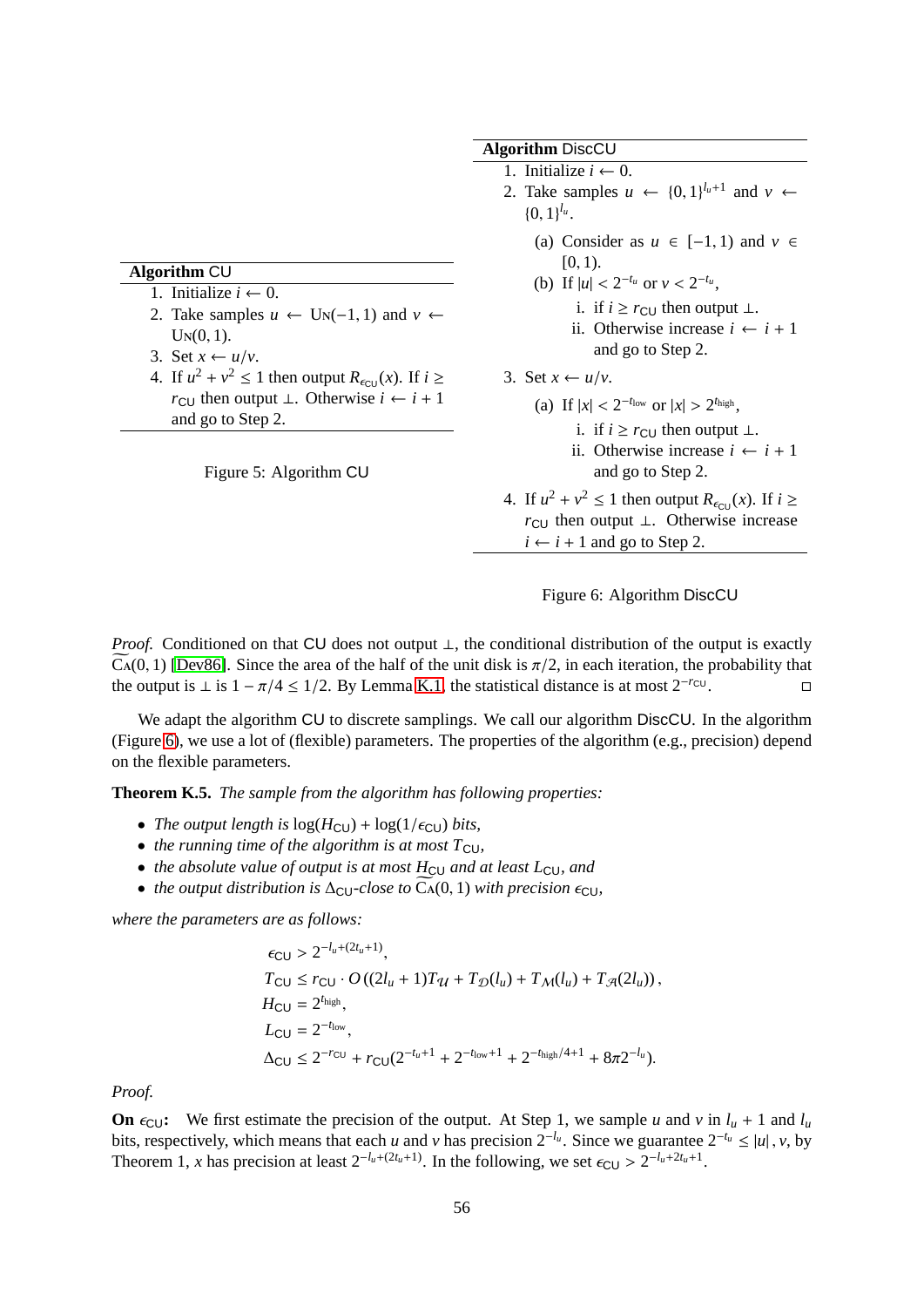**Algorithm** CU

1. Initialize $i \leftarrow 0$.
2. Take samples $u \leftarrow \mathrm{U_N}(-1, 1)$ and $v \leftarrow \mathrm{U_N}(0, 1)$.
3. Set $x \leftarrow u/v$.
4. If $u^2 + v^2 \leq 1$ then output $R_{\epsilon_{\mathsf{CU}}}(x)$. If $i \geq r_{\mathsf{CU}}$ then output $\perp$. Otherwise $i \leftarrow i + 1$ and go to Step 2.

Figure 5: Algorithm CU

**Algorithm** DiscCU

1. Initialize $i \leftarrow 0$.
2. Take samples $u \leftarrow \{0,1\}^{l_u+1}$ and $v \leftarrow \{0,1\}^{l_u}$.
   (a) Consider as $u \in [-1, 1)$ and $v \in [0, 1)$.
   (b) If $|u| < 2^{-t_u}$ or $v < 2^{-t_u}$,
      i. if $i \geq r_{\mathsf{CU}}$ then output $\perp$.
      ii. Otherwise increase $i \leftarrow i + 1$ and go to Step 2.
3. Set $x \leftarrow u/v$.
   (a) If $|x| < 2^{-t_{\mathrm{low}}}$ or $|x| > 2^{t_{\mathrm{high}}}$,
      i. if $i \geq r_{\mathsf{CU}}$ then output $\perp$.
      ii. Otherwise increase $i \leftarrow i + 1$ and go to Step 2.
4. If $u^2 + v^2 \leq 1$ then output $R_{\epsilon_{\mathsf{CU}}}(x)$. If $i \geq r_{\mathsf{CU}}$ then output $\perp$. Otherwise increase $i \leftarrow i + 1$ and go to Step 2.

Figure 6: Algorithm DiscCU

*Proof.* Conditioned on that CU does not output $\perp$, the conditional distribution of the output is exactly $\widetilde{\mathrm{CA}}(0, 1)$ [Dev86]. Since the area of the half of the unit disk is $\pi/2$, in each iteration, the probability that the output is $\perp$ is $1 - \pi/4 \leq 1/2$. By Lemma K.1, the statistical distance is at most $2^{-r_{\mathsf{CU}}}$. □

We adapt the algorithm CU to discrete samplings. We call our algorithm DiscCU. In the algorithm (Figure 6), we use a lot of (flexible) parameters. The properties of the algorithm (e.g., precision) depend on the flexible parameters.

**Theorem K.5.** *The sample from the algorithm has following properties:*

- *The output length is* $\log(H_{\mathsf{CU}}) + \log(1/\epsilon_{\mathsf{CU}})$ *bits,*
- *the running time of the algorithm is at most* $T_{\mathsf{CU}}$*,*
- *the absolute value of output is at most* $H_{\mathsf{CU}}$ *and at least* $L_{\mathsf{CU}}$*, and*
- *the output distribution is* $\Delta_{\mathsf{CU}}$*-close to* $\widetilde{\mathrm{CA}}(0, 1)$ *with precision* $\epsilon_{\mathsf{CU}}$*,*

*where the parameters are as follows:*

$$
\begin{aligned}
&\epsilon_{\mathsf{CU}} > 2^{-l_u+(2t_u+1)},\\
&T_{\mathsf{CU}} \leq r_{\mathsf{CU}} \cdot O\left((2l_u + 1)T_{\mathcal{U}} + T_{\mathcal{D}}(l_u) + T_{\mathcal{M}}(l_u) + T_{\mathcal{A}}(2l_u)\right),\\
&H_{\mathsf{CU}} = 2^{t_{\mathrm{high}}},\\
&L_{\mathsf{CU}} = 2^{-t_{\mathrm{low}}},\\
&\Delta_{\mathsf{CU}} \leq 2^{-r_{\mathsf{CU}}} + r_{\mathsf{CU}}(2^{-t_u+1} + 2^{-t_{\mathrm{low}}+1} + 2^{-t_{\mathrm{high}}/4+1} + 8\pi 2^{-l_u}).
\end{aligned}
$$

*Proof.*

**On $\epsilon_{\mathsf{CU}}$:** We first estimate the precision of the output. At Step 1, we sample $u$ and $v$ in $l_u + 1$ and $l_u$ bits, respectively, which means that each $u$ and $v$ has precision $2^{-l_u}$. Since we guarantee $2^{-t_u} \leq |u|, v$, by Theorem 1, $x$ has precision at least $2^{-l_u+(2t_u+1)}$. In the following, we set $\epsilon_{\mathsf{CU}} > 2^{-l_u+2t_u+1}$.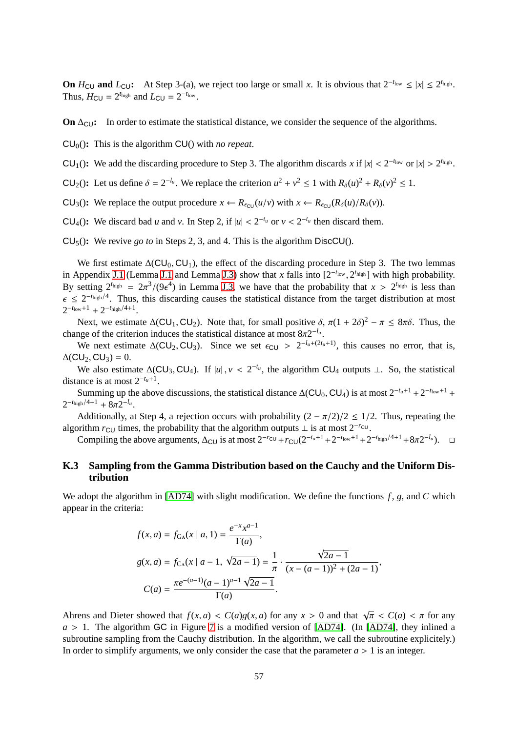**On $H_{\mathsf{CU}}$ and $L_{\mathsf{CU}}$:** At Step 3-(a), we reject too large or small $x$. It is obvious that $2^{-t_{\mathrm{low}}} \le |x| \le 2^{t_{\mathrm{high}}}$. Thus, $H_{\mathsf{CU}} = 2^{t_{\mathrm{high}}}$ and $L_{\mathsf{CU}} = 2^{-t_{\mathrm{low}}}$.

**On $\Delta_{\mathsf{CU}}$:** In order to estimate the statistical distance, we consider the sequence of the algorithms.

$\mathsf{CU}_0()$**:** This is the algorithm $\mathsf{CU}()$ with *no repeat*.

$\mathsf{CU}_1()$**:** We add the discarding procedure to Step 3. The algorithm discards $x$ if $|x| < 2^{-t_{\mathrm{low}}}$ or $|x| > 2^{t_{\mathrm{high}}}$.

$\mathsf{CU}_2()$**:** Let us define $\delta = 2^{-l_u}$. We replace the criterion $u^2 + v^2 \le 1$ with $R_\delta(u)^2 + R_\delta(v)^2 \le 1$.

$\mathsf{CU}_3()$**:** We replace the output procedure $x \leftarrow R_{\epsilon_{\mathsf{CU}}}(u/v)$ with $x \leftarrow R_{\epsilon_{\mathsf{CU}}}(R_\delta(u)/R_\delta(v))$.

$\mathsf{CU}_4()$**:** We discard bad $u$ and $v$. In Step 2, if $|u| < 2^{-t_u}$ or $v < 2^{-t_u}$ then discard them.

$\mathsf{CU}_5()$**:** We revive *go to* in Steps 2, 3, and 4. This is the algorithm $\mathsf{DiscCU}()$.

We first estimate $\Delta(\mathsf{CU}_0, \mathsf{CU}_1)$, the effect of the discarding procedure in Step 3. The two lemmas in Appendix J.1 (Lemma J.1 and Lemma J.3) show that $x$ falls into $[2^{-t_{\mathrm{low}}}, 2^{t_{\mathrm{high}}}]$ with high probability. By setting $2^{t_{\mathrm{high}}} = 2\pi^3/(9\epsilon^4)$ in Lemma J.3, we have that the probability that $x > 2^{t_{\mathrm{high}}}$ is less than $\epsilon \le 2^{-t_{\mathrm{high}}/4}$. Thus, this discarding causes the statistical distance from the target distribution at most $2^{-t_{\mathrm{low}}+1} + 2^{-t_{\mathrm{high}}/4+1}$.

Next, we estimate $\Delta(\mathsf{CU}_1, \mathsf{CU}_2)$. Note that, for small positive $\delta$, $\pi(1+2\delta)^2 - \pi \le 8\pi\delta$. Thus, the change of the criterion induces the statistical distance at most $8\pi 2^{-l_u}$.

We next estimate $\Delta(\mathsf{CU}_2, \mathsf{CU}_3)$. Since we set $\epsilon_{\mathsf{CU}} > 2^{-l_u+(2t_u+1)}$, this causes no error, that is, $\Delta(\mathsf{CU}_2, \mathsf{CU}_3) = 0$.

We also estimate $\Delta(\mathsf{CU}_3, \mathsf{CU}_4)$. If $|u|, v < 2^{-t_u}$, the algorithm $\mathsf{CU}_4$ outputs $\perp$. So, the statistical distance is at most $2^{-t_u+1}$.

Summing up the above discussions, the statistical distance $\Delta(\mathsf{CU}_0, \mathsf{CU}_4)$ is at most $2^{-t_u+1} + 2^{-t_{\mathrm{low}}+1} + 2^{-t_{\mathrm{high}}/4+1} + 8\pi 2^{-l_u}$.

Additionally, at Step 4, a rejection occurs with probability $(2 - \pi/2)/2 \le 1/2$. Thus, repeating the algorithm $r_{\mathsf{CU}}$ times, the probability that the algorithm outputs $\perp$ is at most $2^{-r_{\mathsf{CU}}}$.

Compiling the above arguments, $\Delta_{\mathsf{CU}}$ is at most $2^{-r_{\mathsf{CU}}} + r_{\mathsf{CU}}(2^{-t_u+1} + 2^{-t_{\mathrm{low}}+1} + 2^{-t_{\mathrm{high}}/4+1} + 8\pi 2^{-l_u})$. □

### K.3 Sampling from the Gamma Distribution based on the Cauchy and the Uniform Distribution

We adopt the algorithm in [AD74] with slight modification. We define the functions $f$, $g$, and $C$ which appear in the criteria:

$$f(x, a) = f_{\mathrm{GA}}(x \mid a, 1) = \frac{e^{-x} x^{a-1}}{\Gamma(a)},$$

$$g(x, a) = f_{\mathrm{CA}}(x \mid a-1, \sqrt{2a-1}) = \frac{1}{\pi} \cdot \frac{\sqrt{2a-1}}{(x-(a-1))^2 + (2a-1)},$$

$$C(a) = \frac{\pi e^{-(a-1)} (a-1)^{a-1} \sqrt{2a-1}}{\Gamma(a)}.$$

Ahrens and Dieter showed that $f(x, a) < C(a) g(x, a)$ for any $x > 0$ and that $\sqrt{\pi} < C(a) < \pi$ for any $a > 1$. The algorithm $\mathsf{GC}$ in Figure 7 is a modified version of [AD74]. (In [AD74], they inlined a subroutine sampling from the Cauchy distribution. In the algorithm, we call the subroutine explicitely.) In order to simplify arguments, we only consider the case that the parameter $a > 1$ is an integer.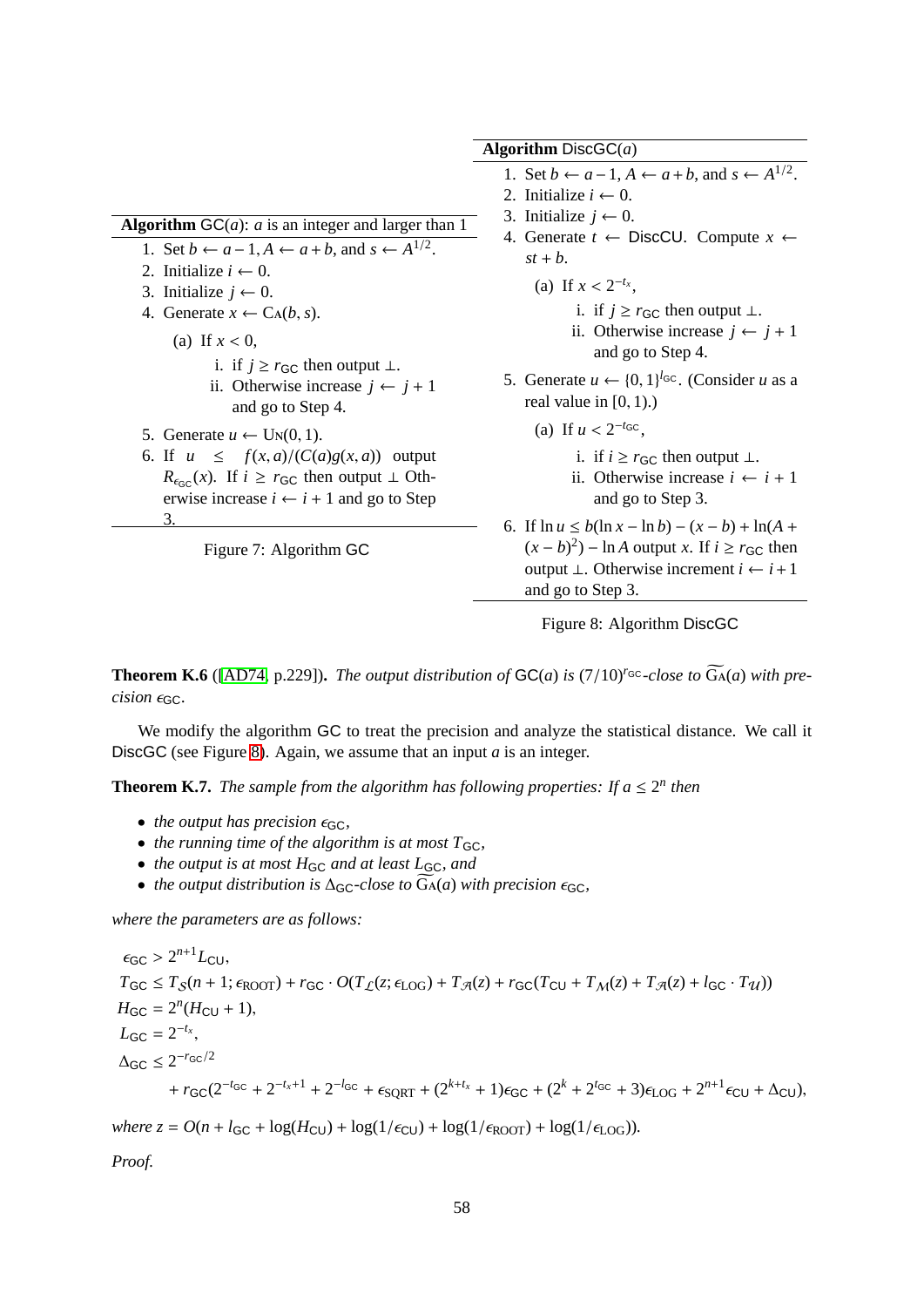**Algorithm** $\mathsf{GC}(a)$: $a$ is an integer and larger than 1

1. Set $b \leftarrow a-1, A \leftarrow a+b$, and $s \leftarrow A^{1/2}$.
2. Initialize $i \leftarrow 0$.
3. Initialize $j \leftarrow 0$.
4. Generate $x \leftarrow \mathrm{C}_{\mathrm{A}}(b,s)$.
   (a) If $x < 0$,
      i. if $j \geq r_{\mathsf{GC}}$ then output $\perp$.
      ii. Otherwise increase $j \leftarrow j+1$ and go to Step 4.
5. Generate $u \leftarrow \mathrm{U}_{\mathrm{N}}(0,1)$.
6. If $u \leq f(x,a)/(C(a)g(x,a))$ output $R_{\epsilon_{\mathsf{GC}}}(x)$. If $i \geq r_{\mathsf{GC}}$ then output $\perp$ Otherwise increase $i \leftarrow i+1$ and go to Step 3.

Figure 7: Algorithm GC

**Algorithm** $\mathsf{DiscGC}(a)$

1. Set $b \leftarrow a-1, A \leftarrow a+b$, and $s \leftarrow A^{1/2}$.
2. Initialize $i \leftarrow 0$.
3. Initialize $j \leftarrow 0$.
4. Generate $t \leftarrow \mathsf{DiscCU}$. Compute $x \leftarrow st+b$.
   (a) If $x < 2^{-t_x}$,
      i. if $j \geq r_{\mathsf{GC}}$ then output $\perp$.
      ii. Otherwise increase $j \leftarrow j+1$ and go to Step 4.
5. Generate $u \leftarrow \{0,1\}^{l_{\mathsf{GC}}}$. (Consider $u$ as a real value in $[0,1)$.)
   (a) If $u < 2^{-t_{\mathsf{GC}}}$,
      i. if $i \geq r_{\mathsf{GC}}$ then output $\perp$.
      ii. Otherwise increase $i \leftarrow i+1$ and go to Step 3.
6. If $\ln u \leq b(\ln x - \ln b) - (x-b) + \ln(A+(x-b)^2) - \ln A$ output $x$. If $i \geq r_{\mathsf{GC}}$ then output $\perp$. Otherwise increment $i \leftarrow i+1$ and go to Step 3.

Figure 8: Algorithm DiscGC

**Theorem K.6** ([AD74, p.229]). *The output distribution of* $\mathsf{GC}(a)$ *is* $(7/10)^{r_{\mathsf{GC}}}$*-close to* $\widetilde{\mathrm{G_A}}(a)$ *with precision* $\epsilon_{\mathsf{GC}}$.

We modify the algorithm GC to treat the precision and analyze the statistical distance. We call it DiscGC (see Figure 8). Again, we assume that an input $a$ is an integer.

**Theorem K.7.** *The sample from the algorithm has following properties: If* $a \leq 2^n$ *then*

- *the output has precision* $\epsilon_{\mathsf{GC}}$,
- *the running time of the algorithm is at most* $T_{\mathsf{GC}}$,
- *the output is at most* $H_{\mathsf{GC}}$ *and at least* $L_{\mathsf{GC}}$, *and*
- *the output distribution is* $\Delta_{\mathsf{GC}}$*-close to* $\widetilde{\mathrm{G_A}}(a)$ *with precision* $\epsilon_{\mathsf{GC}}$,

*where the parameters are as follows:*

$$
\begin{aligned}
\epsilon_{\mathsf{GC}} &> 2^{n+1} L_{\mathsf{CU}}, \\
T_{\mathsf{GC}} &\leq T_{\mathcal{S}}(n+1;\epsilon_{\mathrm{ROOT}}) + r_{\mathsf{GC}} \cdot O(T_{\mathcal{L}}(z;\epsilon_{\mathrm{LOG}}) + T_{\mathcal{A}}(z) + r_{\mathsf{GC}}(T_{\mathsf{CU}} + T_{\mathcal{M}}(z) + T_{\mathcal{A}}(z) + l_{\mathsf{GC}} \cdot T_{\mathcal{U}})) \\
H_{\mathsf{GC}} &= 2^n(H_{\mathsf{CU}}+1), \\
L_{\mathsf{GC}} &= 2^{-t_x}, \\
\Delta_{\mathsf{GC}} &\leq 2^{-r_{\mathsf{GC}}/2} \\
&\quad + r_{\mathsf{GC}}(2^{-t_{\mathsf{GC}}} + 2^{-t_x+1} + 2^{-l_{\mathsf{GC}}} + \epsilon_{\mathrm{SQRT}} + (2^{k+t_x}+1)\epsilon_{\mathsf{GC}} + (2^k + 2^{t_{\mathsf{GC}}} + 3)\epsilon_{\mathrm{LOG}} + 2^{n+1}\epsilon_{\mathsf{CU}} + \Delta_{\mathsf{CU}}),
\end{aligned}
$$

*where* $z = O(n + l_{\mathsf{GC}} + \log(H_{\mathsf{CU}}) + \log(1/\epsilon_{\mathsf{CU}}) + \log(1/\epsilon_{\mathrm{ROOT}}) + \log(1/\epsilon_{\mathrm{LOG}}))$.

*Proof.*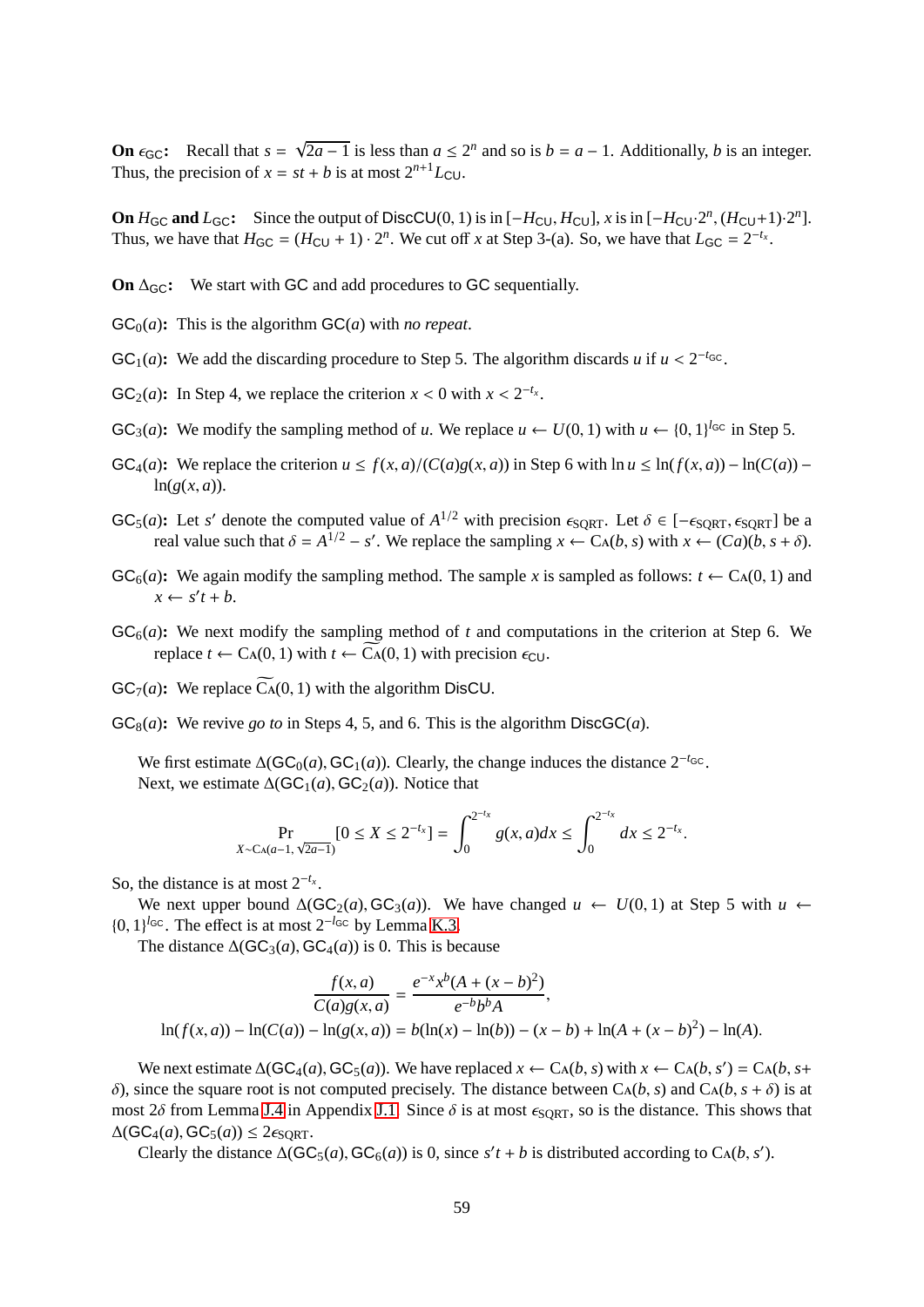**On $\epsilon_{\mathsf{GC}}$:** Recall that $s = \sqrt{2a-1}$ is less than $a \le 2^n$ and so is $b = a-1$. Additionally, $b$ is an integer. Thus, the precision of $x = st + b$ is at most $2^{n+1} L_{\mathsf{CU}}$.

**On $H_{\mathsf{GC}}$ and $L_{\mathsf{GC}}$:** Since the output of $\mathsf{DiscCU}(0,1)$ is in $[-H_{\mathsf{CU}}, H_{\mathsf{CU}}]$, $x$ is in $[-H_{\mathsf{CU}} \cdot 2^n, (H_{\mathsf{CU}}+1) \cdot 2^n]$. Thus, we have that $H_{\mathsf{GC}} = (H_{\mathsf{CU}}+1) \cdot 2^n$. We cut off $x$ at Step 3-(a). So, we have that $L_{\mathsf{GC}} = 2^{-t_x}$.

**On $\Delta_{\mathsf{GC}}$:** We start with $\mathsf{GC}$ and add procedures to $\mathsf{GC}$ sequentially.

$\mathsf{GC}_0(a)$**:** This is the algorithm $\mathsf{GC}(a)$ with *no repeat*.

$\mathsf{GC}_1(a)$**:** We add the discarding procedure to Step 5. The algorithm discards $u$ if $u < 2^{-t_{\mathsf{GC}}}$.

$\mathsf{GC}_2(a)$**:** In Step 4, we replace the criterion $x < 0$ with $x < 2^{-t_x}$.

$\mathsf{GC}_3(a)$**:** We modify the sampling method of $u$. We replace $u \leftarrow U(0,1)$ with $u \leftarrow \{0,1\}^{l_{\mathsf{GC}}}$ in Step 5.

$\mathsf{GC}_4(a)$**:** We replace the criterion $u \le f(x,a)/(C(a)g(x,a))$ in Step 6 with $\ln u \le \ln(f(x,a)) - \ln(C(a)) - \ln(g(x,a))$.

$\mathsf{GC}_5(a)$**:** Let $s'$ denote the computed value of $A^{1/2}$ with precision $\epsilon_{\mathrm{SQRT}}$. Let $\delta \in [-\epsilon_{\mathrm{SQRT}}, \epsilon_{\mathrm{SQRT}}]$ be a real value such that $\delta = A^{1/2} - s'$. We replace the sampling $x \leftarrow \mathrm{C}\textsc{a}(b,s)$ with $x \leftarrow (C a)(b, s+\delta)$.

$\mathsf{GC}_6(a)$**:** We again modify the sampling method. The sample $x$ is sampled as follows: $t \leftarrow \mathrm{C}\textsc{a}(0,1)$ and $x \leftarrow s't + b$.

$\mathsf{GC}_6(a)$**:** We next modify the sampling method of $t$ and computations in the criterion at Step 6. We replace $t \leftarrow \mathrm{C}\textsc{a}(0,1)$ with $t \leftarrow \widetilde{\mathrm{C}\textsc{a}}(0,1)$ with precision $\epsilon_{\mathsf{CU}}$.

$\mathsf{GC}_7(a)$**:** We replace $\widetilde{\mathrm{C}\textsc{a}}(0,1)$ with the algorithm $\mathsf{DisCU}$.

$\mathsf{GC}_8(a)$**:** We revive *go to* in Steps 4, 5, and 6. This is the algorithm $\mathsf{DiscGC}(a)$.

We first estimate $\Delta(\mathsf{GC}_0(a), \mathsf{GC}_1(a))$. Clearly, the change induces the distance $2^{-t_{\mathsf{GC}}}$.
Next, we estimate $\Delta(\mathsf{GC}_1(a), \mathsf{GC}_2(a))$. Notice that

$$\Pr_{X \sim \mathrm{C}\textsc{a}(a-1, \sqrt{2a-1})}[0 \le X \le 2^{-t_x}] = \int_0^{2^{-t_x}} g(x,a)dx \le \int_0^{2^{-t_x}} dx \le 2^{-t_x}.$$

So, the distance is at most $2^{-t_x}$.

We next upper bound $\Delta(\mathsf{GC}_2(a), \mathsf{GC}_3(a))$. We have changed $u \leftarrow U(0,1)$ at Step 5 with $u \leftarrow \{0,1\}^{l_{\mathsf{GC}}}$. The effect is at most $2^{-l_{\mathsf{GC}}}$ by Lemma K.3.

The distance $\Delta(\mathsf{GC}_3(a), \mathsf{GC}_4(a))$ is 0. This is because

$$\frac{f(x,a)}{C(a)g(x,a)} = \frac{e^{-x}x^b(A + (x-b)^2)}{e^{-b}b^b A},$$
$$\ln(f(x,a)) - \ln(C(a)) - \ln(g(x,a)) = b(\ln(x) - \ln(b)) - (x-b) + \ln(A + (x-b)^2) - \ln(A).$$

We next estimate $\Delta(\mathsf{GC}_4(a), \mathsf{GC}_5(a))$. We have replaced $x \leftarrow \mathrm{C}\textsc{a}(b,s)$ with $x \leftarrow \mathrm{C}\textsc{a}(b,s') = \mathrm{C}\textsc{a}(b, s+\delta)$, since the square root is not computed precisely. The distance between $\mathrm{C}\textsc{a}(b,s)$ and $\mathrm{C}\textsc{a}(b, s+\delta)$ is at most $2\delta$ from Lemma J.4 in Appendix J.1. Since $\delta$ is at most $\epsilon_{\mathrm{SQRT}}$, so is the distance. This shows that $\Delta(\mathsf{GC}_4(a), \mathsf{GC}_5(a)) \le 2\epsilon_{\mathrm{SQRT}}$.

Clearly the distance $\Delta(\mathsf{GC}_5(a), \mathsf{GC}_6(a))$ is 0, since $s't + b$ is distributed according to $\mathrm{C}\textsc{a}(b, s')$.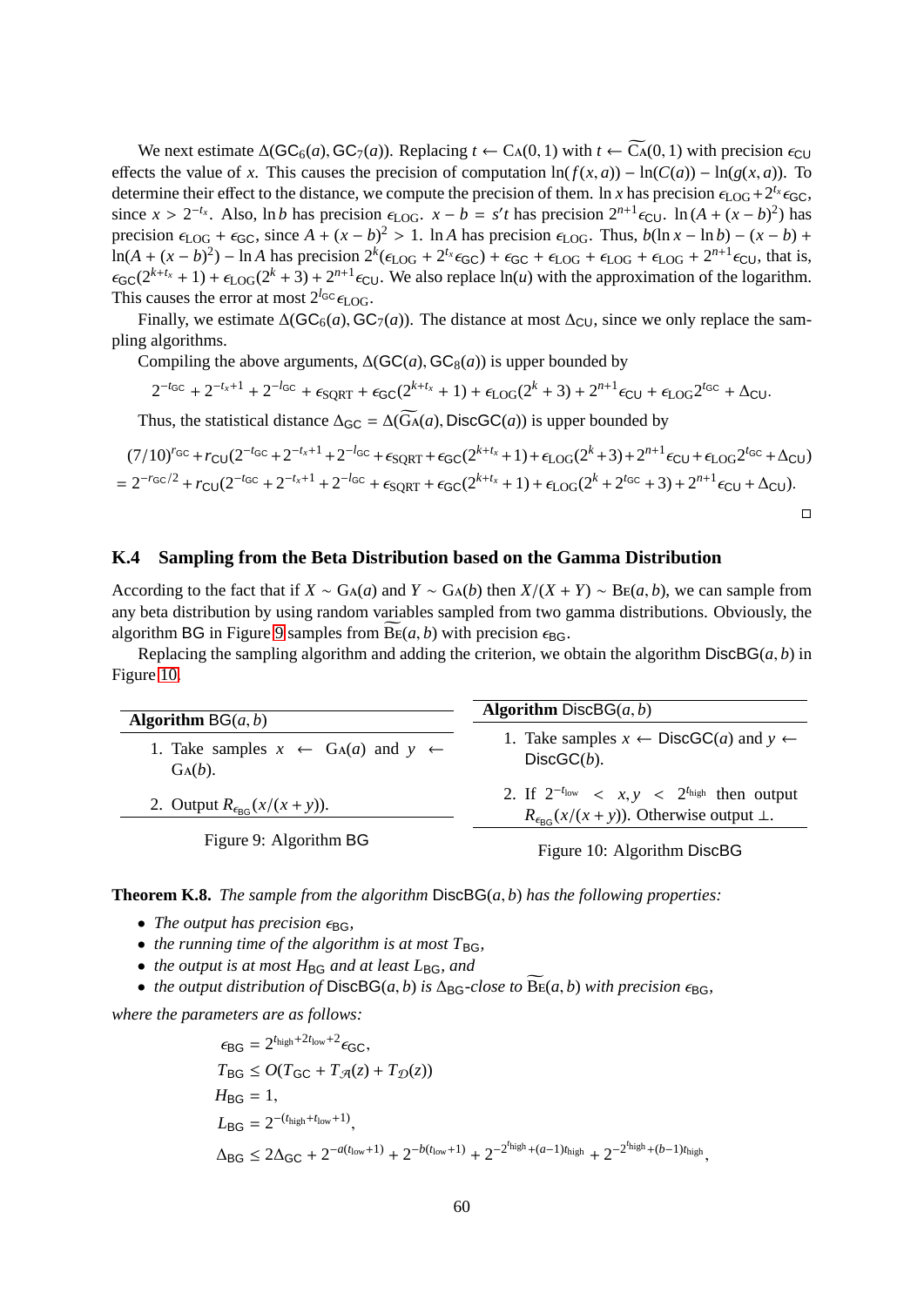We next estimate $\Delta(\mathsf{GC}_6(a), \mathsf{GC}_7(a))$. Replacing $t \leftarrow \mathrm{C{\small A}}(0,1)$ with $t \leftarrow \widetilde{\mathrm{C{\small A}}}(0,1)$ with precision $\epsilon_{\mathsf{CU}}$ effects the value of $x$. This causes the precision of computation $\ln(f(x,a)) - \ln(C(a)) - \ln(g(x,a))$. To determine their effect to the distance, we compute the precision of them. $\ln x$ has precision $\epsilon_{\mathrm{LOG}} + 2^{t_x}\epsilon_{\mathsf{GC}}$, since $x > 2^{-t_x}$. Also, $\ln b$ has precision $\epsilon_{\mathrm{LOG}}$. $x - b = s't$ has precision $2^{n+1}\epsilon_{\mathsf{CU}}$. $\ln(A + (x-b)^2)$ has precision $\epsilon_{\mathrm{LOG}} + \epsilon_{\mathsf{GC}}$, since $A + (x-b)^2 > 1$. $\ln A$ has precision $\epsilon_{\mathrm{LOG}}$. Thus, $b(\ln x - \ln b) - (x - b) + \ln(A + (x-b)^2) - \ln A$ has precision $2^k(\epsilon_{\mathrm{LOG}} + 2^{t_x}\epsilon_{\mathsf{GC}}) + \epsilon_{\mathsf{GC}} + \epsilon_{\mathrm{LOG}} + \epsilon_{\mathrm{LOG}} + \epsilon_{\mathrm{LOG}} + 2^{n+1}\epsilon_{\mathsf{CU}}$, that is, $\epsilon_{\mathsf{GC}}(2^{k+t_x} + 1) + \epsilon_{\mathrm{LOG}}(2^k + 3) + 2^{n+1}\epsilon_{\mathsf{CU}}$. We also replace $\ln(u)$ with the approximation of the logarithm. This causes the error at most $2^{l_{\mathsf{GC}}}\epsilon_{\mathrm{LOG}}$.

Finally, we estimate $\Delta(\mathsf{GC}_6(a), \mathsf{GC}_7(a))$. The distance at most $\Delta_{\mathsf{CU}}$, since we only replace the sampling algorithms.

Compiling the above arguments, $\Delta(\mathsf{GC}(a), \mathsf{GC}_8(a))$ is upper bounded by

$$2^{-t_{\mathsf{GC}}} + 2^{-t_x+1} + 2^{-l_{\mathsf{GC}}} + \epsilon_{\mathrm{SQRT}} + \epsilon_{\mathsf{GC}}(2^{k+t_x} + 1) + \epsilon_{\mathrm{LOG}}(2^k + 3) + 2^{n+1}\epsilon_{\mathsf{CU}} + \epsilon_{\mathrm{LOG}}2^{t_{\mathsf{GC}}} + \Delta_{\mathsf{CU}}.$$

Thus, the statistical distance $\Delta_{\mathsf{GC}} = \Delta(\widetilde{\mathrm{G{\small A}}}(a), \mathsf{DiscGC}(a))$ is upper bounded by

$$\begin{aligned}
&(7/10)^{r_{\mathsf{GC}}} + r_{\mathsf{CU}}(2^{-t_{\mathsf{GC}}} + 2^{-t_x+1} + 2^{-l_{\mathsf{GC}}} + \epsilon_{\mathrm{SQRT}} + \epsilon_{\mathsf{GC}}(2^{k+t_x}+1) + \epsilon_{\mathrm{LOG}}(2^k+3) + 2^{n+1}\epsilon_{\mathsf{CU}} + \epsilon_{\mathrm{LOG}}2^{t_{\mathsf{GC}}} + \Delta_{\mathsf{CU}}) \\
&= 2^{-r_{\mathsf{GC}}/2} + r_{\mathsf{CU}}(2^{-t_{\mathsf{GC}}} + 2^{-t_x+1} + 2^{-l_{\mathsf{GC}}} + \epsilon_{\mathrm{SQRT}} + \epsilon_{\mathsf{GC}}(2^{k+t_x}+1) + \epsilon_{\mathrm{LOG}}(2^k + 2^{t_{\mathsf{GC}}} + 3) + 2^{n+1}\epsilon_{\mathsf{CU}} + \Delta_{\mathsf{CU}}).
\end{aligned}$$

□

### K.4 Sampling from the Beta Distribution based on the Gamma Distribution

According to the fact that if $X \sim \mathrm{G{\small A}}(a)$ and $Y \sim \mathrm{G{\small A}}(b)$ then $X/(X+Y) \sim \mathrm{B{\small E}}(a,b)$, we can sample from any beta distribution by using random variables sampled from two gamma distributions. Obviously, the algorithm $\mathsf{BG}$ in Figure 9 samples from $\widetilde{\mathrm{B{\small E}}}(a,b)$ with precision $\epsilon_{\mathsf{BG}}$.

Replacing the sampling algorithm and adding the criterion, we obtain the algorithm $\mathsf{DiscBG}(a,b)$ in Figure 10.

**Algorithm** $\mathsf{BG}(a,b)$

1. Take samples $x \leftarrow \mathrm{G{\small A}}(a)$ and $y \leftarrow \mathrm{G{\small A}}(b)$.
2. Output $R_{\epsilon_{\mathsf{BG}}}(x/(x+y))$.

Figure 9: Algorithm $\mathsf{BG}$

**Algorithm** $\mathsf{DiscBG}(a,b)$

1. Take samples $x \leftarrow \mathsf{DiscGC}(a)$ and $y \leftarrow \mathsf{DiscGC}(b)$.
2. If $2^{-t_{\mathrm{low}}} < x, y < 2^{t_{\mathrm{high}}}$ then output $R_{\epsilon_{\mathsf{BG}}}(x/(x+y))$. Otherwise output $\perp$.

Figure 10: Algorithm $\mathsf{DiscBG}$

**Theorem K.8.** *The sample from the algorithm* $\mathsf{DiscBG}(a,b)$ *has the following properties:*

- *The output has precision* $\epsilon_{\mathsf{BG}}$,
- *the running time of the algorithm is at most* $T_{\mathsf{BG}}$,
- *the output is at most* $H_{\mathsf{BG}}$ *and at least* $L_{\mathsf{BG}}$, *and*
- *the output distribution of* $\mathsf{DiscBG}(a,b)$ *is* $\Delta_{\mathsf{BG}}$*-close to* $\widetilde{\mathrm{B{\small E}}}(a,b)$ *with precision* $\epsilon_{\mathsf{BG}}$,

*where the parameters are as follows:*

$$\begin{aligned}
\epsilon_{\mathsf{BG}} &= 2^{t_{\mathrm{high}}+2t_{\mathrm{low}}+2}\epsilon_{\mathsf{GC}}, \\
T_{\mathsf{BG}} &\leq O(T_{\mathsf{GC}} + T_{\mathcal{A}}(z) + T_{\mathcal{D}}(z)) \\
H_{\mathsf{BG}} &= 1, \\
L_{\mathsf{BG}} &= 2^{-(t_{\mathrm{high}}+t_{\mathrm{low}}+1)}, \\
\Delta_{\mathsf{BG}} &\leq 2\Delta_{\mathsf{GC}} + 2^{-a(t_{\mathrm{low}}+1)} + 2^{-b(t_{\mathrm{low}}+1)} + 2^{-2^{t_{\mathrm{high}}}+(a-1)t_{\mathrm{high}}} + 2^{-2^{t_{\mathrm{high}}}+(b-1)t_{\mathrm{high}}},
\end{aligned}$$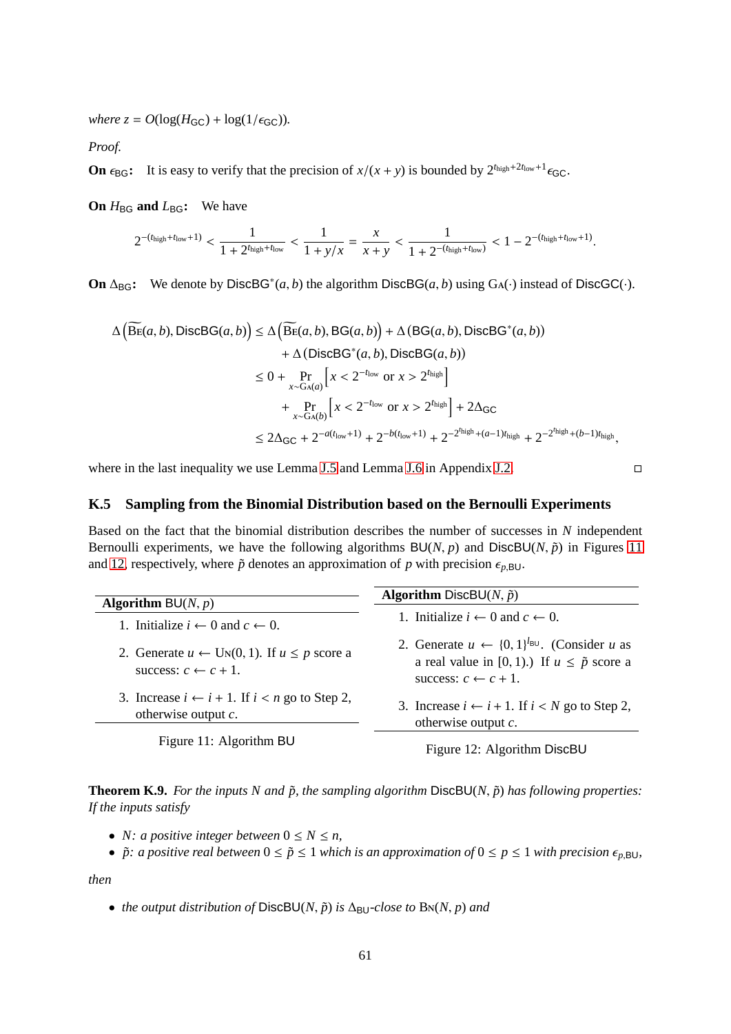*where* $z = O(\log(H_{\mathsf{GC}}) + \log(1/\epsilon_{\mathsf{GC}}))$.

*Proof.*

**On $\epsilon_{\mathsf{BG}}$:** It is easy to verify that the precision of $x/(x+y)$ is bounded by $2^{t_{\text{high}}+2t_{\text{low}}+1}\epsilon_{\mathsf{GC}}$.

**On $H_{\mathsf{BG}}$ and $L_{\mathsf{BG}}$:** We have

$$2^{-(t_{\text{high}}+t_{\text{low}}+1)} < \frac{1}{1+2^{t_{\text{high}}+t_{\text{low}}}} < \frac{1}{1+y/x} = \frac{x}{x+y} < \frac{1}{1+2^{-(t_{\text{high}}+t_{\text{low}})}} < 1 - 2^{-(t_{\text{high}}+t_{\text{low}}+1)}.$$

**On $\Delta_{\mathsf{BG}}$:** We denote by $\mathsf{DiscBG}^*(a,b)$ the algorithm $\mathsf{DiscBG}(a,b)$ using $\mathrm{G}\text{A}(\cdot)$ instead of $\mathsf{DiscGC}(\cdot)$.

$$\begin{aligned}
\Delta\left(\widetilde{\mathrm{BE}}(a,b), \mathsf{DiscBG}(a,b)\right) &\le \Delta\left(\widetilde{\mathrm{BE}}(a,b), \mathsf{BG}(a,b)\right) + \Delta\left(\mathsf{BG}(a,b), \mathsf{DiscBG}^*(a,b)\right) \\
&\quad + \Delta\left(\mathsf{DiscBG}^*(a,b), \mathsf{DiscBG}(a,b)\right) \\
&\le 0 + \Pr_{x\sim \mathrm{GA}(a)}\left[x < 2^{-t_{\text{low}}} \text{ or } x > 2^{t_{\text{high}}}\right] \\
&\quad + \Pr_{x\sim \mathrm{GA}(b)}\left[x < 2^{-t_{\text{low}}} \text{ or } x > 2^{t_{\text{high}}}\right] + 2\Delta_{\mathsf{GC}} \\
&\le 2\Delta_{\mathsf{GC}} + 2^{-a(t_{\text{low}}+1)} + 2^{-b(t_{\text{low}}+1)} + 2^{-2^{t_{\text{high}}}+(a-1)t_{\text{high}}} + 2^{-2^{t_{\text{high}}}+(b-1)t_{\text{high}}},
\end{aligned}$$

where in the last inequality we use Lemma J.5 and Lemma J.6 in Appendix J.2. □

## K.5 Sampling from the Binomial Distribution based on the Bernoulli Experiments

Based on the fact that the binomial distribution describes the number of successes in $N$ independent Bernoulli experiments, we have the following algorithms $\mathsf{BU}(N,p)$ and $\mathsf{DiscBU}(N,\tilde{p})$ in Figures 11 and 12, respectively, where $\tilde{p}$ denotes an approximation of $p$ with precision $\epsilon_{p,\mathsf{BU}}$.

**Algorithm** $\mathsf{BU}(N,p)$

1. Initialize $i \leftarrow 0$ and $c \leftarrow 0$.
2. Generate $u \leftarrow \mathrm{UN}(0,1)$. If $u \le p$ score a success: $c \leftarrow c+1$.
3. Increase $i \leftarrow i+1$. If $i < n$ go to Step 2, otherwise output $c$.

Figure 11: Algorithm $\mathsf{BU}$

**Algorithm** $\mathsf{DiscBU}(N,\tilde{p})$

1. Initialize $i \leftarrow 0$ and $c \leftarrow 0$.
2. Generate $u \leftarrow \{0,1\}^{l_{\mathsf{BU}}}$. (Consider $u$ as a real value in $[0,1)$.) If $u \le \tilde{p}$ score a success: $c \leftarrow c+1$.
3. Increase $i \leftarrow i+1$. If $i < N$ go to Step 2, otherwise output $c$.

Figure 12: Algorithm $\mathsf{DiscBU}$

**Theorem K.9.** *For the inputs $N$ and $\tilde{p}$, the sampling algorithm $\mathsf{DiscBU}(N,\tilde{p})$ has following properties: If the inputs satisfy*

- *$N$: a positive integer between $0 \le N \le n$,*
- *$\tilde{p}$: a positive real between $0 \le \tilde{p} \le 1$ which is an approximation of $0 \le p \le 1$ with precision $\epsilon_{p,\mathsf{BU}}$,*

*then*

- *the output distribution of $\mathsf{DiscBU}(N,\tilde{p})$ is $\Delta_{\mathsf{BU}}$-close to $\mathrm{BN}(N,p)$ and*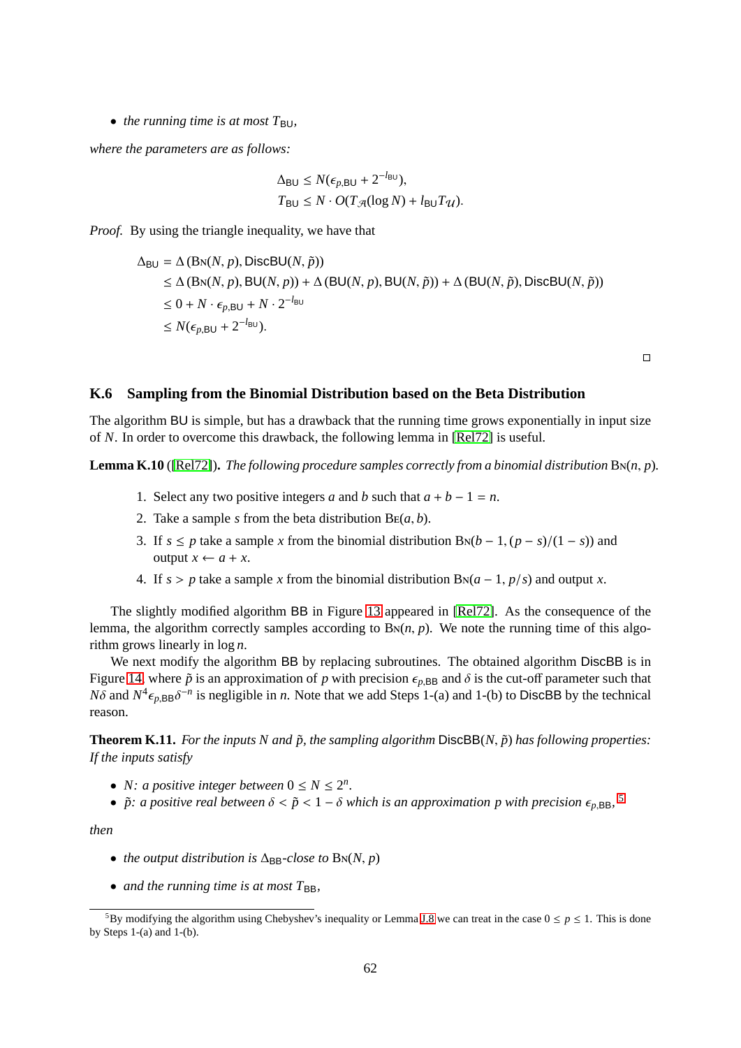- *the running time is at most* $T_{\mathsf{BU}}$,

*where the parameters are as follows:*

$$\Delta_{\mathsf{BU}} \leq N(\epsilon_{p,\mathsf{BU}} + 2^{-l_{\mathsf{BU}}}),$$
$$T_{\mathsf{BU}} \leq N \cdot O(T_{\mathcal{A}}(\log N) + l_{\mathsf{BU}} T_{\mathcal{U}}).$$

*Proof.* By using the triangle inequality, we have that

$$\begin{aligned}
\Delta_{\mathsf{BU}} &= \Delta\left(\mathrm{B{\small N}}(N,p), \mathsf{DiscBU}(N,\tilde{p})\right) \\
&\leq \Delta\left(\mathrm{B{\small N}}(N,p), \mathsf{BU}(N,p)\right) + \Delta\left(\mathsf{BU}(N,p), \mathsf{BU}(N,\tilde{p})\right) + \Delta\left(\mathsf{BU}(N,\tilde{p}), \mathsf{DiscBU}(N,\tilde{p})\right) \\
&\leq 0 + N \cdot \epsilon_{p,\mathsf{BU}} + N \cdot 2^{-l_{\mathsf{BU}}} \\
&\leq N(\epsilon_{p,\mathsf{BU}} + 2^{-l_{\mathsf{BU}}}).
\end{aligned}$$

□

### K.6 Sampling from the Binomial Distribution based on the Beta Distribution

The algorithm BU is simple, but has a drawback that the running time grows exponentially in input size of $N$. In order to overcome this drawback, the following lemma in [Rel72] is useful.

**Lemma K.10** ([Rel72]). *The following procedure samples correctly from a binomial distribution* $\mathrm{B{\small N}}(n, p)$.

1. Select any two positive integers $a$ and $b$ such that $a + b - 1 = n$.
2. Take a sample $s$ from the beta distribution $\mathrm{B{\small E}}(a, b)$.
3. If $s \leq p$ take a sample $x$ from the binomial distribution $\mathrm{B{\small N}}(b-1, (p-s)/(1-s))$ and output $x \leftarrow a + x$.
4. If $s > p$ take a sample $x$ from the binomial distribution $\mathrm{B{\small N}}(a-1, p/s)$ and output $x$.

The slightly modified algorithm BB in Figure 13 appeared in [Rel72]. As the consequence of the lemma, the algorithm correctly samples according to $\mathrm{B{\small N}}(n, p)$. We note the running time of this algorithm grows linearly in $\log n$.

We next modify the algorithm BB by replacing subroutines. The obtained algorithm DiscBB is in Figure 14, where $\tilde{p}$ is an approximation of $p$ with precision $\epsilon_{p,\mathsf{BB}}$ and $\delta$ is the cut-off parameter such that $N\delta$ and $N^4 \epsilon_{p,\mathsf{BB}} \delta^{-n}$ is negligible in $n$. Note that we add Steps 1-(a) and 1-(b) to DiscBB by the technical reason.

**Theorem K.11.** *For the inputs N and* $\tilde{p}$, *the sampling algorithm* $\mathsf{DiscBB}(N, \tilde{p})$ *has following properties: If the inputs satisfy*

- $N$*: a positive integer between* $0 \leq N \leq 2^n$.
- $\tilde{p}$*: a positive real between* $\delta < \tilde{p} < 1 - \delta$ *which is an approximation p with precision* $\epsilon_{p,\mathsf{BB}}$, [5]

*then*

- *the output distribution is* $\Delta_{\mathsf{BB}}$*-close to* $\mathrm{B{\small N}}(N, p)$
- *and the running time is at most* $T_{\mathsf{BB}}$,

[5] By modifying the algorithm using Chebyshev's inequality or Lemma J.8 we can treat in the case $0 \leq p \leq 1$. This is done by Steps 1-(a) and 1-(b).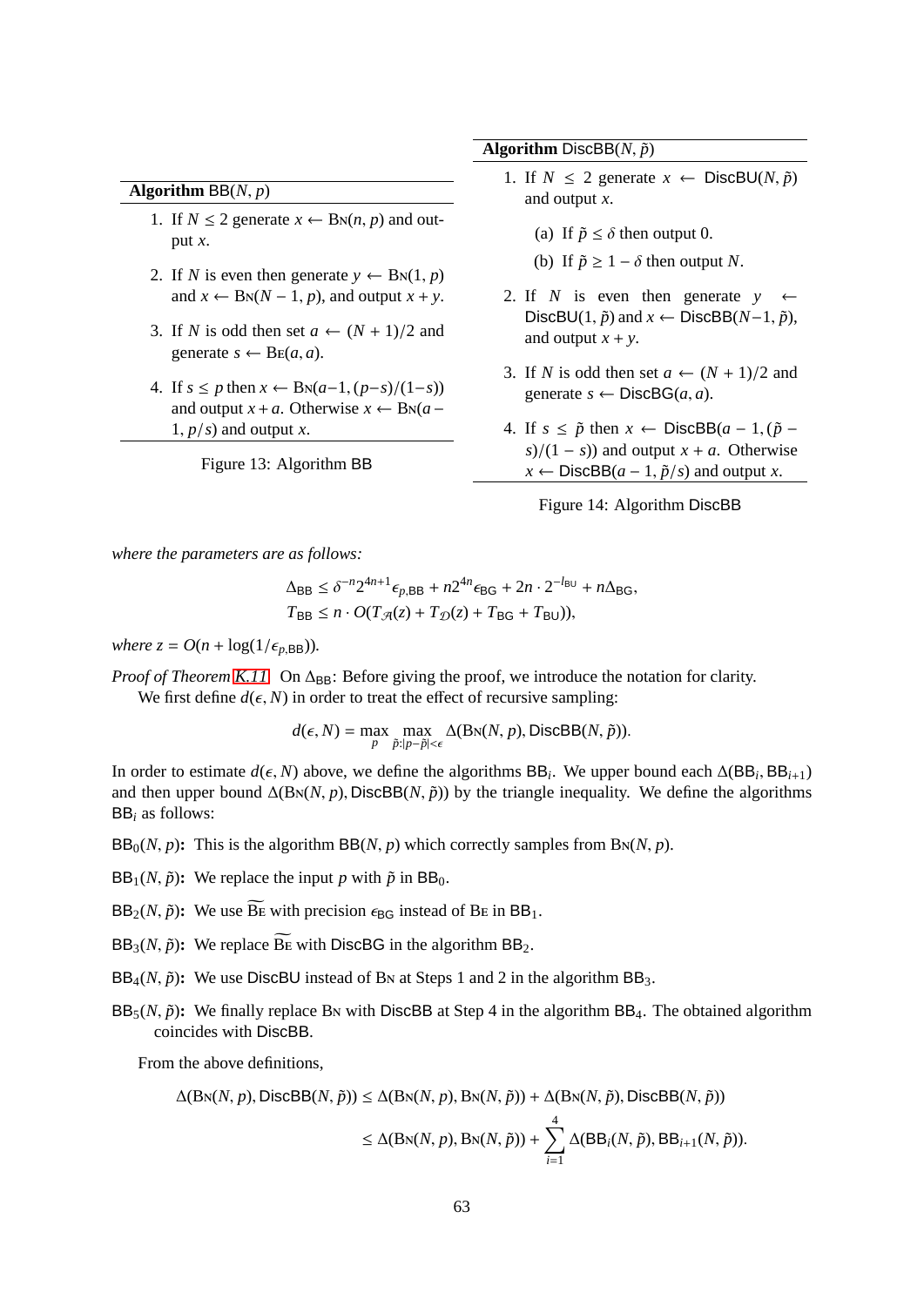**Algorithm** $\mathsf{BB}(N, p)$

1. If $N \le 2$ generate $x \leftarrow \mathrm{Bn}(n, p)$ and output $x$.
2. If $N$ is even then generate $y \leftarrow \mathrm{Bn}(1, p)$ and $x \leftarrow \mathrm{Bn}(N-1, p)$, and output $x + y$.
3. If $N$ is odd then set $a \leftarrow (N+1)/2$ and generate $s \leftarrow \mathrm{Be}(a, a)$.
4. If $s \le p$ then $x \leftarrow \mathrm{Bn}(a-1, (p-s)/(1-s))$ and output $x + a$. Otherwise $x \leftarrow \mathrm{Bn}(a-1, p/s)$ and output $x$.

Figure 13: Algorithm BB

**Algorithm** $\mathsf{DiscBB}(N, \tilde{p})$

1. If $N \le 2$ generate $x \leftarrow \mathsf{DiscBU}(N, \tilde{p})$ and output $x$.
   (a) If $\tilde{p} \le \delta$ then output 0.
   (b) If $\tilde{p} \ge 1 - \delta$ then output $N$.
2. If $N$ is even then generate $y \leftarrow \mathsf{DiscBU}(1, \tilde{p})$ and $x \leftarrow \mathsf{DiscBB}(N-1, \tilde{p})$, and output $x + y$.
3. If $N$ is odd then set $a \leftarrow (N+1)/2$ and generate $s \leftarrow \mathsf{DiscBG}(a, a)$.
4. If $s \le \tilde{p}$ then $x \leftarrow \mathsf{DiscBB}(a-1, (\tilde{p}-s)/(1-s))$ and output $x + a$. Otherwise $x \leftarrow \mathsf{DiscBB}(a-1, \tilde{p}/s)$ and output $x$.

Figure 14: Algorithm DiscBB

*where the parameters are as follows:*

$$\Delta_{\mathsf{BB}} \le \delta^{-n} 2^{4n+1} \epsilon_{p,\mathsf{BB}} + n 2^{4n} \epsilon_{\mathsf{BG}} + 2n \cdot 2^{-l_{\mathsf{BU}}} + n \Delta_{\mathsf{BG}},$$
$$T_{\mathsf{BB}} \le n \cdot O(T_{\mathcal{A}}(z) + T_{\mathcal{D}}(z) + T_{\mathsf{BG}} + T_{\mathsf{BU}})),$$

*where* $z = O(n + \log(1/\epsilon_{p,\mathsf{BB}}))$.

*Proof of Theorem K.11.* On $\Delta_{\mathsf{BB}}$: Before giving the proof, we introduce the notation for clarity.

We first define $d(\epsilon, N)$ in order to treat the effect of recursive sampling:

$$d(\epsilon, N) = \max_{p} \max_{\tilde{p}:|p-\tilde{p}|<\epsilon} \Delta(\mathrm{Bn}(N, p), \mathsf{DiscBB}(N, \tilde{p})).$$

In order to estimate $d(\epsilon, N)$ above, we define the algorithms $\mathsf{BB}_i$. We upper bound each $\Delta(\mathsf{BB}_i, \mathsf{BB}_{i+1})$ and then upper bound $\Delta(\mathrm{Bn}(N, p), \mathsf{DiscBB}(N, \tilde{p}))$ by the triangle inequality. We define the algorithms $\mathsf{BB}_i$ as follows:

**$\mathsf{BB}_0(N, p)$:** This is the algorithm $\mathsf{BB}(N, p)$ which correctly samples from $\mathrm{Bn}(N, p)$.

**$\mathsf{BB}_1(N, \tilde{p})$:** We replace the input $p$ with $\tilde{p}$ in $\mathsf{BB}_0$.

**$\mathsf{BB}_2(N, \tilde{p})$:** We use $\widetilde{\mathrm{Be}}$ with precision $\epsilon_{\mathsf{BG}}$ instead of $\mathrm{Be}$ in $\mathsf{BB}_1$.

**$\mathsf{BB}_3(N, \tilde{p})$:** We replace $\widetilde{\mathrm{Be}}$ with $\mathsf{DiscBG}$ in the algorithm $\mathsf{BB}_2$.

**$\mathsf{BB}_4(N, \tilde{p})$:** We use $\mathsf{DiscBU}$ instead of $\mathrm{Bn}$ at Steps 1 and 2 in the algorithm $\mathsf{BB}_3$.

**$\mathsf{BB}_5(N, \tilde{p})$:** We finally replace $\mathrm{Bn}$ with $\mathsf{DiscBB}$ at Step 4 in the algorithm $\mathsf{BB}_4$. The obtained algorithm coincides with $\mathsf{DiscBB}$.

From the above definitions,

$$\begin{aligned}
\Delta(\mathrm{Bn}(N, p), \mathsf{DiscBB}(N, \tilde{p})) &\le \Delta(\mathrm{Bn}(N, p), \mathrm{Bn}(N, \tilde{p})) + \Delta(\mathrm{Bn}(N, \tilde{p}), \mathsf{DiscBB}(N, \tilde{p})) \\
&\le \Delta(\mathrm{Bn}(N, p), \mathrm{Bn}(N, \tilde{p})) + \sum_{i=1}^{4} \Delta(\mathsf{BB}_i(N, \tilde{p}), \mathsf{BB}_{i+1}(N, \tilde{p})).
\end{aligned}$$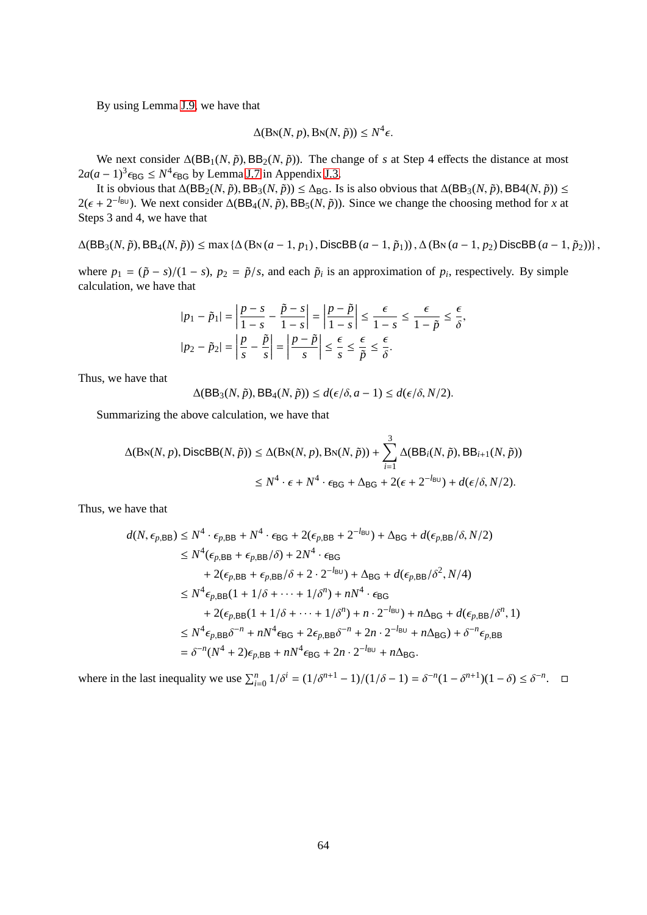By using Lemma J.9, we have that

$$\Delta(\textsc{Bn}(N, p), \textsc{Bn}(N, \tilde{p})) \leq N^4 \epsilon.$$

We next consider $\Delta(\mathsf{BB}_1(N, \tilde{p}), \mathsf{BB}_2(N, \tilde{p}))$. The change of $s$ at Step 4 effects the distance at most $2a(a-1)^3 \epsilon_{\mathsf{BG}} \leq N^4 \epsilon_{\mathsf{BG}}$ by Lemma J.7 in Appendix J.3.

It is obvious that $\Delta(\mathsf{BB}_2(N, \tilde{p}), \mathsf{BB}_3(N, \tilde{p})) \leq \Delta_{\mathsf{BG}}$. Is is also obvious that $\Delta(\mathsf{BB}_3(N, \tilde{p}), \mathsf{BB4}(N, \tilde{p})) \leq 2(\epsilon + 2^{-l_{\mathsf{BU}}})$. We next consider $\Delta(\mathsf{BB}_4(N, \tilde{p}), \mathsf{BB}_5(N, \tilde{p}))$. Since we change the choosing method for $x$ at Steps 3 and 4, we have that

$$\Delta(\mathsf{BB}_3(N, \tilde{p}), \mathsf{BB}_4(N, \tilde{p})) \leq \max\left\{\Delta\left(\textsc{Bn}\left(a-1, p_1\right), \mathsf{DiscBB}\left(a-1, \tilde{p}_1\right)\right), \Delta\left(\textsc{Bn}\left(a-1, p_2\right) \mathsf{DiscBB}\left(a-1, \tilde{p}_2\right)\right)\right\},$$

where $p_1 = (\tilde{p} - s)/(1-s)$, $p_2 = \tilde{p}/s$, and each $\tilde{p}_i$ is an approximation of $p_i$, respectively. By simple calculation, we have that

$$\begin{aligned}
|p_1 - \tilde{p}_1| &= \left|\frac{p-s}{1-s} - \frac{\tilde{p}-s}{1-s}\right| = \left|\frac{p-\tilde{p}}{1-s}\right| \leq \frac{\epsilon}{1-s} \leq \frac{\epsilon}{1-\tilde{p}} \leq \frac{\epsilon}{\delta}, \\
|p_2 - \tilde{p}_2| &= \left|\frac{p}{s} - \frac{\tilde{p}}{s}\right| = \left|\frac{p-\tilde{p}}{s}\right| \leq \frac{\epsilon}{s} \leq \frac{\epsilon}{\tilde{p}} \leq \frac{\epsilon}{\delta}.
\end{aligned}$$

Thus, we have that

$$\Delta(\mathsf{BB}_3(N, \tilde{p}), \mathsf{BB}_4(N, \tilde{p})) \leq d(\epsilon/\delta, a-1) \leq d(\epsilon/\delta, N/2).$$

Summarizing the above calculation, we have that

$$\begin{aligned}
\Delta(\textsc{Bn}(N, p), \mathsf{DiscBB}(N, \tilde{p})) &\leq \Delta(\textsc{Bn}(N, p), \textsc{Bn}(N, \tilde{p})) + \sum_{i=1}^{3} \Delta(\mathsf{BB}_i(N, \tilde{p}), \mathsf{BB}_{i+1}(N, \tilde{p})) \\
&\leq N^4 \cdot \epsilon + N^4 \cdot \epsilon_{\mathsf{BG}} + \Delta_{\mathsf{BG}} + 2(\epsilon + 2^{-l_{\mathsf{BU}}}) + d(\epsilon/\delta, N/2).
\end{aligned}$$

Thus, we have that

$$\begin{aligned}
d(N, \epsilon_{p,\mathsf{BB}}) &\leq N^4 \cdot \epsilon_{p,\mathsf{BB}} + N^4 \cdot \epsilon_{\mathsf{BG}} + 2(\epsilon_{p,\mathsf{BB}} + 2^{-l_{\mathsf{BU}}}) + \Delta_{\mathsf{BG}} + d(\epsilon_{p,\mathsf{BB}}/\delta, N/2) \\
&\leq N^4(\epsilon_{p,\mathsf{BB}} + \epsilon_{p,\mathsf{BB}}/\delta) + 2N^4 \cdot \epsilon_{\mathsf{BG}} \\
&\quad + 2(\epsilon_{p,\mathsf{BB}} + \epsilon_{p,\mathsf{BB}}/\delta + 2 \cdot 2^{-l_{\mathsf{BU}}}) + \Delta_{\mathsf{BG}} + d(\epsilon_{p,\mathsf{BB}}/\delta^2, N/4) \\
&\leq N^4 \epsilon_{p,\mathsf{BB}}(1 + 1/\delta + \cdots + 1/\delta^n) + nN^4 \cdot \epsilon_{\mathsf{BG}} \\
&\quad + 2(\epsilon_{p,\mathsf{BB}}(1 + 1/\delta + \cdots + 1/\delta^n) + n \cdot 2^{-l_{\mathsf{BU}}}) + n\Delta_{\mathsf{BG}} + d(\epsilon_{p,\mathsf{BB}}/\delta^n, 1) \\
&\leq N^4 \epsilon_{p,\mathsf{BB}} \delta^{-n} + nN^4 \epsilon_{\mathsf{BG}} + 2\epsilon_{p,\mathsf{BB}} \delta^{-n} + 2n \cdot 2^{-l_{\mathsf{BU}}} + n\Delta_{\mathsf{BG}}) + \delta^{-n} \epsilon_{p,\mathsf{BB}} \\
&= \delta^{-n}(N^4 + 2)\epsilon_{p,\mathsf{BB}} + nN^4 \epsilon_{\mathsf{BG}} + 2n \cdot 2^{-l_{\mathsf{BU}}} + n\Delta_{\mathsf{BG}}.
\end{aligned}$$

where in the last inequality we use $\sum_{i=0}^{n} 1/\delta^i = (1/\delta^{n+1} - 1)/(1/\delta - 1) = \delta^{-n}(1 - \delta^{n+1})(1 - \delta) \leq \delta^{-n}$. $\square$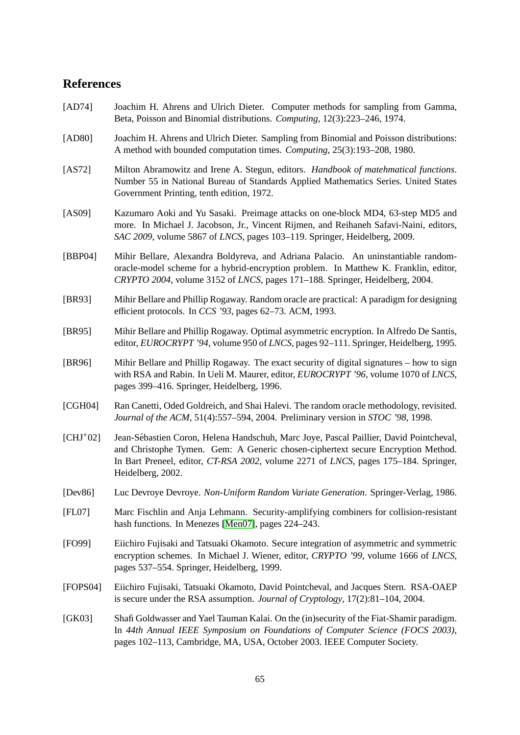## References

[AD74] Joachim H. Ahrens and Ulrich Dieter. Computer methods for sampling from Gamma, Beta, Poisson and Binomial distributions. *Computing*, 12(3):223–246, 1974.

[AD80] Joachim H. Ahrens and Ulrich Dieter. Sampling from Binomial and Poisson distributions: A method with bounded computation times. *Computing*, 25(3):193–208, 1980.

[AS72] Milton Abramowitz and Irene A. Stegun, editors. *Handbook of matehmatical functions*. Number 55 in National Bureau of Standards Applied Mathematics Series. United States Government Printing, tenth edition, 1972.

[AS09] Kazumaro Aoki and Yu Sasaki. Preimage attacks on one-block MD4, 63-step MD5 and more. In Michael J. Jacobson, Jr., Vincent Rijmen, and Reihaneh Safavi-Naini, editors, *SAC 2009*, volume 5867 of *LNCS*, pages 103–119. Springer, Heidelberg, 2009.

[BBP04] Mihir Bellare, Alexandra Boldyreva, and Adriana Palacio. An uninstantiable random-oracle-model scheme for a hybrid-encryption problem. In Matthew K. Franklin, editor, *CRYPTO 2004*, volume 3152 of *LNCS*, pages 171–188. Springer, Heidelberg, 2004.

[BR93] Mihir Bellare and Phillip Rogaway. Random oracle are practical: A paradigm for designing efficient protocols. In *CCS '93*, pages 62–73. ACM, 1993.

[BR95] Mihir Bellare and Phillip Rogaway. Optimal asymmetric encryption. In Alfredo De Santis, editor, *EUROCRYPT '94*, volume 950 of *LNCS*, pages 92–111. Springer, Heidelberg, 1995.

[BR96] Mihir Bellare and Phillip Rogaway. The exact security of digital signatures – how to sign with RSA and Rabin. In Ueli M. Maurer, editor, *EUROCRYPT '96*, volume 1070 of *LNCS*, pages 399–416. Springer, Heidelberg, 1996.

[CGH04] Ran Canetti, Oded Goldreich, and Shai Halevi. The random oracle methodology, revisited. *Journal of the ACM*, 51(4):557–594, 2004. Preliminary version in *STOC '98*, 1998.

[CHJ+02] Jean-Sébastien Coron, Helena Handschuh, Marc Joye, Pascal Paillier, David Pointcheval, and Christophe Tymen. Gem: A Generic chosen-ciphertext secure Encryption Method. In Bart Preneel, editor, *CT-RSA 2002*, volume 2271 of *LNCS*, pages 175–184. Springer, Heidelberg, 2002.

[Dev86] Luc Devroye Devroye. *Non-Uniform Random Variate Generation*. Springer-Verlag, 1986.

[FL07] Marc Fischlin and Anja Lehmann. Security-amplifying combiners for collision-resistant hash functions. In Menezes [Men07], pages 224–243.

[FO99] Eiichiro Fujisaki and Tatsuaki Okamoto. Secure integration of asymmetric and symmetric encryption schemes. In Michael J. Wiener, editor, *CRYPTO '99*, volume 1666 of *LNCS*, pages 537–554. Springer, Heidelberg, 1999.

[FOPS04] Eiichiro Fujisaki, Tatsuaki Okamoto, David Pointcheval, and Jacques Stern. RSA-OAEP is secure under the RSA assumption. *Journal of Cryptology*, 17(2):81–104, 2004.

[GK03] Shafi Goldwasser and Yael Tauman Kalai. On the (in)security of the Fiat-Shamir paradigm. In *44th Annual IEEE Symposium on Foundations of Computer Science (FOCS 2003)*, pages 102–113, Cambridge, MA, USA, October 2003. IEEE Computer Society.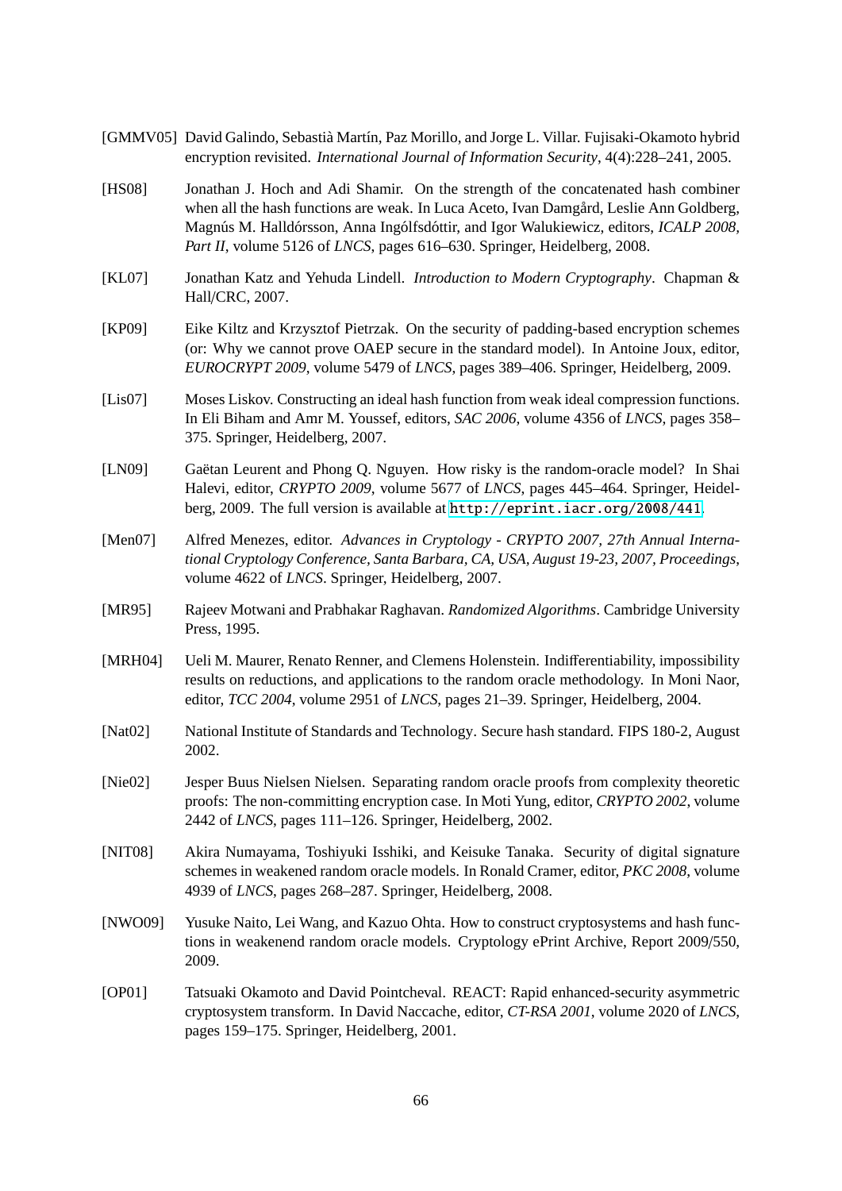[GMMV05] David Galindo, Sebastià Martín, Paz Morillo, and Jorge L. Villar. Fujisaki-Okamoto hybrid encryption revisited. *International Journal of Information Security*, 4(4):228–241, 2005.

[HS08] Jonathan J. Hoch and Adi Shamir. On the strength of the concatenated hash combiner when all the hash functions are weak. In Luca Aceto, Ivan Damgård, Leslie Ann Goldberg, Magnús M. Halldórsson, Anna Ingólfsdóttir, and Igor Walukiewicz, editors, *ICALP 2008, Part II*, volume 5126 of *LNCS*, pages 616–630. Springer, Heidelberg, 2008.

[KL07] Jonathan Katz and Yehuda Lindell. *Introduction to Modern Cryptography*. Chapman & Hall/CRC, 2007.

[KP09] Eike Kiltz and Krzysztof Pietrzak. On the security of padding-based encryption schemes (or: Why we cannot prove OAEP secure in the standard model). In Antoine Joux, editor, *EUROCRYPT 2009*, volume 5479 of *LNCS*, pages 389–406. Springer, Heidelberg, 2009.

[Lis07] Moses Liskov. Constructing an ideal hash function from weak ideal compression functions. In Eli Biham and Amr M. Youssef, editors, *SAC 2006*, volume 4356 of *LNCS*, pages 358–375. Springer, Heidelberg, 2007.

[LN09] Gaëtan Leurent and Phong Q. Nguyen. How risky is the random-oracle model? In Shai Halevi, editor, *CRYPTO 2009*, volume 5677 of *LNCS*, pages 445–464. Springer, Heidelberg, 2009. The full version is available at `http://eprint.iacr.org/2008/441`.

[Men07] Alfred Menezes, editor. *Advances in Cryptology - CRYPTO 2007, 27th Annual International Cryptology Conference, Santa Barbara, CA, USA, August 19-23, 2007, Proceedings*, volume 4622 of *LNCS*. Springer, Heidelberg, 2007.

[MR95] Rajeev Motwani and Prabhakar Raghavan. *Randomized Algorithms*. Cambridge University Press, 1995.

[MRH04] Ueli M. Maurer, Renato Renner, and Clemens Holenstein. Indifferentiability, impossibility results on reductions, and applications to the random oracle methodology. In Moni Naor, editor, *TCC 2004*, volume 2951 of *LNCS*, pages 21–39. Springer, Heidelberg, 2004.

[Nat02] National Institute of Standards and Technology. Secure hash standard. FIPS 180-2, August 2002.

[Nie02] Jesper Buus Nielsen Nielsen. Separating random oracle proofs from complexity theoretic proofs: The non-committing encryption case. In Moti Yung, editor, *CRYPTO 2002*, volume 2442 of *LNCS*, pages 111–126. Springer, Heidelberg, 2002.

[NIT08] Akira Numayama, Toshiyuki Isshiki, and Keisuke Tanaka. Security of digital signature schemes in weakened random oracle models. In Ronald Cramer, editor, *PKC 2008*, volume 4939 of *LNCS*, pages 268–287. Springer, Heidelberg, 2008.

[NWO09] Yusuke Naito, Lei Wang, and Kazuo Ohta. How to construct cryptosystems and hash functions in weakenend random oracle models. Cryptology ePrint Archive, Report 2009/550, 2009.

[OP01] Tatsuaki Okamoto and David Pointcheval. REACT: Rapid enhanced-security asymmetric cryptosystem transform. In David Naccache, editor, *CT-RSA 2001*, volume 2020 of *LNCS*, pages 159–175. Springer, Heidelberg, 2001.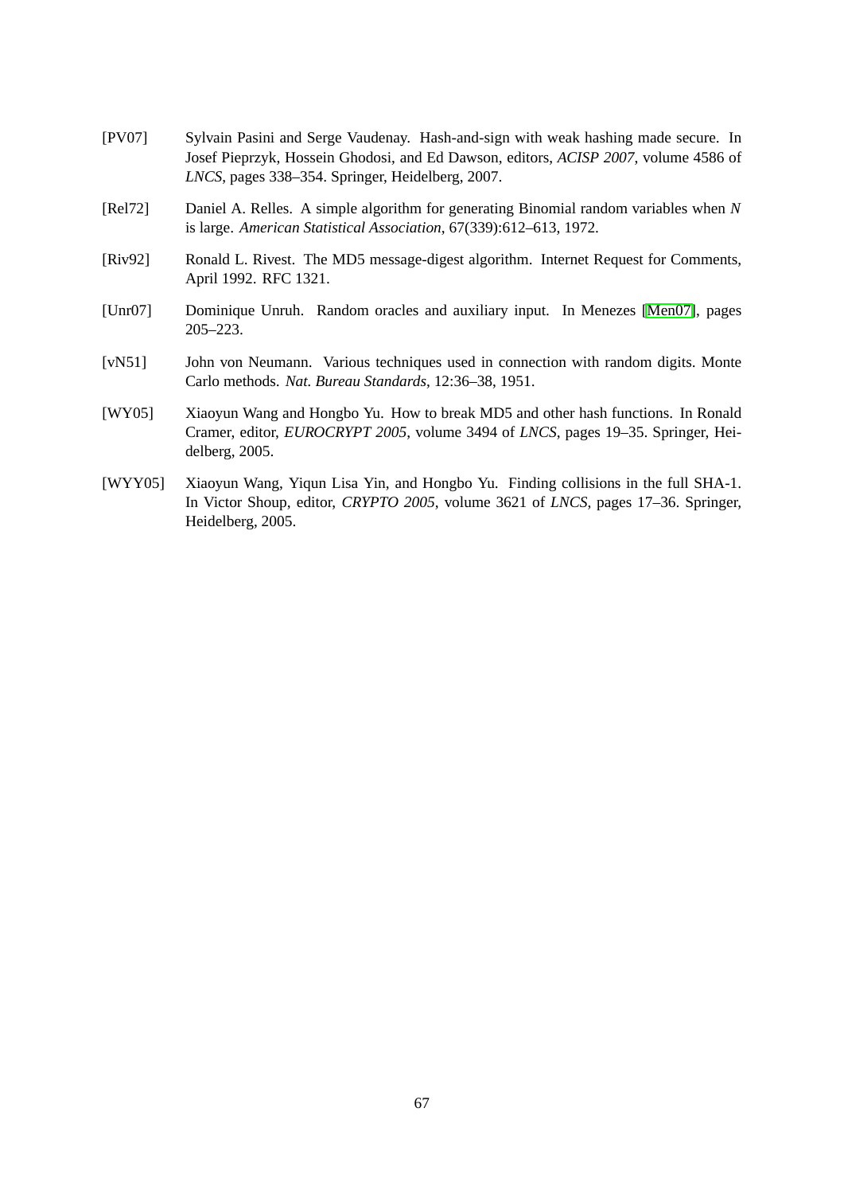[PV07] Sylvain Pasini and Serge Vaudenay. Hash-and-sign with weak hashing made secure. In Josef Pieprzyk, Hossein Ghodosi, and Ed Dawson, editors, *ACISP 2007*, volume 4586 of *LNCS*, pages 338–354. Springer, Heidelberg, 2007.

[Rel72] Daniel A. Relles. A simple algorithm for generating Binomial random variables when *N* is large. *American Statistical Association*, 67(339):612–613, 1972.

[Riv92] Ronald L. Rivest. The MD5 message-digest algorithm. Internet Request for Comments, April 1992. RFC 1321.

[Unr07] Dominique Unruh. Random oracles and auxiliary input. In Menezes [Men07], pages 205–223.

[vN51] John von Neumann. Various techniques used in connection with random digits. Monte Carlo methods. *Nat. Bureau Standards*, 12:36–38, 1951.

[WY05] Xiaoyun Wang and Hongbo Yu. How to break MD5 and other hash functions. In Ronald Cramer, editor, *EUROCRYPT 2005*, volume 3494 of *LNCS*, pages 19–35. Springer, Heidelberg, 2005.

[WYY05] Xiaoyun Wang, Yiqun Lisa Yin, and Hongbo Yu. Finding collisions in the full SHA-1. In Victor Shoup, editor, *CRYPTO 2005*, volume 3621 of *LNCS*, pages 17–36. Springer, Heidelberg, 2005.